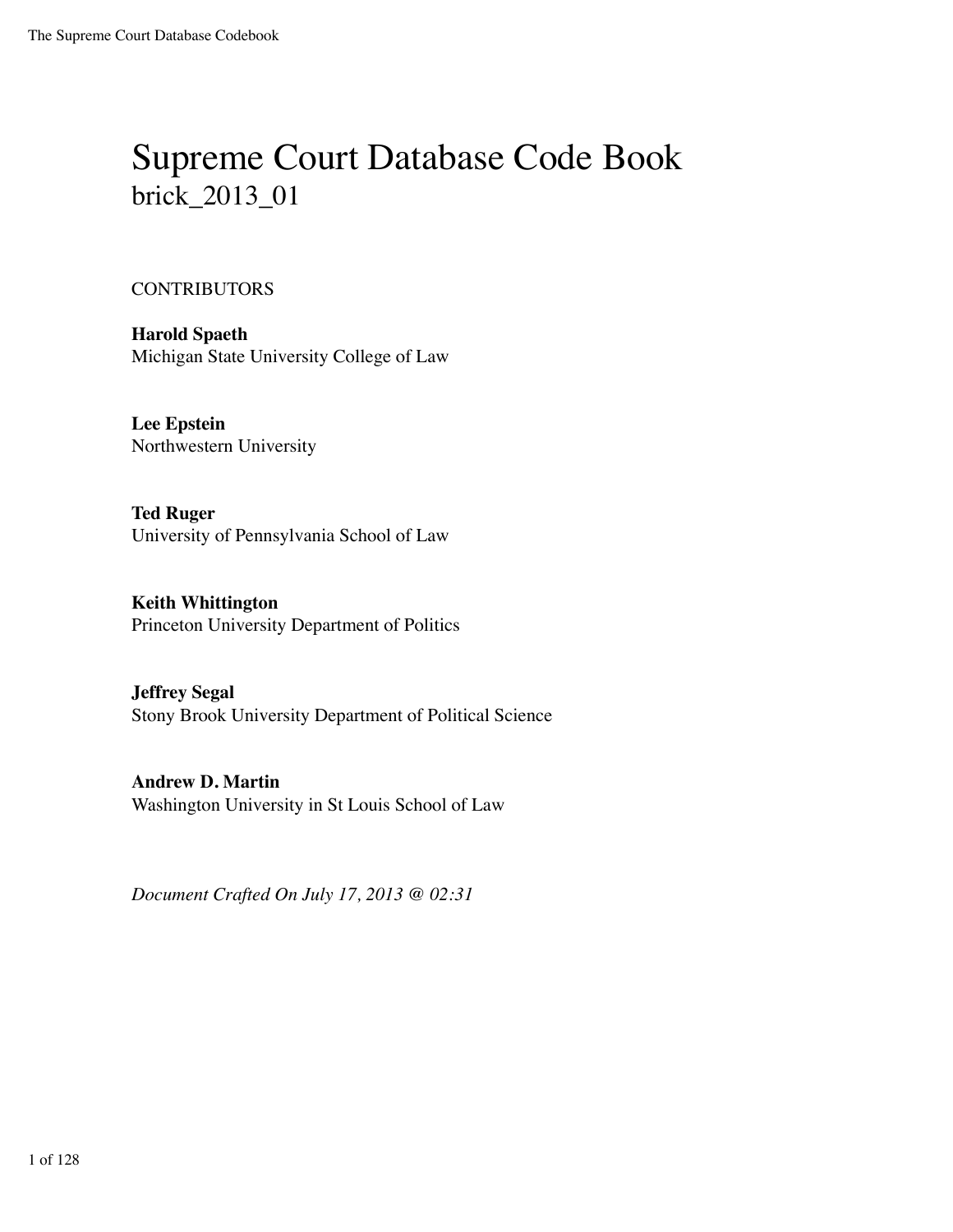# Supreme Court Database Code Book
## brick_2013_01

CONTRIBUTORS

**Harold Spaeth**
Michigan State University College of Law

**Lee Epstein**
Northwestern University

**Ted Ruger**
University of Pennsylvania School of Law

**Keith Whittington**
Princeton University Department of Politics

**Jeffrey Segal**
Stony Brook University Department of Political Science

**Andrew D. Martin**
Washington University in St Louis School of Law

*Document Crafted On July 17, 2013 @ 02:31*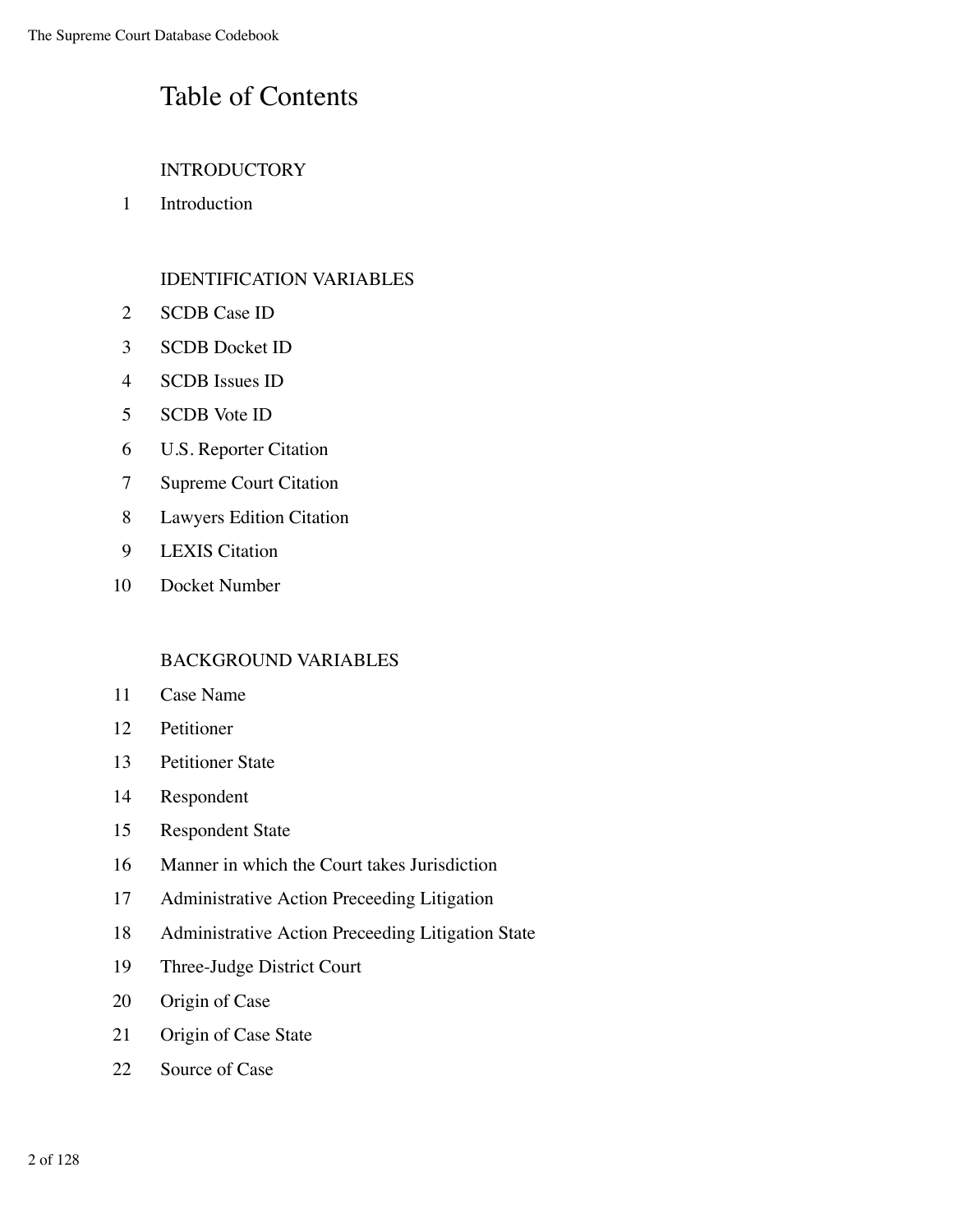# Table of Contents

## INTRODUCTORY

1 Introduction

## IDENTIFICATION VARIABLES

2 SCDB Case ID

3 SCDB Docket ID

4 SCDB Issues ID

5 SCDB Vote ID

6 U.S. Reporter Citation

7 Supreme Court Citation

8 Lawyers Edition Citation

9 LEXIS Citation

10 Docket Number

## BACKGROUND VARIABLES

11 Case Name

12 Petitioner

13 Petitioner State

14 Respondent

15 Respondent State

16 Manner in which the Court takes Jurisdiction

17 Administrative Action Preceeding Litigation

18 Administrative Action Preceeding Litigation State

19 Three-Judge District Court

20 Origin of Case

21 Origin of Case State

22 Source of Case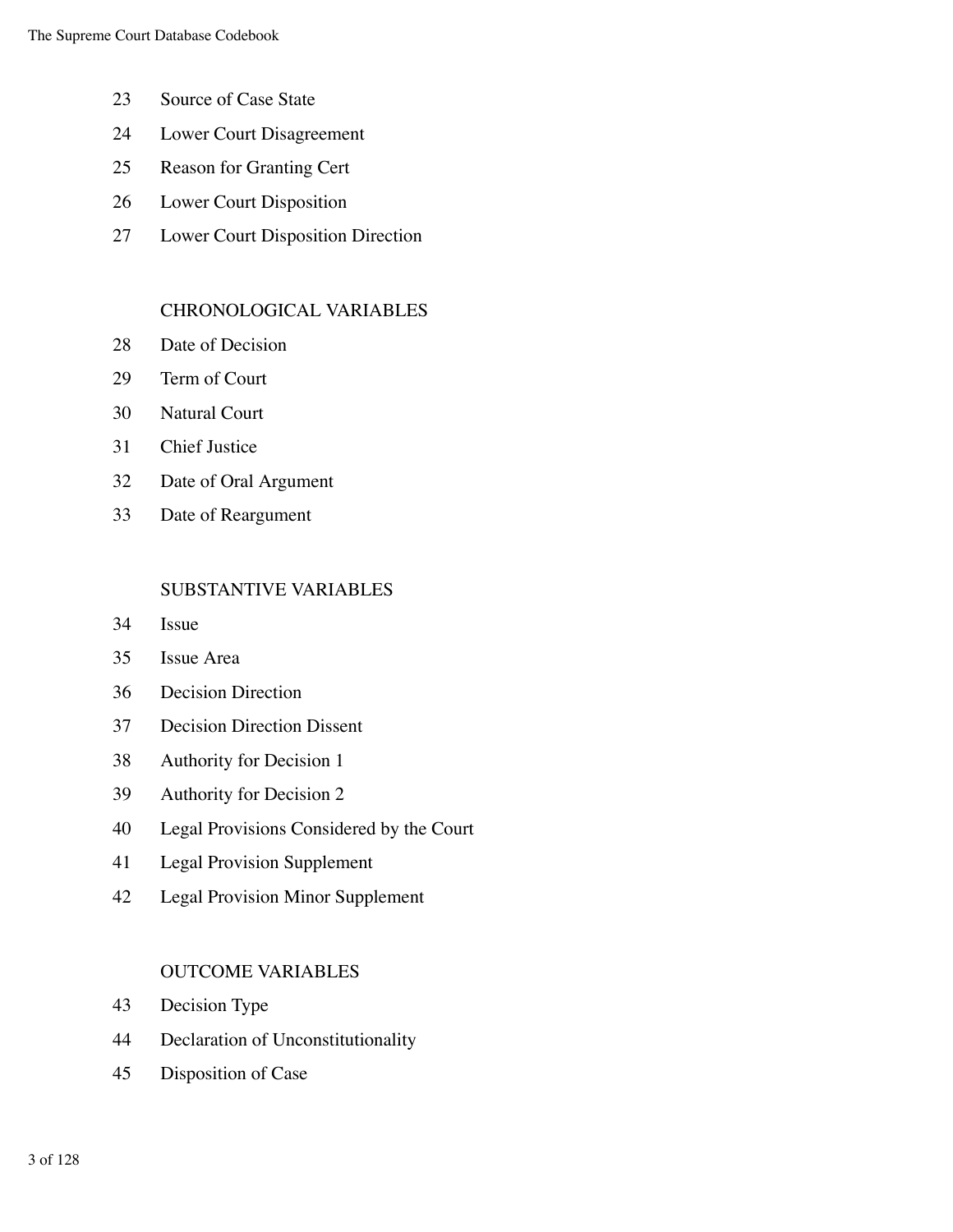23 Source of Case State

24 Lower Court Disagreement

25 Reason for Granting Cert

26 Lower Court Disposition

27 Lower Court Disposition Direction

CHRONOLOGICAL VARIABLES

28 Date of Decision

29 Term of Court

30 Natural Court

31 Chief Justice

32 Date of Oral Argument

33 Date of Reargument

SUBSTANTIVE VARIABLES

34 Issue

35 Issue Area

36 Decision Direction

37 Decision Direction Dissent

38 Authority for Decision 1

39 Authority for Decision 2

40 Legal Provisions Considered by the Court

41 Legal Provision Supplement

42 Legal Provision Minor Supplement

OUTCOME VARIABLES

43 Decision Type

44 Declaration of Unconstitutionality

45 Disposition of Case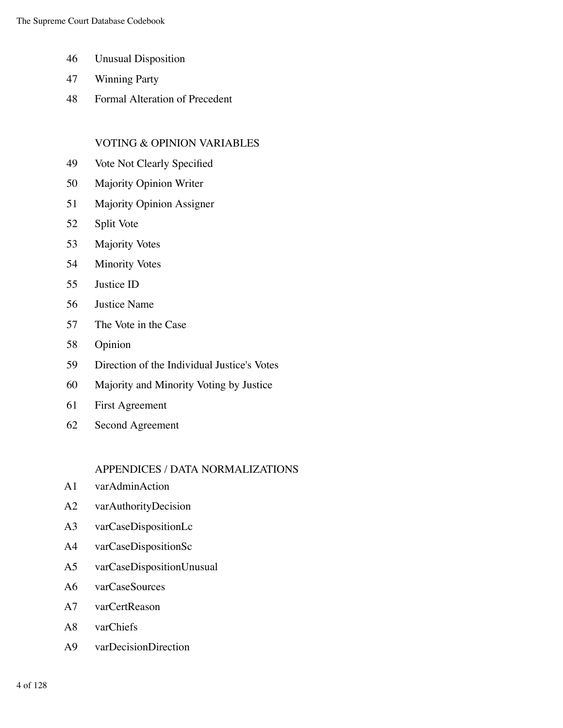46 Unusual Disposition

47 Winning Party

48 Formal Alteration of Precedent

VOTING & OPINION VARIABLES

49 Vote Not Clearly Specified

50 Majority Opinion Writer

51 Majority Opinion Assigner

52 Split Vote

53 Majority Votes

54 Minority Votes

55 Justice ID

56 Justice Name

57 The Vote in the Case

58 Opinion

59 Direction of the Individual Justice's Votes

60 Majority and Minority Voting by Justice

61 First Agreement

62 Second Agreement

APPENDICES / DATA NORMALIZATIONS

A1 varAdminAction

A2 varAuthorityDecision

A3 varCaseDispositionLc

A4 varCaseDispositionSc

A5 varCaseDispositionUnusual

A6 varCaseSources

A7 varCertReason

A8 varChiefs

A9 varDecisionDirection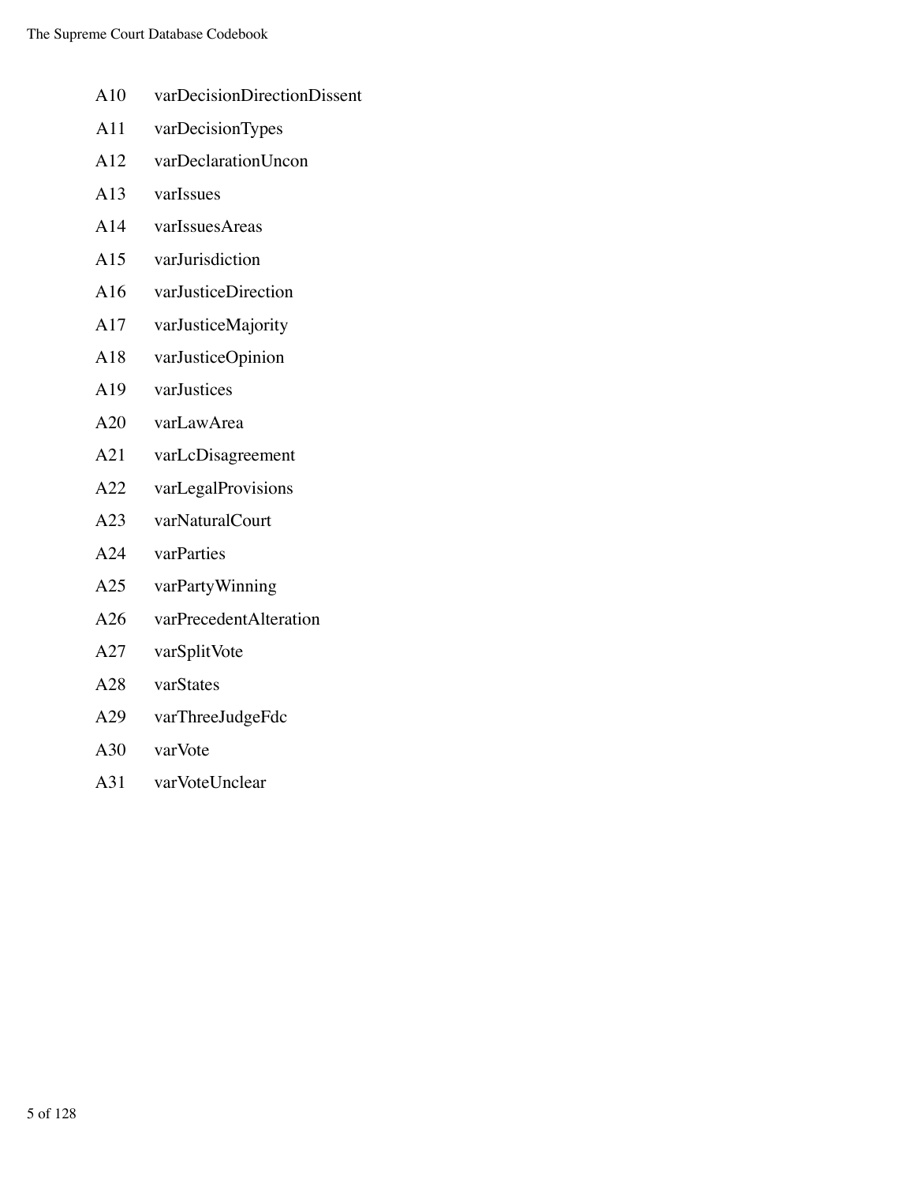A10 varDecisionDirectionDissent

A11 varDecisionTypes

A12 varDeclarationUncon

A13 varIssues

A14 varIssuesAreas

A15 varJurisdiction

A16 varJusticeDirection

A17 varJusticeMajority

A18 varJusticeOpinion

A19 varJustices

A20 varLawArea

A21 varLcDisagreement

A22 varLegalProvisions

A23 varNaturalCourt

A24 varParties

A25 varPartyWinning

A26 varPrecedentAlteration

A27 varSplitVote

A28 varStates

A29 varThreeJudgeFdc

A30 varVote

A31 varVoteUnclear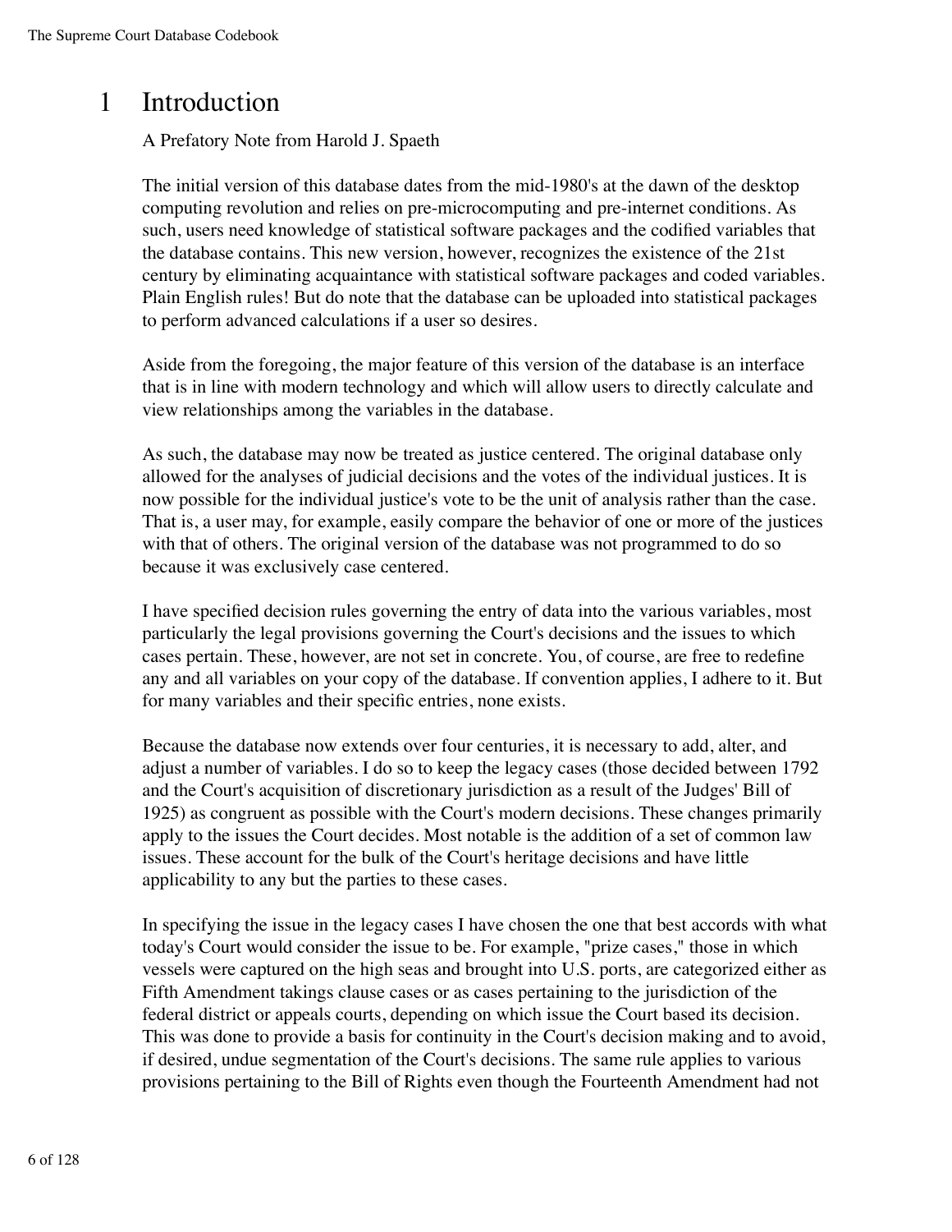# 1 Introduction

A Prefatory Note from Harold J. Spaeth

The initial version of this database dates from the mid-1980's at the dawn of the desktop computing revolution and relies on pre-microcomputing and pre-internet conditions. As such, users need knowledge of statistical software packages and the codified variables that the database contains. This new version, however, recognizes the existence of the 21st century by eliminating acquaintance with statistical software packages and coded variables. Plain English rules! But do note that the database can be uploaded into statistical packages to perform advanced calculations if a user so desires.

Aside from the foregoing, the major feature of this version of the database is an interface that is in line with modern technology and which will allow users to directly calculate and view relationships among the variables in the database.

As such, the database may now be treated as justice centered. The original database only allowed for the analyses of judicial decisions and the votes of the individual justices. It is now possible for the individual justice's vote to be the unit of analysis rather than the case. That is, a user may, for example, easily compare the behavior of one or more of the justices with that of others. The original version of the database was not programmed to do so because it was exclusively case centered.

I have specified decision rules governing the entry of data into the various variables, most particularly the legal provisions governing the Court's decisions and the issues to which cases pertain. These, however, are not set in concrete. You, of course, are free to redefine any and all variables on your copy of the database. If convention applies, I adhere to it. But for many variables and their specific entries, none exists.

Because the database now extends over four centuries, it is necessary to add, alter, and adjust a number of variables. I do so to keep the legacy cases (those decided between 1792 and the Court's acquisition of discretionary jurisdiction as a result of the Judges' Bill of 1925) as congruent as possible with the Court's modern decisions. These changes primarily apply to the issues the Court decides. Most notable is the addition of a set of common law issues. These account for the bulk of the Court's heritage decisions and have little applicability to any but the parties to these cases.

In specifying the issue in the legacy cases I have chosen the one that best accords with what today's Court would consider the issue to be. For example, "prize cases," those in which vessels were captured on the high seas and brought into U.S. ports, are categorized either as Fifth Amendment takings clause cases or as cases pertaining to the jurisdiction of the federal district or appeals courts, depending on which issue the Court based its decision. This was done to provide a basis for continuity in the Court's decision making and to avoid, if desired, undue segmentation of the Court's decisions. The same rule applies to various provisions pertaining to the Bill of Rights even though the Fourteenth Amendment had not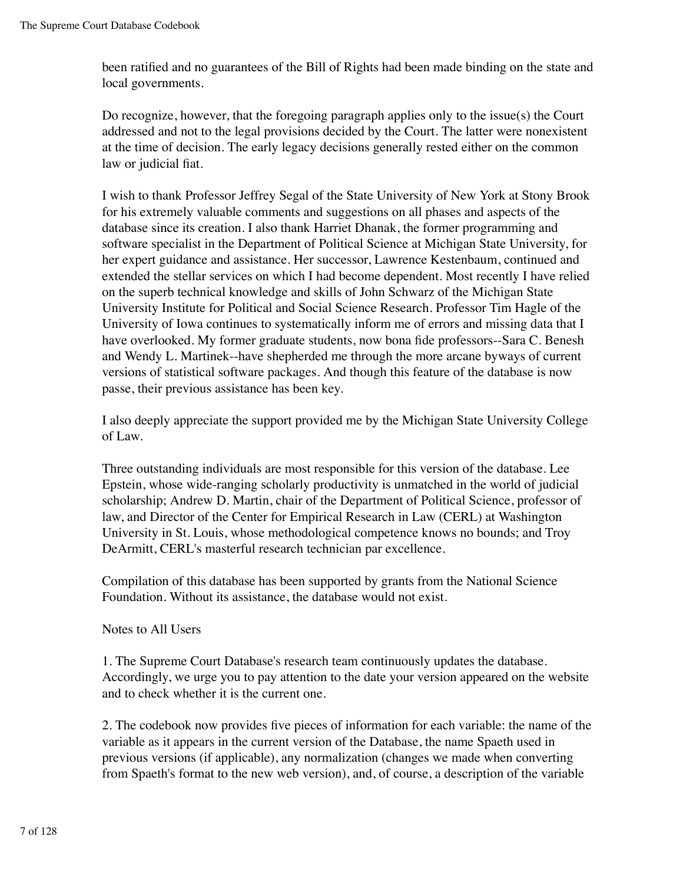been ratified and no guarantees of the Bill of Rights had been made binding on the state and local governments.

Do recognize, however, that the foregoing paragraph applies only to the issue(s) the Court addressed and not to the legal provisions decided by the Court. The latter were nonexistent at the time of decision. The early legacy decisions generally rested either on the common law or judicial fiat.

I wish to thank Professor Jeffrey Segal of the State University of New York at Stony Brook for his extremely valuable comments and suggestions on all phases and aspects of the database since its creation. I also thank Harriet Dhanak, the former programming and software specialist in the Department of Political Science at Michigan State University, for her expert guidance and assistance. Her successor, Lawrence Kestenbaum, continued and extended the stellar services on which I had become dependent. Most recently I have relied on the superb technical knowledge and skills of John Schwarz of the Michigan State University Institute for Political and Social Science Research. Professor Tim Hagle of the University of Iowa continues to systematically inform me of errors and missing data that I have overlooked. My former graduate students, now bona fide professors--Sara C. Benesh and Wendy L. Martinek--have shepherded me through the more arcane byways of current versions of statistical software packages. And though this feature of the database is now passe, their previous assistance has been key.

I also deeply appreciate the support provided me by the Michigan State University College of Law.

Three outstanding individuals are most responsible for this version of the database. Lee Epstein, whose wide-ranging scholarly productivity is unmatched in the world of judicial scholarship; Andrew D. Martin, chair of the Department of Political Science, professor of law, and Director of the Center for Empirical Research in Law (CERL) at Washington University in St. Louis, whose methodological competence knows no bounds; and Troy DeArmitt, CERL's masterful research technician par excellence.

Compilation of this database has been supported by grants from the National Science Foundation. Without its assistance, the database would not exist.

Notes to All Users

1. The Supreme Court Database's research team continuously updates the database. Accordingly, we urge you to pay attention to the date your version appeared on the website and to check whether it is the current one.

2. The codebook now provides five pieces of information for each variable: the name of the variable as it appears in the current version of the Database, the name Spaeth used in previous versions (if applicable), any normalization (changes we made when converting from Spaeth's format to the new web version), and, of course, a description of the variable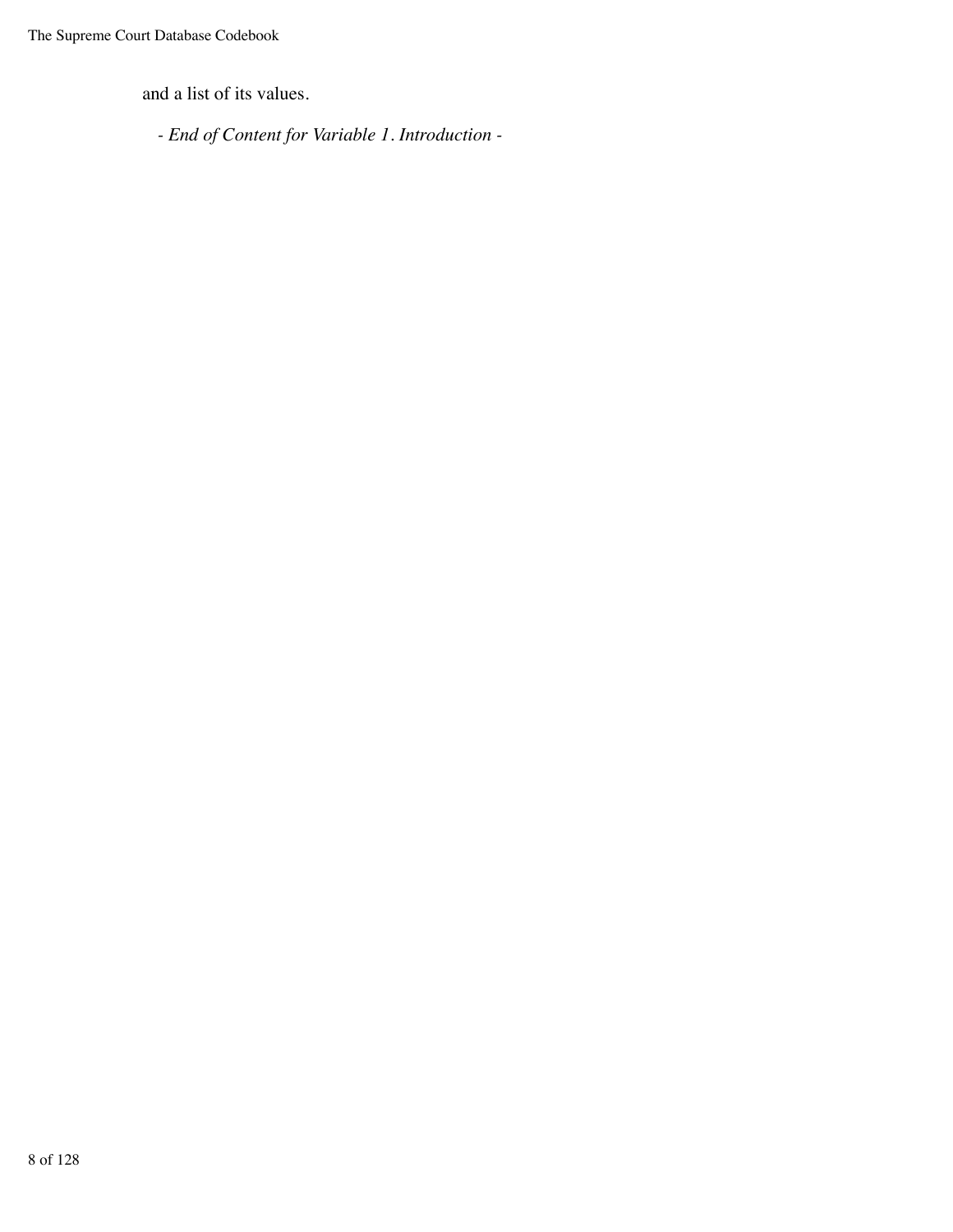and a list of its values.

*- End of Content for Variable 1. Introduction -*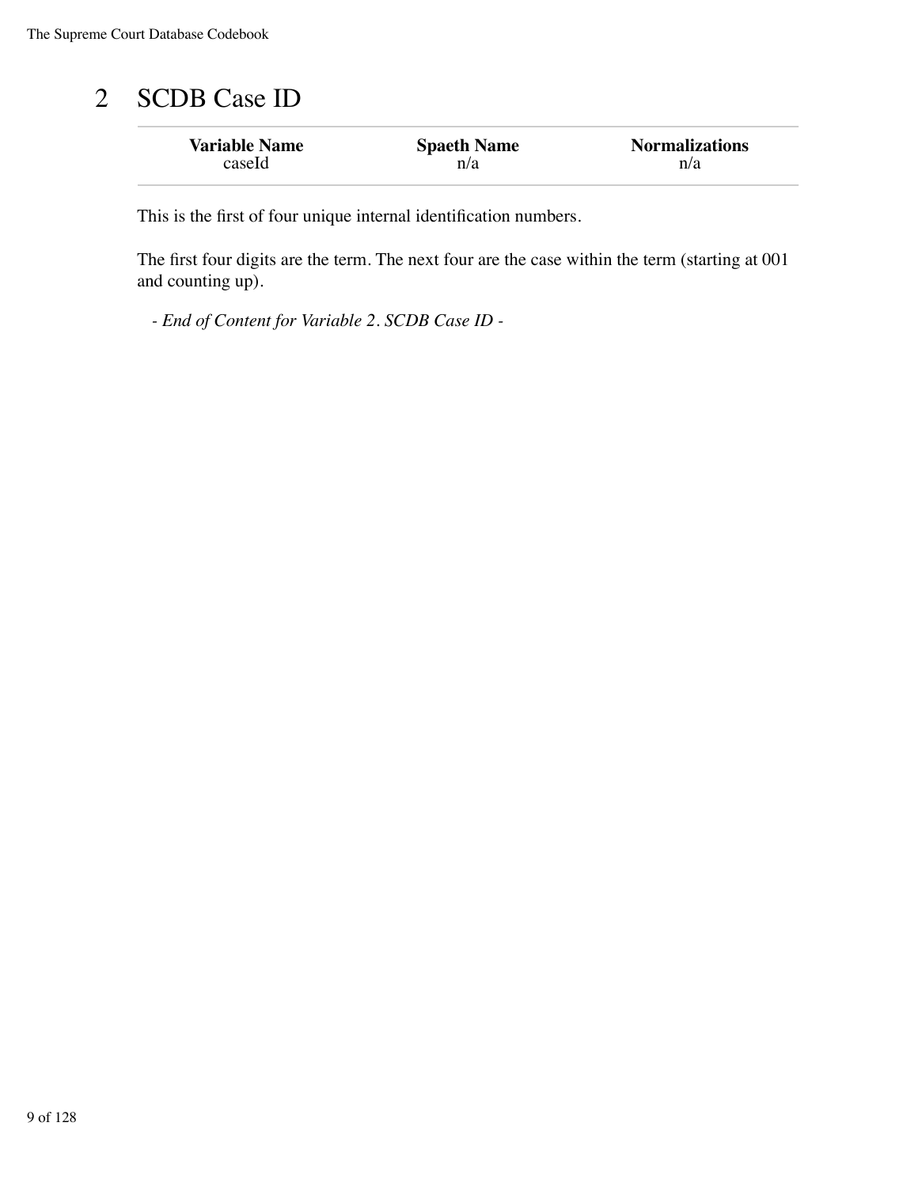# 2 SCDB Case ID

| Variable Name | Spaeth Name | Normalizations |
|---|---|---|
| caseId | n/a | n/a |

This is the first of four unique internal identification numbers.

The first four digits are the term. The next four are the case within the term (starting at 001 and counting up).

*- End of Content for Variable 2. SCDB Case ID -*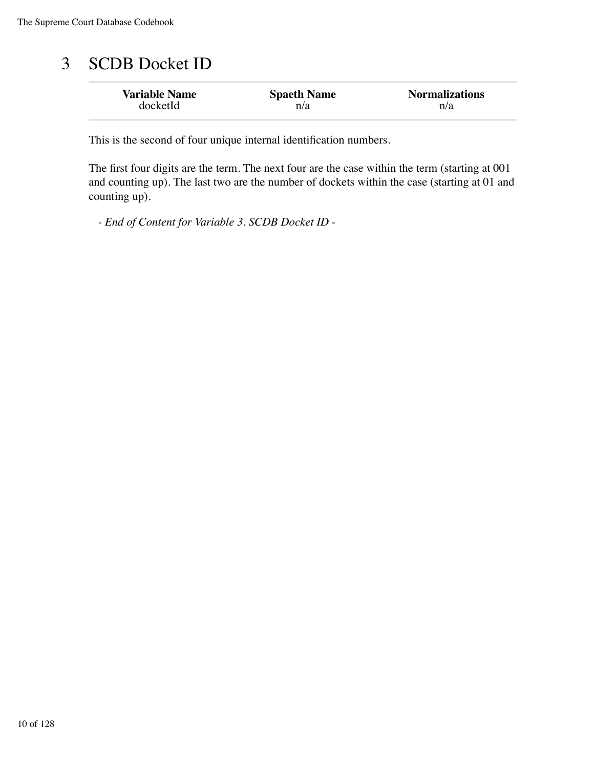# 3 SCDB Docket ID

| Variable Name | Spaeth Name | Normalizations |
|---|---|---|
| docketId | n/a | n/a |

This is the second of four unique internal identification numbers.

The first four digits are the term. The next four are the case within the term (starting at 001 and counting up). The last two are the number of dockets within the case (starting at 01 and counting up).

*- End of Content for Variable 3. SCDB Docket ID -*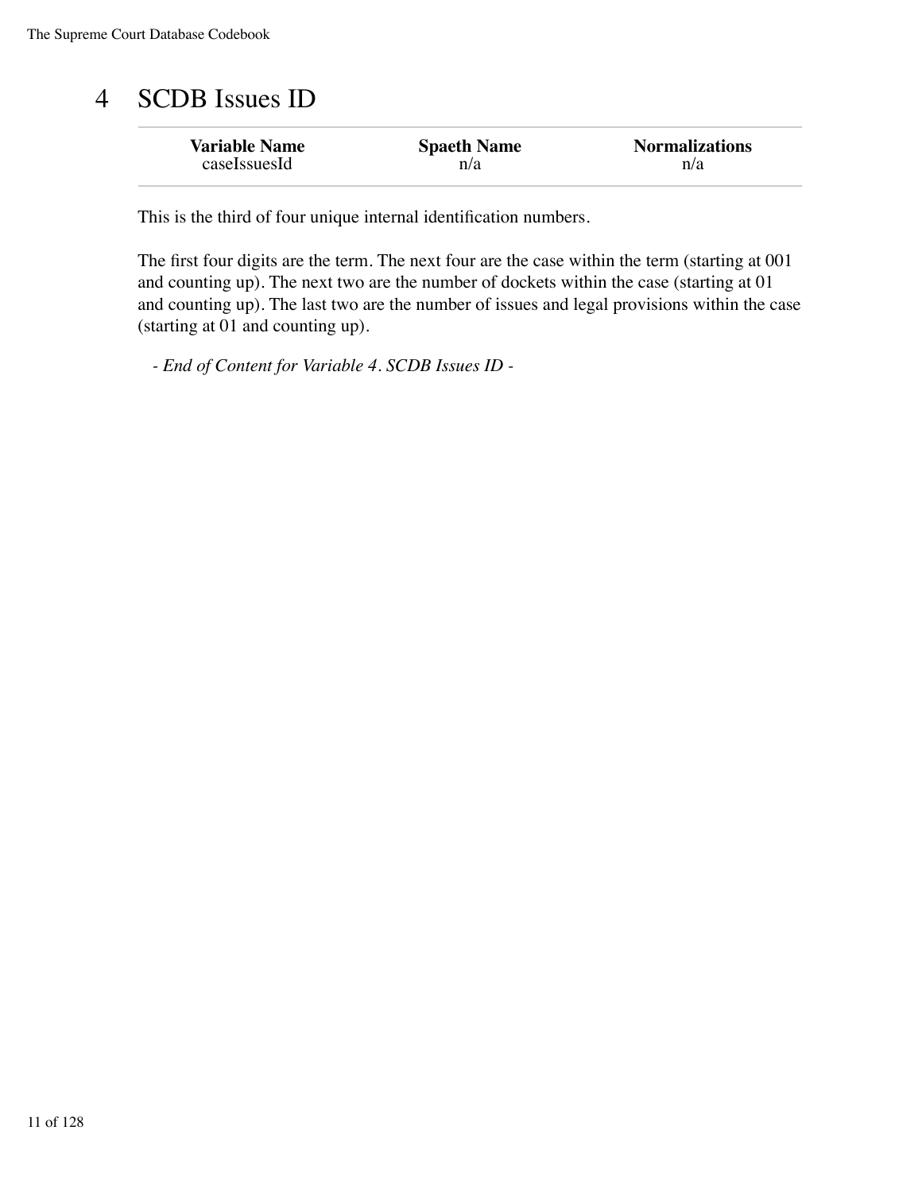# 4 SCDB Issues ID

| Variable Name | Spaeth Name | Normalizations |
| --- | --- | --- |
| caseIssuesId | n/a | n/a |

This is the third of four unique internal identification numbers.

The first four digits are the term. The next four are the case within the term (starting at 001 and counting up). The next two are the number of dockets within the case (starting at 01 and counting up). The last two are the number of issues and legal provisions within the case (starting at 01 and counting up).

*- End of Content for Variable 4. SCDB Issues ID -*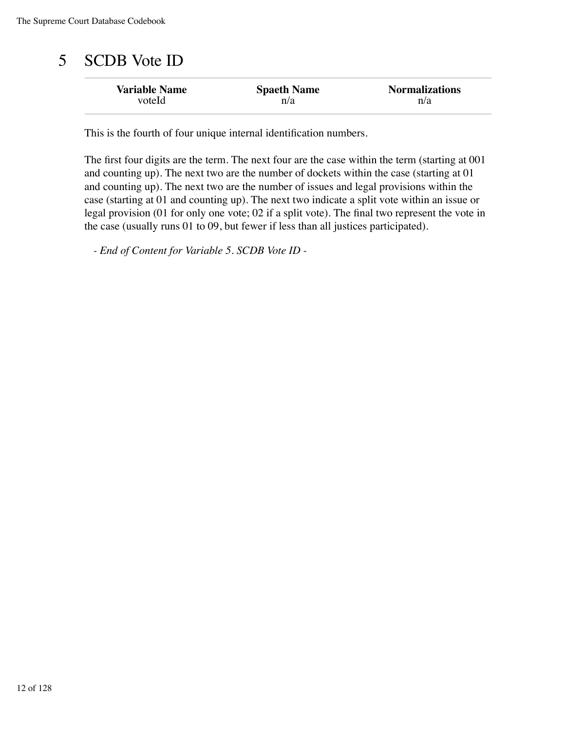# 5 SCDB Vote ID

| Variable Name | Spaeth Name | Normalizations |
|---|---|---|
| voteId | n/a | n/a |

This is the fourth of four unique internal identification numbers.

The first four digits are the term. The next four are the case within the term (starting at 001 and counting up). The next two are the number of dockets within the case (starting at 01 and counting up). The next two are the number of issues and legal provisions within the case (starting at 01 and counting up). The next two indicate a split vote within an issue or legal provision (01 for only one vote; 02 if a split vote). The final two represent the vote in the case (usually runs 01 to 09, but fewer if less than all justices participated).

*- End of Content for Variable 5. SCDB Vote ID -*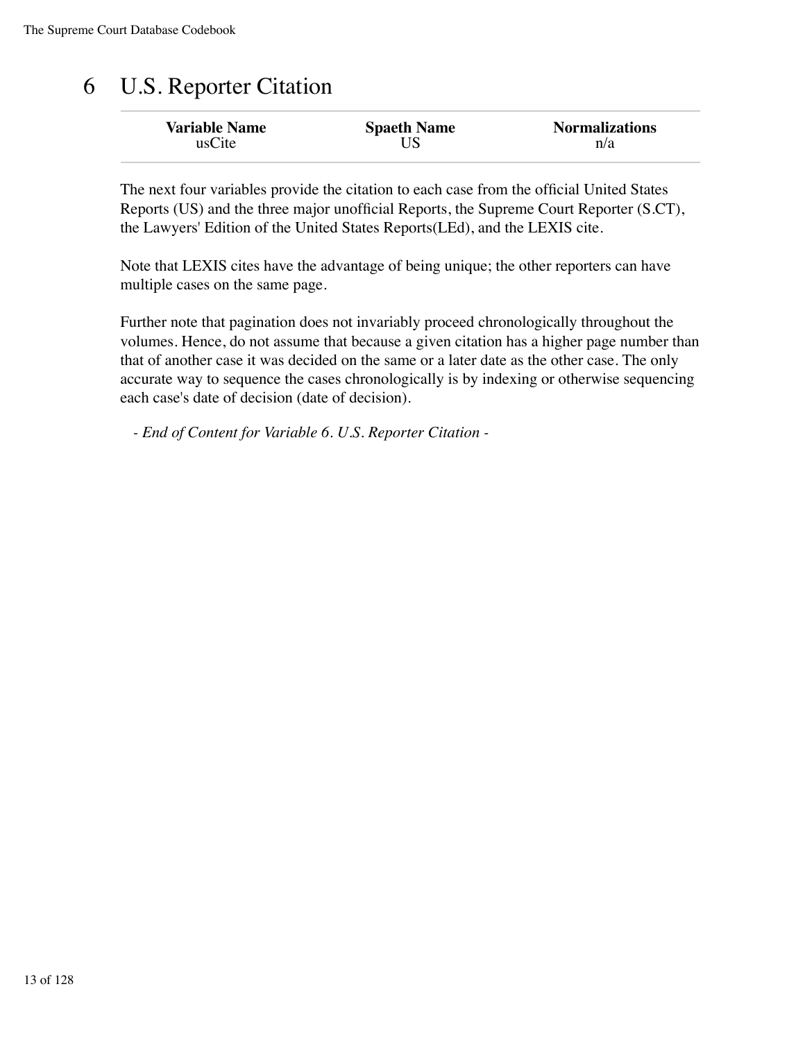# 6 U.S. Reporter Citation

| Variable Name | Spaeth Name | Normalizations |
| --- | --- | --- |
| usCite | US | n/a |

The next four variables provide the citation to each case from the official United States Reports (US) and the three major unofficial Reports, the Supreme Court Reporter (S.CT), the Lawyers' Edition of the United States Reports(LEd), and the LEXIS cite.

Note that LEXIS cites have the advantage of being unique; the other reporters can have multiple cases on the same page.

Further note that pagination does not invariably proceed chronologically throughout the volumes. Hence, do not assume that because a given citation has a higher page number than that of another case it was decided on the same or a later date as the other case. The only accurate way to sequence the cases chronologically is by indexing or otherwise sequencing each case's date of decision (date of decision).

*- End of Content for Variable 6. U.S. Reporter Citation -*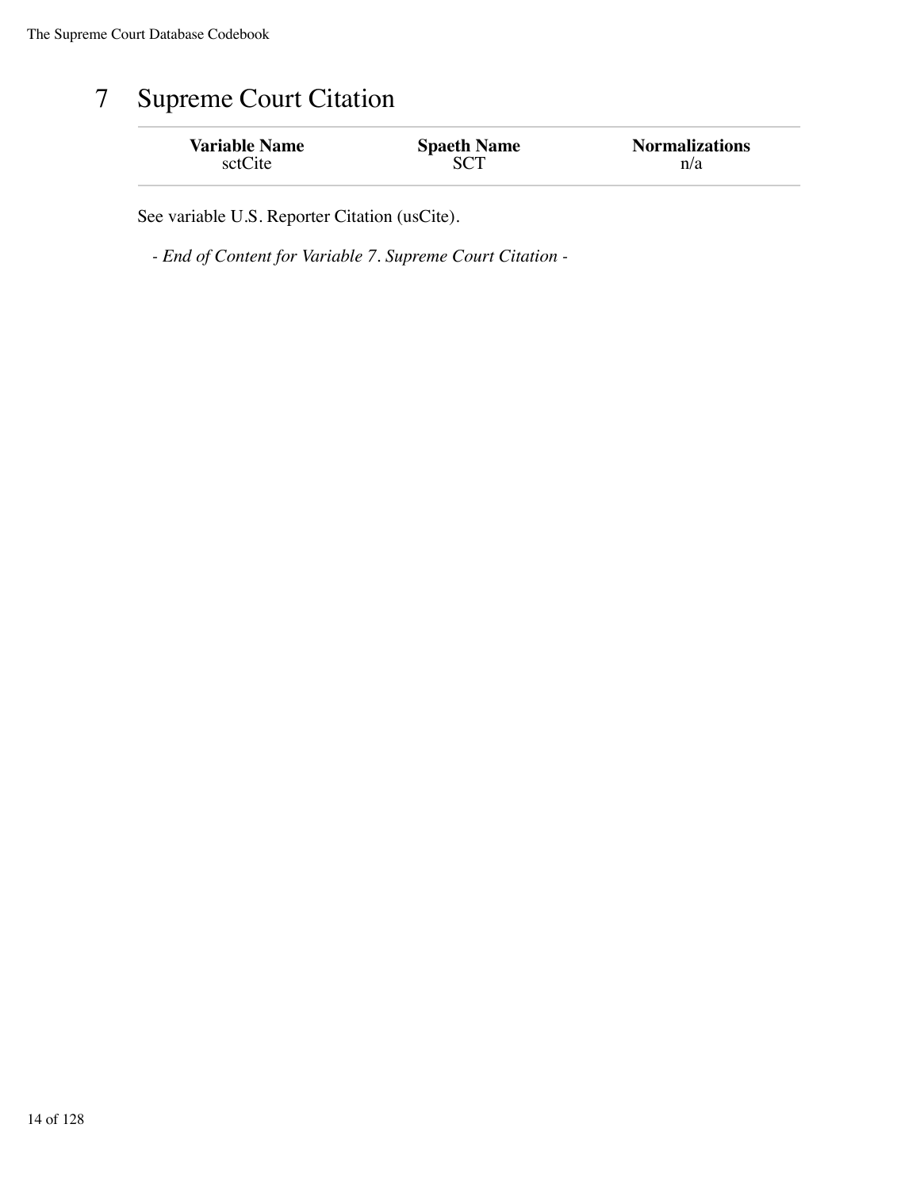# 7 Supreme Court Citation

| Variable Name | Spaeth Name | Normalizations |
|---|---|---|
| sctCite | SCT | n/a |

See variable U.S. Reporter Citation (usCite).

*- End of Content for Variable 7. Supreme Court Citation -*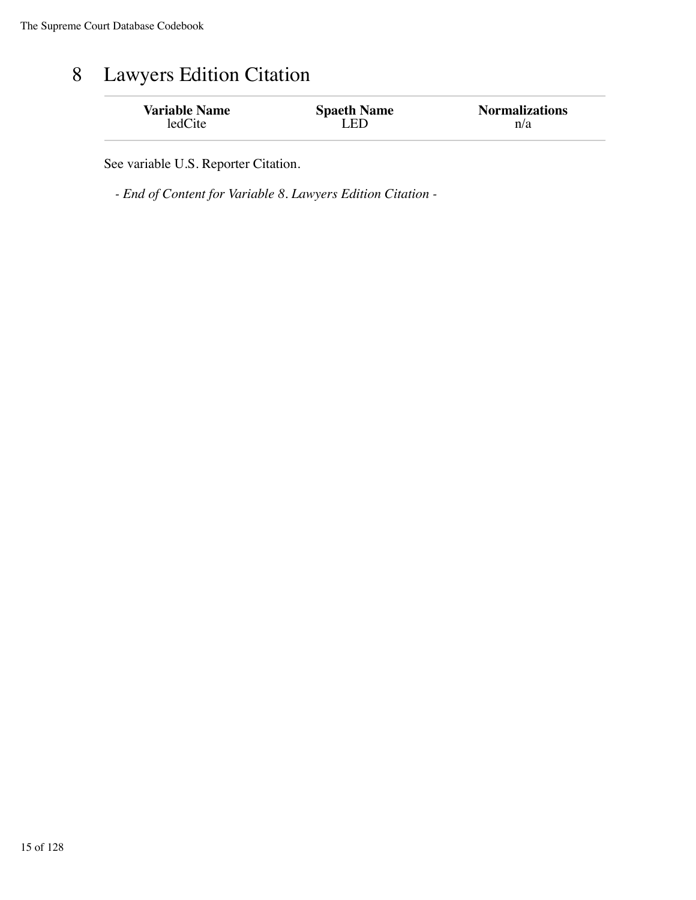# 8 Lawyers Edition Citation

| Variable Name | Spaeth Name | Normalizations |
|---|---|---|
| ledCite | LED | n/a |

See variable U.S. Reporter Citation.

*- End of Content for Variable 8. Lawyers Edition Citation -*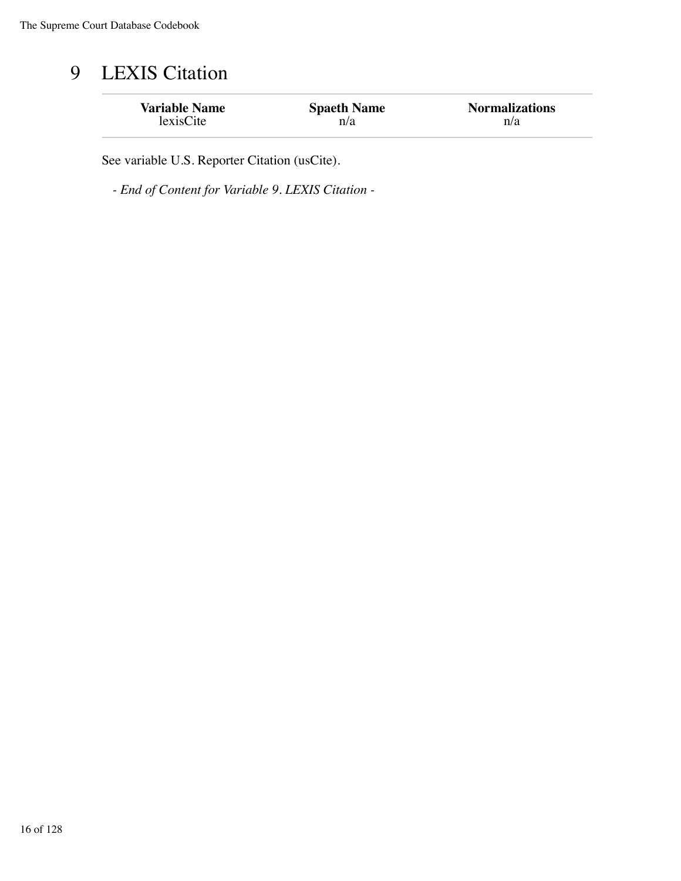# 9 LEXIS Citation

| Variable Name | Spaeth Name | Normalizations |
| --- | --- | --- |
| lexisCite | n/a | n/a |

See variable U.S. Reporter Citation (usCite).

*- End of Content for Variable 9. LEXIS Citation -*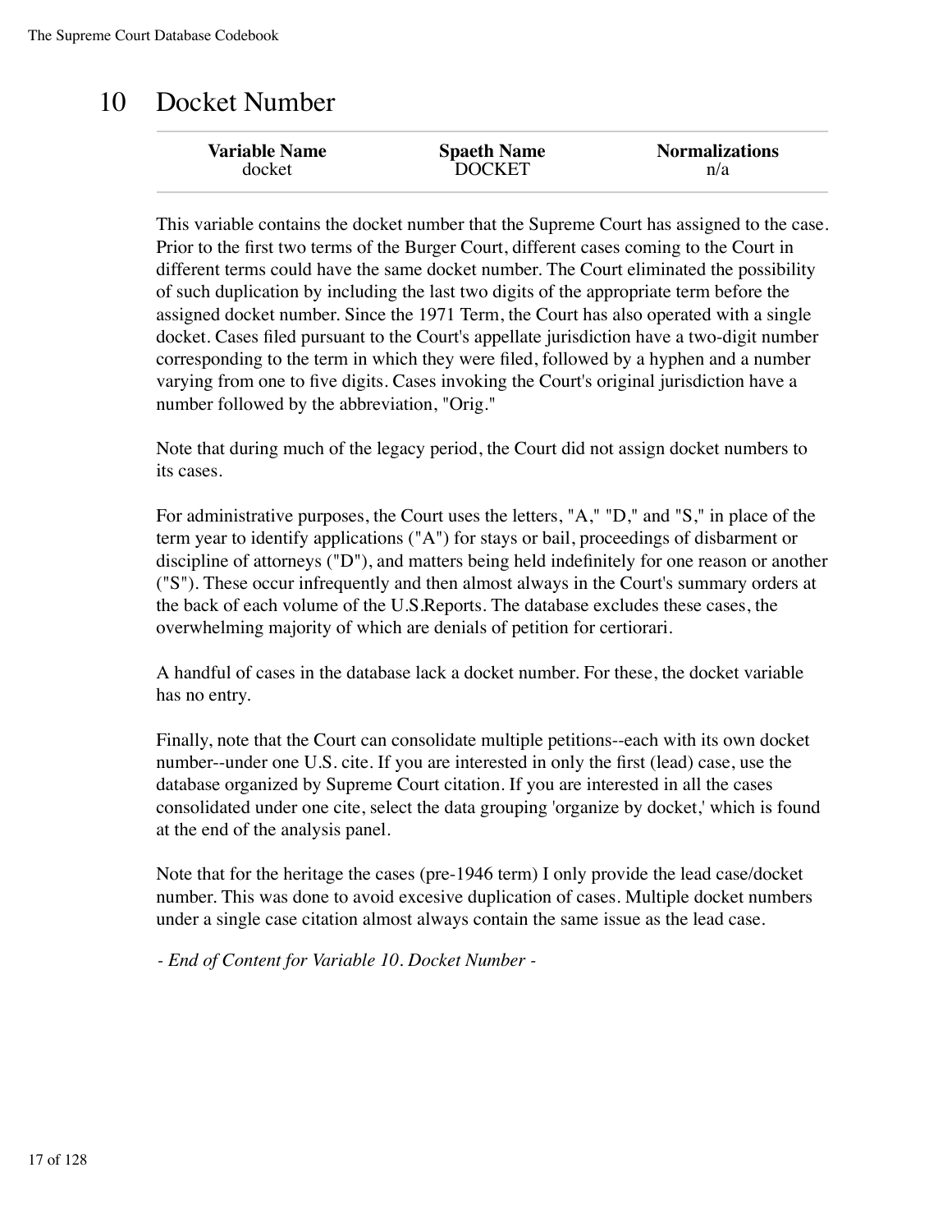# 10 Docket Number

| Variable Name | Spaeth Name | Normalizations |
| --- | --- | --- |
| docket | DOCKET | n/a |

This variable contains the docket number that the Supreme Court has assigned to the case. Prior to the first two terms of the Burger Court, different cases coming to the Court in different terms could have the same docket number. The Court eliminated the possibility of such duplication by including the last two digits of the appropriate term before the assigned docket number. Since the 1971 Term, the Court has also operated with a single docket. Cases filed pursuant to the Court's appellate jurisdiction have a two-digit number corresponding to the term in which they were filed, followed by a hyphen and a number varying from one to five digits. Cases invoking the Court's original jurisdiction have a number followed by the abbreviation, "Orig."

Note that during much of the legacy period, the Court did not assign docket numbers to its cases.

For administrative purposes, the Court uses the letters, "A," "D," and "S," in place of the term year to identify applications ("A") for stays or bail, proceedings of disbarment or discipline of attorneys ("D"), and matters being held indefinitely for one reason or another ("S"). These occur infrequently and then almost always in the Court's summary orders at the back of each volume of the U.S.Reports. The database excludes these cases, the overwhelming majority of which are denials of petition for certiorari.

A handful of cases in the database lack a docket number. For these, the docket variable has no entry.

Finally, note that the Court can consolidate multiple petitions--each with its own docket number--under one U.S. cite. If you are interested in only the first (lead) case, use the database organized by Supreme Court citation. If you are interested in all the cases consolidated under one cite, select the data grouping 'organize by docket,' which is found at the end of the analysis panel.

Note that for the heritage the cases (pre-1946 term) I only provide the lead case/docket number. This was done to avoid excesive duplication of cases. Multiple docket numbers under a single case citation almost always contain the same issue as the lead case.

*- End of Content for Variable 10. Docket Number -*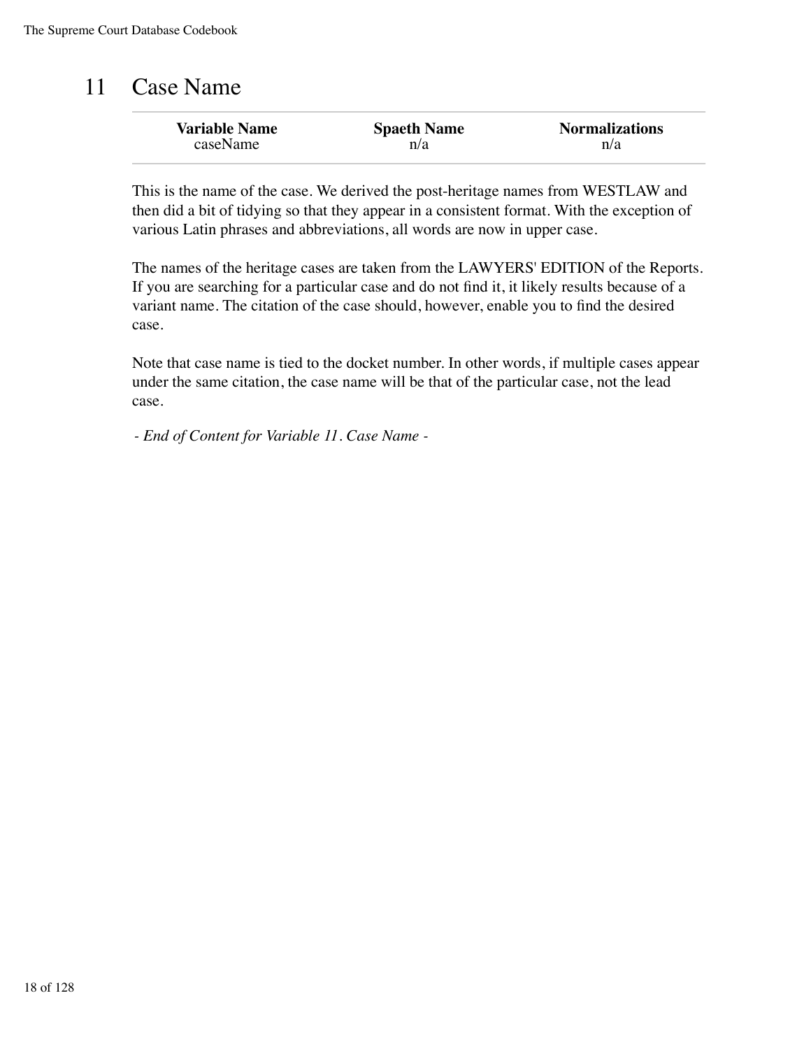# 11 Case Name

| Variable Name | Spaeth Name | Normalizations |
|---|---|---|
| caseName | n/a | n/a |

This is the name of the case. We derived the post-heritage names from WESTLAW and then did a bit of tidying so that they appear in a consistent format. With the exception of various Latin phrases and abbreviations, all words are now in upper case.

The names of the heritage cases are taken from the LAWYERS' EDITION of the Reports. If you are searching for a particular case and do not find it, it likely results because of a variant name. The citation of the case should, however, enable you to find the desired case.

Note that case name is tied to the docket number. In other words, if multiple cases appear under the same citation, the case name will be that of the particular case, not the lead case.

*- End of Content for Variable 11. Case Name -*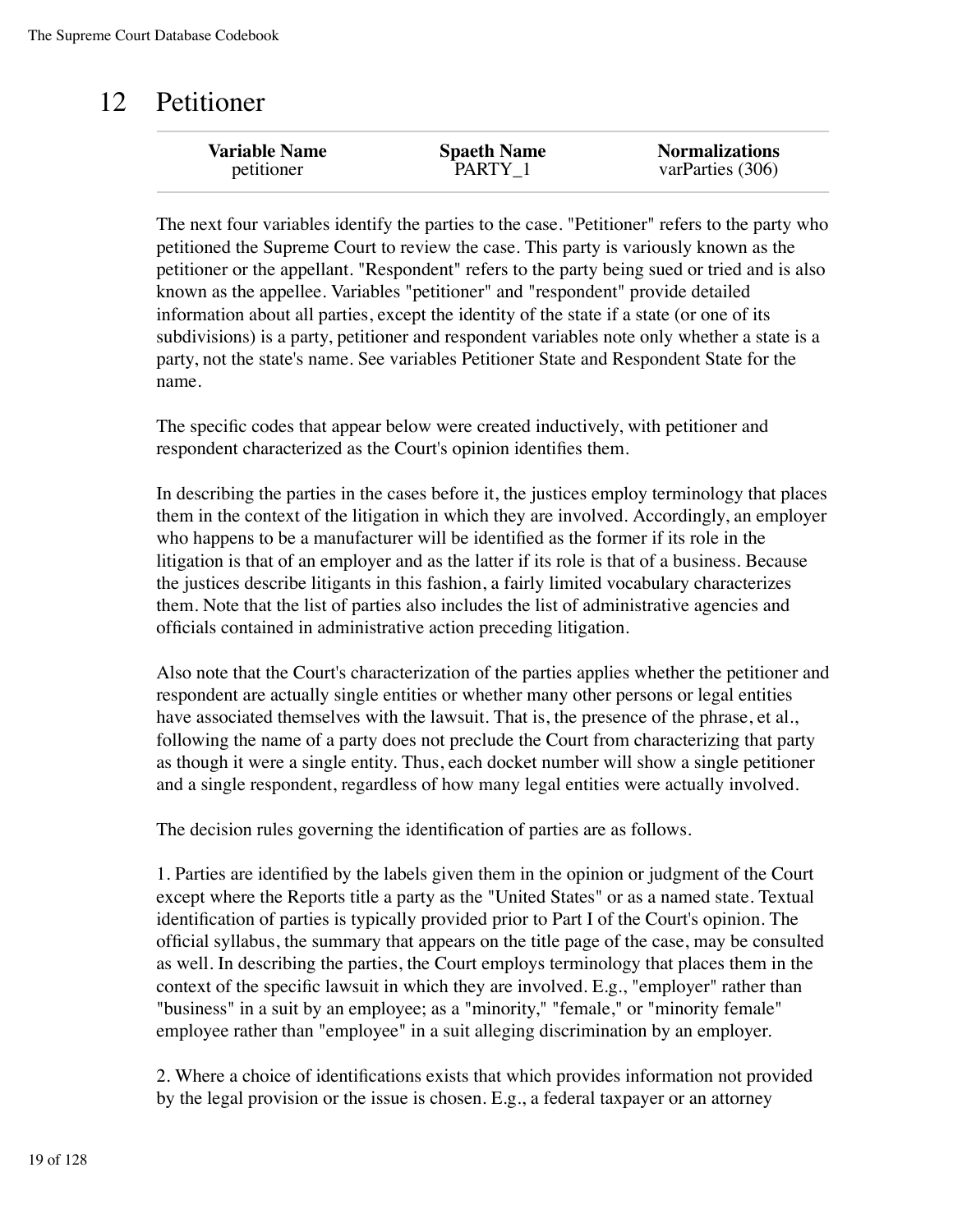# 12 Petitioner

| Variable Name | Spaeth Name | Normalizations |
|---|---|---|
| petitioner | PARTY_1 | varParties (306) |

The next four variables identify the parties to the case. "Petitioner" refers to the party who petitioned the Supreme Court to review the case. This party is variously known as the petitioner or the appellant. "Respondent" refers to the party being sued or tried and is also known as the appellee. Variables "petitioner" and "respondent" provide detailed information about all parties, except the identity of the state if a state (or one of its subdivisions) is a party, petitioner and respondent variables note only whether a state is a party, not the state's name. See variables Petitioner State and Respondent State for the name.

The specific codes that appear below were created inductively, with petitioner and respondent characterized as the Court's opinion identifies them.

In describing the parties in the cases before it, the justices employ terminology that places them in the context of the litigation in which they are involved. Accordingly, an employer who happens to be a manufacturer will be identified as the former if its role in the litigation is that of an employer and as the latter if its role is that of a business. Because the justices describe litigants in this fashion, a fairly limited vocabulary characterizes them. Note that the list of parties also includes the list of administrative agencies and officials contained in administrative action preceding litigation.

Also note that the Court's characterization of the parties applies whether the petitioner and respondent are actually single entities or whether many other persons or legal entities have associated themselves with the lawsuit. That is, the presence of the phrase, et al., following the name of a party does not preclude the Court from characterizing that party as though it were a single entity. Thus, each docket number will show a single petitioner and a single respondent, regardless of how many legal entities were actually involved.

The decision rules governing the identification of parties are as follows.

1. Parties are identified by the labels given them in the opinion or judgment of the Court except where the Reports title a party as the "United States" or as a named state. Textual identification of parties is typically provided prior to Part I of the Court's opinion. The official syllabus, the summary that appears on the title page of the case, may be consulted as well. In describing the parties, the Court employs terminology that places them in the context of the specific lawsuit in which they are involved. E.g., "employer" rather than "business" in a suit by an employee; as a "minority," "female," or "minority female" employee rather than "employee" in a suit alleging discrimination by an employer.

2. Where a choice of identifications exists that which provides information not provided by the legal provision or the issue is chosen. E.g., a federal taxpayer or an attorney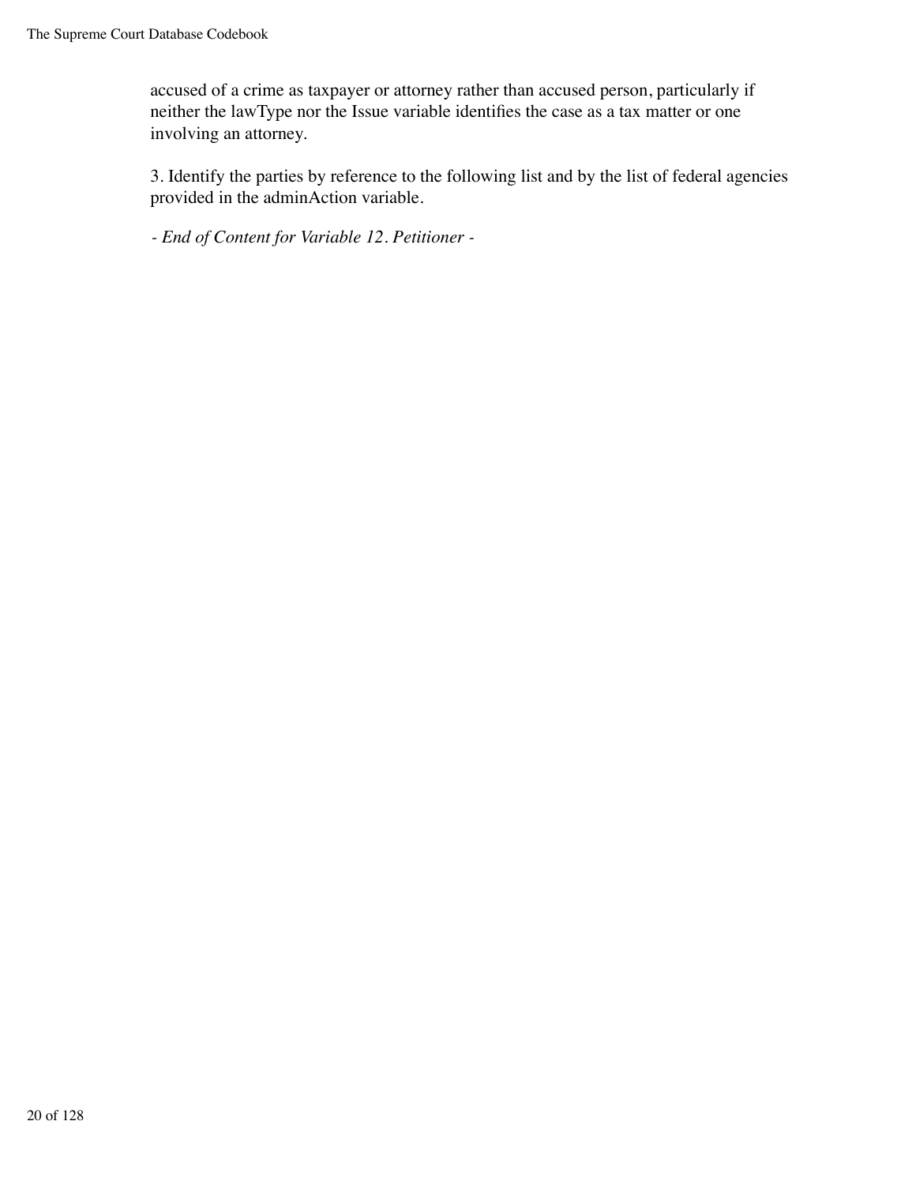accused of a crime as taxpayer or attorney rather than accused person, particularly if neither the lawType nor the Issue variable identifies the case as a tax matter or one involving an attorney.

3. Identify the parties by reference to the following list and by the list of federal agencies provided in the adminAction variable.

*- End of Content for Variable 12. Petitioner -*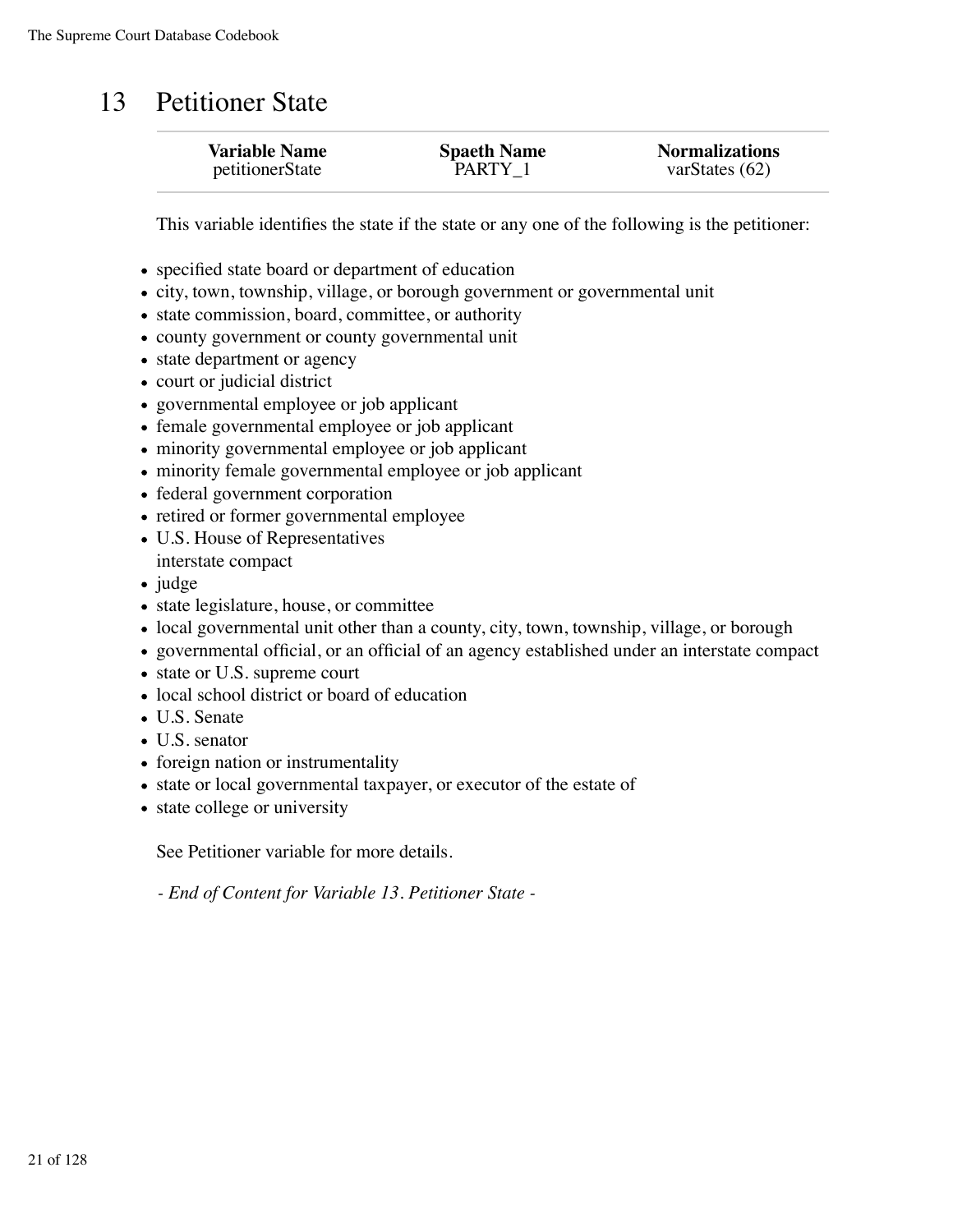# 13 Petitioner State

| Variable Name | Spaeth Name | Normalizations |
| --- | --- | --- |
| petitionerState | PARTY_1 | varStates (62) |

This variable identifies the state if the state or any one of the following is the petitioner:

- specified state board or department of education
- city, town, township, village, or borough government or governmental unit
- state commission, board, committee, or authority
- county government or county governmental unit
- state department or agency
- court or judicial district
- governmental employee or job applicant
- female governmental employee or job applicant
- minority governmental employee or job applicant
- minority female governmental employee or job applicant
- federal government corporation
- retired or former governmental employee
- U.S. House of Representatives
  interstate compact
- judge
- state legislature, house, or committee
- local governmental unit other than a county, city, town, township, village, or borough
- governmental official, or an official of an agency established under an interstate compact
- state or U.S. supreme court
- local school district or board of education
- U.S. Senate
- U.S. senator
- foreign nation or instrumentality
- state or local governmental taxpayer, or executor of the estate of
- state college or university

See Petitioner variable for more details.

*- End of Content for Variable 13. Petitioner State -*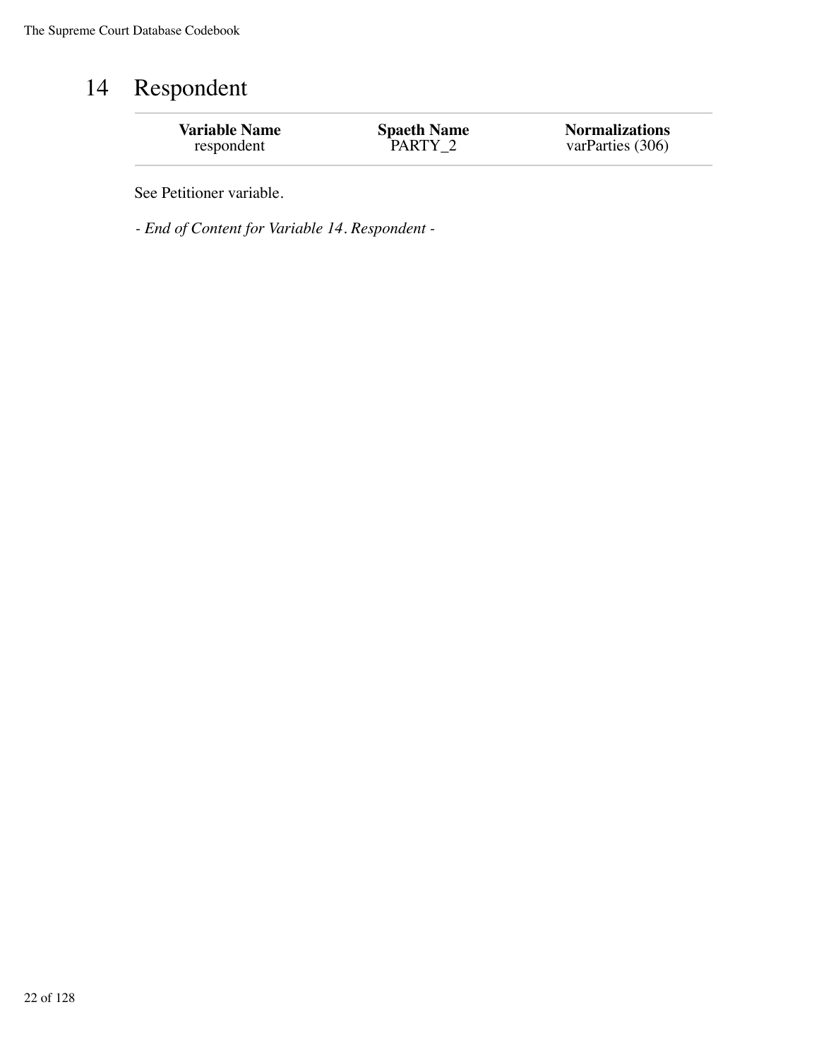# 14 Respondent

| Variable Name | Spaeth Name | Normalizations |
|---|---|---|
| respondent | PARTY_2 | varParties (306) |

See Petitioner variable.

*- End of Content for Variable 14. Respondent -*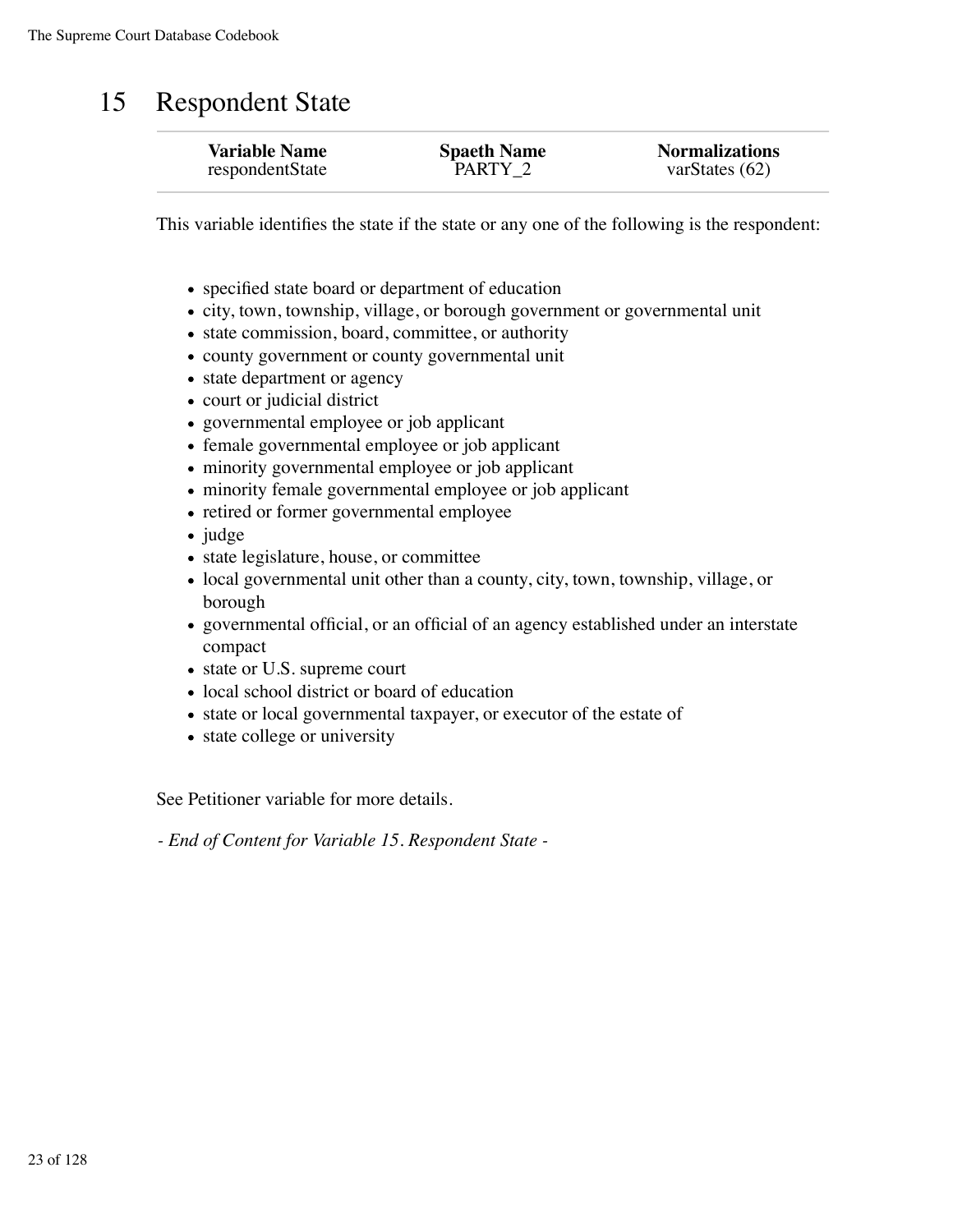# 15 Respondent State

| Variable Name | Spaeth Name | Normalizations |
| --- | --- | --- |
| respondentState | PARTY_2 | varStates (62) |

This variable identifies the state if the state or any one of the following is the respondent:

- specified state board or department of education
- city, town, township, village, or borough government or governmental unit
- state commission, board, committee, or authority
- county government or county governmental unit
- state department or agency
- court or judicial district
- governmental employee or job applicant
- female governmental employee or job applicant
- minority governmental employee or job applicant
- minority female governmental employee or job applicant
- retired or former governmental employee
- judge
- state legislature, house, or committee
- local governmental unit other than a county, city, town, township, village, or borough
- governmental official, or an official of an agency established under an interstate compact
- state or U.S. supreme court
- local school district or board of education
- state or local governmental taxpayer, or executor of the estate of
- state college or university

See Petitioner variable for more details.

*- End of Content for Variable 15. Respondent State -*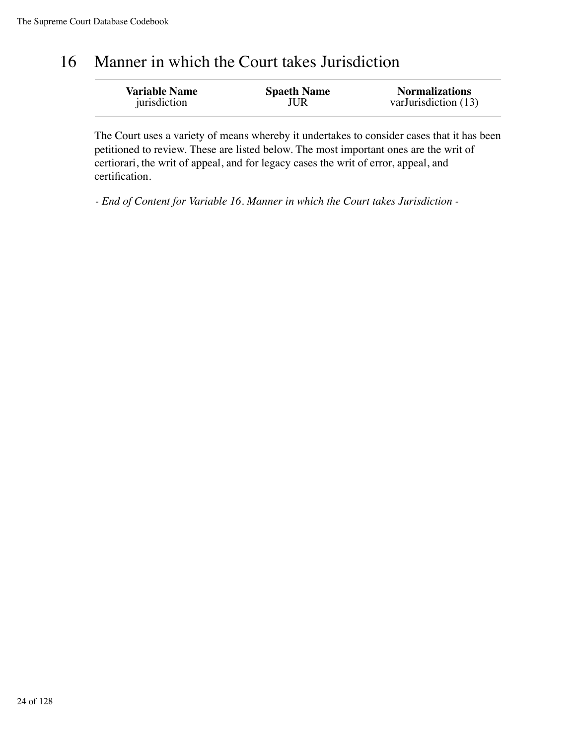# 16 Manner in which the Court takes Jurisdiction

| Variable Name | Spaeth Name | Normalizations |
| --- | --- | --- |
| jurisdiction | JUR | varJurisdiction (13) |

The Court uses a variety of means whereby it undertakes to consider cases that it has been petitioned to review. These are listed below. The most important ones are the writ of certiorari, the writ of appeal, and for legacy cases the writ of error, appeal, and certification.

*- End of Content for Variable 16. Manner in which the Court takes Jurisdiction -*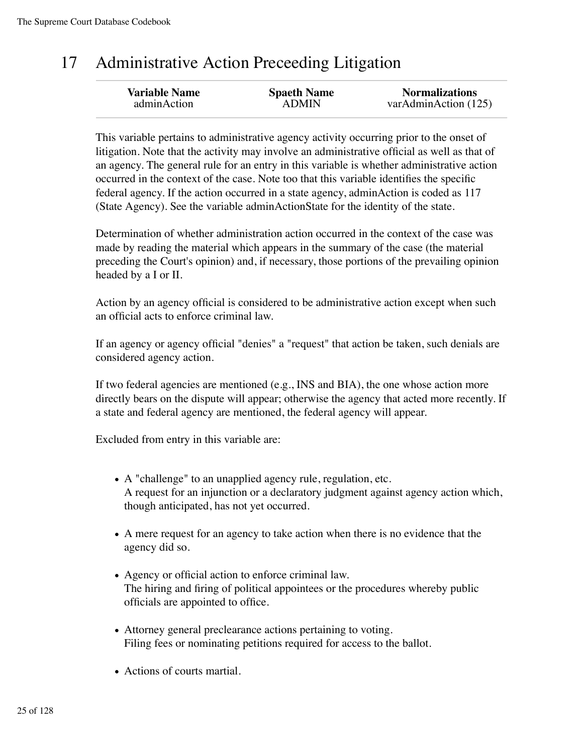# 17 Administrative Action Preceeding Litigation

| Variable Name | Spaeth Name | Normalizations |
|---|---|---|
| adminAction | ADMIN | varAdminAction (125) |

This variable pertains to administrative agency activity occurring prior to the onset of litigation. Note that the activity may involve an administrative official as well as that of an agency. The general rule for an entry in this variable is whether administrative action occurred in the context of the case. Note too that this variable identifies the specific federal agency. If the action occurred in a state agency, adminAction is coded as 117 (State Agency). See the variable adminActionState for the identity of the state.

Determination of whether administration action occurred in the context of the case was made by reading the material which appears in the summary of the case (the material preceding the Court's opinion) and, if necessary, those portions of the prevailing opinion headed by a I or II.

Action by an agency official is considered to be administrative action except when such an official acts to enforce criminal law.

If an agency or agency official "denies" a "request" that action be taken, such denials are considered agency action.

If two federal agencies are mentioned (e.g., INS and BIA), the one whose action more directly bears on the dispute will appear; otherwise the agency that acted more recently. If a state and federal agency are mentioned, the federal agency will appear.

Excluded from entry in this variable are:

- A "challenge" to an unapplied agency rule, regulation, etc.
  A request for an injunction or a declaratory judgment against agency action which, though anticipated, has not yet occurred.
- A mere request for an agency to take action when there is no evidence that the agency did so.
- Agency or official action to enforce criminal law.
  The hiring and firing of political appointees or the procedures whereby public officials are appointed to office.
- Attorney general preclearance actions pertaining to voting.
  Filing fees or nominating petitions required for access to the ballot.
- Actions of courts martial.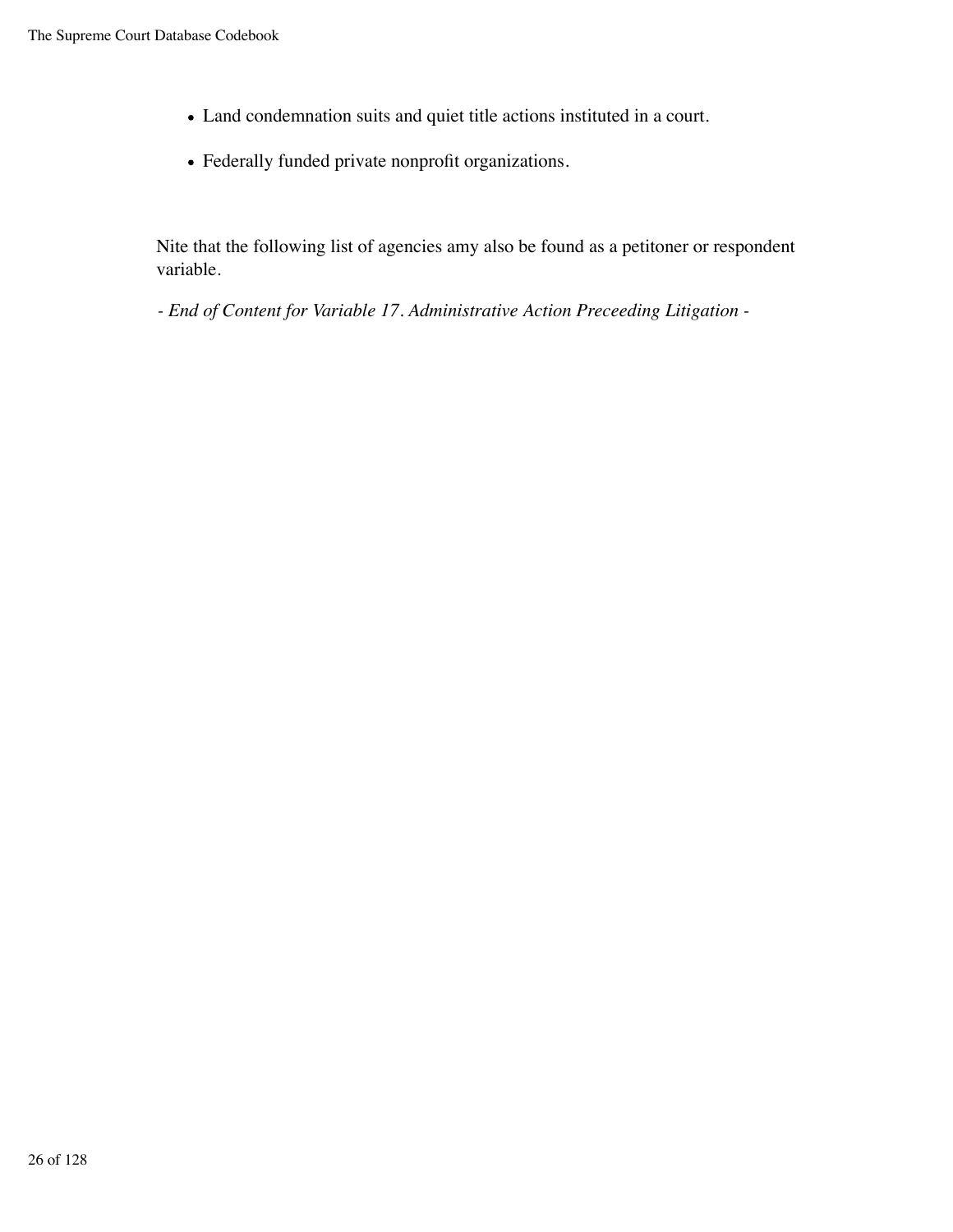- Land condemnation suits and quiet title actions instituted in a court.
- Federally funded private nonprofit organizations.

Nite that the following list of agencies amy also be found as a petitoner or respondent variable.

*- End of Content for Variable 17. Administrative Action Preceeding Litigation -*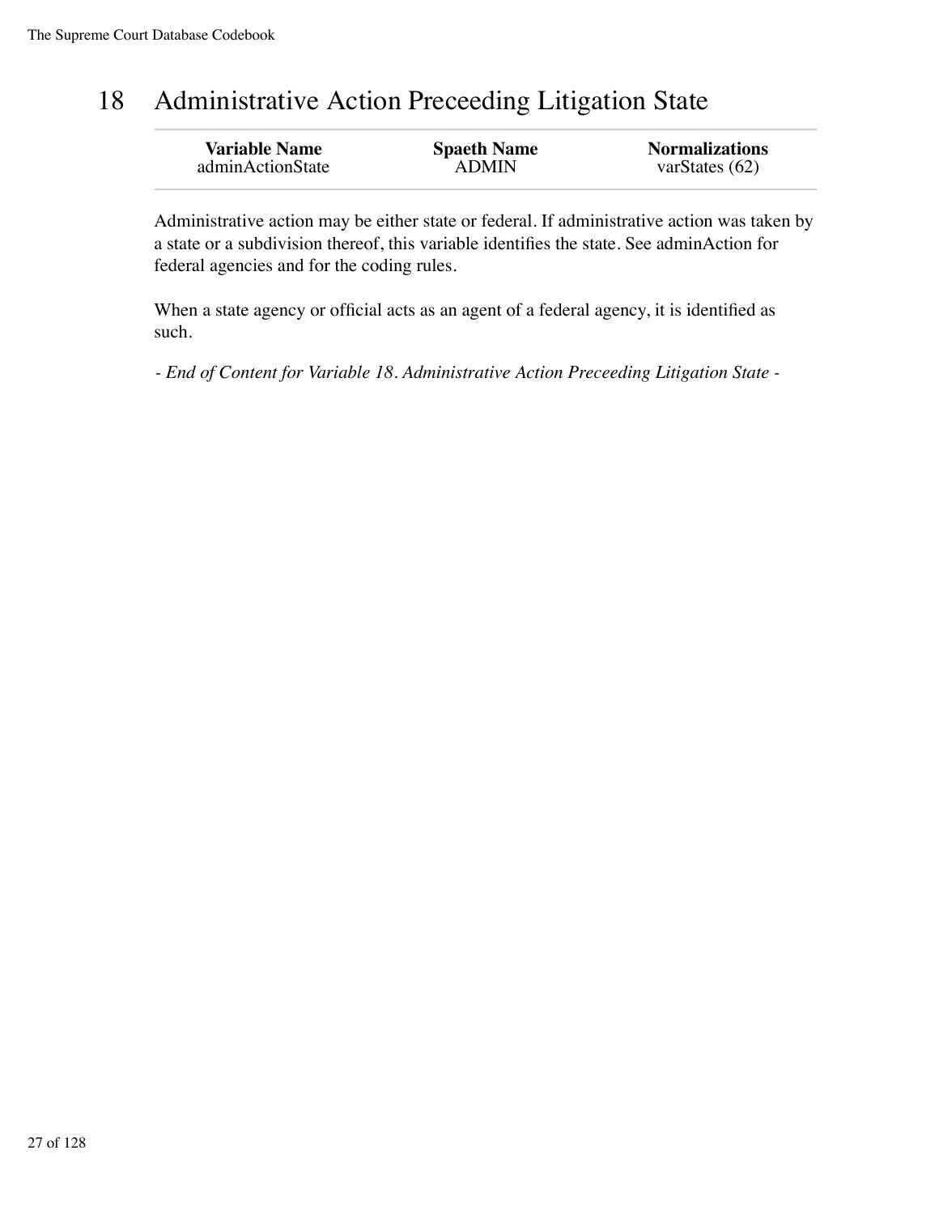# 18 Administrative Action Preceeding Litigation State

| Variable Name | Spaeth Name | Normalizations |
| --- | --- | --- |
| adminActionState | ADMIN | varStates (62) |

Administrative action may be either state or federal. If administrative action was taken by a state or a subdivision thereof, this variable identifies the state. See adminAction for federal agencies and for the coding rules.

When a state agency or official acts as an agent of a federal agency, it is identified as such.

*- End of Content for Variable 18. Administrative Action Preceeding Litigation State -*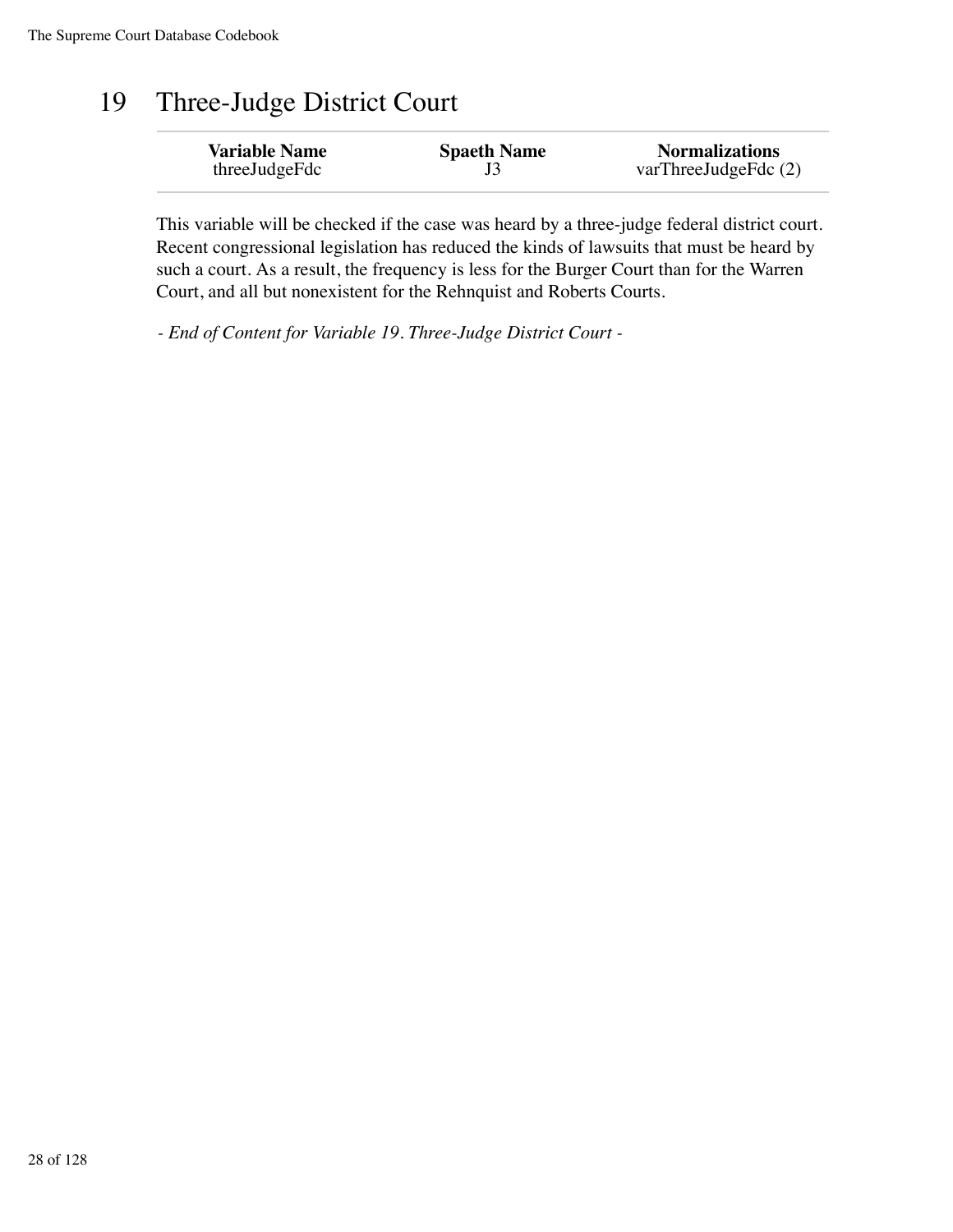# 19 Three-Judge District Court

| Variable Name | Spaeth Name | Normalizations |
|---|---|---|
| threeJudgeFdc | J3 | varThreeJudgeFdc (2) |

This variable will be checked if the case was heard by a three-judge federal district court. Recent congressional legislation has reduced the kinds of lawsuits that must be heard by such a court. As a result, the frequency is less for the Burger Court than for the Warren Court, and all but nonexistent for the Rehnquist and Roberts Courts.

*- End of Content for Variable 19. Three-Judge District Court -*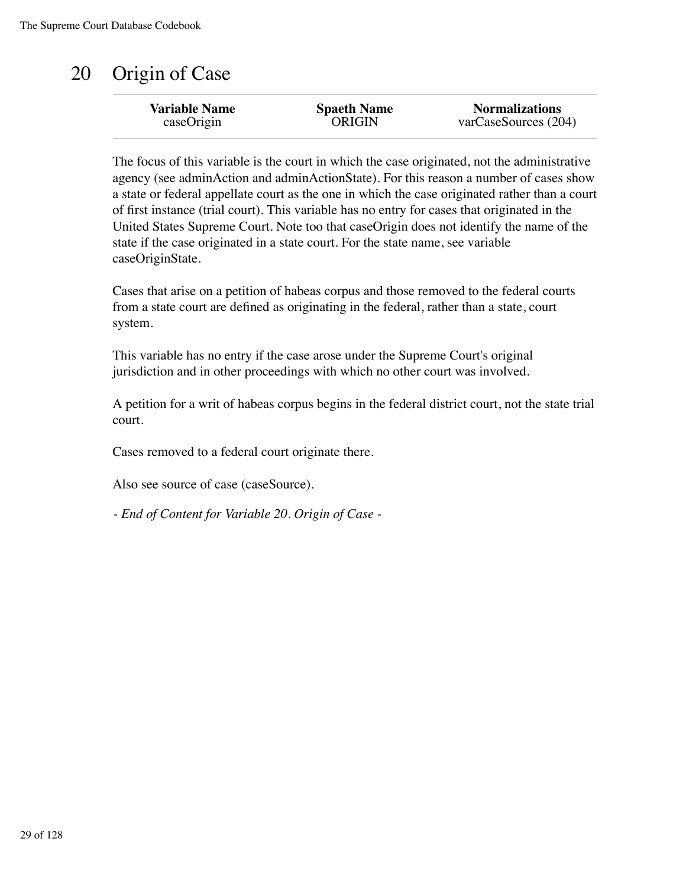# 20 Origin of Case

| Variable Name | Spaeth Name | Normalizations |
| --- | --- | --- |
| caseOrigin | ORIGIN | varCaseSources (204) |

The focus of this variable is the court in which the case originated, not the administrative agency (see adminAction and adminActionState). For this reason a number of cases show a state or federal appellate court as the one in which the case originated rather than a court of first instance (trial court). This variable has no entry for cases that originated in the United States Supreme Court. Note too that caseOrigin does not identify the name of the state if the case originated in a state court. For the state name, see variable caseOriginState.

Cases that arise on a petition of habeas corpus and those removed to the federal courts from a state court are defined as originating in the federal, rather than a state, court system.

This variable has no entry if the case arose under the Supreme Court's original jurisdiction and in other proceedings with which no other court was involved.

A petition for a writ of habeas corpus begins in the federal district court, not the state trial court.

Cases removed to a federal court originate there.

Also see source of case (caseSource).

*- End of Content for Variable 20. Origin of Case -*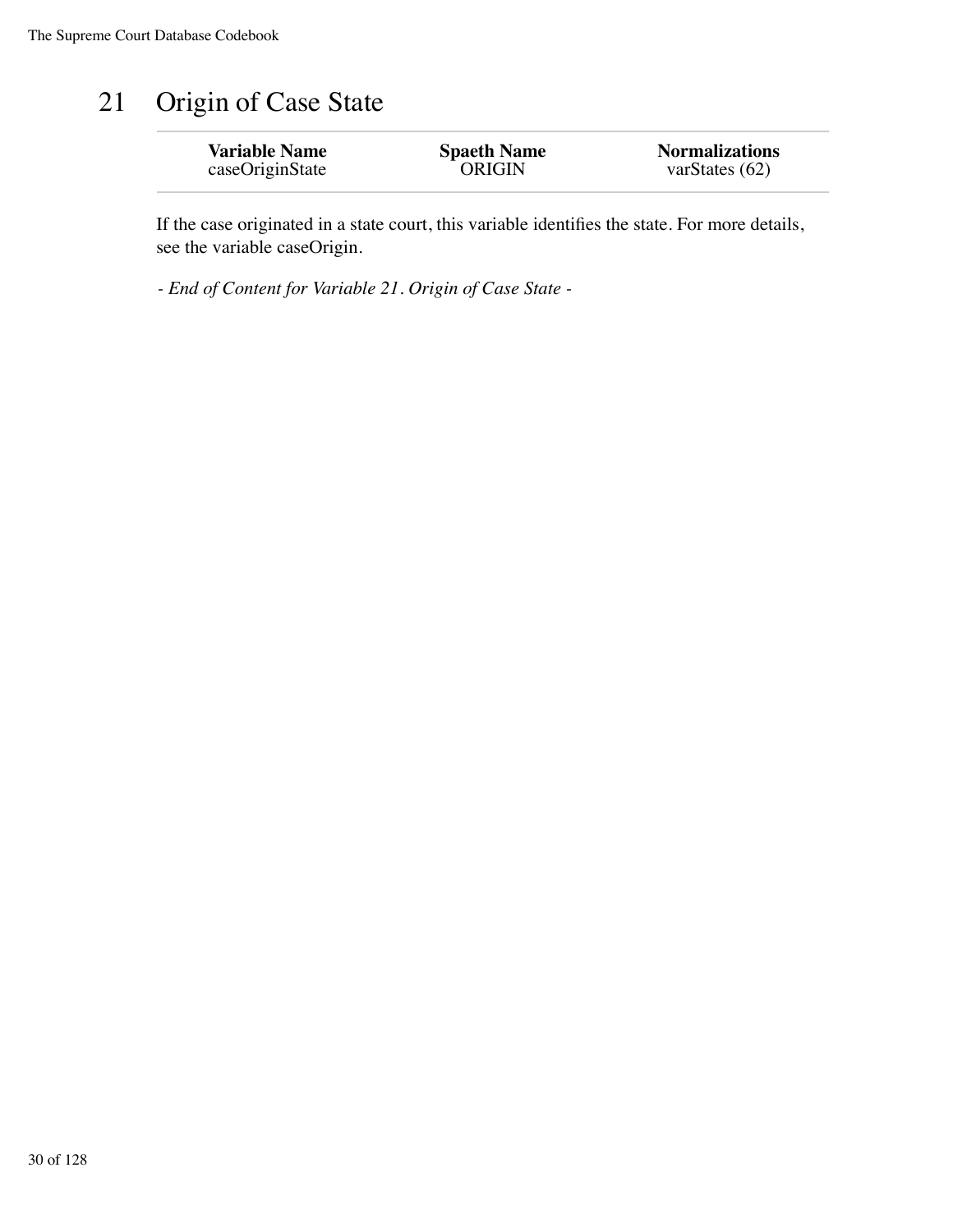# 21 Origin of Case State

| Variable Name | Spaeth Name | Normalizations |
|---|---|---|
| caseOriginState | ORIGIN | varStates (62) |

If the case originated in a state court, this variable identifies the state. For more details, see the variable caseOrigin.

*- End of Content for Variable 21. Origin of Case State -*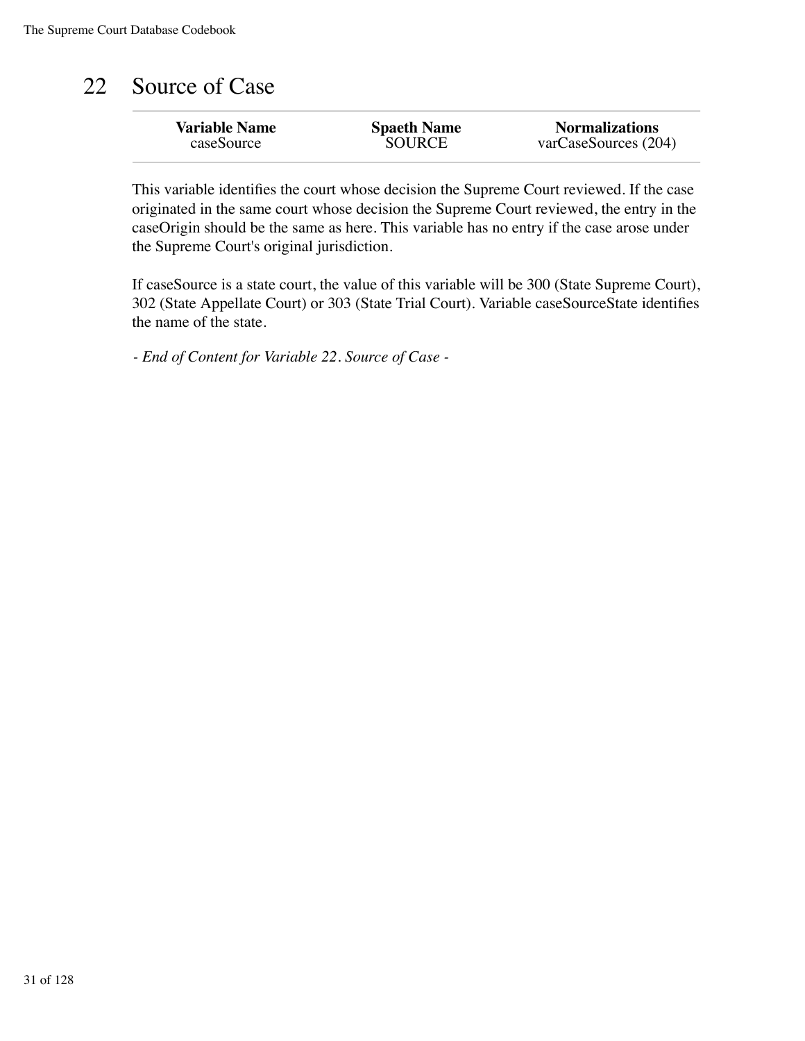# 22 Source of Case

| Variable Name | Spaeth Name | Normalizations |
| --- | --- | --- |
| caseSource | SOURCE | varCaseSources (204) |

This variable identifies the court whose decision the Supreme Court reviewed. If the case originated in the same court whose decision the Supreme Court reviewed, the entry in the caseOrigin should be the same as here. This variable has no entry if the case arose under the Supreme Court's original jurisdiction.

If caseSource is a state court, the value of this variable will be 300 (State Supreme Court), 302 (State Appellate Court) or 303 (State Trial Court). Variable caseSourceState identifies the name of the state.

*- End of Content for Variable 22. Source of Case -*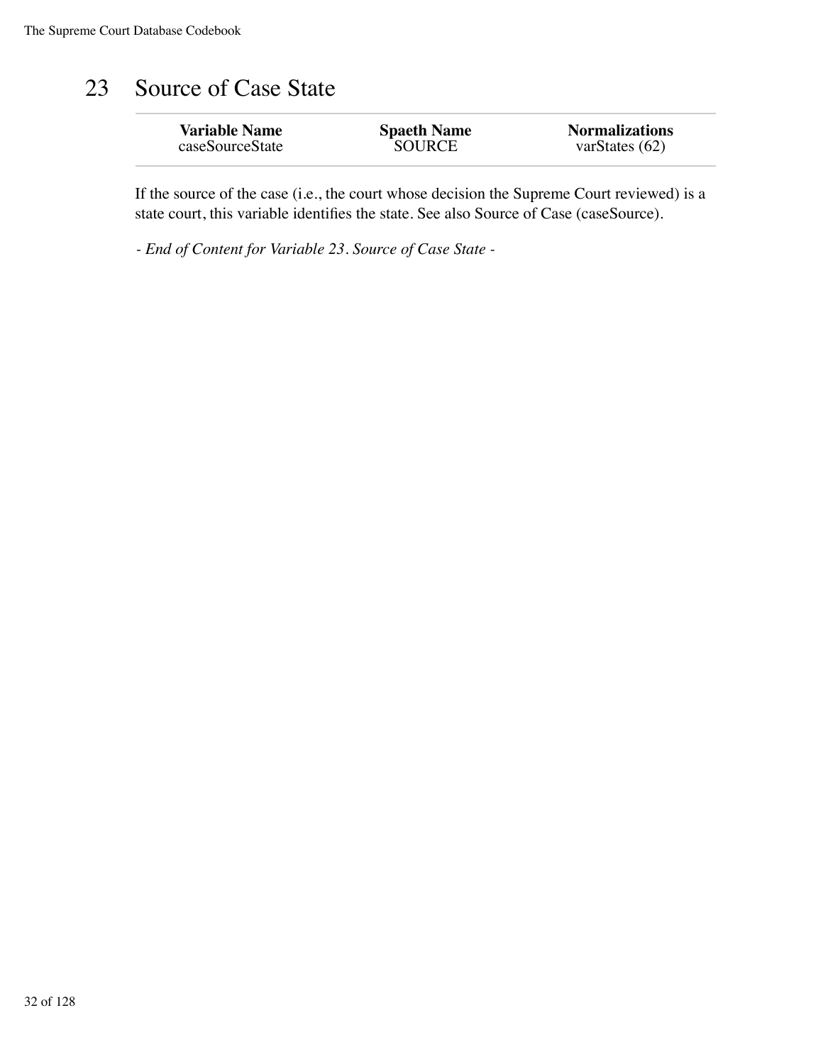# 23 Source of Case State

| Variable Name | Spaeth Name | Normalizations |
|---|---|---|
| caseSourceState | SOURCE | varStates (62) |

If the source of the case (i.e., the court whose decision the Supreme Court reviewed) is a state court, this variable identifies the state. See also Source of Case (caseSource).

*- End of Content for Variable 23. Source of Case State -*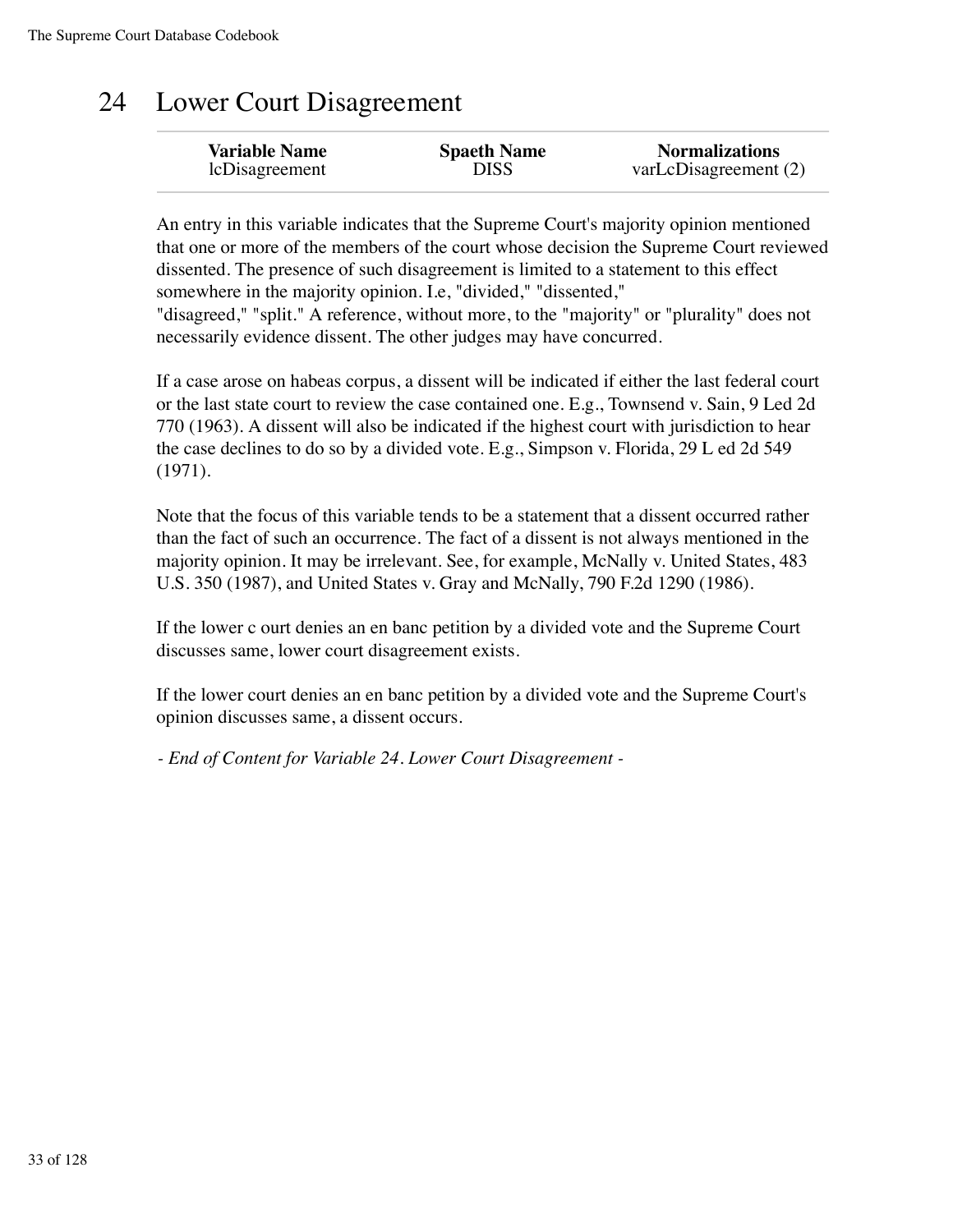# 24 Lower Court Disagreement

| Variable Name | Spaeth Name | Normalizations |
|---|---|---|
| lcDisagreement | DISS | varLcDisagreement (2) |

An entry in this variable indicates that the Supreme Court's majority opinion mentioned that one or more of the members of the court whose decision the Supreme Court reviewed dissented. The presence of such disagreement is limited to a statement to this effect somewhere in the majority opinion. I.e, "divided," "dissented," "disagreed," "split." A reference, without more, to the "majority" or "plurality" does not necessarily evidence dissent. The other judges may have concurred.

If a case arose on habeas corpus, a dissent will be indicated if either the last federal court or the last state court to review the case contained one. E.g., Townsend v. Sain, 9 Led 2d 770 (1963). A dissent will also be indicated if the highest court with jurisdiction to hear the case declines to do so by a divided vote. E.g., Simpson v. Florida, 29 L ed 2d 549 (1971).

Note that the focus of this variable tends to be a statement that a dissent occurred rather than the fact of such an occurrence. The fact of a dissent is not always mentioned in the majority opinion. It may be irrelevant. See, for example, McNally v. United States, 483 U.S. 350 (1987), and United States v. Gray and McNally, 790 F.2d 1290 (1986).

If the lower c ourt denies an en banc petition by a divided vote and the Supreme Court discusses same, lower court disagreement exists.

If the lower court denies an en banc petition by a divided vote and the Supreme Court's opinion discusses same, a dissent occurs.

*- End of Content for Variable 24. Lower Court Disagreement -*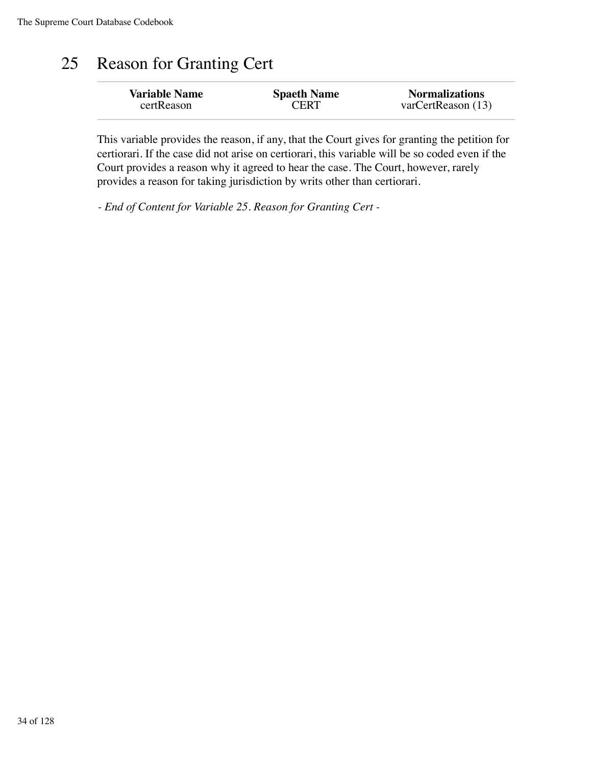# 25 Reason for Granting Cert

| Variable Name | Spaeth Name | Normalizations |
|---|---|---|
| certReason | CERT | varCertReason (13) |

This variable provides the reason, if any, that the Court gives for granting the petition for certiorari. If the case did not arise on certiorari, this variable will be so coded even if the Court provides a reason why it agreed to hear the case. The Court, however, rarely provides a reason for taking jurisdiction by writs other than certiorari.

*- End of Content for Variable 25. Reason for Granting Cert -*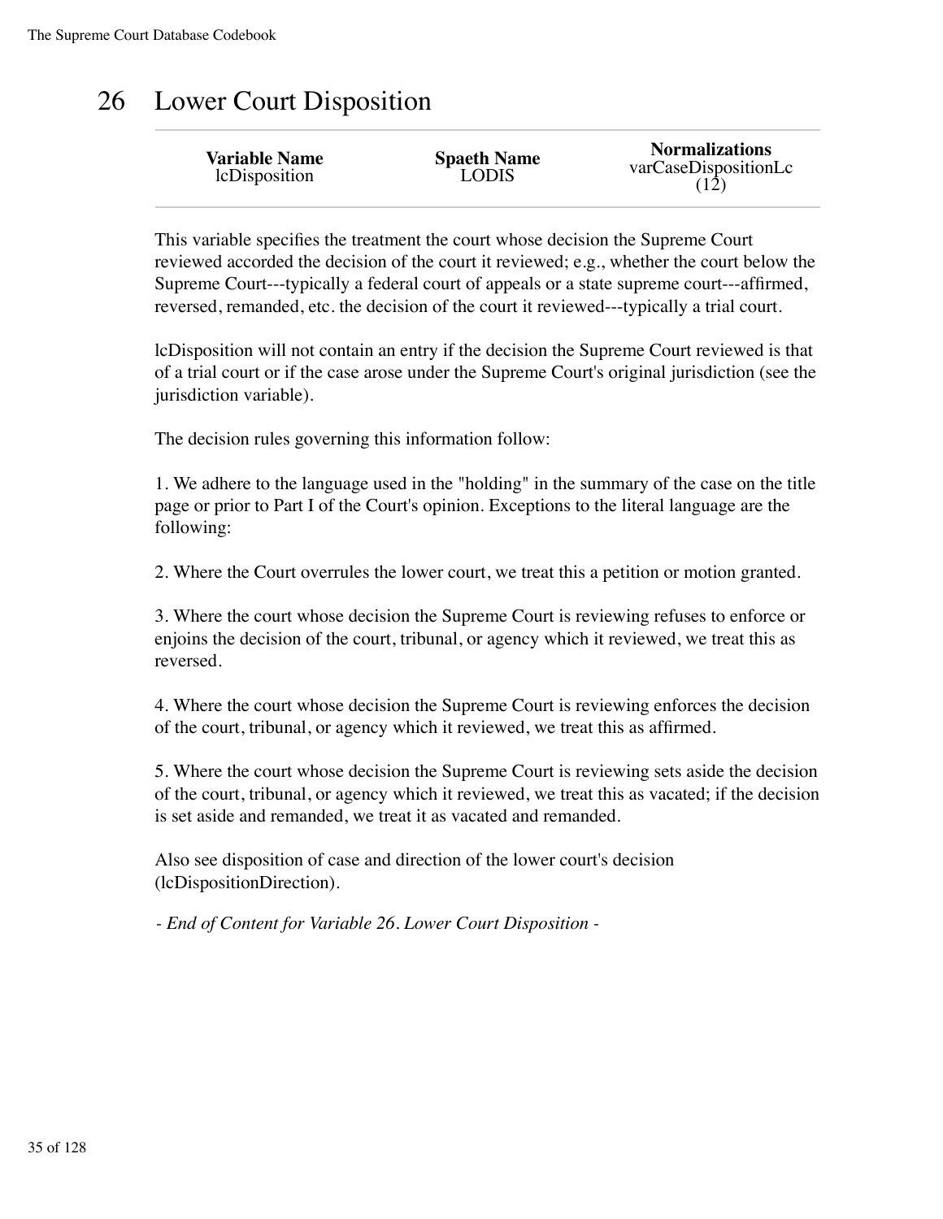# 26 Lower Court Disposition

| Variable Name | Spaeth Name | Normalizations |
|---|---|---|
| lcDisposition | LODIS | varCaseDispositionLc (12) |

This variable specifies the treatment the court whose decision the Supreme Court reviewed accorded the decision of the court it reviewed; e.g., whether the court below the Supreme Court---typically a federal court of appeals or a state supreme court---affirmed, reversed, remanded, etc. the decision of the court it reviewed---typically a trial court.

lcDisposition will not contain an entry if the decision the Supreme Court reviewed is that of a trial court or if the case arose under the Supreme Court's original jurisdiction (see the jurisdiction variable).

The decision rules governing this information follow:

1. We adhere to the language used in the "holding" in the summary of the case on the title page or prior to Part I of the Court's opinion. Exceptions to the literal language are the following:

2. Where the Court overrules the lower court, we treat this a petition or motion granted.

3. Where the court whose decision the Supreme Court is reviewing refuses to enforce or enjoins the decision of the court, tribunal, or agency which it reviewed, we treat this as reversed.

4. Where the court whose decision the Supreme Court is reviewing enforces the decision of the court, tribunal, or agency which it reviewed, we treat this as affirmed.

5. Where the court whose decision the Supreme Court is reviewing sets aside the decision of the court, tribunal, or agency which it reviewed, we treat this as vacated; if the decision is set aside and remanded, we treat it as vacated and remanded.

Also see disposition of case and direction of the lower court's decision (lcDispositionDirection).

*- End of Content for Variable 26. Lower Court Disposition -*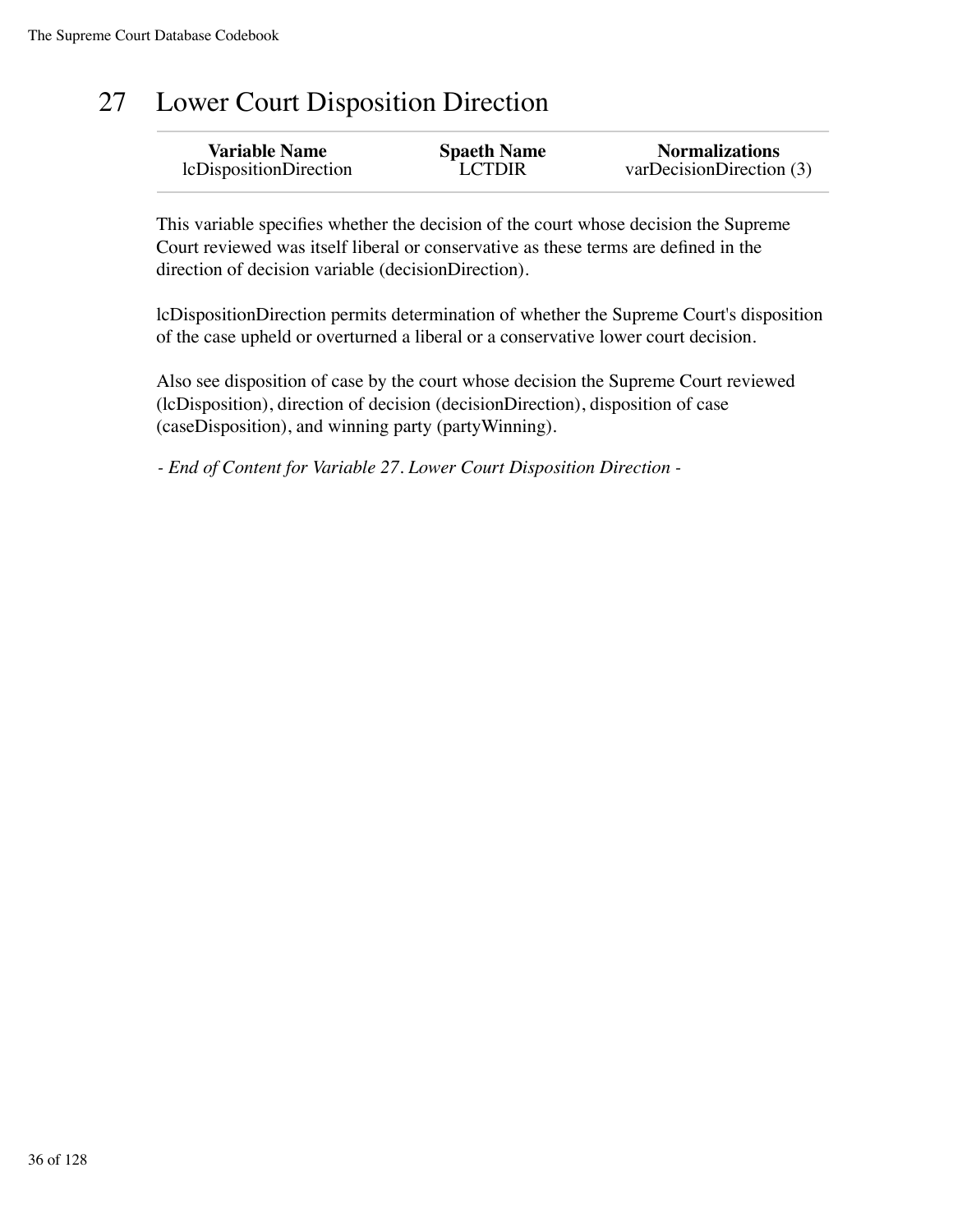# 27 Lower Court Disposition Direction

| Variable Name | Spaeth Name | Normalizations |
| --- | --- | --- |
| lcDispositionDirection | LCTDIR | varDecisionDirection (3) |

This variable specifies whether the decision of the court whose decision the Supreme Court reviewed was itself liberal or conservative as these terms are defined in the direction of decision variable (decisionDirection).

lcDispositionDirection permits determination of whether the Supreme Court's disposition of the case upheld or overturned a liberal or a conservative lower court decision.

Also see disposition of case by the court whose decision the Supreme Court reviewed (lcDisposition), direction of decision (decisionDirection), disposition of case (caseDisposition), and winning party (partyWinning).

*- End of Content for Variable 27. Lower Court Disposition Direction -*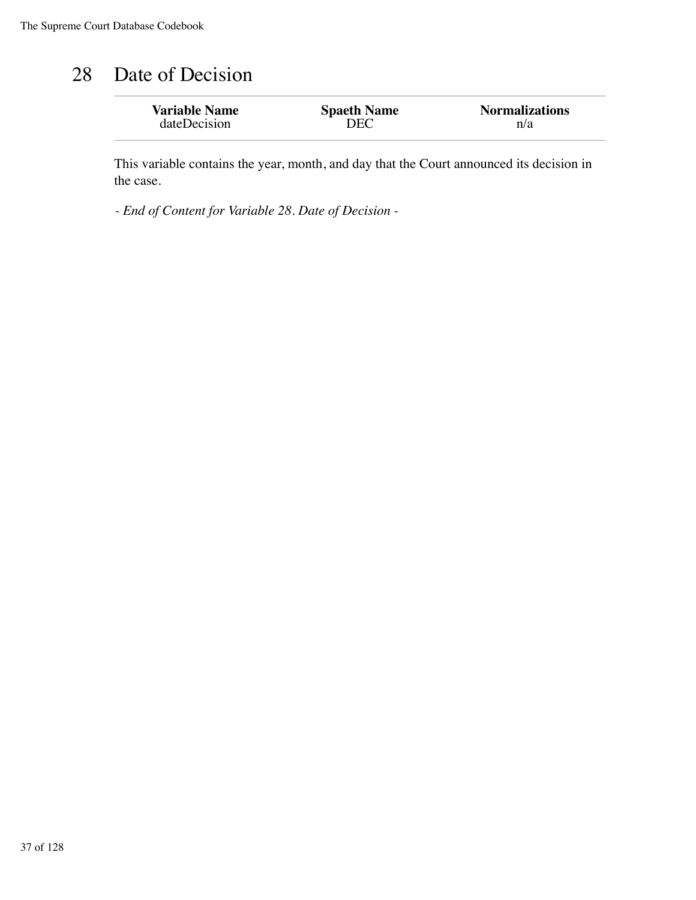# 28 Date of Decision

| Variable Name | Spaeth Name | Normalizations |
| --- | --- | --- |
| dateDecision | DEC | n/a |

This variable contains the year, month, and day that the Court announced its decision in the case.

*- End of Content for Variable 28. Date of Decision -*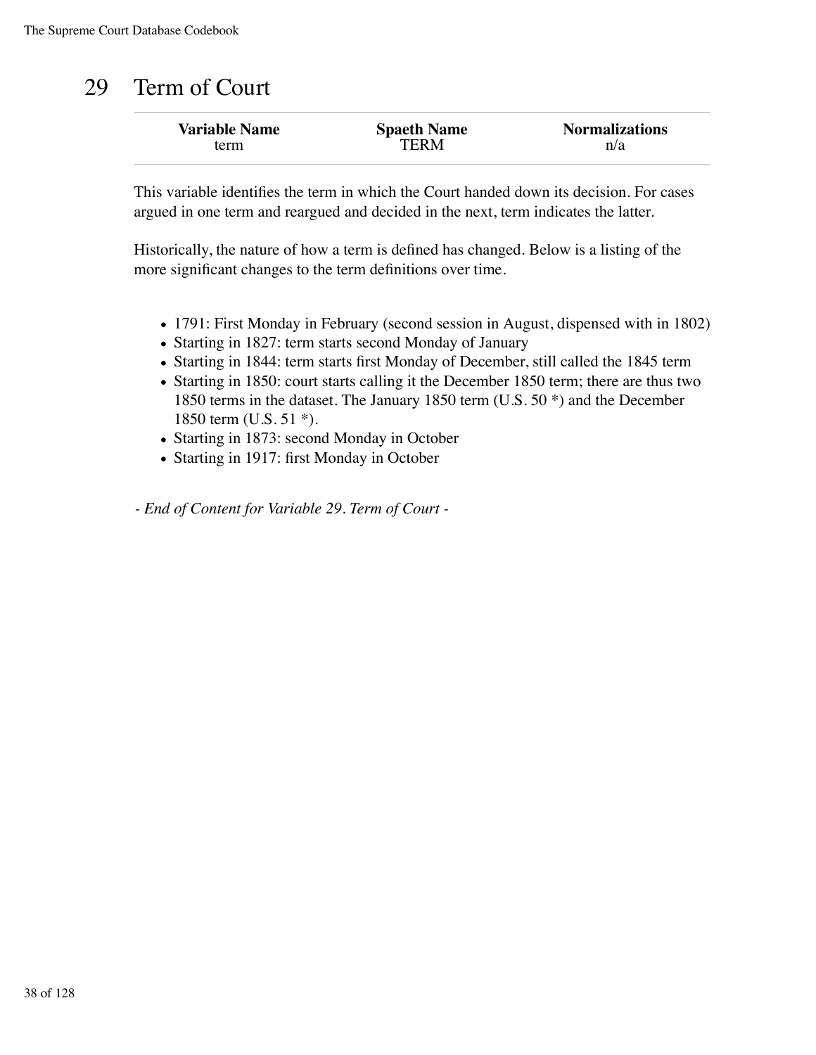# 29 Term of Court

| Variable Name | Spaeth Name | Normalizations |
|---|---|---|
| term | TERM | n/a |

This variable identifies the term in which the Court handed down its decision. For cases argued in one term and reargued and decided in the next, term indicates the latter.

Historically, the nature of how a term is defined has changed. Below is a listing of the more significant changes to the term definitions over time.

- 1791: First Monday in February (second session in August, dispensed with in 1802)
- Starting in 1827: term starts second Monday of January
- Starting in 1844: term starts first Monday of December, still called the 1845 term
- Starting in 1850: court starts calling it the December 1850 term; there are thus two 1850 terms in the dataset. The January 1850 term (U.S. 50 *) and the December 1850 term (U.S. 51 *).
- Starting in 1873: second Monday in October
- Starting in 1917: first Monday in October

*- End of Content for Variable 29. Term of Court -*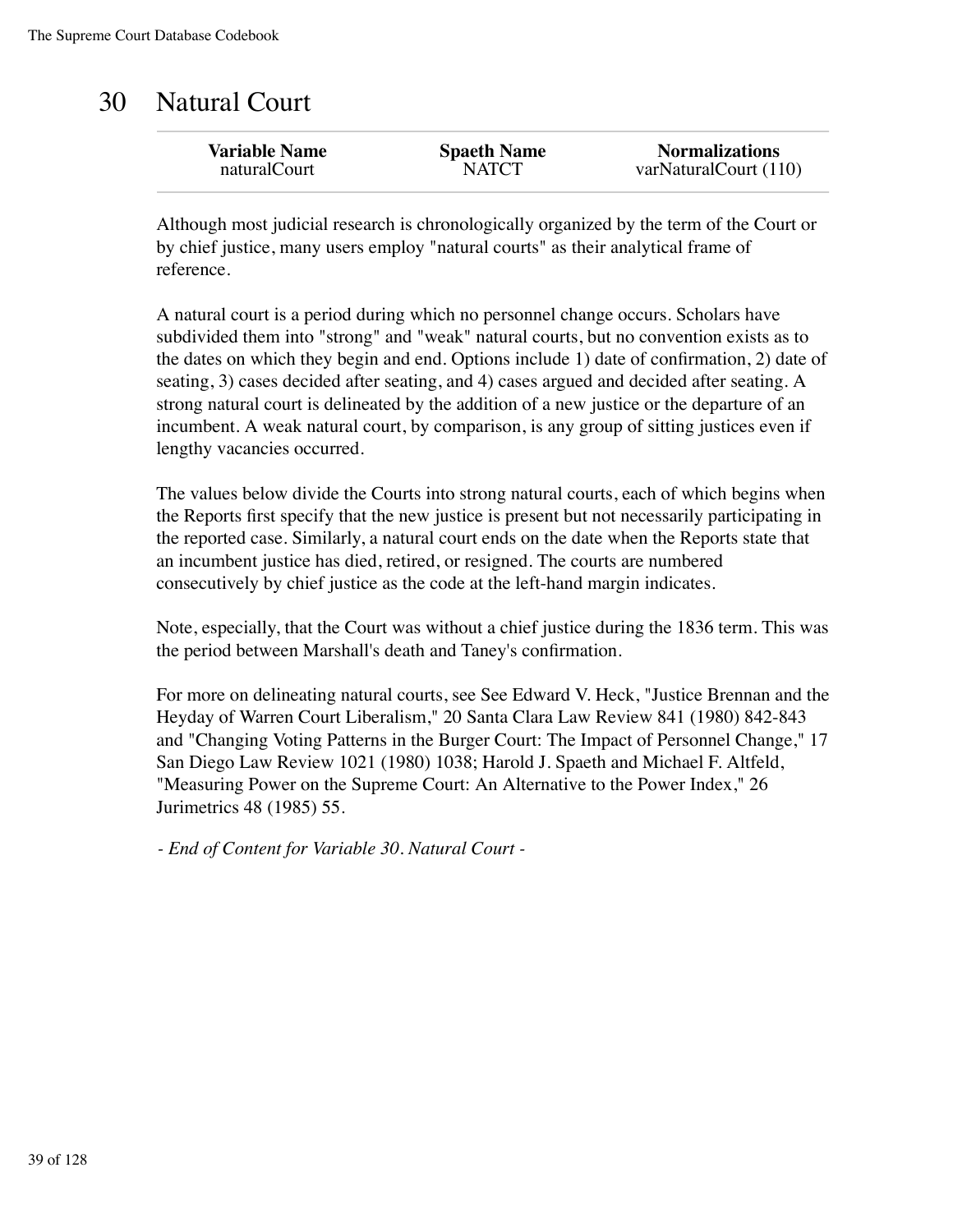# 30 Natural Court

| Variable Name | Spaeth Name | Normalizations |
| --- | --- | --- |
| naturalCourt | NATCT | varNaturalCourt (110) |

Although most judicial research is chronologically organized by the term of the Court or by chief justice, many users employ "natural courts" as their analytical frame of reference.

A natural court is a period during which no personnel change occurs. Scholars have subdivided them into "strong" and "weak" natural courts, but no convention exists as to the dates on which they begin and end. Options include 1) date of confirmation, 2) date of seating, 3) cases decided after seating, and 4) cases argued and decided after seating. A strong natural court is delineated by the addition of a new justice or the departure of an incumbent. A weak natural court, by comparison, is any group of sitting justices even if lengthy vacancies occurred.

The values below divide the Courts into strong natural courts, each of which begins when the Reports first specify that the new justice is present but not necessarily participating in the reported case. Similarly, a natural court ends on the date when the Reports state that an incumbent justice has died, retired, or resigned. The courts are numbered consecutively by chief justice as the code at the left-hand margin indicates.

Note, especially, that the Court was without a chief justice during the 1836 term. This was the period between Marshall's death and Taney's confirmation.

For more on delineating natural courts, see See Edward V. Heck, "Justice Brennan and the Heyday of Warren Court Liberalism," 20 Santa Clara Law Review 841 (1980) 842-843 and "Changing Voting Patterns in the Burger Court: The Impact of Personnel Change," 17 San Diego Law Review 1021 (1980) 1038; Harold J. Spaeth and Michael F. Altfeld, "Measuring Power on the Supreme Court: An Alternative to the Power Index," 26 Jurimetrics 48 (1985) 55.

*- End of Content for Variable 30. Natural Court -*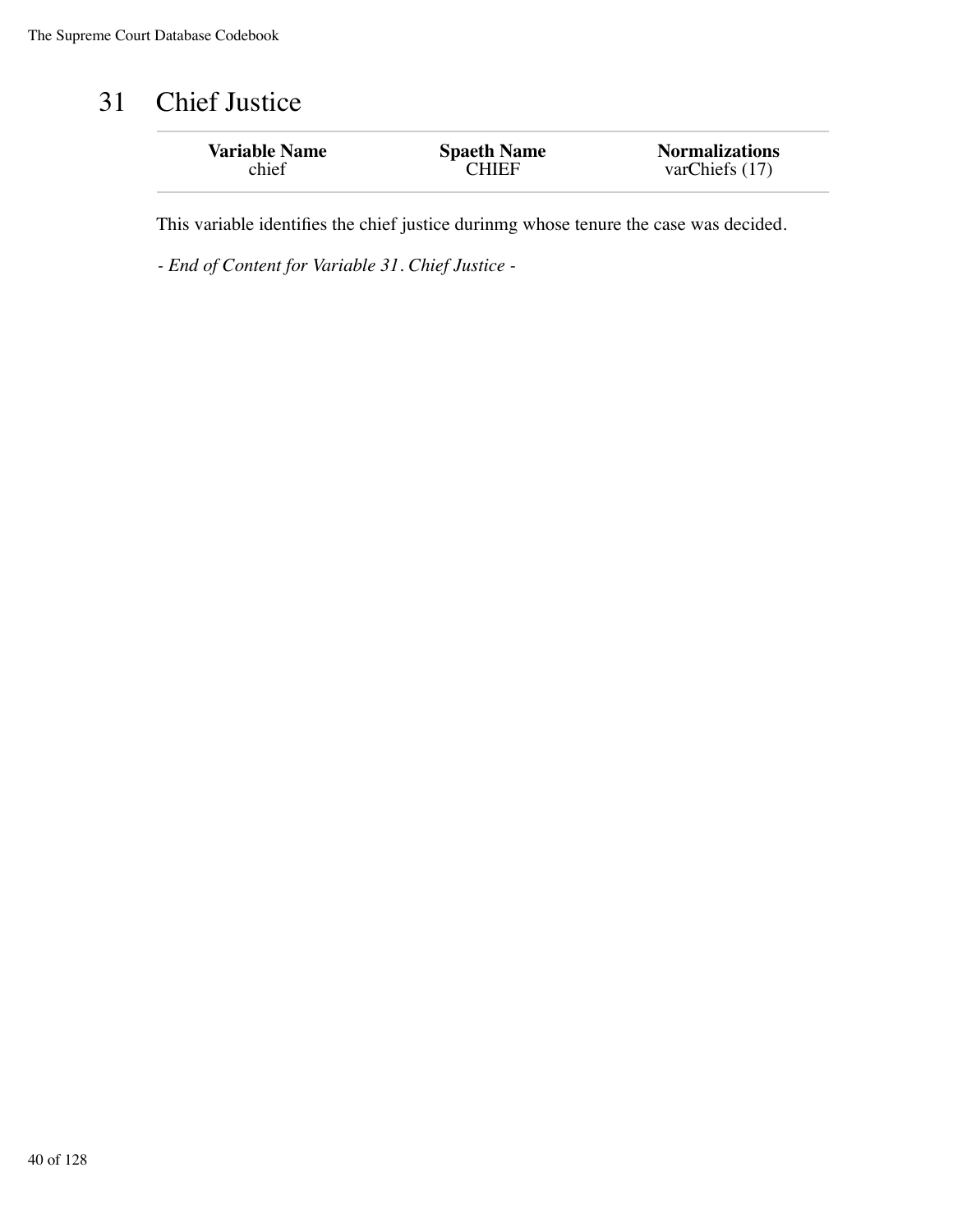# 31 Chief Justice

| Variable Name | Spaeth Name | Normalizations |
| --- | --- | --- |
| chief | CHIEF | varChiefs (17) |

This variable identifies the chief justice durinmg whose tenure the case was decided.

*- End of Content for Variable 31. Chief Justice -*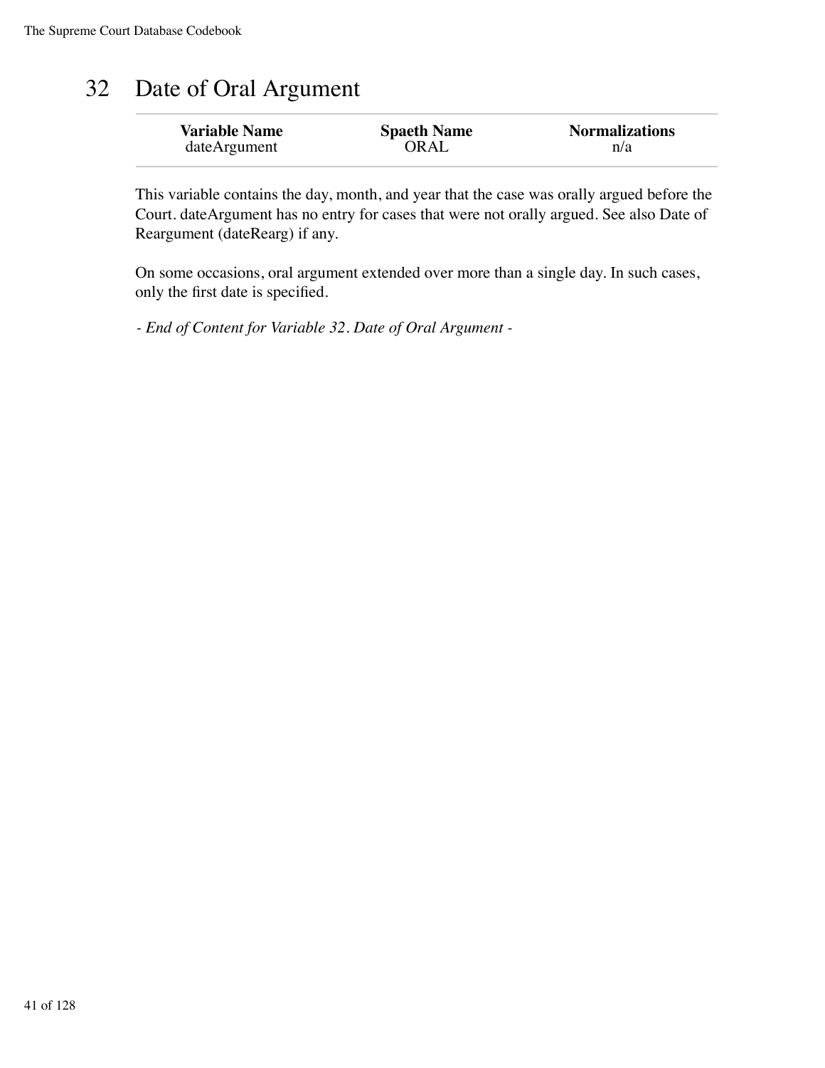# 32 Date of Oral Argument

| Variable Name | Spaeth Name | Normalizations |
|---|---|---|
| dateArgument | ORAL | n/a |

This variable contains the day, month, and year that the case was orally argued before the Court. dateArgument has no entry for cases that were not orally argued. See also Date of Reargument (dateRearg) if any.

On some occasions, oral argument extended over more than a single day. In such cases, only the first date is specified.

*- End of Content for Variable 32. Date of Oral Argument -*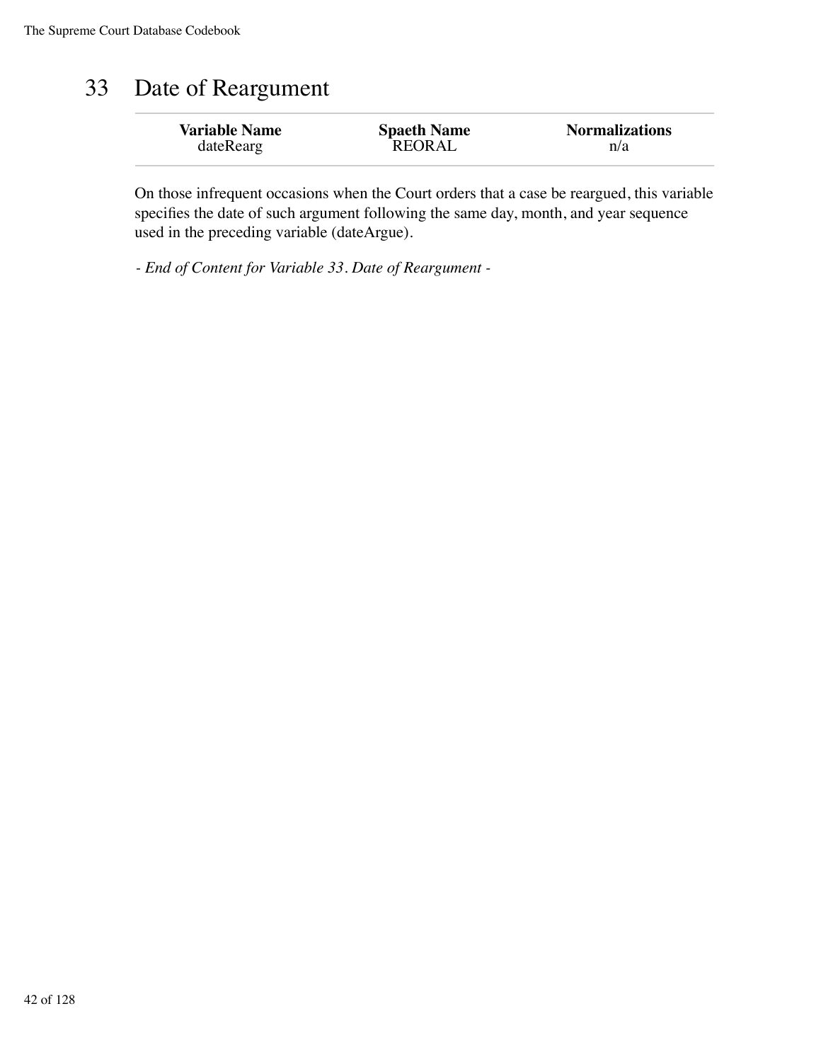# 33 Date of Reargument

| Variable Name | Spaeth Name | Normalizations |
| --- | --- | --- |
| dateRearg | REORAL | n/a |

On those infrequent occasions when the Court orders that a case be reargued, this variable specifies the date of such argument following the same day, month, and year sequence used in the preceding variable (dateArgue).

*- End of Content for Variable 33. Date of Reargument -*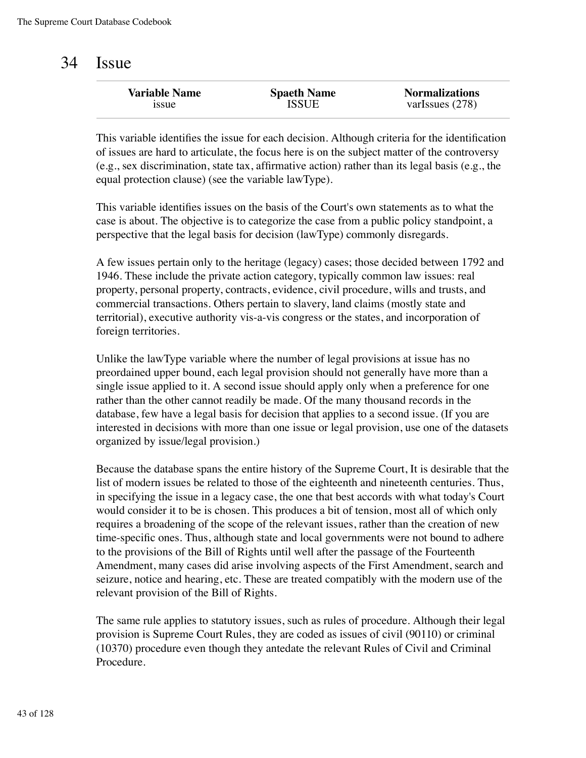# 34 Issue

| Variable Name | Spaeth Name | Normalizations |
|---|---|---|
| issue | ISSUE | varIssues (278) |

This variable identifies the issue for each decision. Although criteria for the identification of issues are hard to articulate, the focus here is on the subject matter of the controversy (e.g., sex discrimination, state tax, affirmative action) rather than its legal basis (e.g., the equal protection clause) (see the variable lawType).

This variable identifies issues on the basis of the Court's own statements as to what the case is about. The objective is to categorize the case from a public policy standpoint, a perspective that the legal basis for decision (lawType) commonly disregards.

A few issues pertain only to the heritage (legacy) cases; those decided between 1792 and 1946. These include the private action category, typically common law issues: real property, personal property, contracts, evidence, civil procedure, wills and trusts, and commercial transactions. Others pertain to slavery, land claims (mostly state and territorial), executive authority vis-a-vis congress or the states, and incorporation of foreign territories.

Unlike the lawType variable where the number of legal provisions at issue has no preordained upper bound, each legal provision should not generally have more than a single issue applied to it. A second issue should apply only when a preference for one rather than the other cannot readily be made. Of the many thousand records in the database, few have a legal basis for decision that applies to a second issue. (If you are interested in decisions with more than one issue or legal provision, use one of the datasets organized by issue/legal provision.)

Because the database spans the entire history of the Supreme Court, It is desirable that the list of modern issues be related to those of the eighteenth and nineteenth centuries. Thus, in specifying the issue in a legacy case, the one that best accords with what today's Court would consider it to be is chosen. This produces a bit of tension, most all of which only requires a broadening of the scope of the relevant issues, rather than the creation of new time-specific ones. Thus, although state and local governments were not bound to adhere to the provisions of the Bill of Rights until well after the passage of the Fourteenth Amendment, many cases did arise involving aspects of the First Amendment, search and seizure, notice and hearing, etc. These are treated compatibly with the modern use of the relevant provision of the Bill of Rights.

The same rule applies to statutory issues, such as rules of procedure. Although their legal provision is Supreme Court Rules, they are coded as issues of civil (90110) or criminal (10370) procedure even though they antedate the relevant Rules of Civil and Criminal Procedure.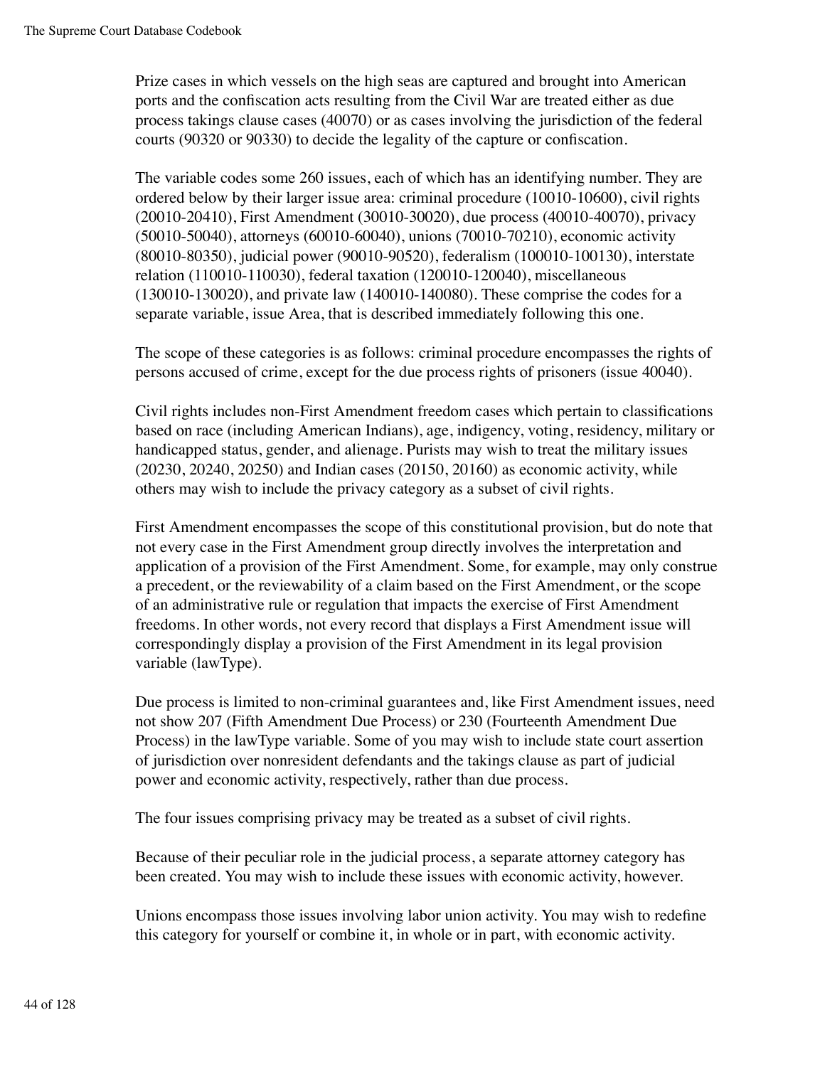Prize cases in which vessels on the high seas are captured and brought into American ports and the confiscation acts resulting from the Civil War are treated either as due process takings clause cases (40070) or as cases involving the jurisdiction of the federal courts (90320 or 90330) to decide the legality of the capture or confiscation.

The variable codes some 260 issues, each of which has an identifying number. They are ordered below by their larger issue area: criminal procedure (10010-10600), civil rights (20010-20410), First Amendment (30010-30020), due process (40010-40070), privacy (50010-50040), attorneys (60010-60040), unions (70010-70210), economic activity (80010-80350), judicial power (90010-90520), federalism (100010-100130), interstate relation (110010-110030), federal taxation (120010-120040), miscellaneous (130010-130020), and private law (140010-140080). These comprise the codes for a separate variable, issue Area, that is described immediately following this one.

The scope of these categories is as follows: criminal procedure encompasses the rights of persons accused of crime, except for the due process rights of prisoners (issue 40040).

Civil rights includes non-First Amendment freedom cases which pertain to classifications based on race (including American Indians), age, indigency, voting, residency, military or handicapped status, gender, and alienage. Purists may wish to treat the military issues (20230, 20240, 20250) and Indian cases (20150, 20160) as economic activity, while others may wish to include the privacy category as a subset of civil rights.

First Amendment encompasses the scope of this constitutional provision, but do note that not every case in the First Amendment group directly involves the interpretation and application of a provision of the First Amendment. Some, for example, may only construe a precedent, or the reviewability of a claim based on the First Amendment, or the scope of an administrative rule or regulation that impacts the exercise of First Amendment freedoms. In other words, not every record that displays a First Amendment issue will correspondingly display a provision of the First Amendment in its legal provision variable (lawType).

Due process is limited to non-criminal guarantees and, like First Amendment issues, need not show 207 (Fifth Amendment Due Process) or 230 (Fourteenth Amendment Due Process) in the lawType variable. Some of you may wish to include state court assertion of jurisdiction over nonresident defendants and the takings clause as part of judicial power and economic activity, respectively, rather than due process.

The four issues comprising privacy may be treated as a subset of civil rights.

Because of their peculiar role in the judicial process, a separate attorney category has been created. You may wish to include these issues with economic activity, however.

Unions encompass those issues involving labor union activity. You may wish to redefine this category for yourself or combine it, in whole or in part, with economic activity.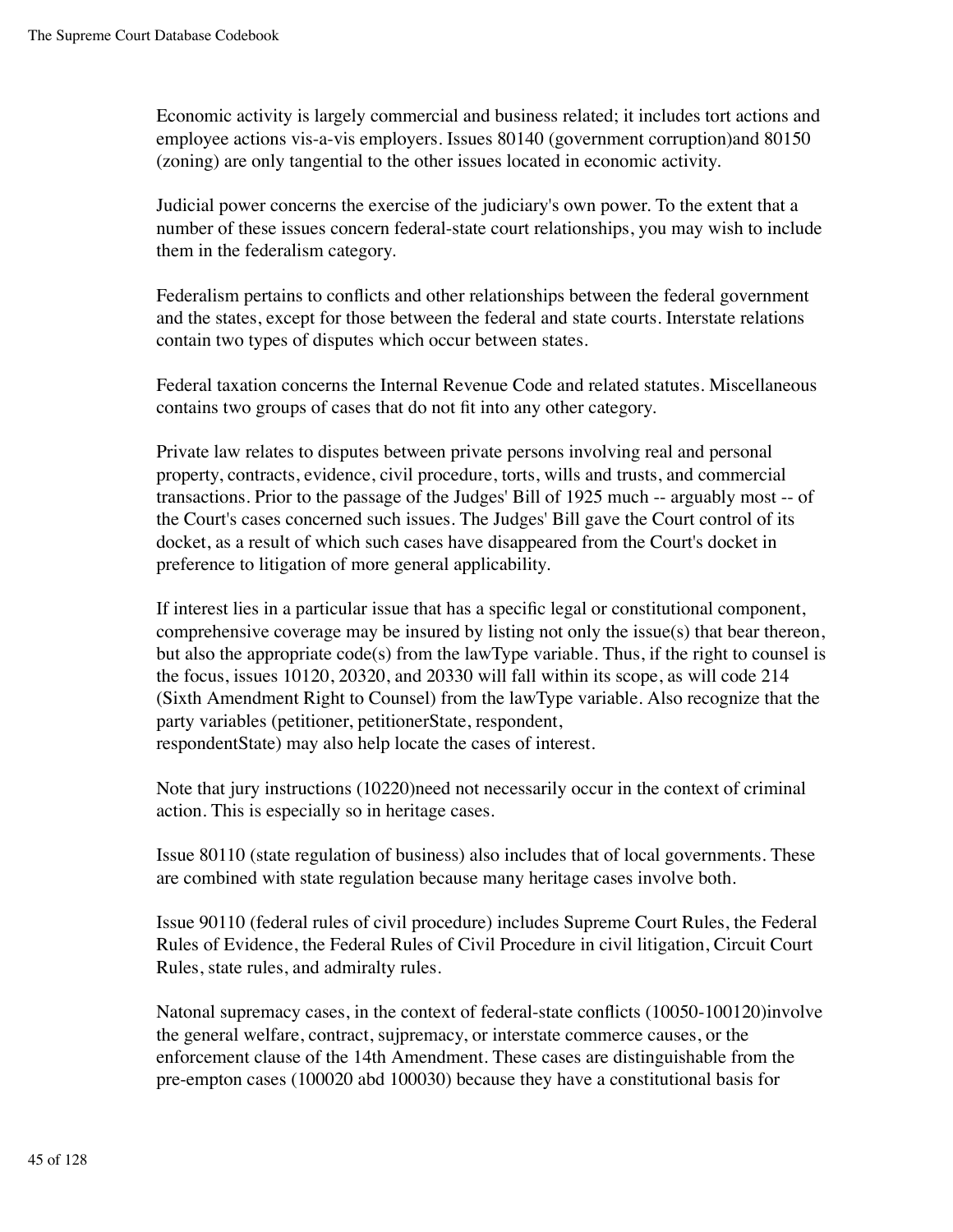Economic activity is largely commercial and business related; it includes tort actions and employee actions vis-a-vis employers. Issues 80140 (government corruption)and 80150 (zoning) are only tangential to the other issues located in economic activity.

Judicial power concerns the exercise of the judiciary's own power. To the extent that a number of these issues concern federal-state court relationships, you may wish to include them in the federalism category.

Federalism pertains to conflicts and other relationships between the federal government and the states, except for those between the federal and state courts. Interstate relations contain two types of disputes which occur between states.

Federal taxation concerns the Internal Revenue Code and related statutes. Miscellaneous contains two groups of cases that do not fit into any other category.

Private law relates to disputes between private persons involving real and personal property, contracts, evidence, civil procedure, torts, wills and trusts, and commercial transactions. Prior to the passage of the Judges' Bill of 1925 much -- arguably most -- of the Court's cases concerned such issues. The Judges' Bill gave the Court control of its docket, as a result of which such cases have disappeared from the Court's docket in preference to litigation of more general applicability.

If interest lies in a particular issue that has a specific legal or constitutional component, comprehensive coverage may be insured by listing not only the issue(s) that bear thereon, but also the appropriate code(s) from the lawType variable. Thus, if the right to counsel is the focus, issues 10120, 20320, and 20330 will fall within its scope, as will code 214 (Sixth Amendment Right to Counsel) from the lawType variable. Also recognize that the party variables (petitioner, petitionerState, respondent, respondentState) may also help locate the cases of interest.

Note that jury instructions (10220)need not necessarily occur in the context of criminal action. This is especially so in heritage cases.

Issue 80110 (state regulation of business) also includes that of local governments. These are combined with state regulation because many heritage cases involve both.

Issue 90110 (federal rules of civil procedure) includes Supreme Court Rules, the Federal Rules of Evidence, the Federal Rules of Civil Procedure in civil litigation, Circuit Court Rules, state rules, and admiralty rules.

Natonal supremacy cases, in the context of federal-state conflicts (10050-100120)involve the general welfare, contract, sujpremacy, or interstate commerce causes, or the enforcement clause of the 14th Amendment. These cases are distinguishable from the pre-empton cases (100020 abd 100030) because they have a constitutional basis for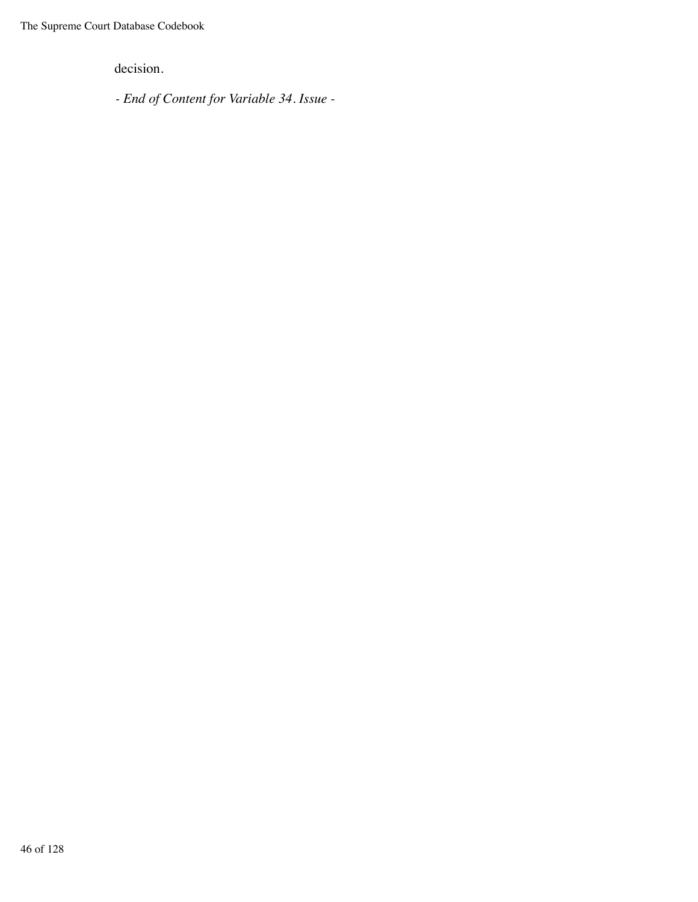decision.

*- End of Content for Variable 34. Issue -*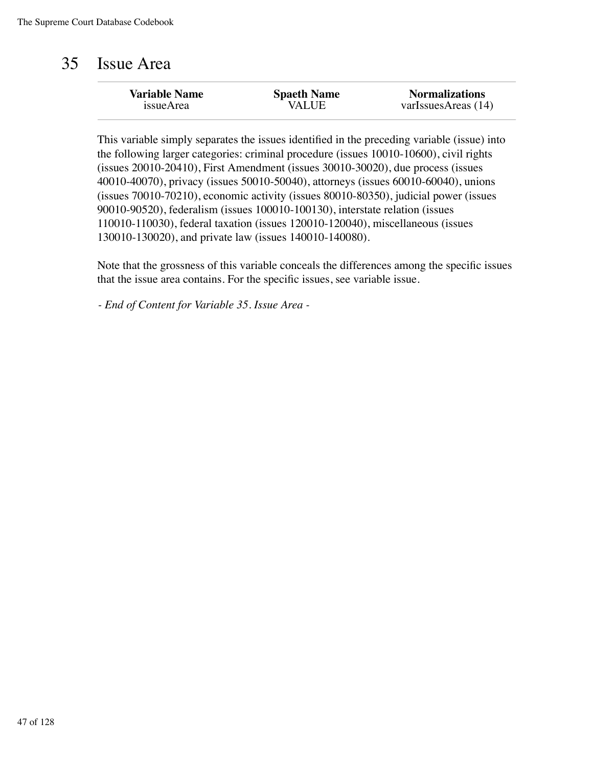# 35 Issue Area

| Variable Name | Spaeth Name | Normalizations |
|---|---|---|
| issueArea | VALUE | varIssuesAreas (14) |

This variable simply separates the issues identified in the preceding variable (issue) into the following larger categories: criminal procedure (issues 10010-10600), civil rights (issues 20010-20410), First Amendment (issues 30010-30020), due process (issues 40010-40070), privacy (issues 50010-50040), attorneys (issues 60010-60040), unions (issues 70010-70210), economic activity (issues 80010-80350), judicial power (issues 90010-90520), federalism (issues 100010-100130), interstate relation (issues 110010-110030), federal taxation (issues 120010-120040), miscellaneous (issues 130010-130020), and private law (issues 140010-140080).

Note that the grossness of this variable conceals the differences among the specific issues that the issue area contains. For the specific issues, see variable issue.

*- End of Content for Variable 35. Issue Area -*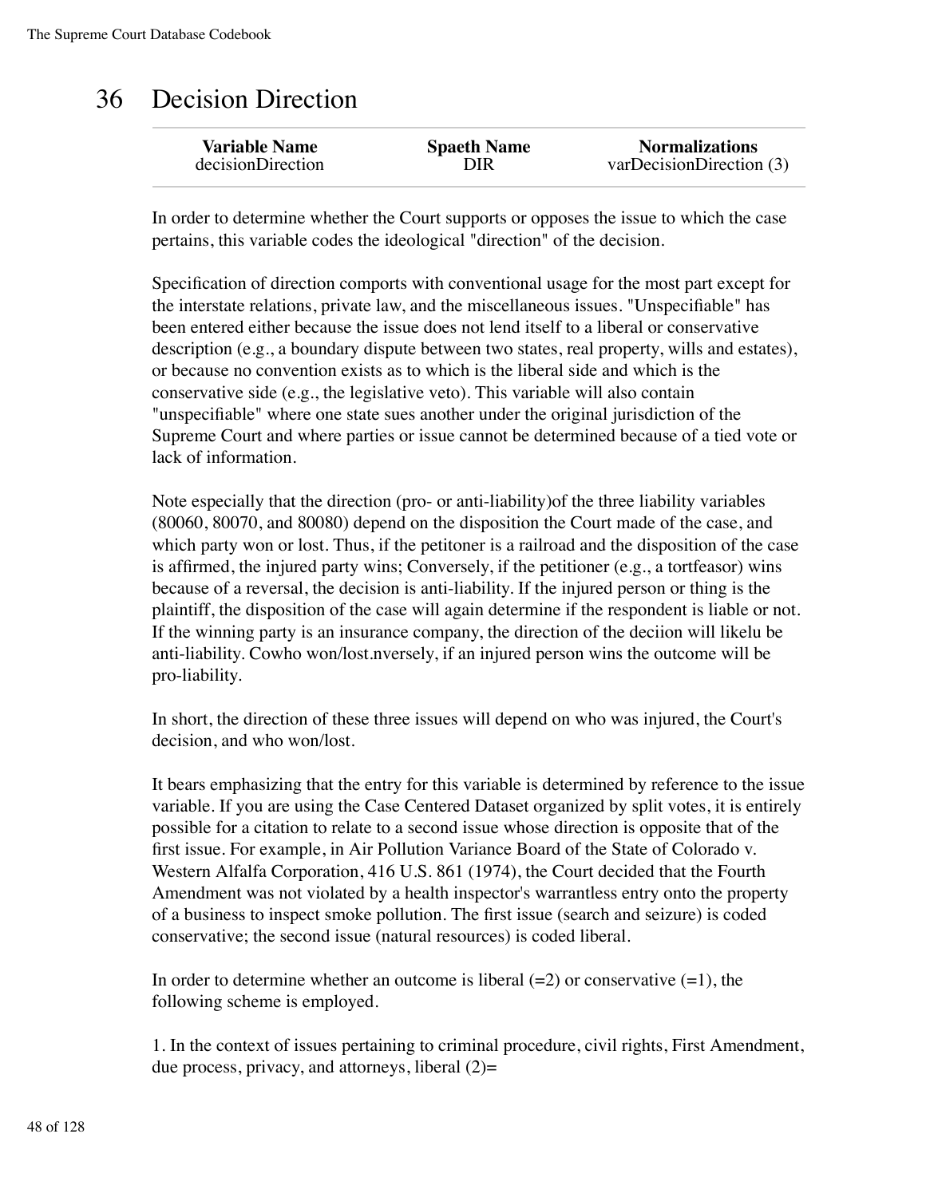# 36 Decision Direction

| Variable Name | Spaeth Name | Normalizations |
|---|---|---|
| decisionDirection | DIR | varDecisionDirection (3) |

In order to determine whether the Court supports or opposes the issue to which the case pertains, this variable codes the ideological "direction" of the decision.

Specification of direction comports with conventional usage for the most part except for the interstate relations, private law, and the miscellaneous issues. "Unspecifiable" has been entered either because the issue does not lend itself to a liberal or conservative description (e.g., a boundary dispute between two states, real property, wills and estates), or because no convention exists as to which is the liberal side and which is the conservative side (e.g., the legislative veto). This variable will also contain "unspecifiable" where one state sues another under the original jurisdiction of the Supreme Court and where parties or issue cannot be determined because of a tied vote or lack of information.

Note especially that the direction (pro- or anti-liability)of the three liability variables (80060, 80070, and 80080) depend on the disposition the Court made of the case, and which party won or lost. Thus, if the petitioner is a railroad and the disposition of the case is affirmed, the injured party wins; Conversely, if the petitioner (e.g., a tortfeasor) wins because of a reversal, the decision is anti-liability. If the injured person or thing is the plaintiff, the disposition of the case will again determine if the respondent is liable or not. If the winning party is an insurance company, the direction of the deciion will likelu be anti-liability. Cowho won/lost.nversely, if an injured person wins the outcome will be pro-liability.

In short, the direction of these three issues will depend on who was injured, the Court's decision, and who won/lost.

It bears emphasizing that the entry for this variable is determined by reference to the issue variable. If you are using the Case Centered Dataset organized by split votes, it is entirely possible for a citation to relate to a second issue whose direction is opposite that of the first issue. For example, in Air Pollution Variance Board of the State of Colorado v. Western Alfalfa Corporation, 416 U.S. 861 (1974), the Court decided that the Fourth Amendment was not violated by a health inspector's warrantless entry onto the property of a business to inspect smoke pollution. The first issue (search and seizure) is coded conservative; the second issue (natural resources) is coded liberal.

In order to determine whether an outcome is liberal (=2) or conservative (=1), the following scheme is employed.

1. In the context of issues pertaining to criminal procedure, civil rights, First Amendment, due process, privacy, and attorneys, liberal (2)=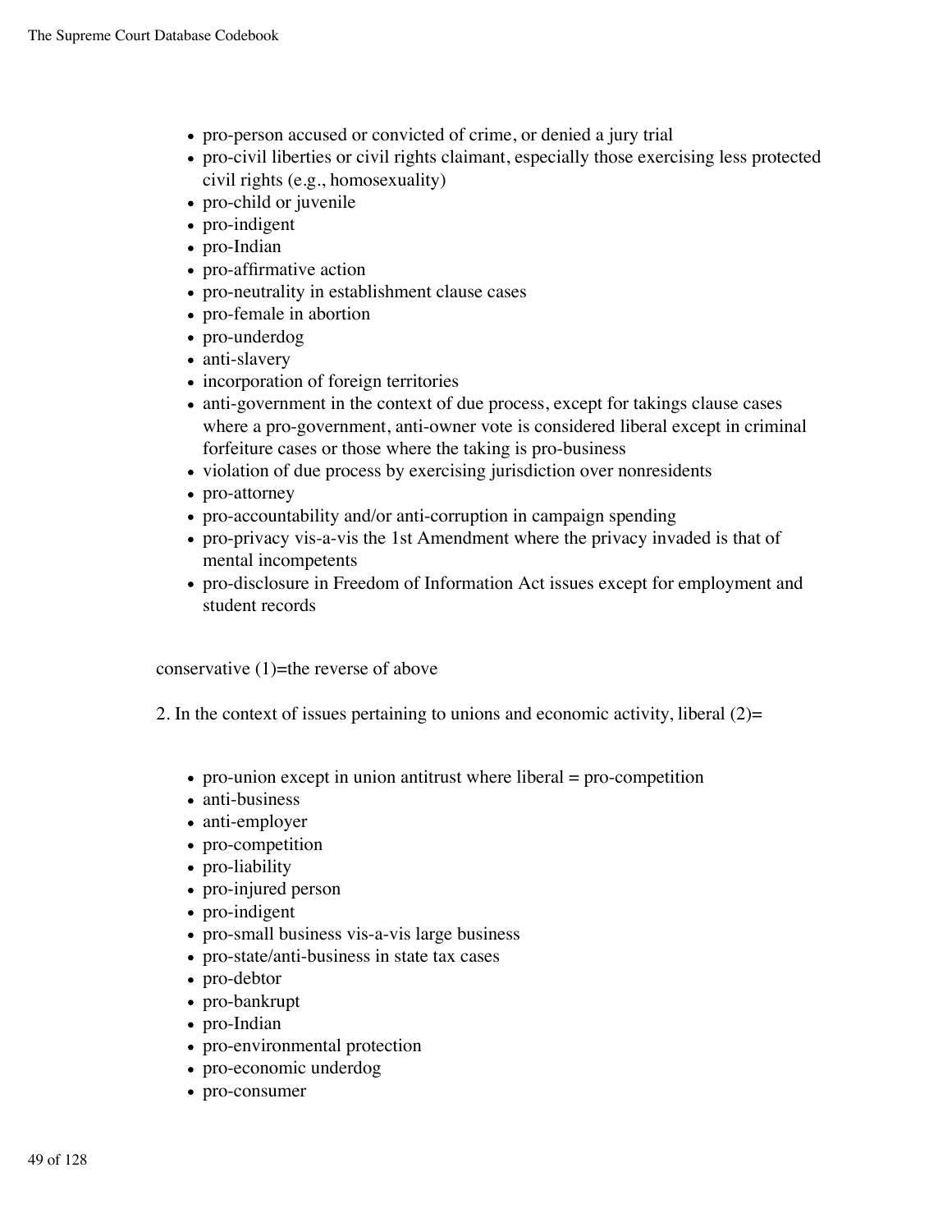- pro-person accused or convicted of crime, or denied a jury trial
- pro-civil liberties or civil rights claimant, especially those exercising less protected civil rights (e.g., homosexuality)
- pro-child or juvenile
- pro-indigent
- pro-Indian
- pro-affirmative action
- pro-neutrality in establishment clause cases
- pro-female in abortion
- pro-underdog
- anti-slavery
- incorporation of foreign territories
- anti-government in the context of due process, except for takings clause cases where a pro-government, anti-owner vote is considered liberal except in criminal forfeiture cases or those where the taking is pro-business
- violation of due process by exercising jurisdiction over nonresidents
- pro-attorney
- pro-accountability and/or anti-corruption in campaign spending
- pro-privacy vis-a-vis the 1st Amendment where the privacy invaded is that of mental incompetents
- pro-disclosure in Freedom of Information Act issues except for employment and student records

conservative (1)=the reverse of above

2. In the context of issues pertaining to unions and economic activity, liberal (2)=

- pro-union except in union antitrust where liberal = pro-competition
- anti-business
- anti-employer
- pro-competition
- pro-liability
- pro-injured person
- pro-indigent
- pro-small business vis-a-vis large business
- pro-state/anti-business in state tax cases
- pro-debtor
- pro-bankrupt
- pro-Indian
- pro-environmental protection
- pro-economic underdog
- pro-consumer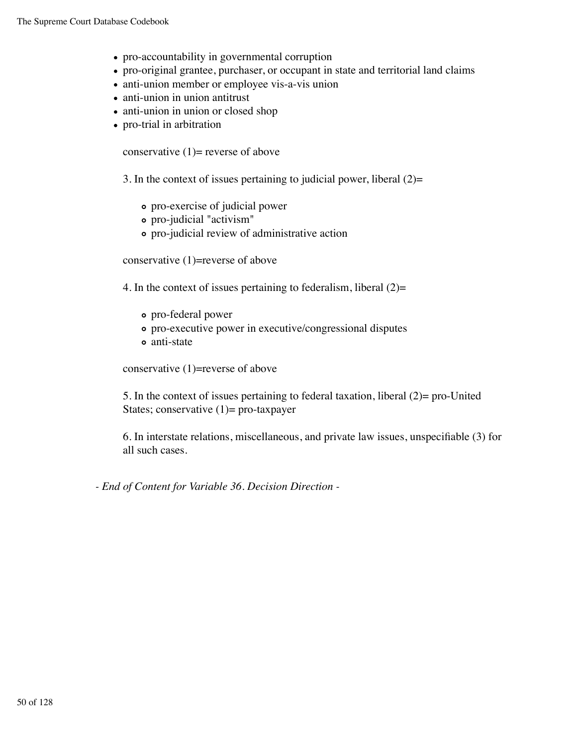- pro-accountability in governmental corruption
- pro-original grantee, purchaser, or occupant in state and territorial land claims
- anti-union member or employee vis-a-vis union
- anti-union in union antitrust
- anti-union in union or closed shop
- pro-trial in arbitration

  conservative (1)= reverse of above

  3. In the context of issues pertaining to judicial power, liberal (2)=

    - pro-exercise of judicial power
    - pro-judicial "activism"
    - pro-judicial review of administrative action

  conservative (1)=reverse of above

  4. In the context of issues pertaining to federalism, liberal (2)=

    - pro-federal power
    - pro-executive power in executive/congressional disputes
    - anti-state

  conservative (1)=reverse of above

  5. In the context of issues pertaining to federal taxation, liberal (2)= pro-United States; conservative (1)= pro-taxpayer

  6. In interstate relations, miscellaneous, and private law issues, unspecifiable (3) for all such cases.

*- End of Content for Variable 36. Decision Direction -*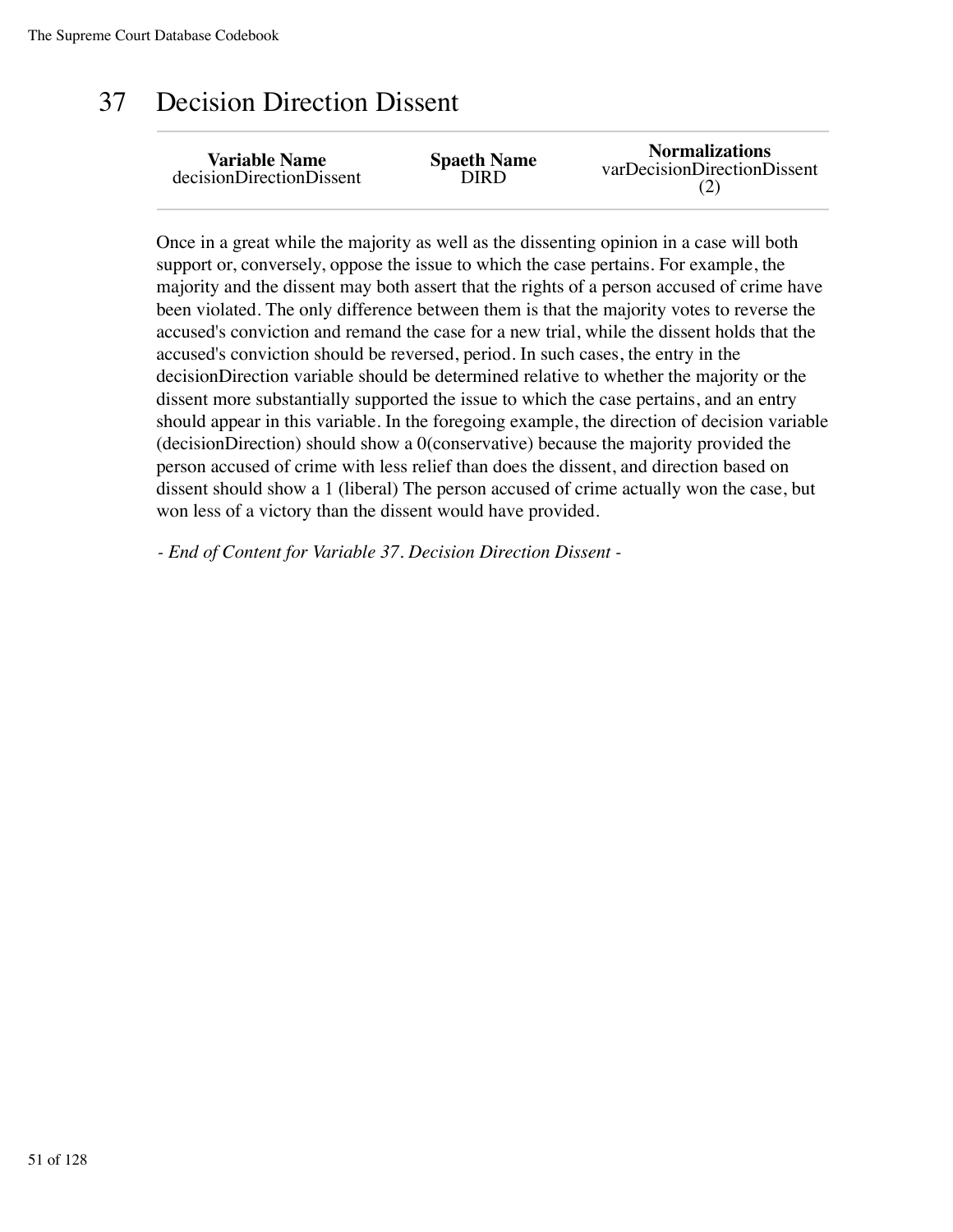# 37 Decision Direction Dissent

| Variable Name | Spaeth Name | Normalizations |
| --- | --- | --- |
| decisionDirectionDissent | DIRD | varDecisionDirectionDissent (2) |

Once in a great while the majority as well as the dissenting opinion in a case will both support or, conversely, oppose the issue to which the case pertains. For example, the majority and the dissent may both assert that the rights of a person accused of crime have been violated. The only difference between them is that the majority votes to reverse the accused's conviction and remand the case for a new trial, while the dissent holds that the accused's conviction should be reversed, period. In such cases, the entry in the decisionDirection variable should be determined relative to whether the majority or the dissent more substantially supported the issue to which the case pertains, and an entry should appear in this variable. In the foregoing example, the direction of decision variable (decisionDirection) should show a 0(conservative) because the majority provided the person accused of crime with less relief than does the dissent, and direction based on dissent should show a 1 (liberal) The person accused of crime actually won the case, but won less of a victory than the dissent would have provided.

*- End of Content for Variable 37. Decision Direction Dissent -*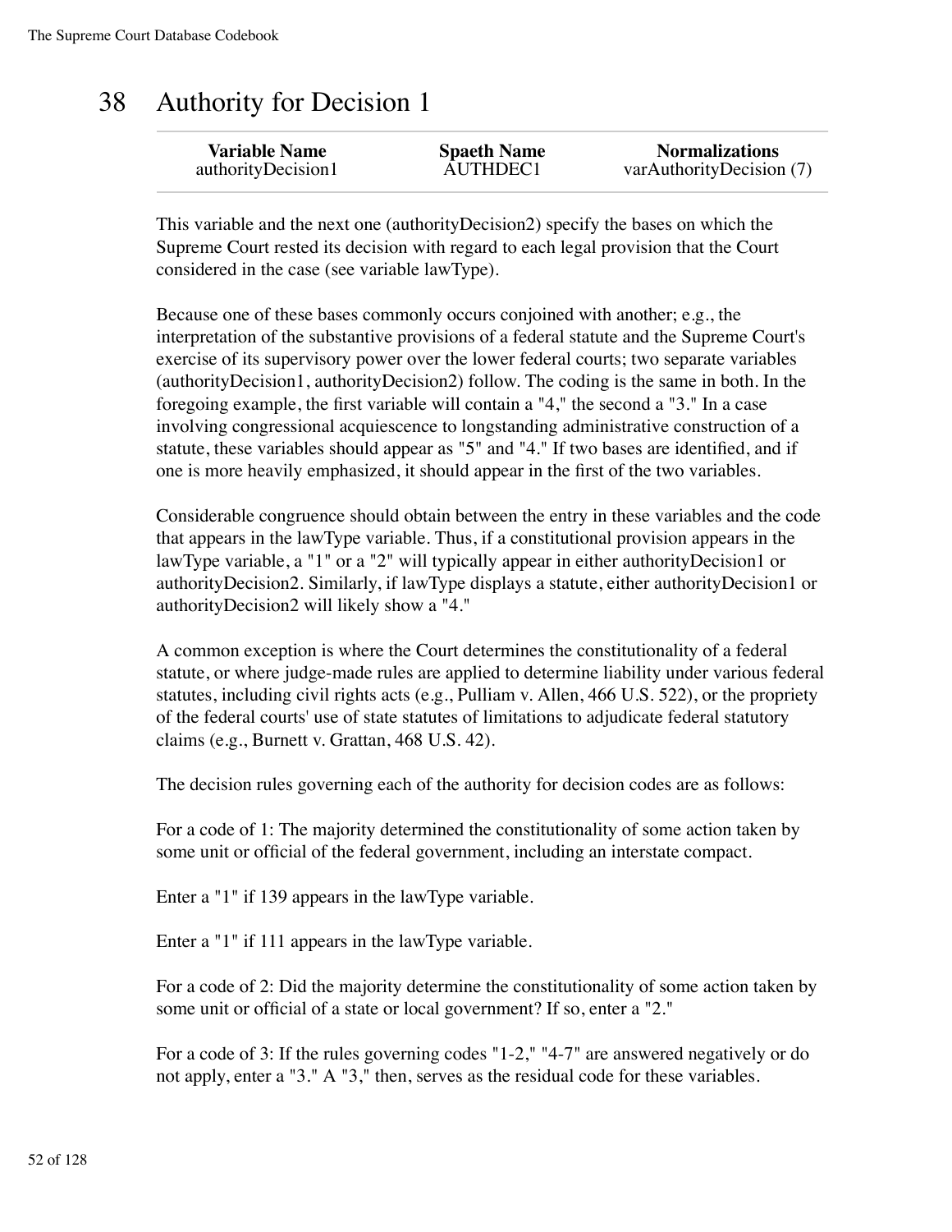# 38 Authority for Decision 1

| Variable Name | Spaeth Name | Normalizations |
|---|---|---|
| authorityDecision1 | AUTHDEC1 | varAuthorityDecision (7) |

This variable and the next one (authorityDecision2) specify the bases on which the Supreme Court rested its decision with regard to each legal provision that the Court considered in the case (see variable lawType).

Because one of these bases commonly occurs conjoined with another; e.g., the interpretation of the substantive provisions of a federal statute and the Supreme Court's exercise of its supervisory power over the lower federal courts; two separate variables (authorityDecision1, authorityDecision2) follow. The coding is the same in both. In the foregoing example, the first variable will contain a "4," the second a "3." In a case involving congressional acquiescence to longstanding administrative construction of a statute, these variables should appear as "5" and "4." If two bases are identified, and if one is more heavily emphasized, it should appear in the first of the two variables.

Considerable congruence should obtain between the entry in these variables and the code that appears in the lawType variable. Thus, if a constitutional provision appears in the lawType variable, a "1" or a "2" will typically appear in either authorityDecision1 or authorityDecision2. Similarly, if lawType displays a statute, either authorityDecision1 or authorityDecision2 will likely show a "4."

A common exception is where the Court determines the constitutionality of a federal statute, or where judge-made rules are applied to determine liability under various federal statutes, including civil rights acts (e.g., Pulliam v. Allen, 466 U.S. 522), or the propriety of the federal courts' use of state statutes of limitations to adjudicate federal statutory claims (e.g., Burnett v. Grattan, 468 U.S. 42).

The decision rules governing each of the authority for decision codes are as follows:

For a code of 1: The majority determined the constitutionality of some action taken by some unit or official of the federal government, including an interstate compact.

Enter a "1" if 139 appears in the lawType variable.

Enter a "1" if 111 appears in the lawType variable.

For a code of 2: Did the majority determine the constitutionality of some action taken by some unit or official of a state or local government? If so, enter a "2."

For a code of 3: If the rules governing codes "1-2," "4-7" are answered negatively or do not apply, enter a "3." A "3," then, serves as the residual code for these variables.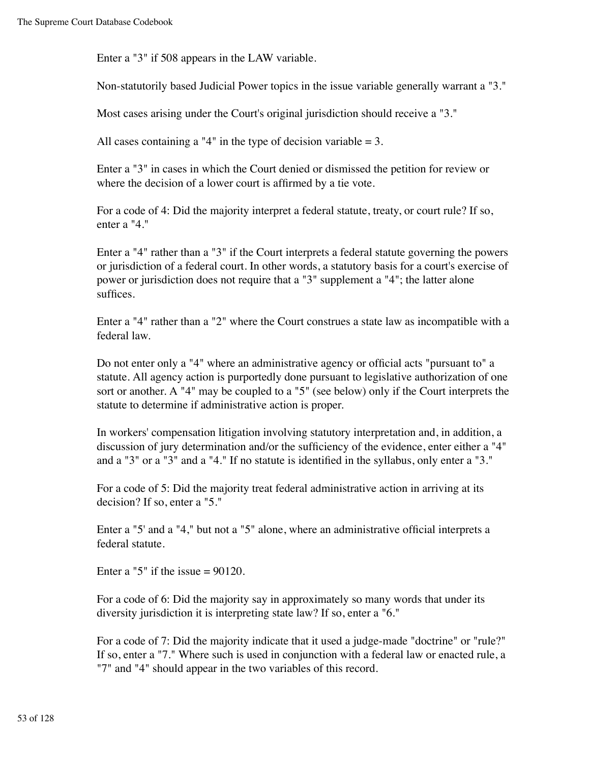Enter a "3" if 508 appears in the LAW variable.

Non-statutorily based Judicial Power topics in the issue variable generally warrant a "3."

Most cases arising under the Court's original jurisdiction should receive a "3."

All cases containing a "4" in the type of decision variable = 3.

Enter a "3" in cases in which the Court denied or dismissed the petition for review or where the decision of a lower court is affirmed by a tie vote.

For a code of 4: Did the majority interpret a federal statute, treaty, or court rule? If so, enter a "4."

Enter a "4" rather than a "3" if the Court interprets a federal statute governing the powers or jurisdiction of a federal court. In other words, a statutory basis for a court's exercise of power or jurisdiction does not require that a "3" supplement a "4"; the latter alone suffices.

Enter a "4" rather than a "2" where the Court construes a state law as incompatible with a federal law.

Do not enter only a "4" where an administrative agency or official acts "pursuant to" a statute. All agency action is purportedly done pursuant to legislative authorization of one sort or another. A "4" may be coupled to a "5" (see below) only if the Court interprets the statute to determine if administrative action is proper.

In workers' compensation litigation involving statutory interpretation and, in addition, a discussion of jury determination and/or the sufficiency of the evidence, enter either a "4" and a "3" or a "3" and a "4." If no statute is identified in the syllabus, only enter a "3."

For a code of 5: Did the majority treat federal administrative action in arriving at its decision? If so, enter a "5."

Enter a "5' and a "4," but not a "5" alone, where an administrative official interprets a federal statute.

Enter a "5" if the issue = 90120.

For a code of 6: Did the majority say in approximately so many words that under its diversity jurisdiction it is interpreting state law? If so, enter a "6."

For a code of 7: Did the majority indicate that it used a judge-made "doctrine" or "rule?" If so, enter a "7." Where such is used in conjunction with a federal law or enacted rule, a "7" and "4" should appear in the two variables of this record.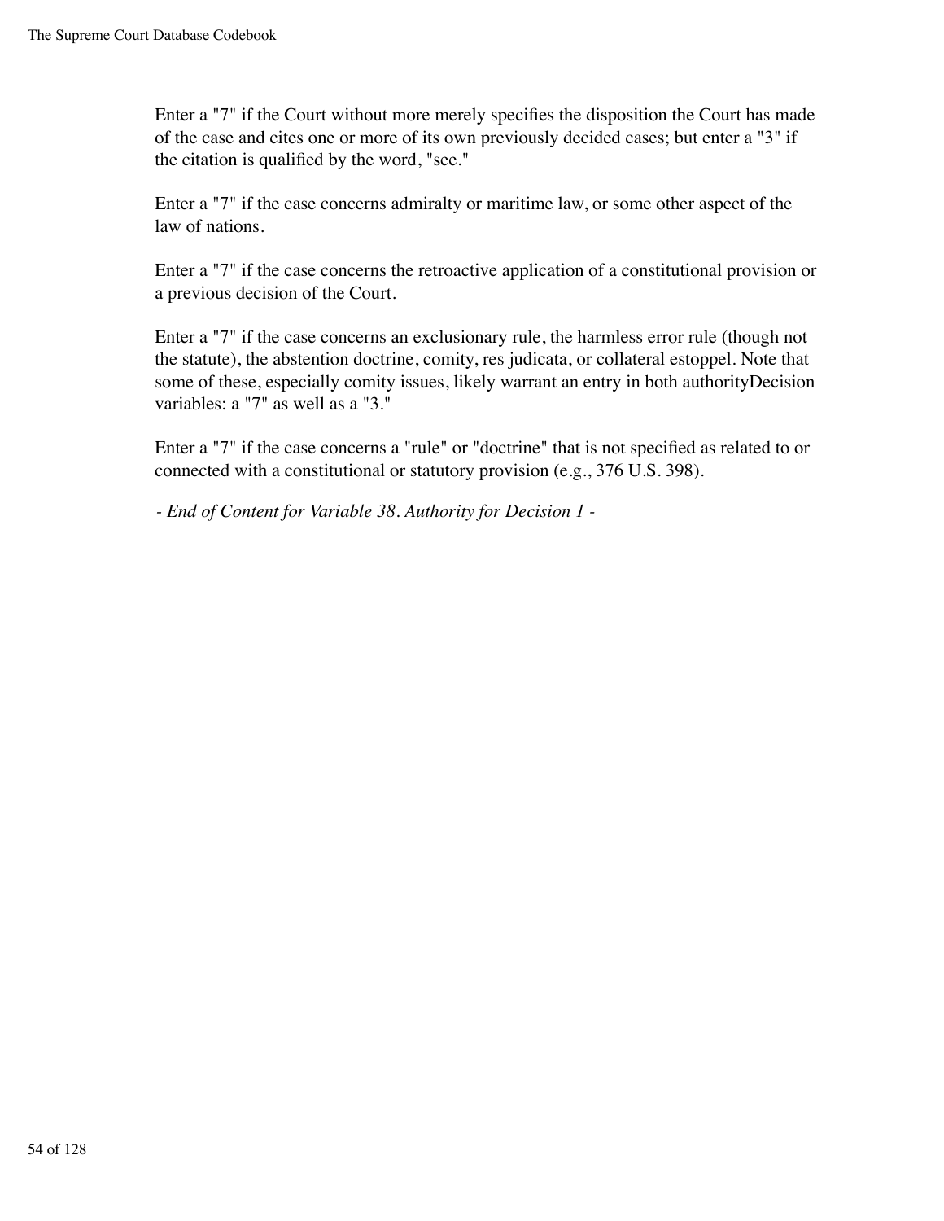Enter a "7" if the Court without more merely specifies the disposition the Court has made of the case and cites one or more of its own previously decided cases; but enter a "3" if the citation is qualified by the word, "see."

Enter a "7" if the case concerns admiralty or maritime law, or some other aspect of the law of nations.

Enter a "7" if the case concerns the retroactive application of a constitutional provision or a previous decision of the Court.

Enter a "7" if the case concerns an exclusionary rule, the harmless error rule (though not the statute), the abstention doctrine, comity, res judicata, or collateral estoppel. Note that some of these, especially comity issues, likely warrant an entry in both authorityDecision variables: a "7" as well as a "3."

Enter a "7" if the case concerns a "rule" or "doctrine" that is not specified as related to or connected with a constitutional or statutory provision (e.g., 376 U.S. 398).

*- End of Content for Variable 38. Authority for Decision 1 -*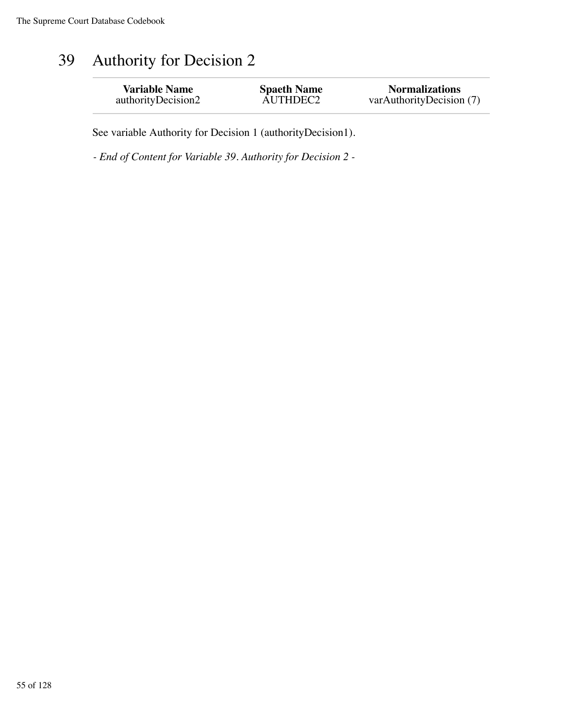# 39 Authority for Decision 2

| Variable Name | Spaeth Name | Normalizations |
| --- | --- | --- |
| authorityDecision2 | AUTHDEC2 | varAuthorityDecision (7) |

See variable Authority for Decision 1 (authorityDecision1).

*- End of Content for Variable 39. Authority for Decision 2 -*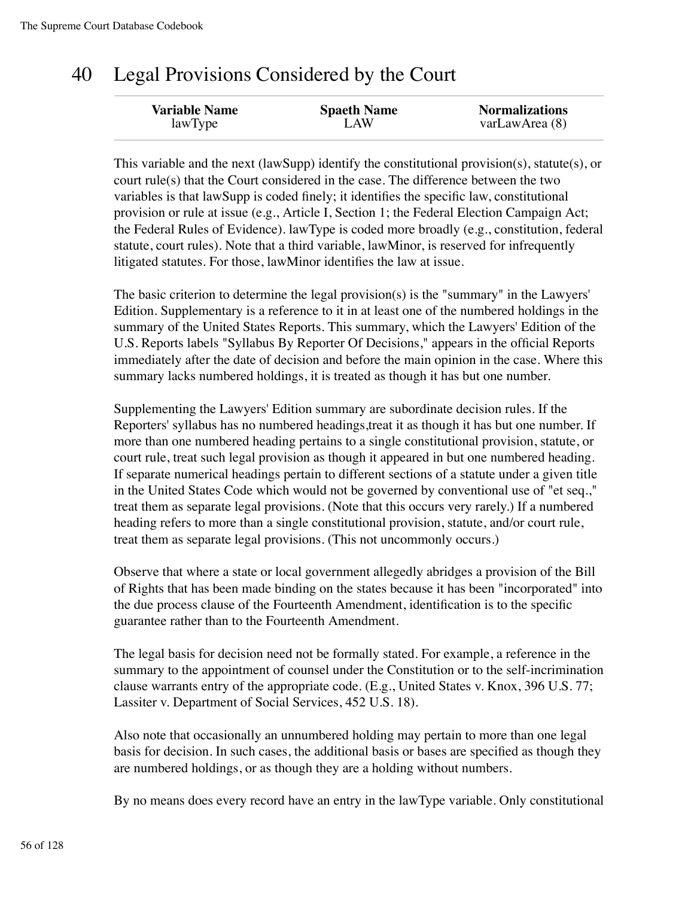# 40 Legal Provisions Considered by the Court

| Variable Name | Spaeth Name | Normalizations |
|---|---|---|
| lawType | LAW | varLawArea (8) |

This variable and the next (lawSupp) identify the constitutional provision(s), statute(s), or court rule(s) that the Court considered in the case. The difference between the two variables is that lawSupp is coded finely; it identifies the specific law, constitutional provision or rule at issue (e.g., Article I, Section 1; the Federal Election Campaign Act; the Federal Rules of Evidence). lawType is coded more broadly (e.g., constitution, federal statute, court rules). Note that a third variable, lawMinor, is reserved for infrequently litigated statutes. For those, lawMinor identifies the law at issue.

The basic criterion to determine the legal provision(s) is the "summary" in the Lawyers' Edition. Supplementary is a reference to it in at least one of the numbered holdings in the summary of the United States Reports. This summary, which the Lawyers' Edition of the U.S. Reports labels "Syllabus By Reporter Of Decisions," appears in the official Reports immediately after the date of decision and before the main opinion in the case. Where this summary lacks numbered holdings, it is treated as though it has but one number.

Supplementing the Lawyers' Edition summary are subordinate decision rules. If the Reporters' syllabus has no numbered headings,treat it as though it has but one number. If more than one numbered heading pertains to a single constitutional provision, statute, or court rule, treat such legal provision as though it appeared in but one numbered heading. If separate numerical headings pertain to different sections of a statute under a given title in the United States Code which would not be governed by conventional use of "et seq.," treat them as separate legal provisions. (Note that this occurs very rarely.) If a numbered heading refers to more than a single constitutional provision, statute, and/or court rule, treat them as separate legal provisions. (This not uncommonly occurs.)

Observe that where a state or local government allegedly abridges a provision of the Bill of Rights that has been made binding on the states because it has been "incorporated" into the due process clause of the Fourteenth Amendment, identification is to the specific guarantee rather than to the Fourteenth Amendment.

The legal basis for decision need not be formally stated. For example, a reference in the summary to the appointment of counsel under the Constitution or to the self-incrimination clause warrants entry of the appropriate code. (E.g., United States v. Knox, 396 U.S. 77; Lassiter v. Department of Social Services, 452 U.S. 18).

Also note that occasionally an unnumbered holding may pertain to more than one legal basis for decision. In such cases, the additional basis or bases are specified as though they are numbered holdings, or as though they are a holding without numbers.

By no means does every record have an entry in the lawType variable. Only constitutional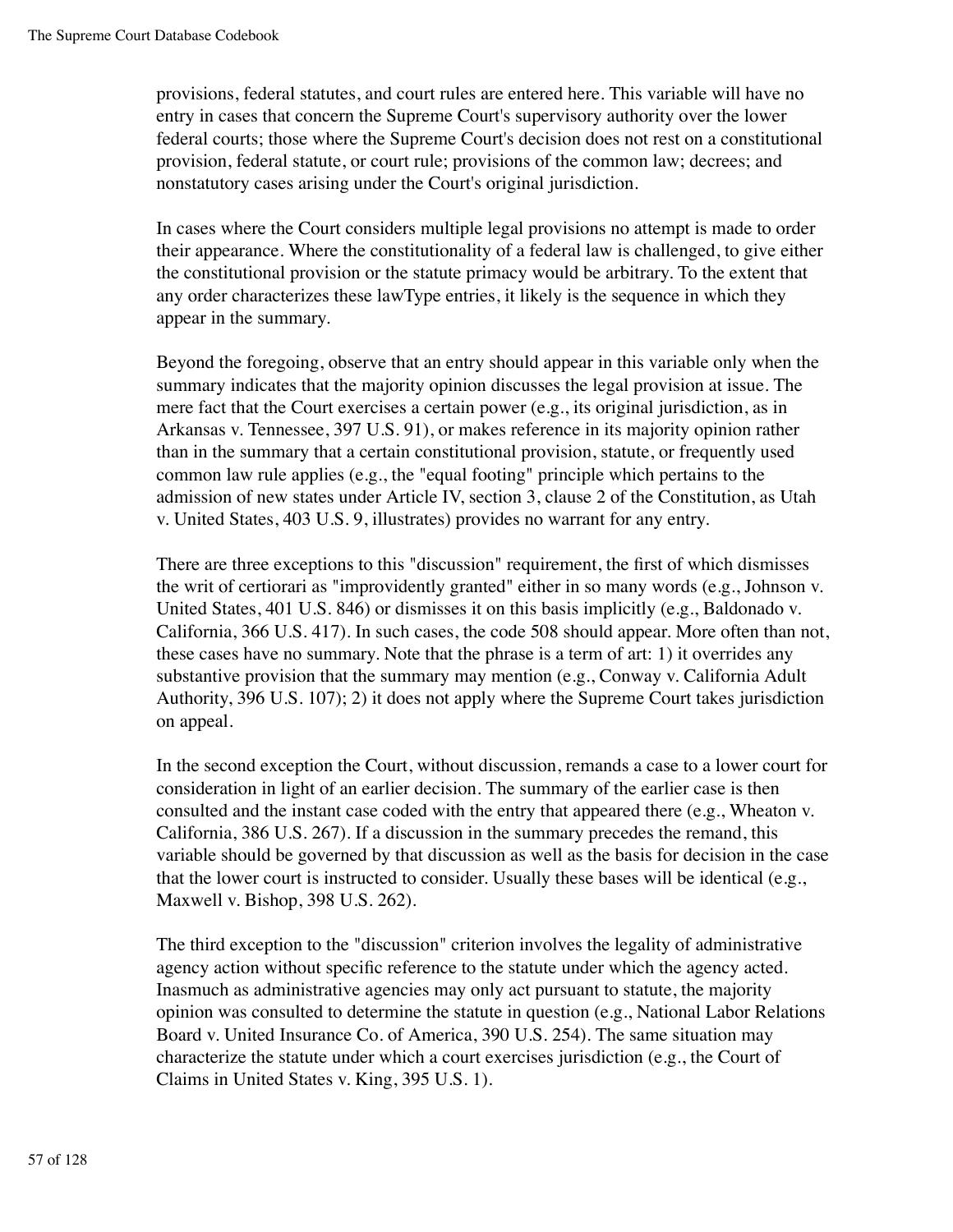provisions, federal statutes, and court rules are entered here. This variable will have no entry in cases that concern the Supreme Court's supervisory authority over the lower federal courts; those where the Supreme Court's decision does not rest on a constitutional provision, federal statute, or court rule; provisions of the common law; decrees; and nonstatutory cases arising under the Court's original jurisdiction.

In cases where the Court considers multiple legal provisions no attempt is made to order their appearance. Where the constitutionality of a federal law is challenged, to give either the constitutional provision or the statute primacy would be arbitrary. To the extent that any order characterizes these lawType entries, it likely is the sequence in which they appear in the summary.

Beyond the foregoing, observe that an entry should appear in this variable only when the summary indicates that the majority opinion discusses the legal provision at issue. The mere fact that the Court exercises a certain power (e.g., its original jurisdiction, as in Arkansas v. Tennessee, 397 U.S. 91), or makes reference in its majority opinion rather than in the summary that a certain constitutional provision, statute, or frequently used common law rule applies (e.g., the "equal footing" principle which pertains to the admission of new states under Article IV, section 3, clause 2 of the Constitution, as Utah v. United States, 403 U.S. 9, illustrates) provides no warrant for any entry.

There are three exceptions to this "discussion" requirement, the first of which dismisses the writ of certiorari as "improvidently granted" either in so many words (e.g., Johnson v. United States, 401 U.S. 846) or dismisses it on this basis implicitly (e.g., Baldonado v. California, 366 U.S. 417). In such cases, the code 508 should appear. More often than not, these cases have no summary. Note that the phrase is a term of art: 1) it overrides any substantive provision that the summary may mention (e.g., Conway v. California Adult Authority, 396 U.S. 107); 2) it does not apply where the Supreme Court takes jurisdiction on appeal.

In the second exception the Court, without discussion, remands a case to a lower court for consideration in light of an earlier decision. The summary of the earlier case is then consulted and the instant case coded with the entry that appeared there (e.g., Wheaton v. California, 386 U.S. 267). If a discussion in the summary precedes the remand, this variable should be governed by that discussion as well as the basis for decision in the case that the lower court is instructed to consider. Usually these bases will be identical (e.g., Maxwell v. Bishop, 398 U.S. 262).

The third exception to the "discussion" criterion involves the legality of administrative agency action without specific reference to the statute under which the agency acted. Inasmuch as administrative agencies may only act pursuant to statute, the majority opinion was consulted to determine the statute in question (e.g., National Labor Relations Board v. United Insurance Co. of America, 390 U.S. 254). The same situation may characterize the statute under which a court exercises jurisdiction (e.g., the Court of Claims in United States v. King, 395 U.S. 1).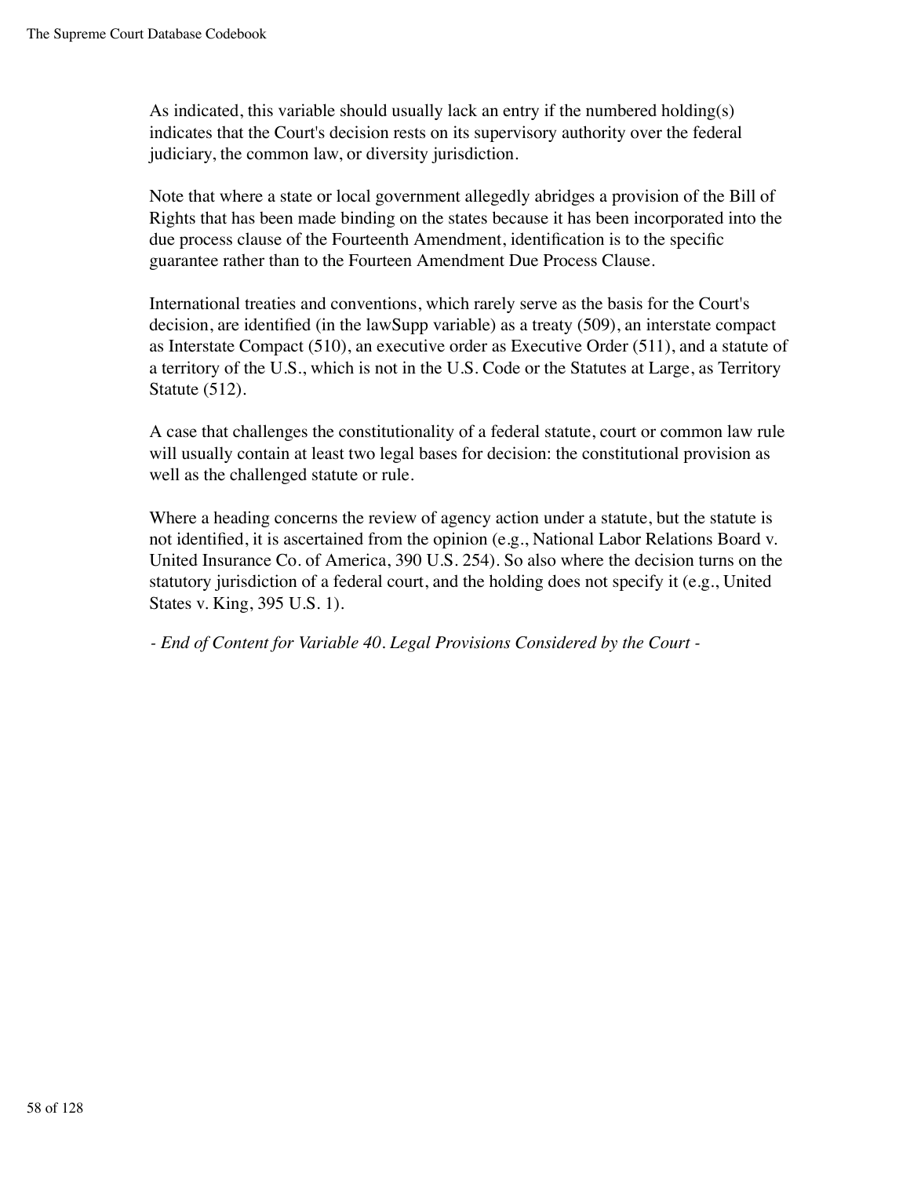As indicated, this variable should usually lack an entry if the numbered holding(s) indicates that the Court's decision rests on its supervisory authority over the federal judiciary, the common law, or diversity jurisdiction.

Note that where a state or local government allegedly abridges a provision of the Bill of Rights that has been made binding on the states because it has been incorporated into the due process clause of the Fourteenth Amendment, identification is to the specific guarantee rather than to the Fourteen Amendment Due Process Clause.

International treaties and conventions, which rarely serve as the basis for the Court's decision, are identified (in the lawSupp variable) as a treaty (509), an interstate compact as Interstate Compact (510), an executive order as Executive Order (511), and a statute of a territory of the U.S., which is not in the U.S. Code or the Statutes at Large, as Territory Statute (512).

A case that challenges the constitutionality of a federal statute, court or common law rule will usually contain at least two legal bases for decision: the constitutional provision as well as the challenged statute or rule.

Where a heading concerns the review of agency action under a statute, but the statute is not identified, it is ascertained from the opinion (e.g., National Labor Relations Board v. United Insurance Co. of America, 390 U.S. 254). So also where the decision turns on the statutory jurisdiction of a federal court, and the holding does not specify it (e.g., United States v. King, 395 U.S. 1).

*- End of Content for Variable 40. Legal Provisions Considered by the Court -*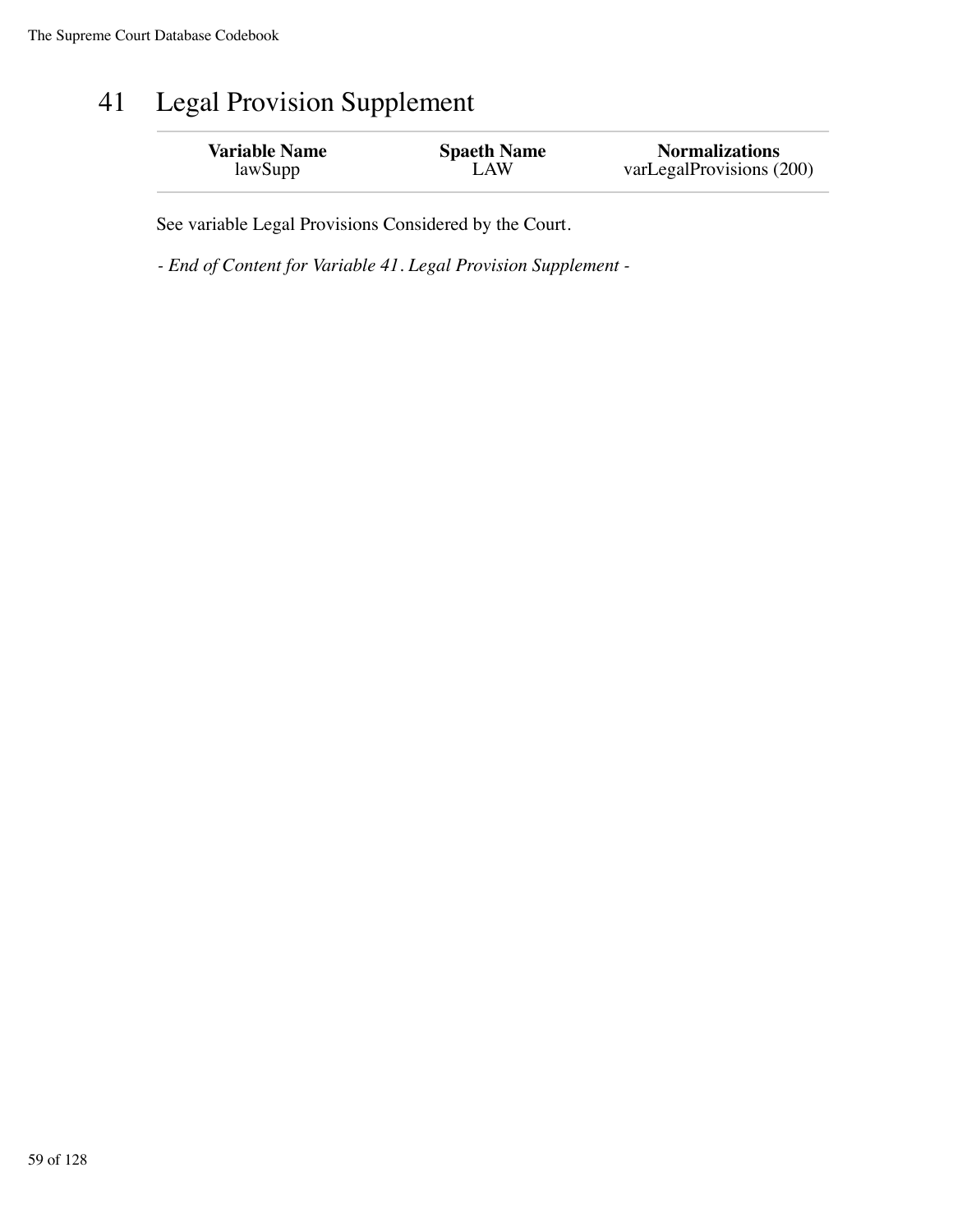# 41 Legal Provision Supplement

| Variable Name | Spaeth Name | Normalizations |
|---|---|---|
| lawSupp | LAW | varLegalProvisions (200) |

See variable Legal Provisions Considered by the Court.

*- End of Content for Variable 41. Legal Provision Supplement -*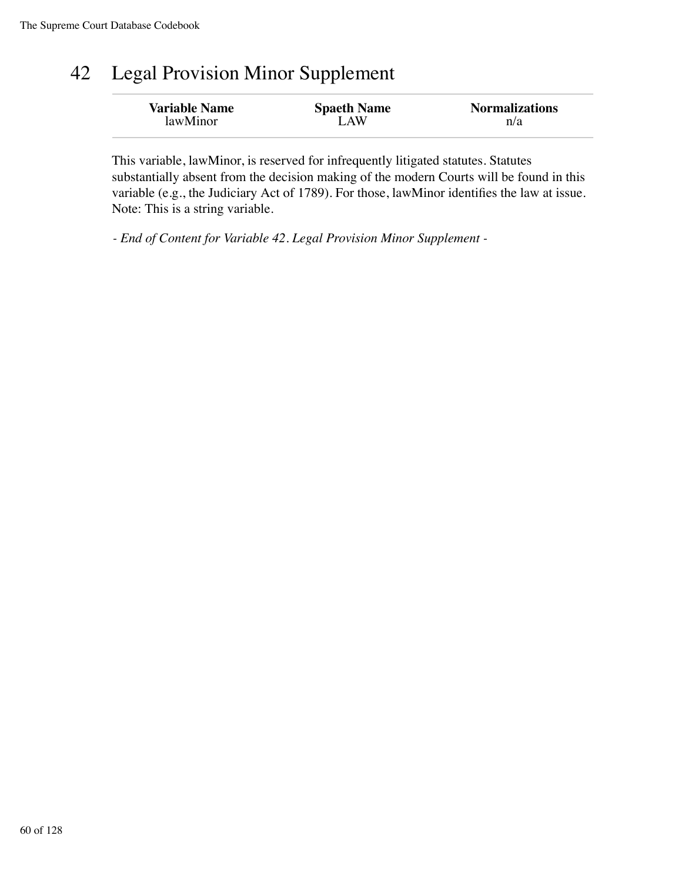# 42 Legal Provision Minor Supplement

| Variable Name | Spaeth Name | Normalizations |
| --- | --- | --- |
| lawMinor | LAW | n/a |

This variable, lawMinor, is reserved for infrequently litigated statutes. Statutes substantially absent from the decision making of the modern Courts will be found in this variable (e.g., the Judiciary Act of 1789). For those, lawMinor identifies the law at issue. Note: This is a string variable.

*- End of Content for Variable 42. Legal Provision Minor Supplement -*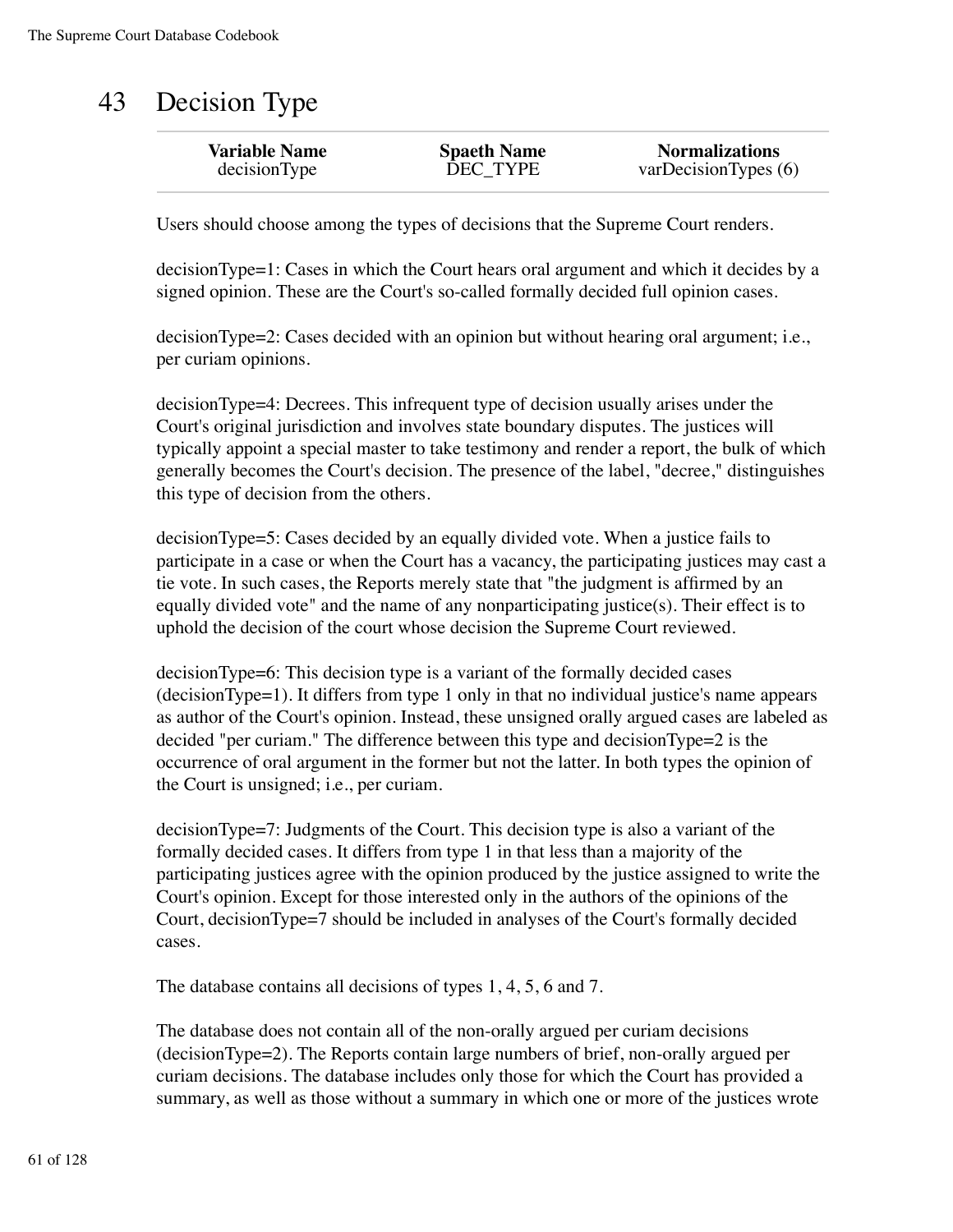# 43 Decision Type

| Variable Name | Spaeth Name | Normalizations |
| --- | --- | --- |
| decisionType | DEC_TYPE | varDecisionTypes (6) |

Users should choose among the types of decisions that the Supreme Court renders.

decisionType=1: Cases in which the Court hears oral argument and which it decides by a signed opinion. These are the Court's so-called formally decided full opinion cases.

decisionType=2: Cases decided with an opinion but without hearing oral argument; i.e., per curiam opinions.

decisionType=4: Decrees. This infrequent type of decision usually arises under the Court's original jurisdiction and involves state boundary disputes. The justices will typically appoint a special master to take testimony and render a report, the bulk of which generally becomes the Court's decision. The presence of the label, "decree," distinguishes this type of decision from the others.

decisionType=5: Cases decided by an equally divided vote. When a justice fails to participate in a case or when the Court has a vacancy, the participating justices may cast a tie vote. In such cases, the Reports merely state that "the judgment is affirmed by an equally divided vote" and the name of any nonparticipating justice(s). Their effect is to uphold the decision of the court whose decision the Supreme Court reviewed.

decisionType=6: This decision type is a variant of the formally decided cases (decisionType=1). It differs from type 1 only in that no individual justice's name appears as author of the Court's opinion. Instead, these unsigned orally argued cases are labeled as decided "per curiam." The difference between this type and decisionType=2 is the occurrence of oral argument in the former but not the latter. In both types the opinion of the Court is unsigned; i.e., per curiam.

decisionType=7: Judgments of the Court. This decision type is also a variant of the formally decided cases. It differs from type 1 in that less than a majority of the participating justices agree with the opinion produced by the justice assigned to write the Court's opinion. Except for those interested only in the authors of the opinions of the Court, decisionType=7 should be included in analyses of the Court's formally decided cases.

The database contains all decisions of types 1, 4, 5, 6 and 7.

The database does not contain all of the non-orally argued per curiam decisions (decisionType=2). The Reports contain large numbers of brief, non-orally argued per curiam decisions. The database includes only those for which the Court has provided a summary, as well as those without a summary in which one or more of the justices wrote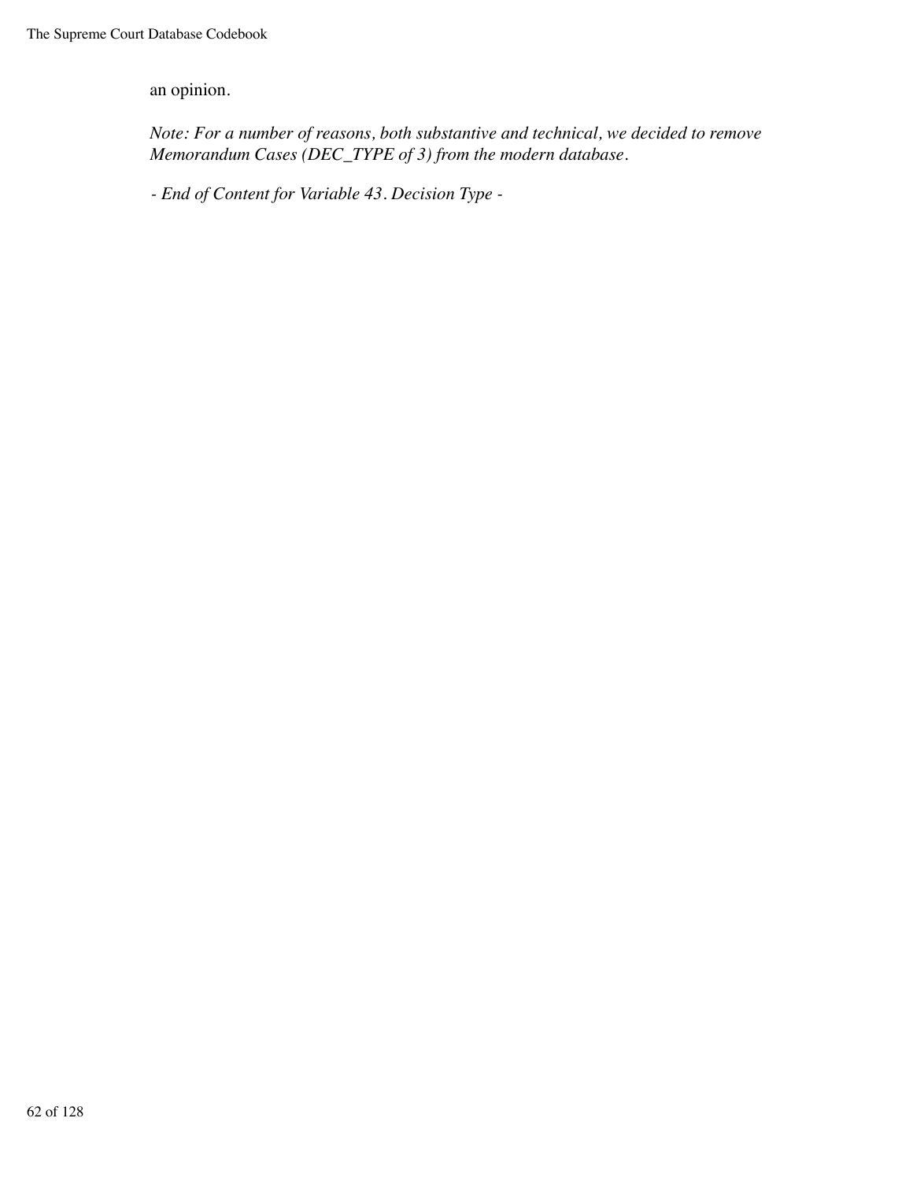an opinion.

*Note: For a number of reasons, both substantive and technical, we decided to remove Memorandum Cases (DEC_TYPE of 3) from the modern database.*

*- End of Content for Variable 43. Decision Type -*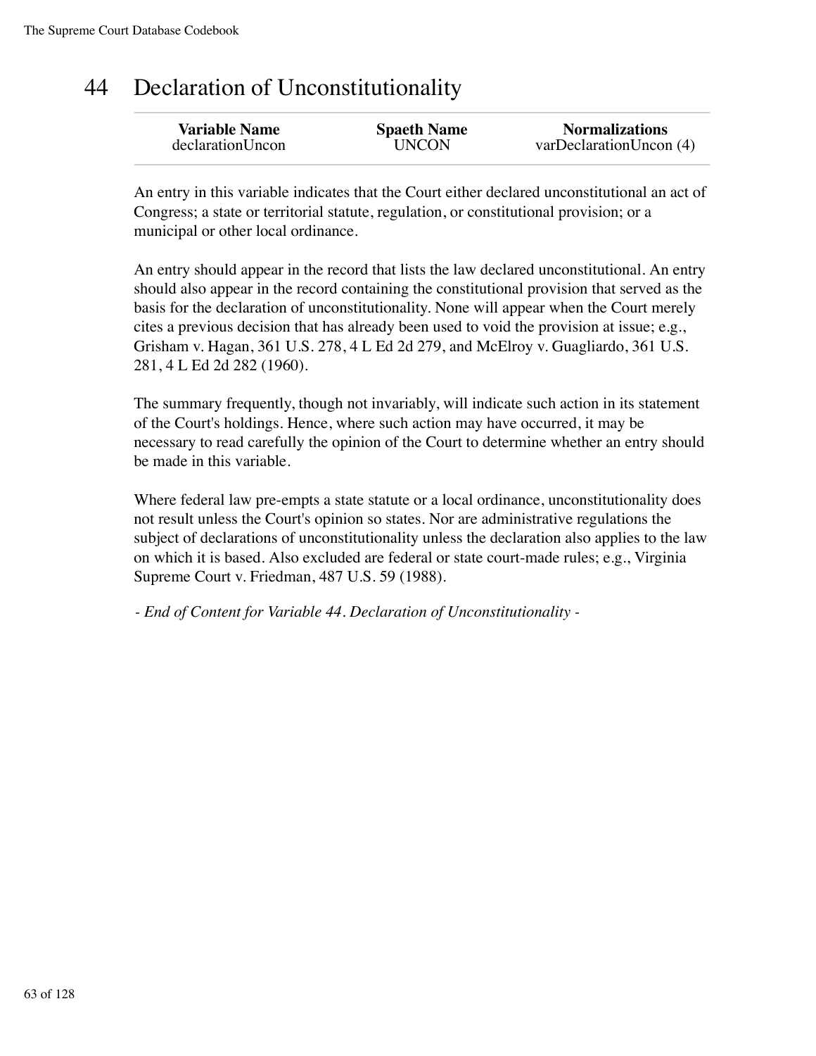# 44 Declaration of Unconstitutionality

| Variable Name | Spaeth Name | Normalizations |
|---|---|---|
| declarationUncon | UNCON | varDeclarationUncon (4) |

An entry in this variable indicates that the Court either declared unconstitutional an act of Congress; a state or territorial statute, regulation, or constitutional provision; or a municipal or other local ordinance.

An entry should appear in the record that lists the law declared unconstitutional. An entry should also appear in the record containing the constitutional provision that served as the basis for the declaration of unconstitutionality. None will appear when the Court merely cites a previous decision that has already been used to void the provision at issue; e.g., Grisham v. Hagan, 361 U.S. 278, 4 L Ed 2d 279, and McElroy v. Guagliardo, 361 U.S. 281, 4 L Ed 2d 282 (1960).

The summary frequently, though not invariably, will indicate such action in its statement of the Court's holdings. Hence, where such action may have occurred, it may be necessary to read carefully the opinion of the Court to determine whether an entry should be made in this variable.

Where federal law pre-empts a state statute or a local ordinance, unconstitutionality does not result unless the Court's opinion so states. Nor are administrative regulations the subject of declarations of unconstitutionality unless the declaration also applies to the law on which it is based. Also excluded are federal or state court-made rules; e.g., Virginia Supreme Court v. Friedman, 487 U.S. 59 (1988).

*- End of Content for Variable 44. Declaration of Unconstitutionality -*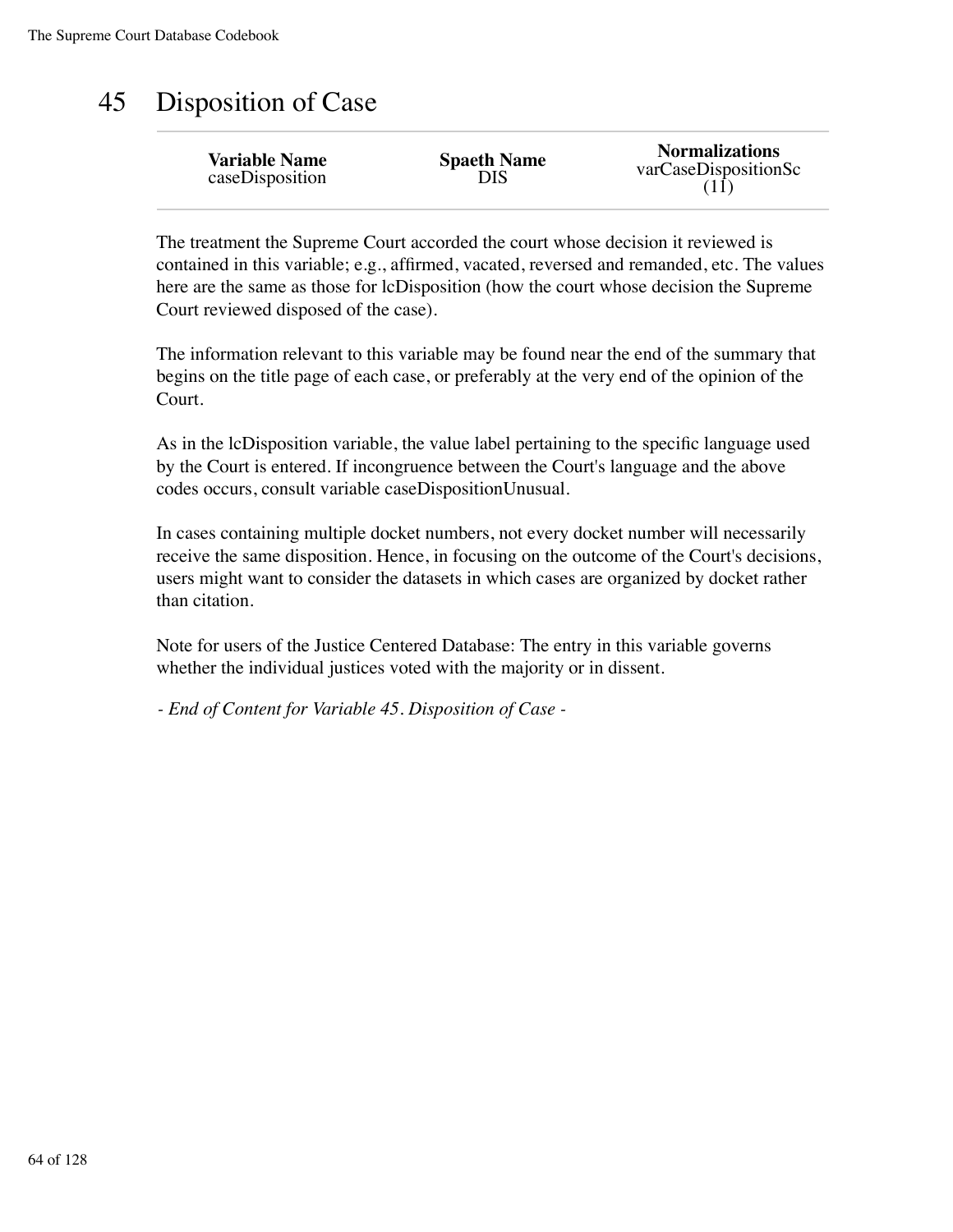# 45 Disposition of Case

| Variable Name | Spaeth Name | Normalizations |
|---|---|---|
| caseDisposition | DIS | varCaseDispositionSc (11) |

The treatment the Supreme Court accorded the court whose decision it reviewed is contained in this variable; e.g., affirmed, vacated, reversed and remanded, etc. The values here are the same as those for lcDisposition (how the court whose decision the Supreme Court reviewed disposed of the case).

The information relevant to this variable may be found near the end of the summary that begins on the title page of each case, or preferably at the very end of the opinion of the Court.

As in the lcDisposition variable, the value label pertaining to the specific language used by the Court is entered. If incongruence between the Court's language and the above codes occurs, consult variable caseDispositionUnusual.

In cases containing multiple docket numbers, not every docket number will necessarily receive the same disposition. Hence, in focusing on the outcome of the Court's decisions, users might want to consider the datasets in which cases are organized by docket rather than citation.

Note for users of the Justice Centered Database: The entry in this variable governs whether the individual justices voted with the majority or in dissent.

*- End of Content for Variable 45. Disposition of Case -*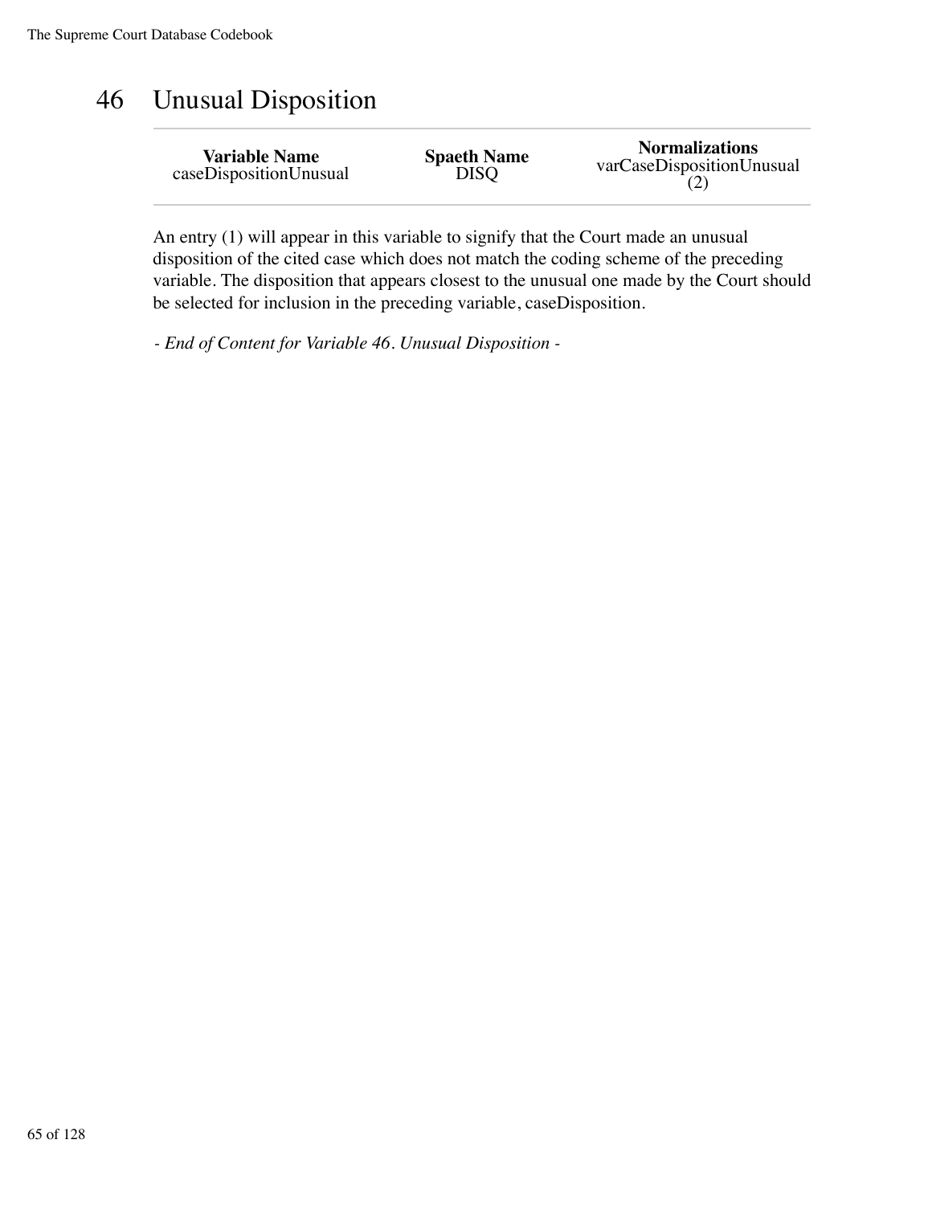# 46 Unusual Disposition

| Variable Name | Spaeth Name | Normalizations |
| --- | --- | --- |
| caseDispositionUnusual | DISQ | varCaseDispositionUnusual (2) |

An entry (1) will appear in this variable to signify that the Court made an unusual disposition of the cited case which does not match the coding scheme of the preceding variable. The disposition that appears closest to the unusual one made by the Court should be selected for inclusion in the preceding variable, caseDisposition.

*- End of Content for Variable 46. Unusual Disposition -*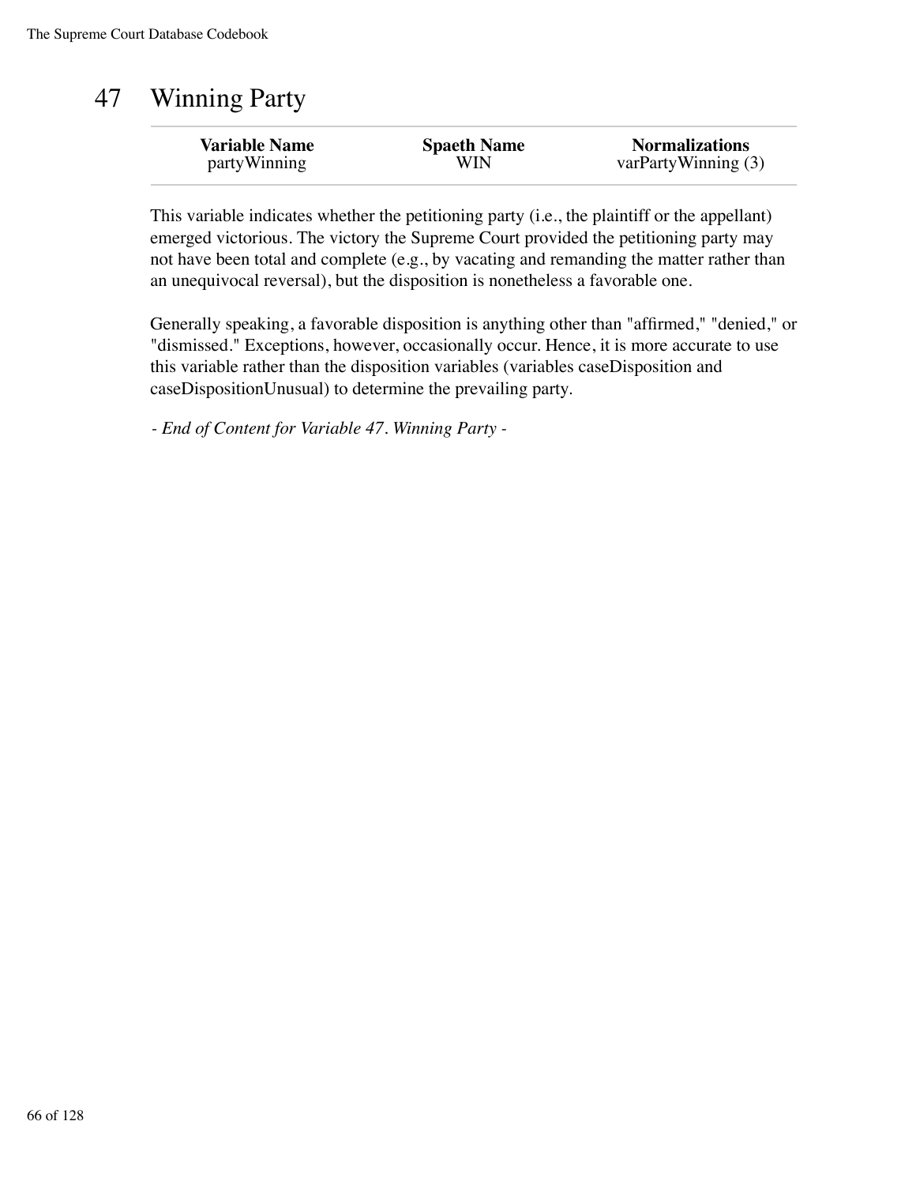# 47 Winning Party

| Variable Name | Spaeth Name | Normalizations |
| --- | --- | --- |
| partyWinning | WIN | varPartyWinning (3) |

This variable indicates whether the petitioning party (i.e., the plaintiff or the appellant) emerged victorious. The victory the Supreme Court provided the petitioning party may not have been total and complete (e.g., by vacating and remanding the matter rather than an unequivocal reversal), but the disposition is nonetheless a favorable one.

Generally speaking, a favorable disposition is anything other than "affirmed," "denied," or "dismissed." Exceptions, however, occasionally occur. Hence, it is more accurate to use this variable rather than the disposition variables (variables caseDisposition and caseDispositionUnusual) to determine the prevailing party.

*- End of Content for Variable 47. Winning Party -*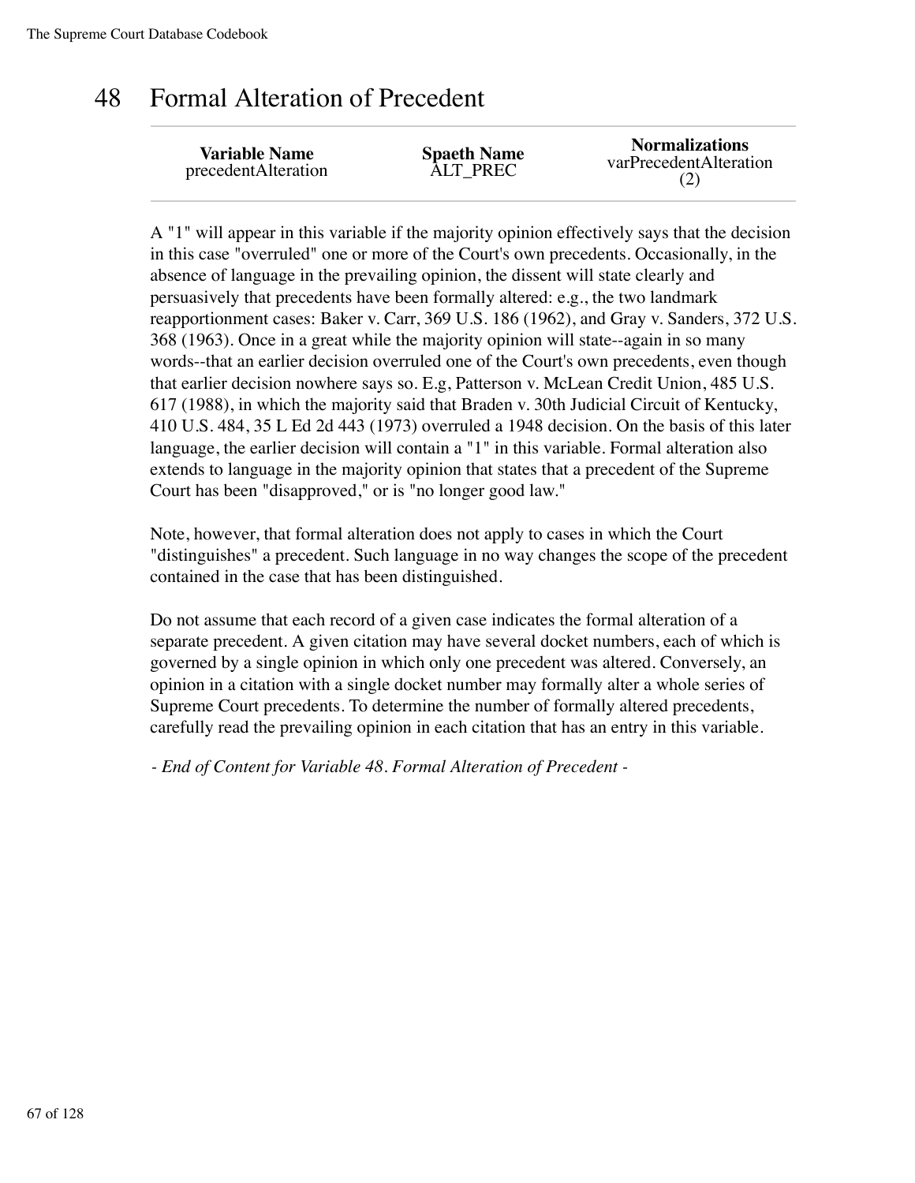# 48 Formal Alteration of Precedent

| Variable Name | Spaeth Name | Normalizations |
| --- | --- | --- |
| precedentAlteration | ALT_PREC | varPrecedentAlteration (2) |

A "1" will appear in this variable if the majority opinion effectively says that the decision in this case "overruled" one or more of the Court's own precedents. Occasionally, in the absence of language in the prevailing opinion, the dissent will state clearly and persuasively that precedents have been formally altered: e.g., the two landmark reapportionment cases: Baker v. Carr, 369 U.S. 186 (1962), and Gray v. Sanders, 372 U.S. 368 (1963). Once in a great while the majority opinion will state--again in so many words--that an earlier decision overruled one of the Court's own precedents, even though that earlier decision nowhere says so. E.g, Patterson v. McLean Credit Union, 485 U.S. 617 (1988), in which the majority said that Braden v. 30th Judicial Circuit of Kentucky, 410 U.S. 484, 35 L Ed 2d 443 (1973) overruled a 1948 decision. On the basis of this later language, the earlier decision will contain a "1" in this variable. Formal alteration also extends to language in the majority opinion that states that a precedent of the Supreme Court has been "disapproved," or is "no longer good law."

Note, however, that formal alteration does not apply to cases in which the Court "distinguishes" a precedent. Such language in no way changes the scope of the precedent contained in the case that has been distinguished.

Do not assume that each record of a given case indicates the formal alteration of a separate precedent. A given citation may have several docket numbers, each of which is governed by a single opinion in which only one precedent was altered. Conversely, an opinion in a citation with a single docket number may formally alter a whole series of Supreme Court precedents. To determine the number of formally altered precedents, carefully read the prevailing opinion in each citation that has an entry in this variable.

*- End of Content for Variable 48. Formal Alteration of Precedent -*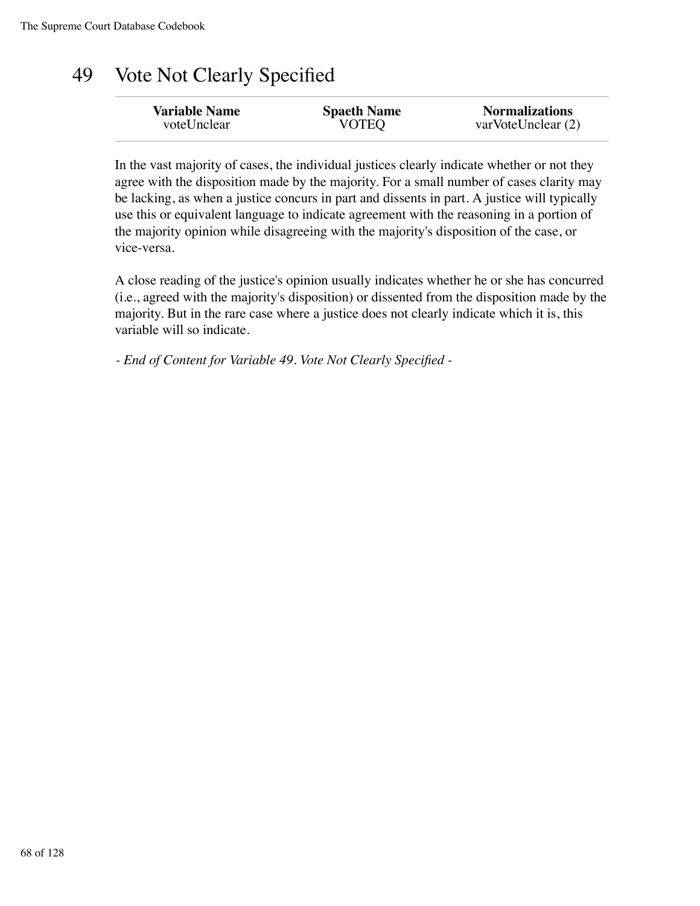# 49 Vote Not Clearly Specified

| Variable Name | Spaeth Name | Normalizations |
|---|---|---|
| voteUnclear | VOTEQ | varVoteUnclear (2) |

In the vast majority of cases, the individual justices clearly indicate whether or not they agree with the disposition made by the majority. For a small number of cases clarity may be lacking, as when a justice concurs in part and dissents in part. A justice will typically use this or equivalent language to indicate agreement with the reasoning in a portion of the majority opinion while disagreeing with the majority's disposition of the case, or vice-versa.

A close reading of the justice's opinion usually indicates whether he or she has concurred (i.e., agreed with the majority's disposition) or dissented from the disposition made by the majority. But in the rare case where a justice does not clearly indicate which it is, this variable will so indicate.

*- End of Content for Variable 49. Vote Not Clearly Specified -*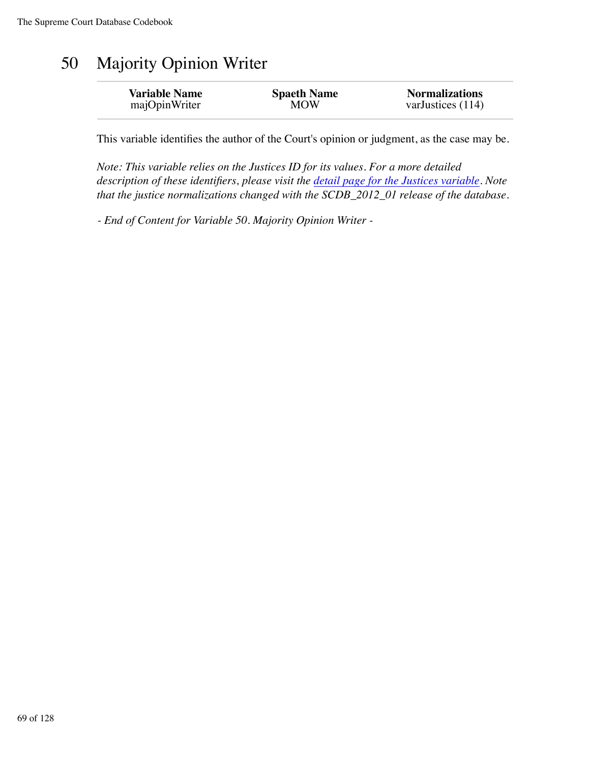# 50 Majority Opinion Writer

| Variable Name | Spaeth Name | Normalizations |
|---|---|---|
| majOpinWriter | MOW | varJustices (114) |

This variable identifies the author of the Court's opinion or judgment, as the case may be.

*Note: This variable relies on the Justices ID for its values. For a more detailed description of these identifiers, please visit the detail page for the Justices variable. Note that the justice normalizations changed with the SCDB_2012_01 release of the database.*

*- End of Content for Variable 50. Majority Opinion Writer -*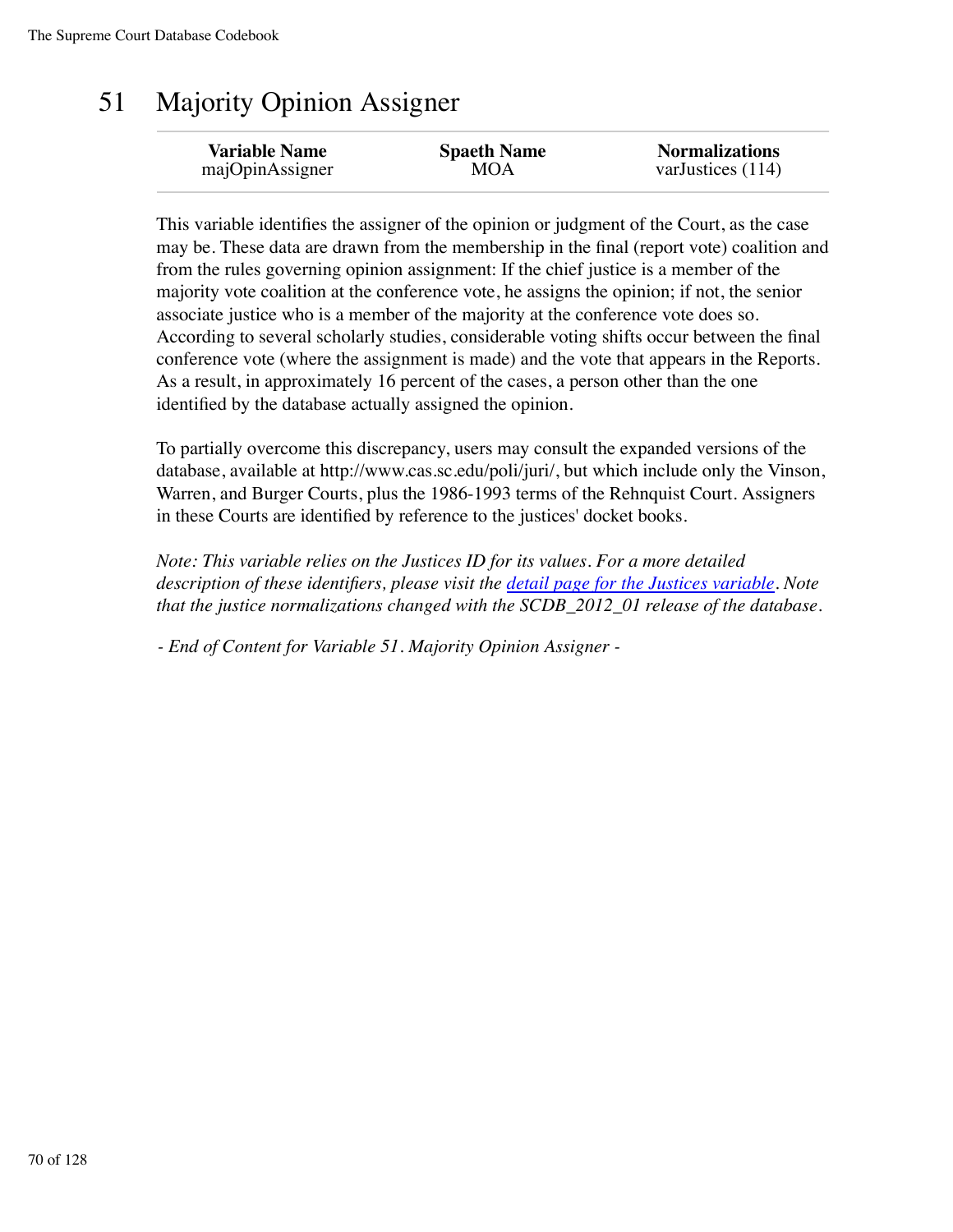# 51 Majority Opinion Assigner

| Variable Name | Spaeth Name | Normalizations |
|---|---|---|
| majOpinAssigner | MOA | varJustices (114) |

This variable identifies the assigner of the opinion or judgment of the Court, as the case may be. These data are drawn from the membership in the final (report vote) coalition and from the rules governing opinion assignment: If the chief justice is a member of the majority vote coalition at the conference vote, he assigns the opinion; if not, the senior associate justice who is a member of the majority at the conference vote does so. According to several scholarly studies, considerable voting shifts occur between the final conference vote (where the assignment is made) and the vote that appears in the Reports. As a result, in approximately 16 percent of the cases, a person other than the one identified by the database actually assigned the opinion.

To partially overcome this discrepancy, users may consult the expanded versions of the database, available at http://www.cas.sc.edu/poli/juri/, but which include only the Vinson, Warren, and Burger Courts, plus the 1986-1993 terms of the Rehnquist Court. Assigners in these Courts are identified by reference to the justices' docket books.

*Note: This variable relies on the Justices ID for its values. For a more detailed description of these identifiers, please visit the detail page for the Justices variable. Note that the justice normalizations changed with the SCDB_2012_01 release of the database.*

*- End of Content for Variable 51. Majority Opinion Assigner -*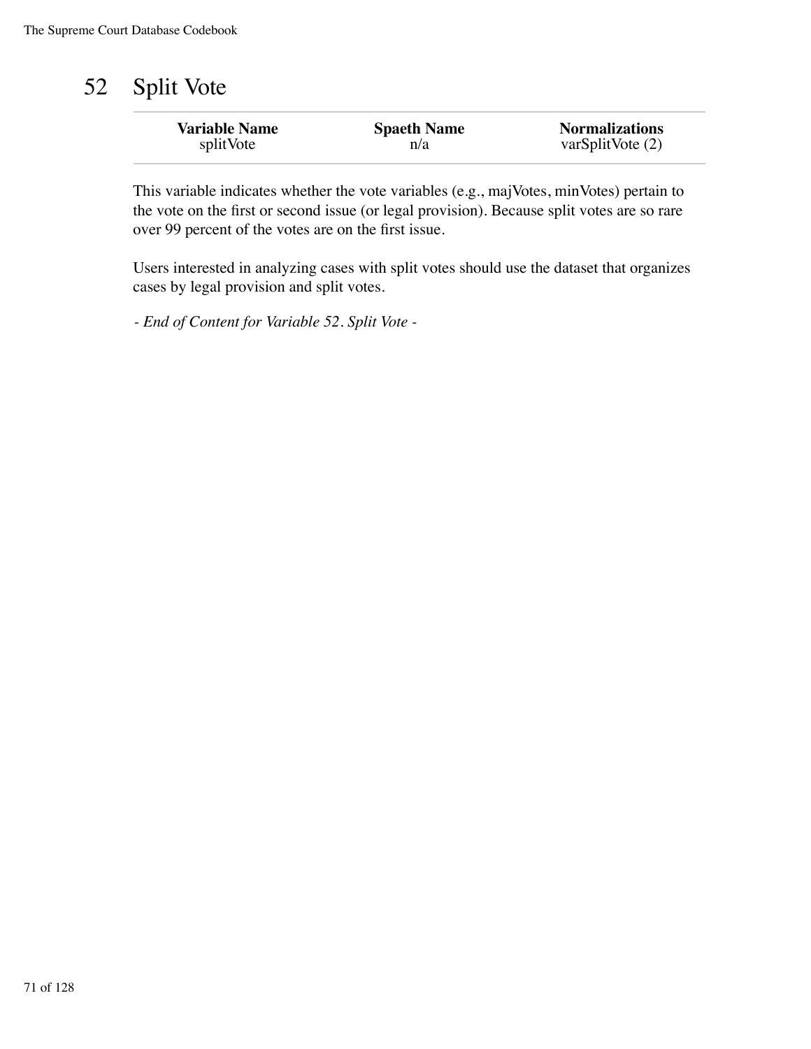# 52 Split Vote

| Variable Name | Spaeth Name | Normalizations |
|---|---|---|
| splitVote | n/a | varSplitVote (2) |

This variable indicates whether the vote variables (e.g., majVotes, minVotes) pertain to the vote on the first or second issue (or legal provision). Because split votes are so rare over 99 percent of the votes are on the first issue.

Users interested in analyzing cases with split votes should use the dataset that organizes cases by legal provision and split votes.

*- End of Content for Variable 52. Split Vote -*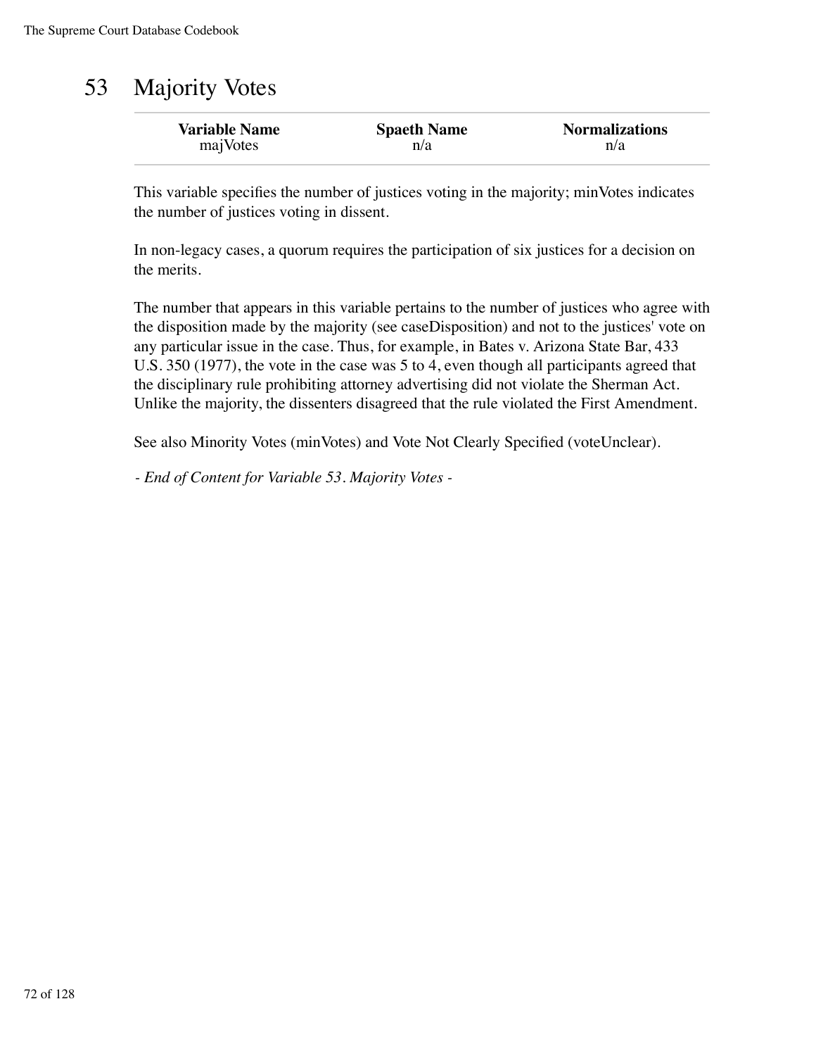# 53 Majority Votes

| Variable Name | Spaeth Name | Normalizations |
|---|---|---|
| majVotes | n/a | n/a |

This variable specifies the number of justices voting in the majority; minVotes indicates the number of justices voting in dissent.

In non-legacy cases, a quorum requires the participation of six justices for a decision on the merits.

The number that appears in this variable pertains to the number of justices who agree with the disposition made by the majority (see caseDisposition) and not to the justices' vote on any particular issue in the case. Thus, for example, in Bates v. Arizona State Bar, 433 U.S. 350 (1977), the vote in the case was 5 to 4, even though all participants agreed that the disciplinary rule prohibiting attorney advertising did not violate the Sherman Act. Unlike the majority, the dissenters disagreed that the rule violated the First Amendment.

See also Minority Votes (minVotes) and Vote Not Clearly Specified (voteUnclear).

*- End of Content for Variable 53. Majority Votes -*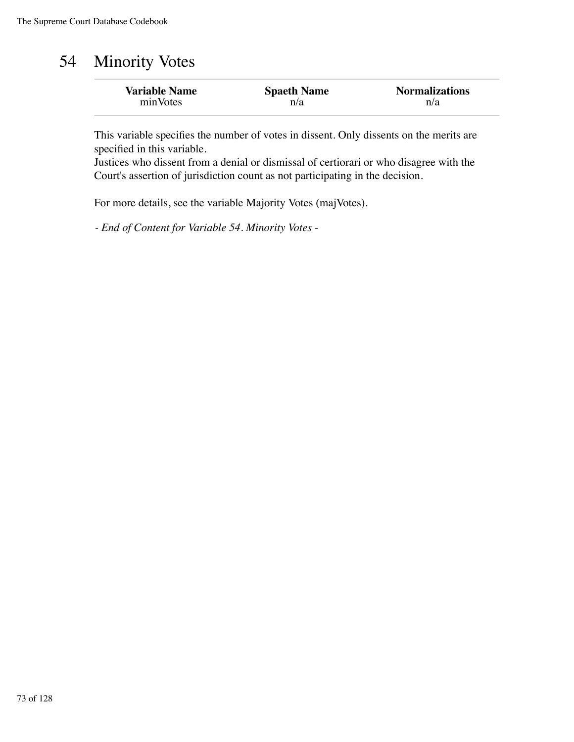# 54 Minority Votes

| Variable Name | Spaeth Name | Normalizations |
|---|---|---|
| minVotes | n/a | n/a |

This variable specifies the number of votes in dissent. Only dissents on the merits are specified in this variable.
Justices who dissent from a denial or dismissal of certiorari or who disagree with the Court's assertion of jurisdiction count as not participating in the decision.

For more details, see the variable Majority Votes (majVotes).

*- End of Content for Variable 54. Minority Votes -*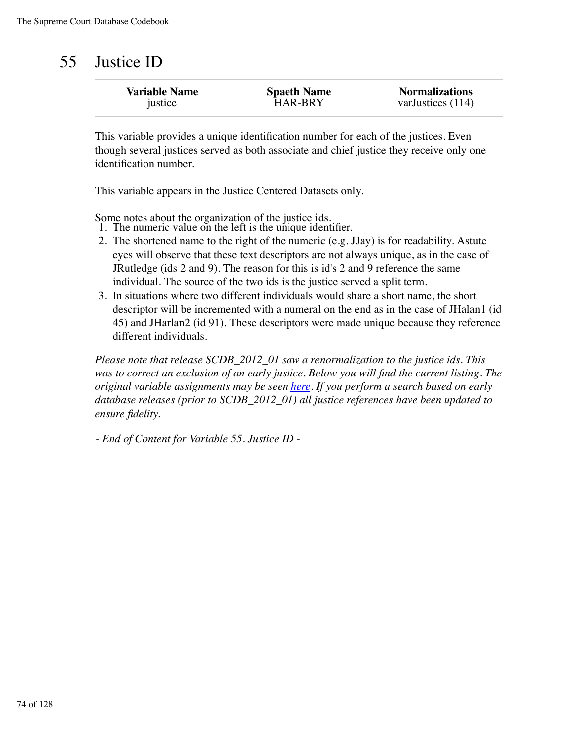# 55 Justice ID

| Variable Name | Spaeth Name | Normalizations |
|---|---|---|
| justice | HAR-BRY | varJustices (114) |

This variable provides a unique identification number for each of the justices. Even though several justices served as both associate and chief justice they receive only one identification number.

This variable appears in the Justice Centered Datasets only.

Some notes about the organization of the justice ids.

1. The numeric value on the left is the unique identifier.
2. The shortened name to the right of the numeric (e.g. JJay) is for readability. Astute eyes will observe that these text descriptors are not always unique, as in the case of JRutledge (ids 2 and 9). The reason for this is id's 2 and 9 reference the same individual. The source of the two ids is the justice served a split term.
3. In situations where two different individuals would share a short name, the short descriptor will be incremented with a numeral on the end as in the case of JHalan1 (id 45) and JHarlan2 (id 91). These descriptors were made unique because they reference different individuals.

*Please note that release SCDB_2012_01 saw a renormalization to the justice ids. This was to correct an exclusion of an early justice. Below you will find the current listing. The original variable assignments may be seen here. If you perform a search based on early database releases (prior to SCDB_2012_01) all justice references have been updated to ensure fidelity.*

*- End of Content for Variable 55. Justice ID -*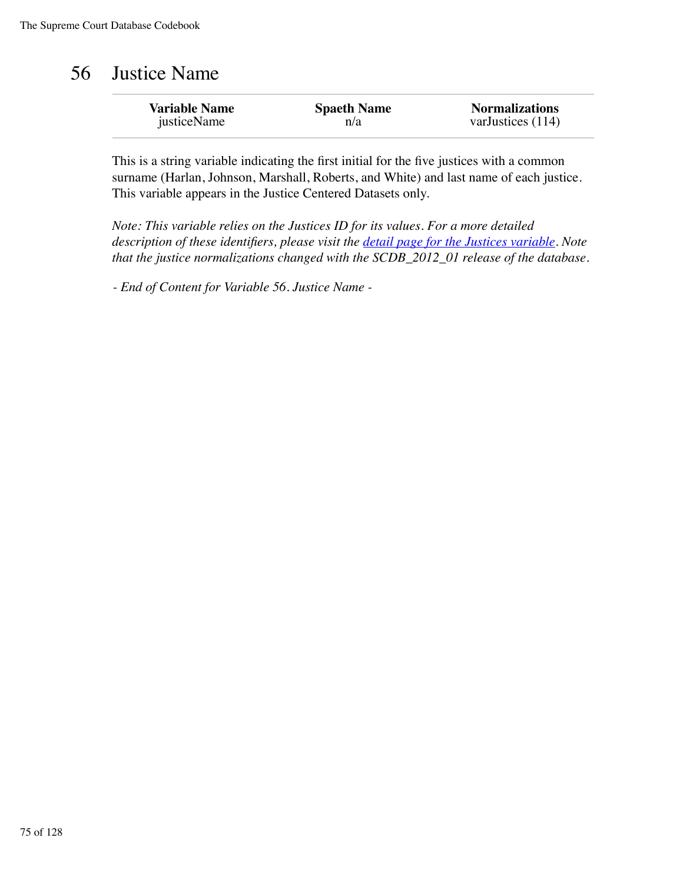# 56 Justice Name

| Variable Name | Spaeth Name | Normalizations |
| --- | --- | --- |
| justiceName | n/a | varJustices (114) |

This is a string variable indicating the first initial for the five justices with a common surname (Harlan, Johnson, Marshall, Roberts, and White) and last name of each justice. This variable appears in the Justice Centered Datasets only.

*Note: This variable relies on the Justices ID for its values. For a more detailed description of these identifiers, please visit the detail page for the Justices variable. Note that the justice normalizations changed with the SCDB_2012_01 release of the database.*

*- End of Content for Variable 56. Justice Name -*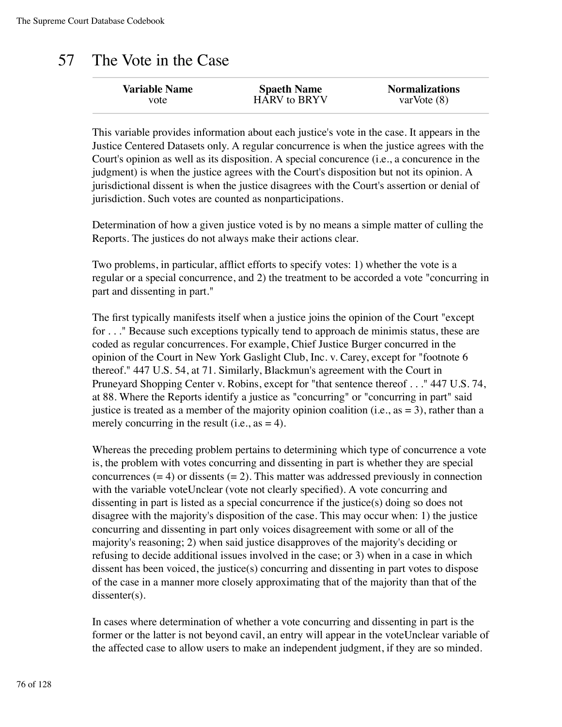# 57 The Vote in the Case

| Variable Name | Spaeth Name | Normalizations |
|---|---|---|
| vote | HARV to BRYV | varVote (8) |

This variable provides information about each justice's vote in the case. It appears in the Justice Centered Datasets only. A regular concurrence is when the justice agrees with the Court's opinion as well as its disposition. A special concurence (i.e., a concurence in the judgment) is when the justice agrees with the Court's disposition but not its opinion. A jurisdictional dissent is when the justice disagrees with the Court's assertion or denial of jurisdiction. Such votes are counted as nonparticipations.

Determination of how a given justice voted is by no means a simple matter of culling the Reports. The justices do not always make their actions clear.

Two problems, in particular, afflict efforts to specify votes: 1) whether the vote is a regular or a special concurrence, and 2) the treatment to be accorded a vote "concurring in part and dissenting in part."

The first typically manifests itself when a justice joins the opinion of the Court "except for . . ." Because such exceptions typically tend to approach de minimis status, these are coded as regular concurrences. For example, Chief Justice Burger concurred in the opinion of the Court in New York Gaslight Club, Inc. v. Carey, except for "footnote 6 thereof." 447 U.S. 54, at 71. Similarly, Blackmun's agreement with the Court in Pruneyard Shopping Center v. Robins, except for "that sentence thereof . . ." 447 U.S. 74, at 88. Where the Reports identify a justice as "concurring" or "concurring in part" said justice is treated as a member of the majority opinion coalition (i.e., as = 3), rather than a merely concurring in the result (i.e., as = 4).

Whereas the preceding problem pertains to determining which type of concurrence a vote is, the problem with votes concurring and dissenting in part is whether they are special concurrences (= 4) or dissents (= 2). This matter was addressed previously in connection with the variable voteUnclear (vote not clearly specified). A vote concurring and dissenting in part is listed as a special concurrence if the justice(s) doing so does not disagree with the majority's disposition of the case. This may occur when: 1) the justice concurring and dissenting in part only voices disagreement with some or all of the majority's reasoning; 2) when said justice disapproves of the majority's deciding or refusing to decide additional issues involved in the case; or 3) when in a case in which dissent has been voiced, the justice(s) concurring and dissenting in part votes to dispose of the case in a manner more closely approximating that of the majority than that of the dissenter(s).

In cases where determination of whether a vote concurring and dissenting in part is the former or the latter is not beyond cavil, an entry will appear in the voteUnclear variable of the affected case to allow users to make an independent judgment, if they are so minded.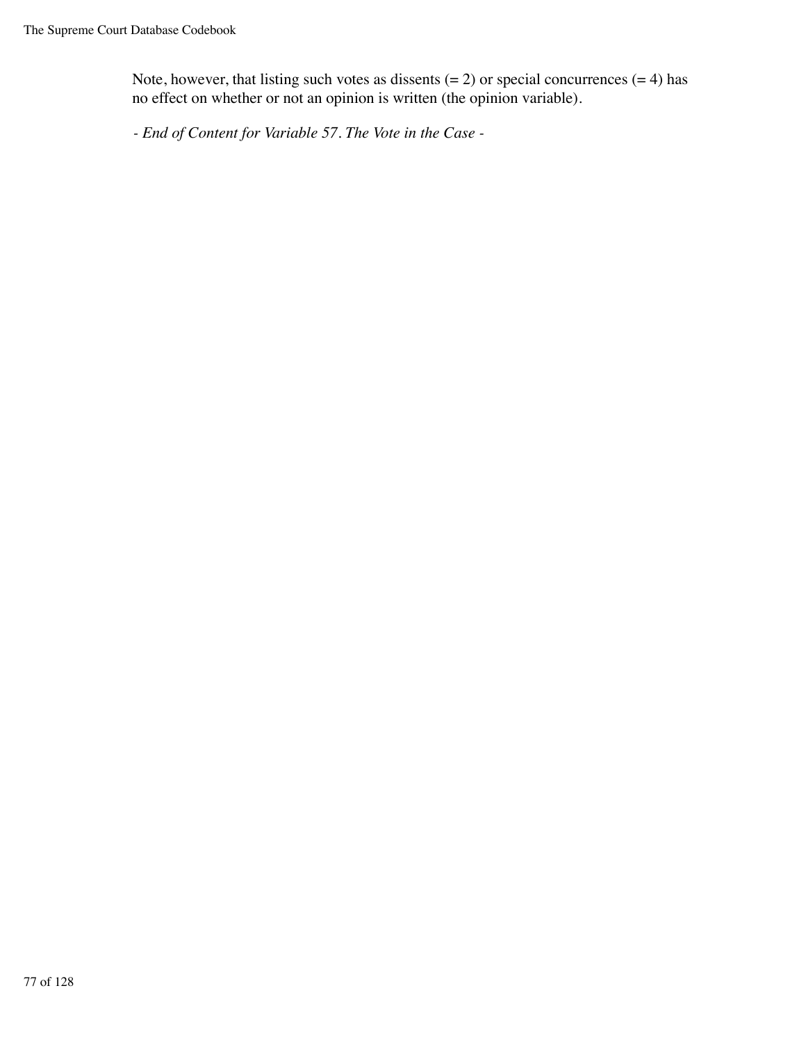Note, however, that listing such votes as dissents (= 2) or special concurrences (= 4) has no effect on whether or not an opinion is written (the opinion variable).

*- End of Content for Variable 57. The Vote in the Case -*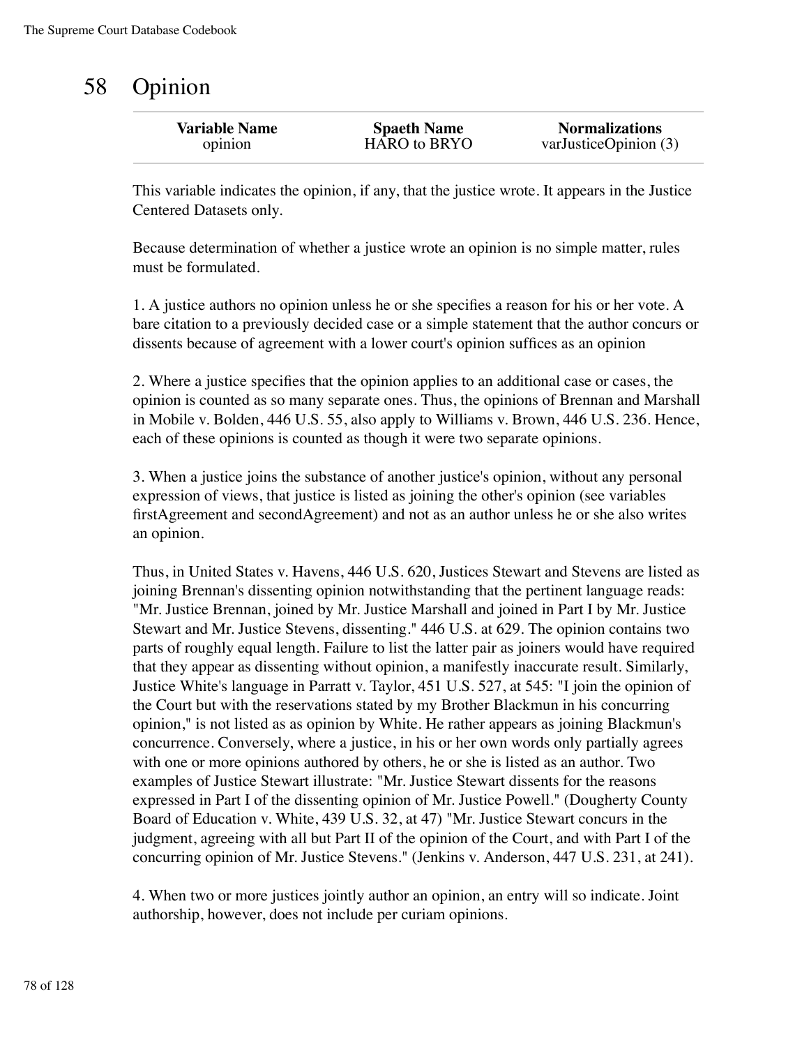# 58 Opinion

| Variable Name | Spaeth Name | Normalizations |
|---|---|---|
| opinion | HARO to BRYO | varJusticeOpinion (3) |

This variable indicates the opinion, if any, that the justice wrote. It appears in the Justice Centered Datasets only.

Because determination of whether a justice wrote an opinion is no simple matter, rules must be formulated.

1. A justice authors no opinion unless he or she specifies a reason for his or her vote. A bare citation to a previously decided case or a simple statement that the author concurs or dissents because of agreement with a lower court's opinion suffices as an opinion

2. Where a justice specifies that the opinion applies to an additional case or cases, the opinion is counted as so many separate ones. Thus, the opinions of Brennan and Marshall in Mobile v. Bolden, 446 U.S. 55, also apply to Williams v. Brown, 446 U.S. 236. Hence, each of these opinions is counted as though it were two separate opinions.

3. When a justice joins the substance of another justice's opinion, without any personal expression of views, that justice is listed as joining the other's opinion (see variables firstAgreement and secondAgreement) and not as an author unless he or she also writes an opinion.

Thus, in United States v. Havens, 446 U.S. 620, Justices Stewart and Stevens are listed as joining Brennan's dissenting opinion notwithstanding that the pertinent language reads: "Mr. Justice Brennan, joined by Mr. Justice Marshall and joined in Part I by Mr. Justice Stewart and Mr. Justice Stevens, dissenting." 446 U.S. at 629. The opinion contains two parts of roughly equal length. Failure to list the latter pair as joiners would have required that they appear as dissenting without opinion, a manifestly inaccurate result. Similarly, Justice White's language in Parratt v. Taylor, 451 U.S. 527, at 545: "I join the opinion of the Court but with the reservations stated by my Brother Blackmun in his concurring opinion," is not listed as as opinion by White. He rather appears as joining Blackmun's concurrence. Conversely, where a justice, in his or her own words only partially agrees with one or more opinions authored by others, he or she is listed as an author. Two examples of Justice Stewart illustrate: "Mr. Justice Stewart dissents for the reasons expressed in Part I of the dissenting opinion of Mr. Justice Powell." (Dougherty County Board of Education v. White, 439 U.S. 32, at 47) "Mr. Justice Stewart concurs in the judgment, agreeing with all but Part II of the opinion of the Court, and with Part I of the concurring opinion of Mr. Justice Stevens." (Jenkins v. Anderson, 447 U.S. 231, at 241).

4. When two or more justices jointly author an opinion, an entry will so indicate. Joint authorship, however, does not include per curiam opinions.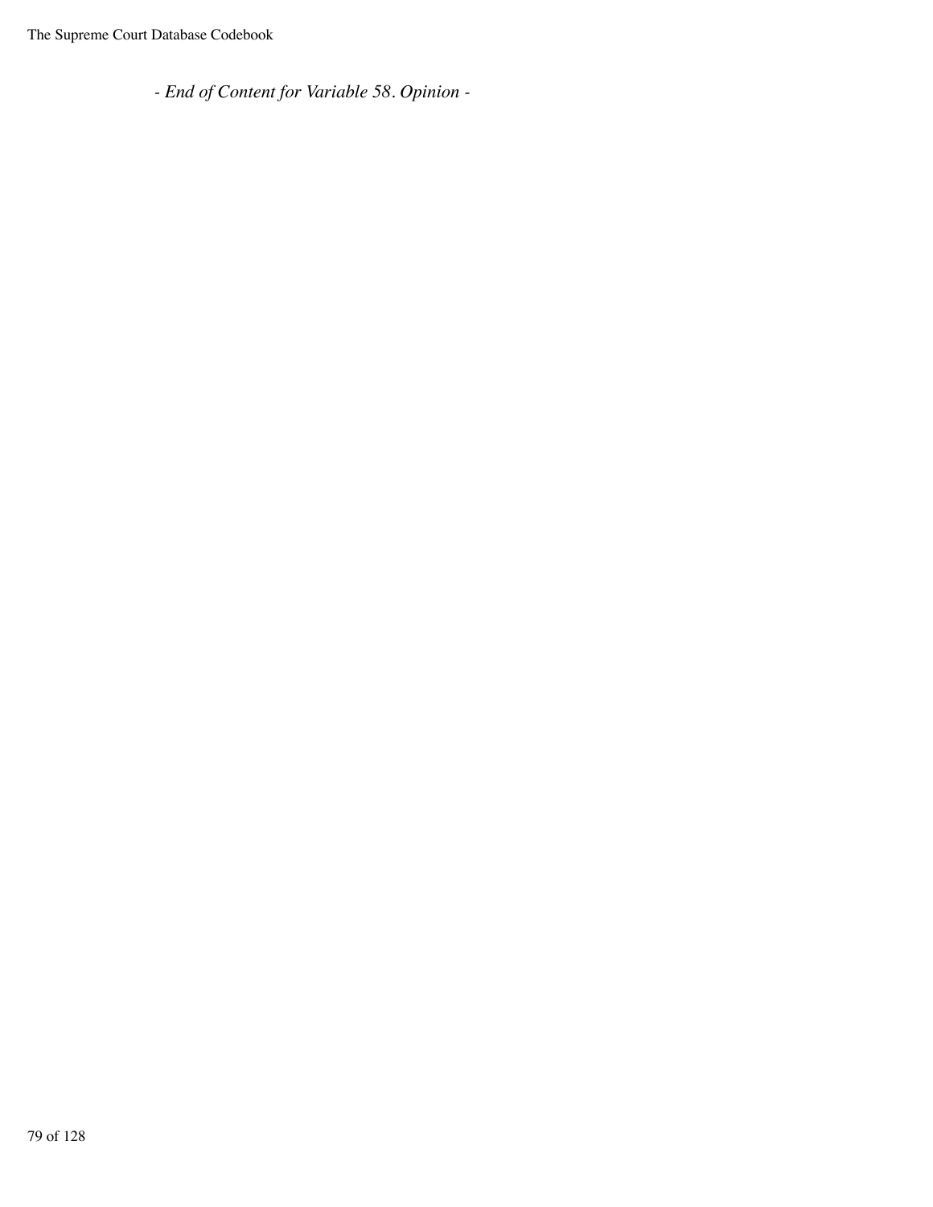*- End of Content for Variable 58. Opinion -*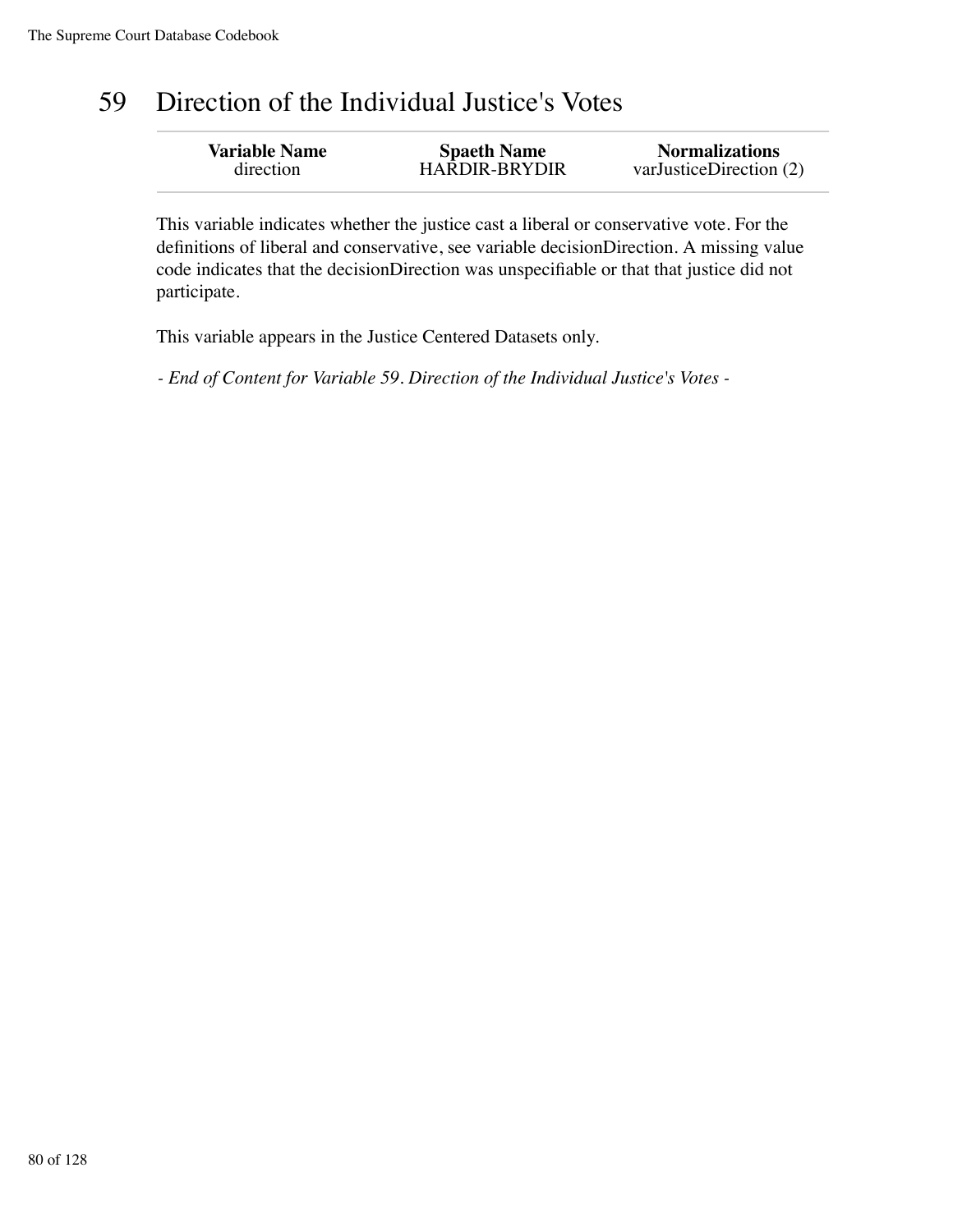# 59 Direction of the Individual Justice's Votes

| Variable Name | Spaeth Name | Normalizations |
| --- | --- | --- |
| direction | HARDIR-BRYDIR | varJusticeDirection (2) |

This variable indicates whether the justice cast a liberal or conservative vote. For the definitions of liberal and conservative, see variable decisionDirection. A missing value code indicates that the decisionDirection was unspecifiable or that that justice did not participate.

This variable appears in the Justice Centered Datasets only.

*- End of Content for Variable 59. Direction of the Individual Justice's Votes -*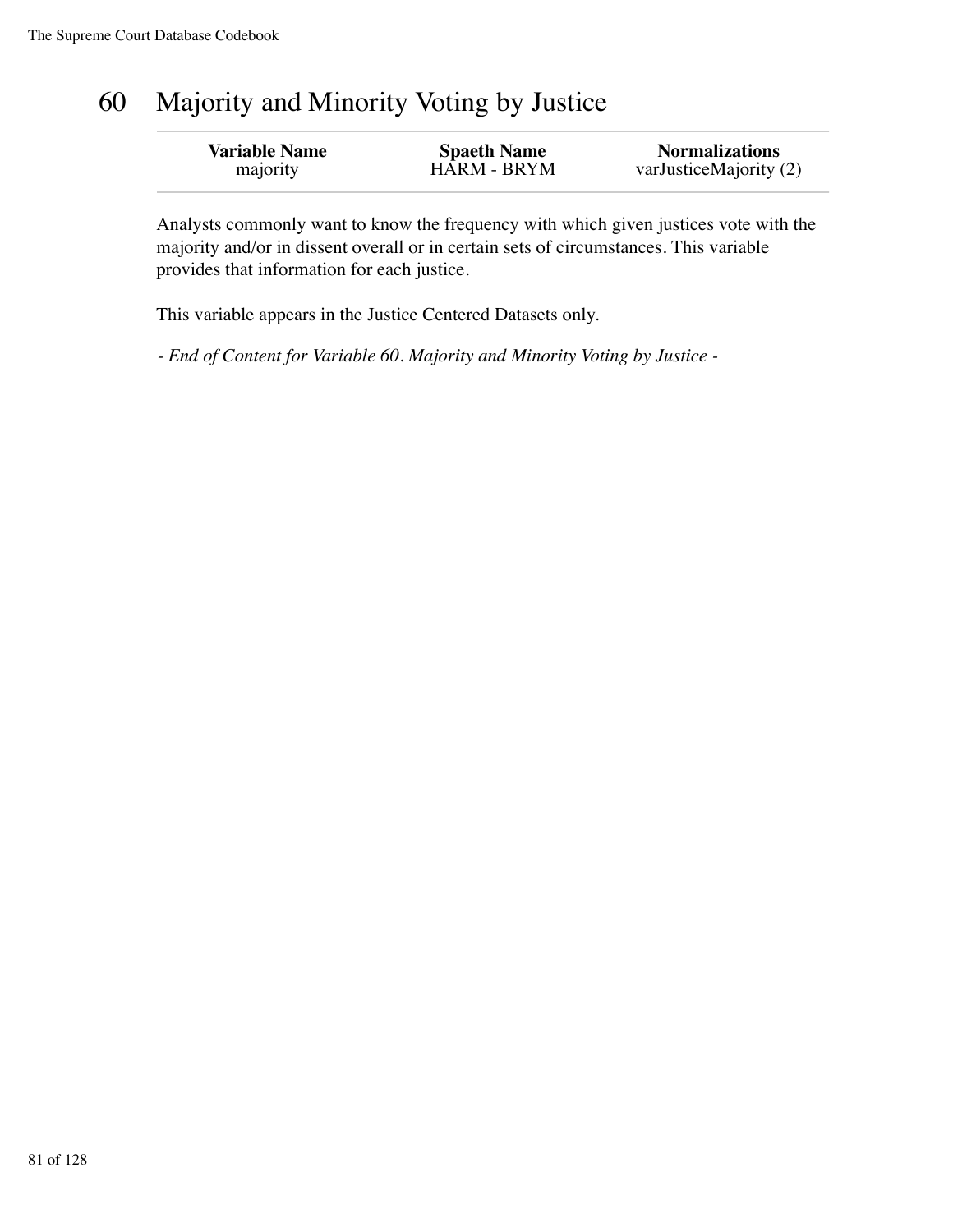# 60 Majority and Minority Voting by Justice

| Variable Name | Spaeth Name | Normalizations |
| --- | --- | --- |
| majority | HARM - BRYM | varJusticeMajority (2) |

Analysts commonly want to know the frequency with which given justices vote with the majority and/or in dissent overall or in certain sets of circumstances. This variable provides that information for each justice.

This variable appears in the Justice Centered Datasets only.

*- End of Content for Variable 60. Majority and Minority Voting by Justice -*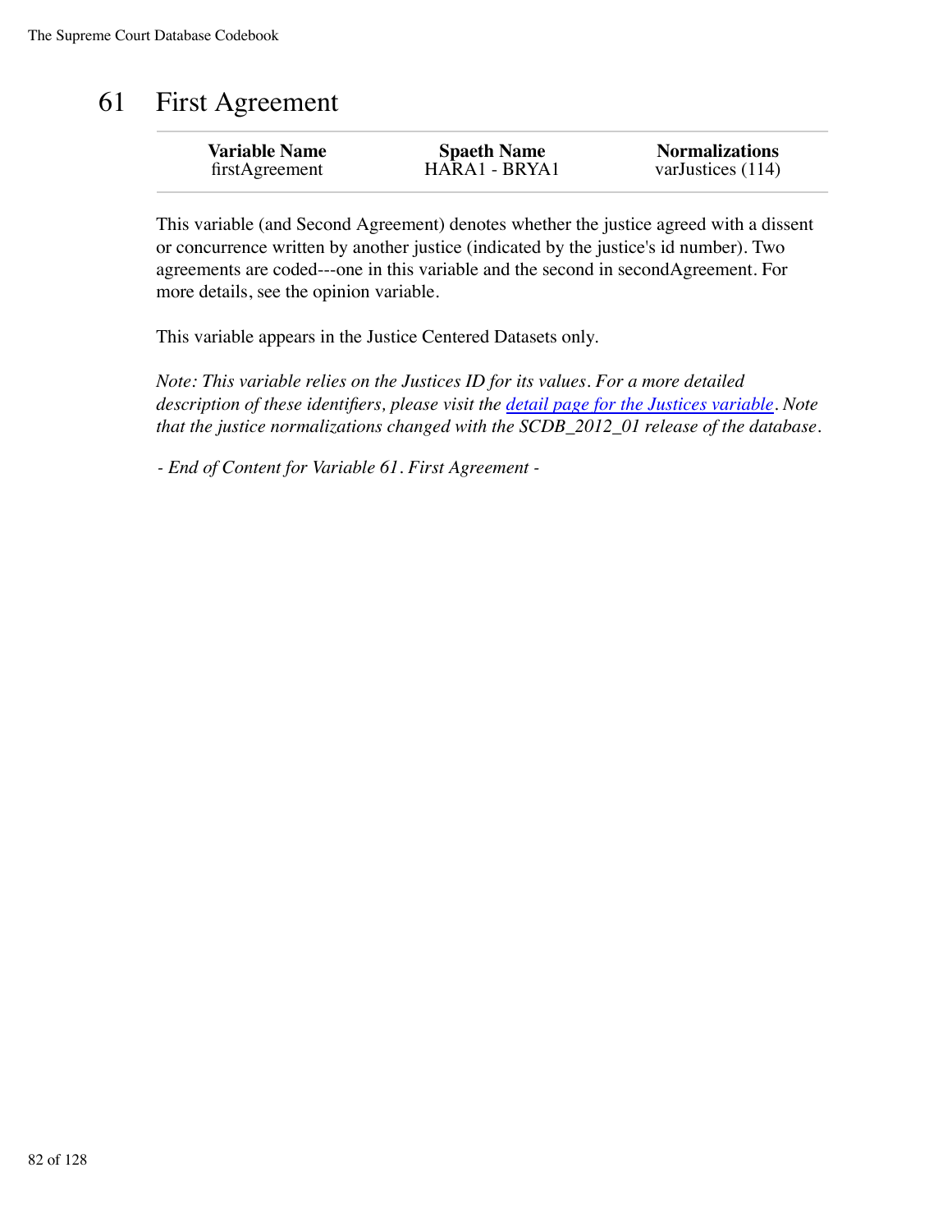# 61 First Agreement

| Variable Name | Spaeth Name | Normalizations |
|---|---|---|
| firstAgreement | HARA1 - BRYA1 | varJustices (114) |

This variable (and Second Agreement) denotes whether the justice agreed with a dissent or concurrence written by another justice (indicated by the justice's id number). Two agreements are coded---one in this variable and the second in secondAgreement. For more details, see the opinion variable.

This variable appears in the Justice Centered Datasets only.

*Note: This variable relies on the Justices ID for its values. For a more detailed description of these identifiers, please visit the [detail page for the Justices variable](). Note that the justice normalizations changed with the SCDB_2012_01 release of the database.*

*- End of Content for Variable 61. First Agreement -*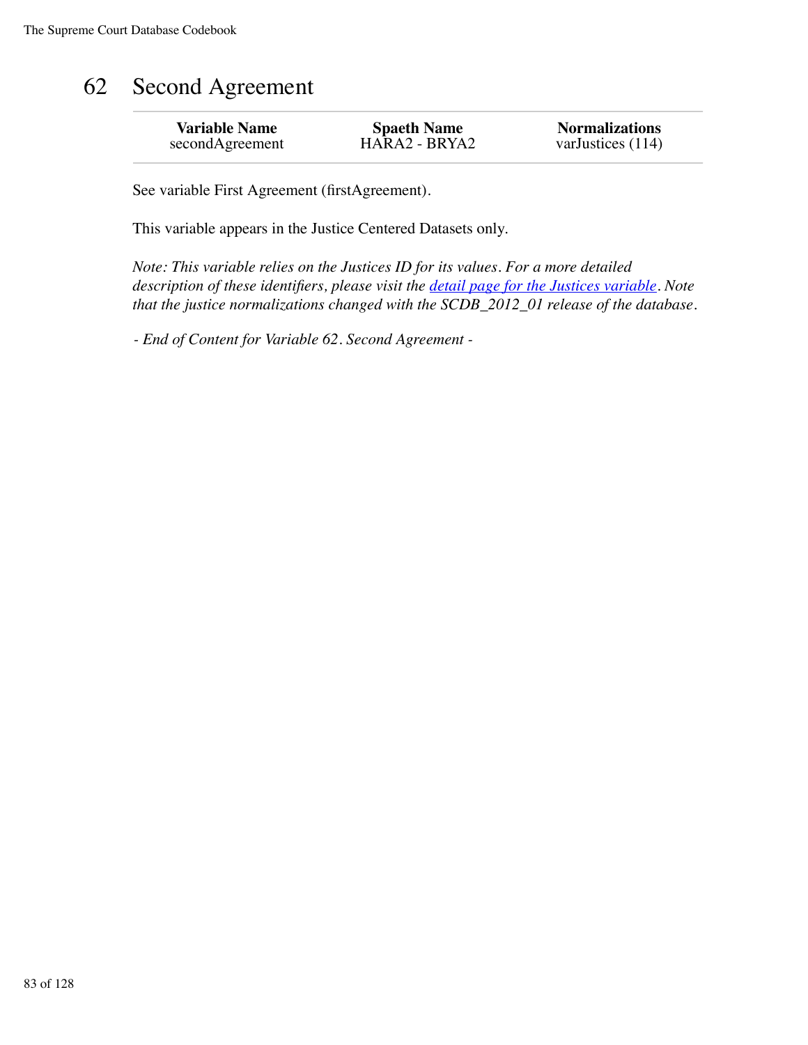# 62 Second Agreement

| Variable Name | Spaeth Name | Normalizations |
| --- | --- | --- |
| secondAgreement | HARA2 - BRYA2 | varJustices (114) |

See variable First Agreement (firstAgreement).

This variable appears in the Justice Centered Datasets only.

*Note: This variable relies on the Justices ID for its values. For a more detailed description of these identifiers, please visit the [detail page for the Justices variable](). Note that the justice normalizations changed with the SCDB_2012_01 release of the database.*

*- End of Content for Variable 62. Second Agreement -*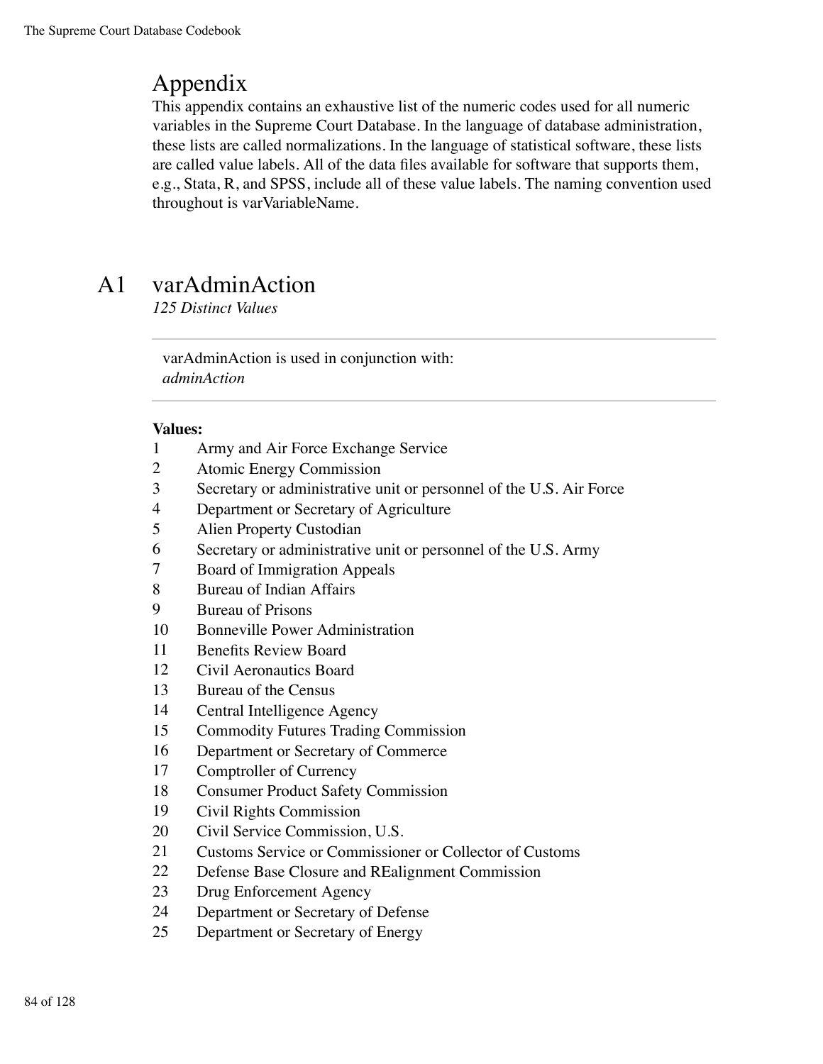# Appendix

This appendix contains an exhaustive list of the numeric codes used for all numeric variables in the Supreme Court Database. In the language of database administration, these lists are called normalizations. In the language of statistical software, these lists are called value labels. All of the data files available for software that supports them, e.g., Stata, R, and SPSS, include all of these value labels. The naming convention used throughout is varVariableName.

## A1 varAdminAction

*125 Distinct Values*

varAdminAction is used in conjunction with:
*adminAction*

**Values:**

| | |
|---|---|
| 1 | Army and Air Force Exchange Service |
| 2 | Atomic Energy Commission |
| 3 | Secretary or administrative unit or personnel of the U.S. Air Force |
| 4 | Department or Secretary of Agriculture |
| 5 | Alien Property Custodian |
| 6 | Secretary or administrative unit or personnel of the U.S. Army |
| 7 | Board of Immigration Appeals |
| 8 | Bureau of Indian Affairs |
| 9 | Bureau of Prisons |
| 10 | Bonneville Power Administration |
| 11 | Benefits Review Board |
| 12 | Civil Aeronautics Board |
| 13 | Bureau of the Census |
| 14 | Central Intelligence Agency |
| 15 | Commodity Futures Trading Commission |
| 16 | Department or Secretary of Commerce |
| 17 | Comptroller of Currency |
| 18 | Consumer Product Safety Commission |
| 19 | Civil Rights Commission |
| 20 | Civil Service Commission, U.S. |
| 21 | Customs Service or Commissioner or Collector of Customs |
| 22 | Defense Base Closure and REalignment Commission |
| 23 | Drug Enforcement Agency |
| 24 | Department or Secretary of Defense |
| 25 | Department or Secretary of Energy |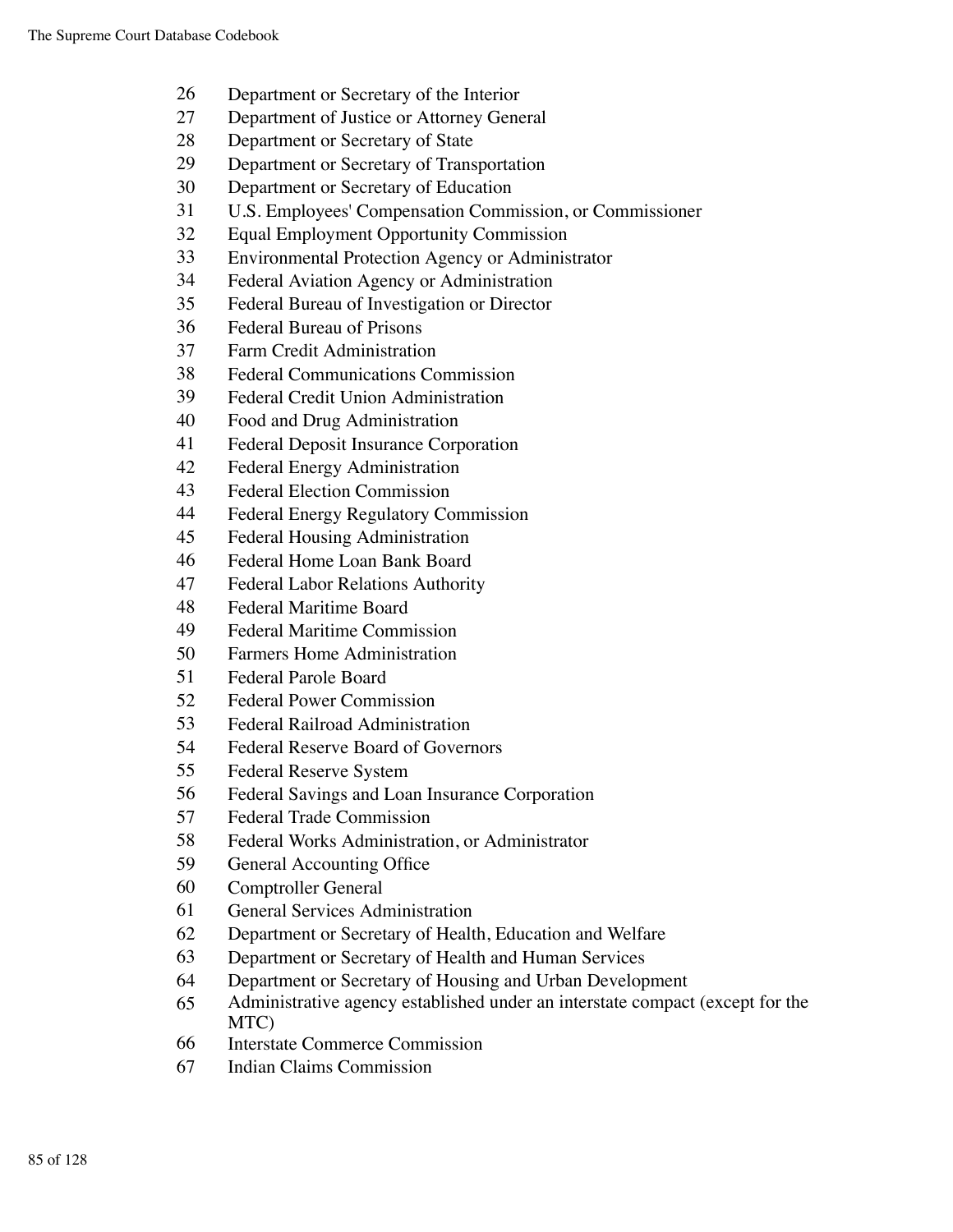26 Department or Secretary of the Interior
27 Department of Justice or Attorney General
28 Department or Secretary of State
29 Department or Secretary of Transportation
30 Department or Secretary of Education
31 U.S. Employees' Compensation Commission, or Commissioner
32 Equal Employment Opportunity Commission
33 Environmental Protection Agency or Administrator
34 Federal Aviation Agency or Administration
35 Federal Bureau of Investigation or Director
36 Federal Bureau of Prisons
37 Farm Credit Administration
38 Federal Communications Commission
39 Federal Credit Union Administration
40 Food and Drug Administration
41 Federal Deposit Insurance Corporation
42 Federal Energy Administration
43 Federal Election Commission
44 Federal Energy Regulatory Commission
45 Federal Housing Administration
46 Federal Home Loan Bank Board
47 Federal Labor Relations Authority
48 Federal Maritime Board
49 Federal Maritime Commission
50 Farmers Home Administration
51 Federal Parole Board
52 Federal Power Commission
53 Federal Railroad Administration
54 Federal Reserve Board of Governors
55 Federal Reserve System
56 Federal Savings and Loan Insurance Corporation
57 Federal Trade Commission
58 Federal Works Administration, or Administrator
59 General Accounting Office
60 Comptroller General
61 General Services Administration
62 Department or Secretary of Health, Education and Welfare
63 Department or Secretary of Health and Human Services
64 Department or Secretary of Housing and Urban Development
65 Administrative agency established under an interstate compact (except for the MTC)
66 Interstate Commerce Commission
67 Indian Claims Commission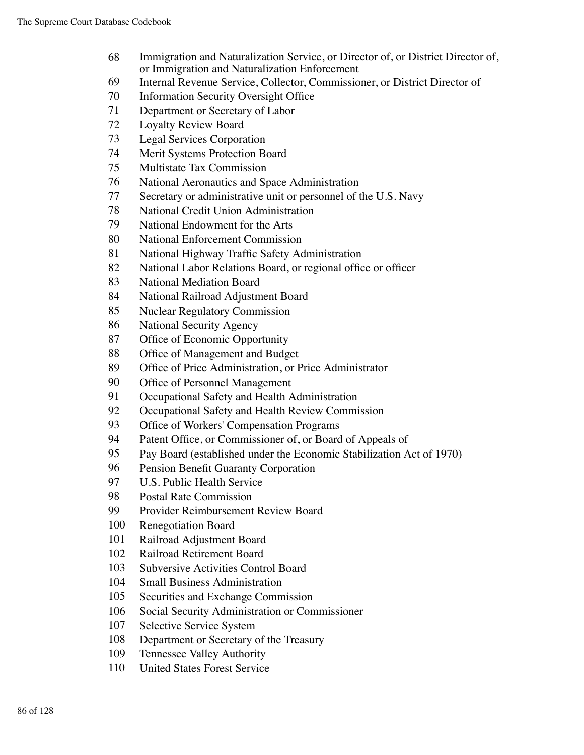68 Immigration and Naturalization Service, or Director of, or District Director of, or Immigration and Naturalization Enforcement
69 Internal Revenue Service, Collector, Commissioner, or District Director of
70 Information Security Oversight Office
71 Department or Secretary of Labor
72 Loyalty Review Board
73 Legal Services Corporation
74 Merit Systems Protection Board
75 Multistate Tax Commission
76 National Aeronautics and Space Administration
77 Secretary or administrative unit or personnel of the U.S. Navy
78 National Credit Union Administration
79 National Endowment for the Arts
80 National Enforcement Commission
81 National Highway Traffic Safety Administration
82 National Labor Relations Board, or regional office or officer
83 National Mediation Board
84 National Railroad Adjustment Board
85 Nuclear Regulatory Commission
86 National Security Agency
87 Office of Economic Opportunity
88 Office of Management and Budget
89 Office of Price Administration, or Price Administrator
90 Office of Personnel Management
91 Occupational Safety and Health Administration
92 Occupational Safety and Health Review Commission
93 Office of Workers' Compensation Programs
94 Patent Office, or Commissioner of, or Board of Appeals of
95 Pay Board (established under the Economic Stabilization Act of 1970)
96 Pension Benefit Guaranty Corporation
97 U.S. Public Health Service
98 Postal Rate Commission
99 Provider Reimbursement Review Board
100 Renegotiation Board
101 Railroad Adjustment Board
102 Railroad Retirement Board
103 Subversive Activities Control Board
104 Small Business Administration
105 Securities and Exchange Commission
106 Social Security Administration or Commissioner
107 Selective Service System
108 Department or Secretary of the Treasury
109 Tennessee Valley Authority
110 United States Forest Service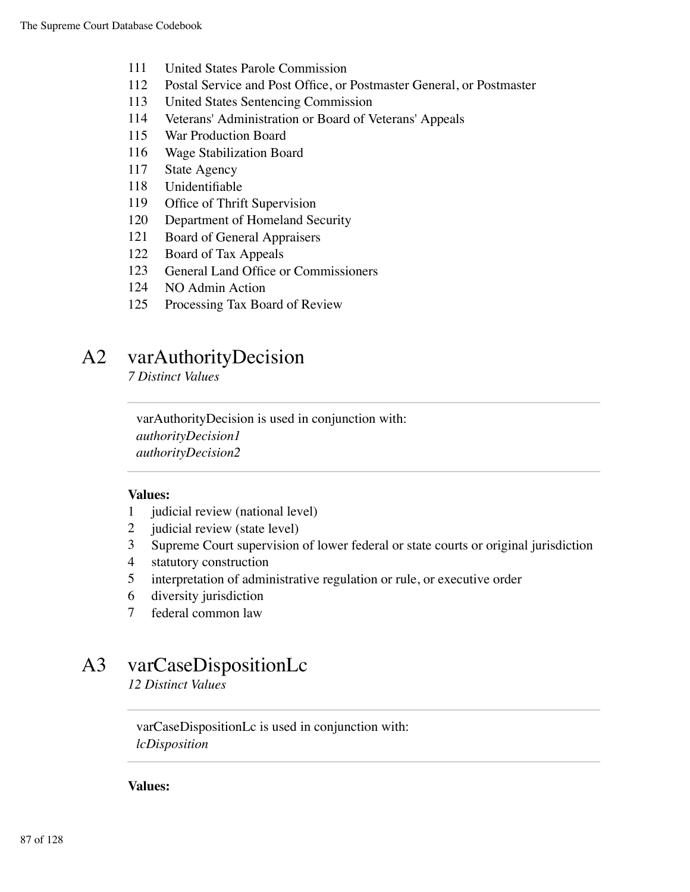111 United States Parole Commission
112 Postal Service and Post Office, or Postmaster General, or Postmaster
113 United States Sentencing Commission
114 Veterans' Administration or Board of Veterans' Appeals
115 War Production Board
116 Wage Stabilization Board
117 State Agency
118 Unidentifiable
119 Office of Thrift Supervision
120 Department of Homeland Security
121 Board of General Appraisers
122 Board of Tax Appeals
123 General Land Office or Commissioners
124 NO Admin Action
125 Processing Tax Board of Review

## A2 varAuthorityDecision

*7 Distinct Values*

---

varAuthorityDecision is used in conjunction with:
*authorityDecision1*
*authorityDecision2*

---

**Values:**

1 judicial review (national level)
2 judicial review (state level)
3 Supreme Court supervision of lower federal or state courts or original jurisdiction
4 statutory construction
5 interpretation of administrative regulation or rule, or executive order
6 diversity jurisdiction
7 federal common law

## A3 varCaseDispositionLc

*12 Distinct Values*

---

varCaseDispositionLc is used in conjunction with:
*lcDisposition*

---

**Values:**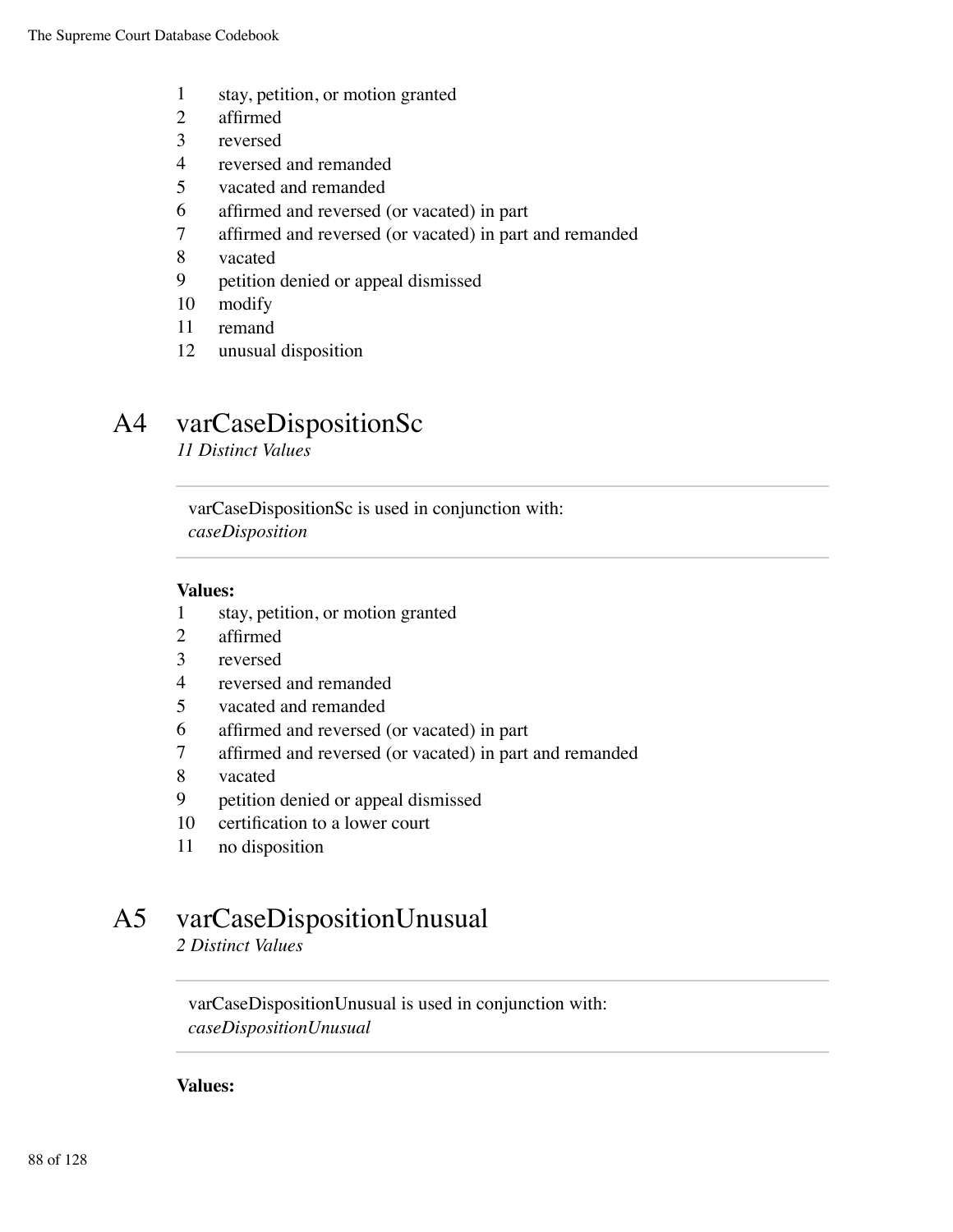1 stay, petition, or motion granted
2 affirmed
3 reversed
4 reversed and remanded
5 vacated and remanded
6 affirmed and reversed (or vacated) in part
7 affirmed and reversed (or vacated) in part and remanded
8 vacated
9 petition denied or appeal dismissed
10 modify
11 remand
12 unusual disposition

## A4 varCaseDispositionSc

*11 Distinct Values*

---

varCaseDispositionSc is used in conjunction with:
*caseDisposition*

---

**Values:**

1 stay, petition, or motion granted
2 affirmed
3 reversed
4 reversed and remanded
5 vacated and remanded
6 affirmed and reversed (or vacated) in part
7 affirmed and reversed (or vacated) in part and remanded
8 vacated
9 petition denied or appeal dismissed
10 certification to a lower court
11 no disposition

## A5 varCaseDispositionUnusual

*2 Distinct Values*

---

varCaseDispositionUnusual is used in conjunction with:
*caseDispositionUnusual*

---

**Values:**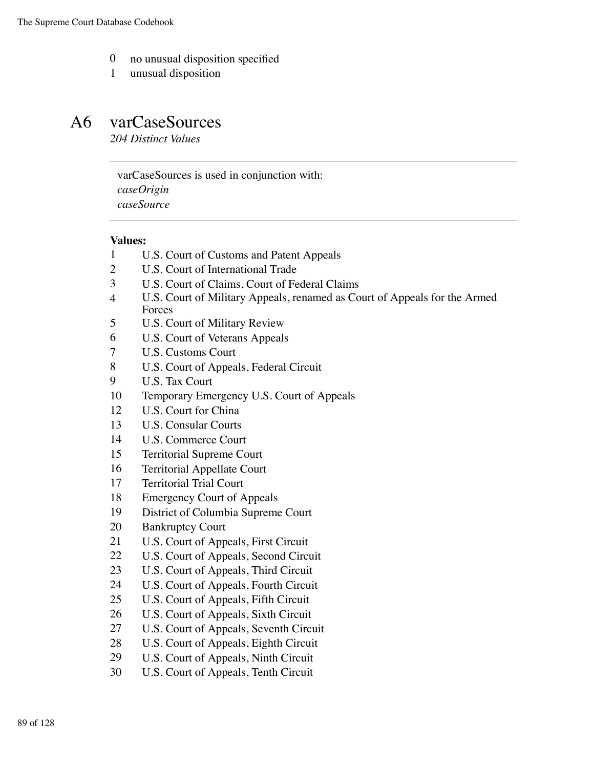0 no unusual disposition specified
1 unusual disposition

# A6 varCaseSources

*204 Distinct Values*

---

varCaseSources is used in conjunction with:
*caseOrigin*
*caseSource*

---

**Values:**

| | |
|---|---|
| 1 | U.S. Court of Customs and Patent Appeals |
| 2 | U.S. Court of International Trade |
| 3 | U.S. Court of Claims, Court of Federal Claims |
| 4 | U.S. Court of Military Appeals, renamed as Court of Appeals for the Armed Forces |
| 5 | U.S. Court of Military Review |
| 6 | U.S. Court of Veterans Appeals |
| 7 | U.S. Customs Court |
| 8 | U.S. Court of Appeals, Federal Circuit |
| 9 | U.S. Tax Court |
| 10 | Temporary Emergency U.S. Court of Appeals |
| 12 | U.S. Court for China |
| 13 | U.S. Consular Courts |
| 14 | U.S. Commerce Court |
| 15 | Territorial Supreme Court |
| 16 | Territorial Appellate Court |
| 17 | Territorial Trial Court |
| 18 | Emergency Court of Appeals |
| 19 | District of Columbia Supreme Court |
| 20 | Bankruptcy Court |
| 21 | U.S. Court of Appeals, First Circuit |
| 22 | U.S. Court of Appeals, Second Circuit |
| 23 | U.S. Court of Appeals, Third Circuit |
| 24 | U.S. Court of Appeals, Fourth Circuit |
| 25 | U.S. Court of Appeals, Fifth Circuit |
| 26 | U.S. Court of Appeals, Sixth Circuit |
| 27 | U.S. Court of Appeals, Seventh Circuit |
| 28 | U.S. Court of Appeals, Eighth Circuit |
| 29 | U.S. Court of Appeals, Ninth Circuit |
| 30 | U.S. Court of Appeals, Tenth Circuit |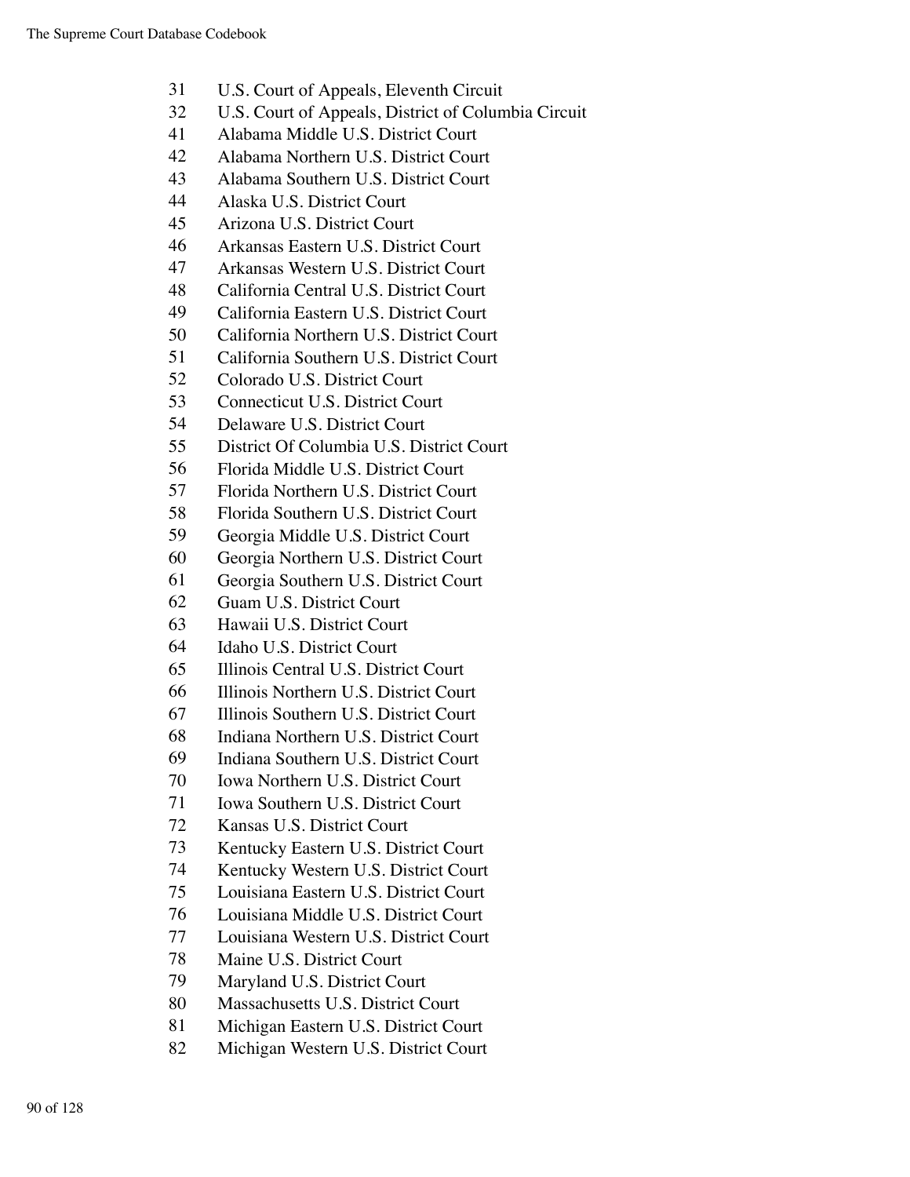31 U.S. Court of Appeals, Eleventh Circuit
32 U.S. Court of Appeals, District of Columbia Circuit
41 Alabama Middle U.S. District Court
42 Alabama Northern U.S. District Court
43 Alabama Southern U.S. District Court
44 Alaska U.S. District Court
45 Arizona U.S. District Court
46 Arkansas Eastern U.S. District Court
47 Arkansas Western U.S. District Court
48 California Central U.S. District Court
49 California Eastern U.S. District Court
50 California Northern U.S. District Court
51 California Southern U.S. District Court
52 Colorado U.S. District Court
53 Connecticut U.S. District Court
54 Delaware U.S. District Court
55 District Of Columbia U.S. District Court
56 Florida Middle U.S. District Court
57 Florida Northern U.S. District Court
58 Florida Southern U.S. District Court
59 Georgia Middle U.S. District Court
60 Georgia Northern U.S. District Court
61 Georgia Southern U.S. District Court
62 Guam U.S. District Court
63 Hawaii U.S. District Court
64 Idaho U.S. District Court
65 Illinois Central U.S. District Court
66 Illinois Northern U.S. District Court
67 Illinois Southern U.S. District Court
68 Indiana Northern U.S. District Court
69 Indiana Southern U.S. District Court
70 Iowa Northern U.S. District Court
71 Iowa Southern U.S. District Court
72 Kansas U.S. District Court
73 Kentucky Eastern U.S. District Court
74 Kentucky Western U.S. District Court
75 Louisiana Eastern U.S. District Court
76 Louisiana Middle U.S. District Court
77 Louisiana Western U.S. District Court
78 Maine U.S. District Court
79 Maryland U.S. District Court
80 Massachusetts U.S. District Court
81 Michigan Eastern U.S. District Court
82 Michigan Western U.S. District Court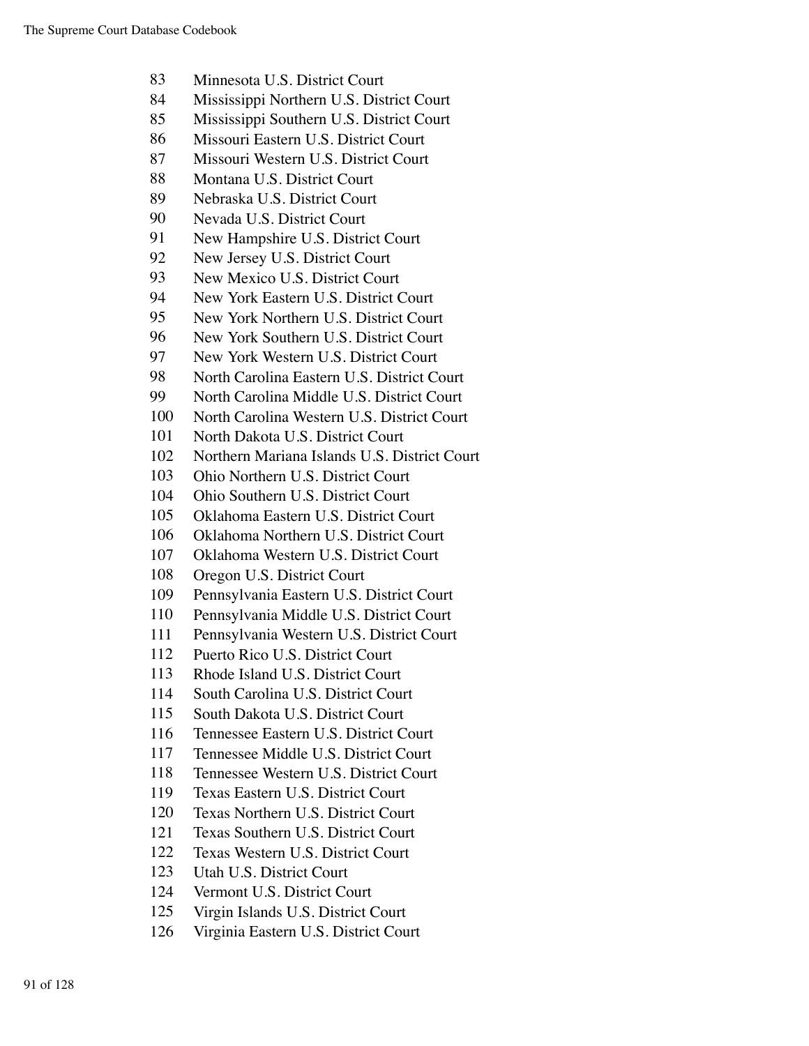83 Minnesota U.S. District Court
84 Mississippi Northern U.S. District Court
85 Mississippi Southern U.S. District Court
86 Missouri Eastern U.S. District Court
87 Missouri Western U.S. District Court
88 Montana U.S. District Court
89 Nebraska U.S. District Court
90 Nevada U.S. District Court
91 New Hampshire U.S. District Court
92 New Jersey U.S. District Court
93 New Mexico U.S. District Court
94 New York Eastern U.S. District Court
95 New York Northern U.S. District Court
96 New York Southern U.S. District Court
97 New York Western U.S. District Court
98 North Carolina Eastern U.S. District Court
99 North Carolina Middle U.S. District Court
100 North Carolina Western U.S. District Court
101 North Dakota U.S. District Court
102 Northern Mariana Islands U.S. District Court
103 Ohio Northern U.S. District Court
104 Ohio Southern U.S. District Court
105 Oklahoma Eastern U.S. District Court
106 Oklahoma Northern U.S. District Court
107 Oklahoma Western U.S. District Court
108 Oregon U.S. District Court
109 Pennsylvania Eastern U.S. District Court
110 Pennsylvania Middle U.S. District Court
111 Pennsylvania Western U.S. District Court
112 Puerto Rico U.S. District Court
113 Rhode Island U.S. District Court
114 South Carolina U.S. District Court
115 South Dakota U.S. District Court
116 Tennessee Eastern U.S. District Court
117 Tennessee Middle U.S. District Court
118 Tennessee Western U.S. District Court
119 Texas Eastern U.S. District Court
120 Texas Northern U.S. District Court
121 Texas Southern U.S. District Court
122 Texas Western U.S. District Court
123 Utah U.S. District Court
124 Vermont U.S. District Court
125 Virgin Islands U.S. District Court
126 Virginia Eastern U.S. District Court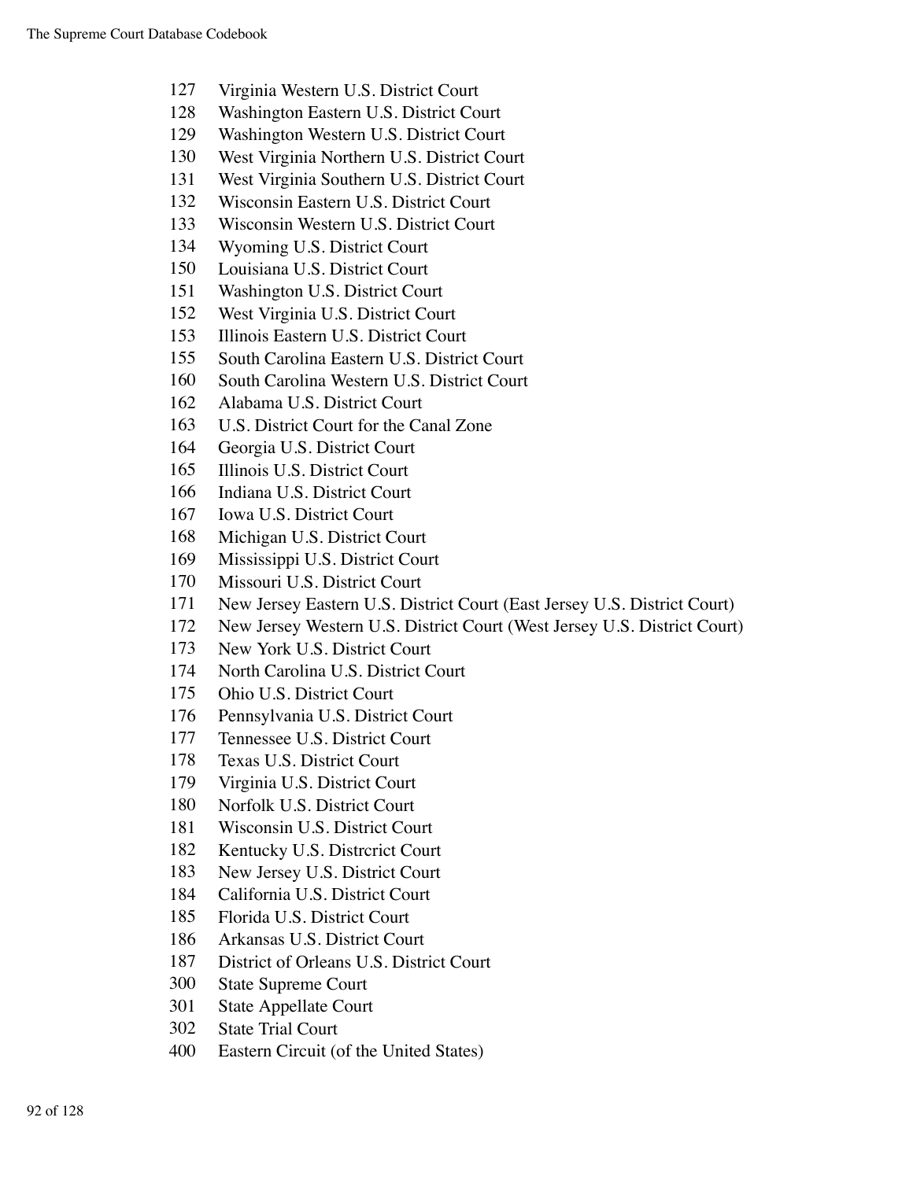127 Virginia Western U.S. District Court
128 Washington Eastern U.S. District Court
129 Washington Western U.S. District Court
130 West Virginia Northern U.S. District Court
131 West Virginia Southern U.S. District Court
132 Wisconsin Eastern U.S. District Court
133 Wisconsin Western U.S. District Court
134 Wyoming U.S. District Court
150 Louisiana U.S. District Court
151 Washington U.S. District Court
152 West Virginia U.S. District Court
153 Illinois Eastern U.S. District Court
155 South Carolina Eastern U.S. District Court
160 South Carolina Western U.S. District Court
162 Alabama U.S. District Court
163 U.S. District Court for the Canal Zone
164 Georgia U.S. District Court
165 Illinois U.S. District Court
166 Indiana U.S. District Court
167 Iowa U.S. District Court
168 Michigan U.S. District Court
169 Mississippi U.S. District Court
170 Missouri U.S. District Court
171 New Jersey Eastern U.S. District Court (East Jersey U.S. District Court)
172 New Jersey Western U.S. District Court (West Jersey U.S. District Court)
173 New York U.S. District Court
174 North Carolina U.S. District Court
175 Ohio U.S. District Court
176 Pennsylvania U.S. District Court
177 Tennessee U.S. District Court
178 Texas U.S. District Court
179 Virginia U.S. District Court
180 Norfolk U.S. District Court
181 Wisconsin U.S. District Court
182 Kentucky U.S. Distrcrict Court
183 New Jersey U.S. District Court
184 California U.S. District Court
185 Florida U.S. District Court
186 Arkansas U.S. District Court
187 District of Orleans U.S. District Court
300 State Supreme Court
301 State Appellate Court
302 State Trial Court
400 Eastern Circuit (of the United States)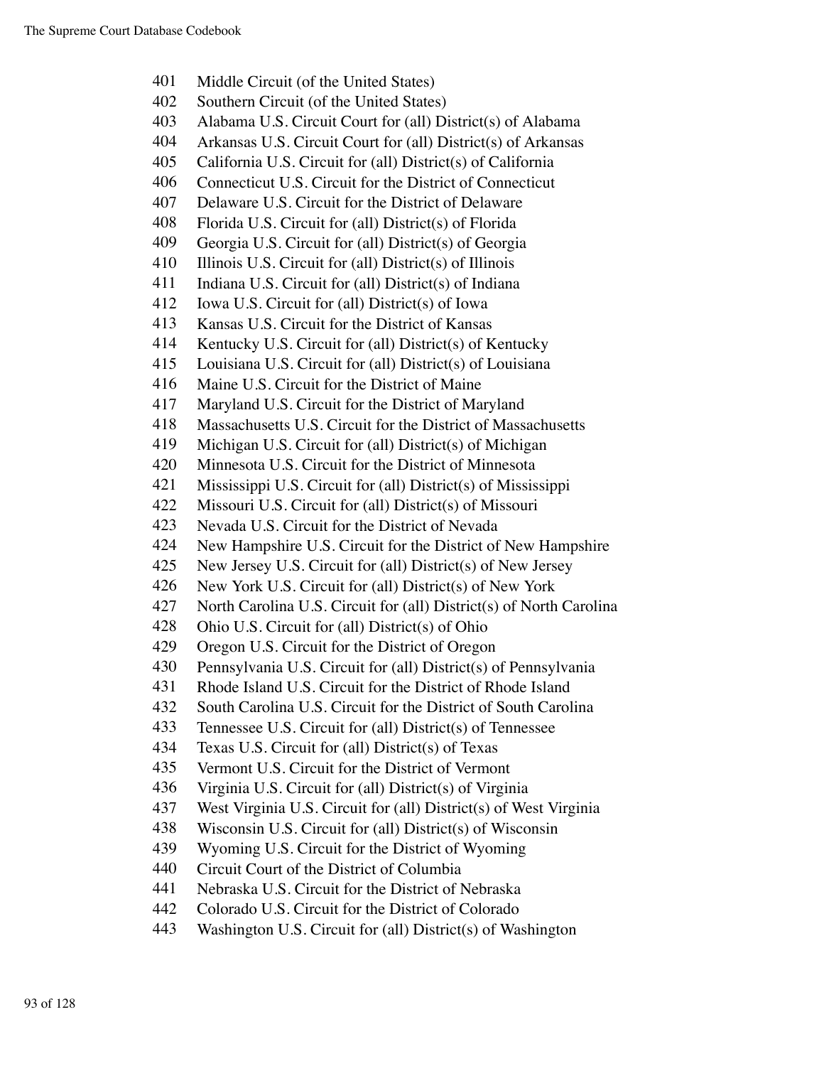401 Middle Circuit (of the United States)
402 Southern Circuit (of the United States)
403 Alabama U.S. Circuit Court for (all) District(s) of Alabama
404 Arkansas U.S. Circuit Court for (all) District(s) of Arkansas
405 California U.S. Circuit for (all) District(s) of California
406 Connecticut U.S. Circuit for the District of Connecticut
407 Delaware U.S. Circuit for the District of Delaware
408 Florida U.S. Circuit for (all) District(s) of Florida
409 Georgia U.S. Circuit for (all) District(s) of Georgia
410 Illinois U.S. Circuit for (all) District(s) of Illinois
411 Indiana U.S. Circuit for (all) District(s) of Indiana
412 Iowa U.S. Circuit for (all) District(s) of Iowa
413 Kansas U.S. Circuit for the District of Kansas
414 Kentucky U.S. Circuit for (all) District(s) of Kentucky
415 Louisiana U.S. Circuit for (all) District(s) of Louisiana
416 Maine U.S. Circuit for the District of Maine
417 Maryland U.S. Circuit for the District of Maryland
418 Massachusetts U.S. Circuit for the District of Massachusetts
419 Michigan U.S. Circuit for (all) District(s) of Michigan
420 Minnesota U.S. Circuit for the District of Minnesota
421 Mississippi U.S. Circuit for (all) District(s) of Mississippi
422 Missouri U.S. Circuit for (all) District(s) of Missouri
423 Nevada U.S. Circuit for the District of Nevada
424 New Hampshire U.S. Circuit for the District of New Hampshire
425 New Jersey U.S. Circuit for (all) District(s) of New Jersey
426 New York U.S. Circuit for (all) District(s) of New York
427 North Carolina U.S. Circuit for (all) District(s) of North Carolina
428 Ohio U.S. Circuit for (all) District(s) of Ohio
429 Oregon U.S. Circuit for the District of Oregon
430 Pennsylvania U.S. Circuit for (all) District(s) of Pennsylvania
431 Rhode Island U.S. Circuit for the District of Rhode Island
432 South Carolina U.S. Circuit for the District of South Carolina
433 Tennessee U.S. Circuit for (all) District(s) of Tennessee
434 Texas U.S. Circuit for (all) District(s) of Texas
435 Vermont U.S. Circuit for the District of Vermont
436 Virginia U.S. Circuit for (all) District(s) of Virginia
437 West Virginia U.S. Circuit for (all) District(s) of West Virginia
438 Wisconsin U.S. Circuit for (all) District(s) of Wisconsin
439 Wyoming U.S. Circuit for the District of Wyoming
440 Circuit Court of the District of Columbia
441 Nebraska U.S. Circuit for the District of Nebraska
442 Colorado U.S. Circuit for the District of Colorado
443 Washington U.S. Circuit for (all) District(s) of Washington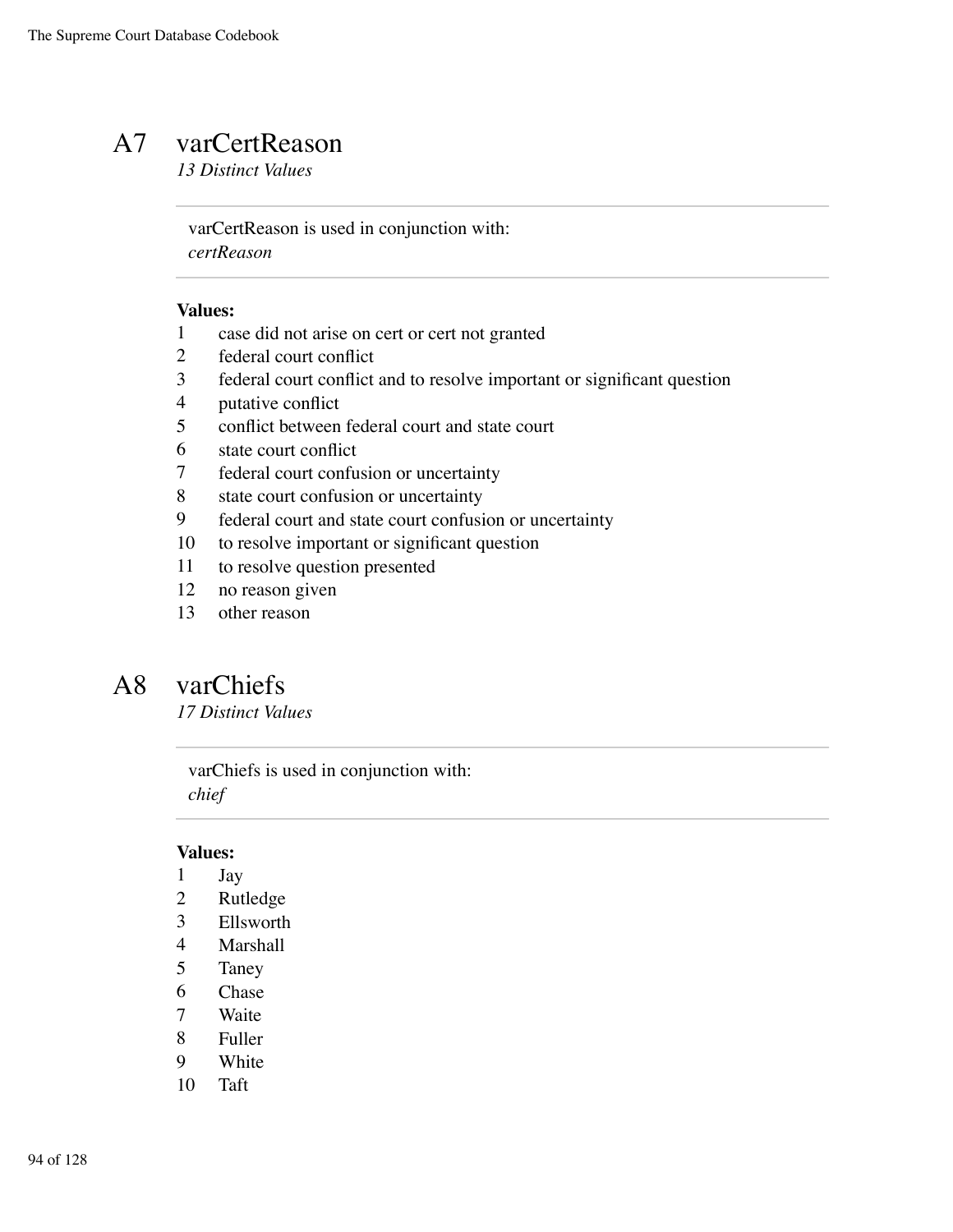## A7 varCertReason

*13 Distinct Values*

---

varCertReason is used in conjunction with:
*certReason*

---

**Values:**

1 case did not arise on cert or cert not granted
2 federal court conflict
3 federal court conflict and to resolve important or significant question
4 putative conflict
5 conflict between federal court and state court
6 state court conflict
7 federal court confusion or uncertainty
8 state court confusion or uncertainty
9 federal court and state court confusion or uncertainty
10 to resolve important or significant question
11 to resolve question presented
12 no reason given
13 other reason

## A8 varChiefs

*17 Distinct Values*

---

varChiefs is used in conjunction with:
*chief*

---

**Values:**

1 Jay
2 Rutledge
3 Ellsworth
4 Marshall
5 Taney
6 Chase
7 Waite
8 Fuller
9 White
10 Taft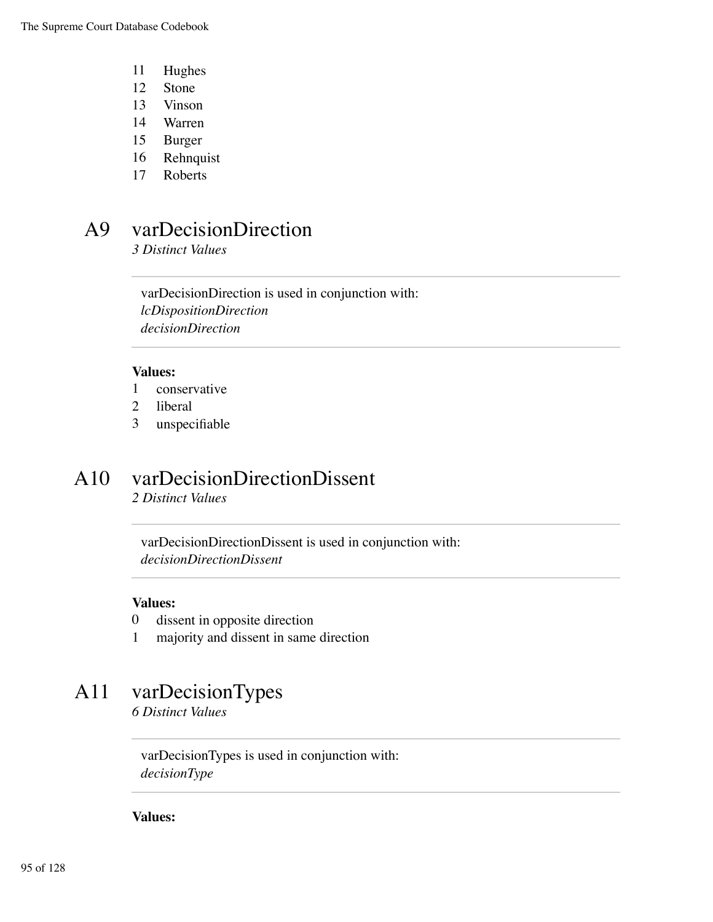11 Hughes
12 Stone
13 Vinson
14 Warren
15 Burger
16 Rehnquist
17 Roberts

## A9 varDecisionDirection

*3 Distinct Values*

---

varDecisionDirection is used in conjunction with:
*lcDispositionDirection*
*decisionDirection*

---

**Values:**

1 conservative
2 liberal
3 unspecifiable

## A10 varDecisionDirectionDissent

*2 Distinct Values*

---

varDecisionDirectionDissent is used in conjunction with:
*decisionDirectionDissent*

---

**Values:**

0 dissent in opposite direction
1 majority and dissent in same direction

## A11 varDecisionTypes

*6 Distinct Values*

---

varDecisionTypes is used in conjunction with:
*decisionType*

---

**Values:**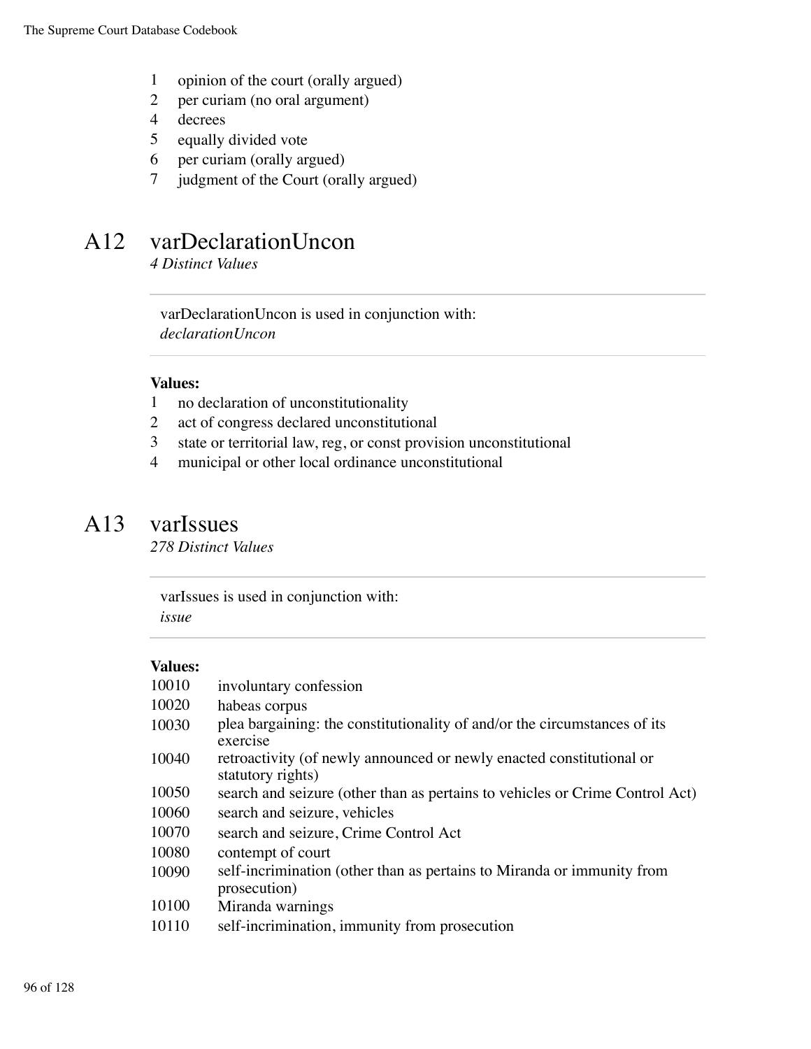1 opinion of the court (orally argued)
2 per curiam (no oral argument)
4 decrees
5 equally divided vote
6 per curiam (orally argued)
7 judgment of the Court (orally argued)

## A12 varDeclarationUncon

*4 Distinct Values*

---

varDeclarationUncon is used in conjunction with:
*declarationUncon*

---

**Values:**

1 no declaration of unconstitutionality
2 act of congress declared unconstitutional
3 state or territorial law, reg, or const provision unconstitutional
4 municipal or other local ordinance unconstitutional

## A13 varIssues

*278 Distinct Values*

---

varIssues is used in conjunction with:
*issue*

---

**Values:**

| | |
|---|---|
| 10010 | involuntary confession |
| 10020 | habeas corpus |
| 10030 | plea bargaining: the constitutionality of and/or the circumstances of its exercise |
| 10040 | retroactivity (of newly announced or newly enacted constitutional or statutory rights) |
| 10050 | search and seizure (other than as pertains to vehicles or Crime Control Act) |
| 10060 | search and seizure, vehicles |
| 10070 | search and seizure, Crime Control Act |
| 10080 | contempt of court |
| 10090 | self-incrimination (other than as pertains to Miranda or immunity from prosecution) |
| 10100 | Miranda warnings |
| 10110 | self-incrimination, immunity from prosecution |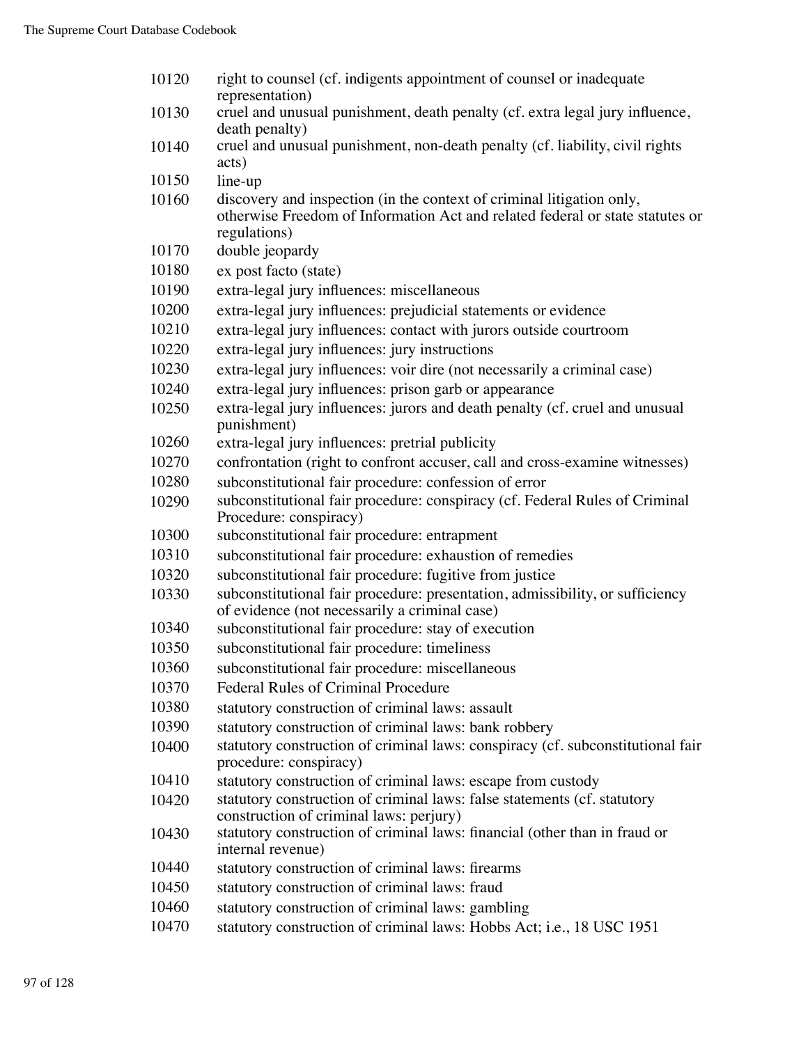10120 right to counsel (cf. indigents appointment of counsel or inadequate representation)
10130 cruel and unusual punishment, death penalty (cf. extra legal jury influence, death penalty)
10140 cruel and unusual punishment, non-death penalty (cf. liability, civil rights acts)
10150 line-up
10160 discovery and inspection (in the context of criminal litigation only, otherwise Freedom of Information Act and related federal or state statutes or regulations)
10170 double jeopardy
10180 ex post facto (state)
10190 extra-legal jury influences: miscellaneous
10200 extra-legal jury influences: prejudicial statements or evidence
10210 extra-legal jury influences: contact with jurors outside courtroom
10220 extra-legal jury influences: jury instructions
10230 extra-legal jury influences: voir dire (not necessarily a criminal case)
10240 extra-legal jury influences: prison garb or appearance
10250 extra-legal jury influences: jurors and death penalty (cf. cruel and unusual punishment)
10260 extra-legal jury influences: pretrial publicity
10270 confrontation (right to confront accuser, call and cross-examine witnesses)
10280 subconstitutional fair procedure: confession of error
10290 subconstitutional fair procedure: conspiracy (cf. Federal Rules of Criminal Procedure: conspiracy)
10300 subconstitutional fair procedure: entrapment
10310 subconstitutional fair procedure: exhaustion of remedies
10320 subconstitutional fair procedure: fugitive from justice
10330 subconstitutional fair procedure: presentation, admissibility, or sufficiency of evidence (not necessarily a criminal case)
10340 subconstitutional fair procedure: stay of execution
10350 subconstitutional fair procedure: timeliness
10360 subconstitutional fair procedure: miscellaneous
10370 Federal Rules of Criminal Procedure
10380 statutory construction of criminal laws: assault
10390 statutory construction of criminal laws: bank robbery
10400 statutory construction of criminal laws: conspiracy (cf. subconstitutional fair procedure: conspiracy)
10410 statutory construction of criminal laws: escape from custody
10420 statutory construction of criminal laws: false statements (cf. statutory construction of criminal laws: perjury)
10430 statutory construction of criminal laws: financial (other than in fraud or internal revenue)
10440 statutory construction of criminal laws: firearms
10450 statutory construction of criminal laws: fraud
10460 statutory construction of criminal laws: gambling
10470 statutory construction of criminal laws: Hobbs Act; i.e., 18 USC 1951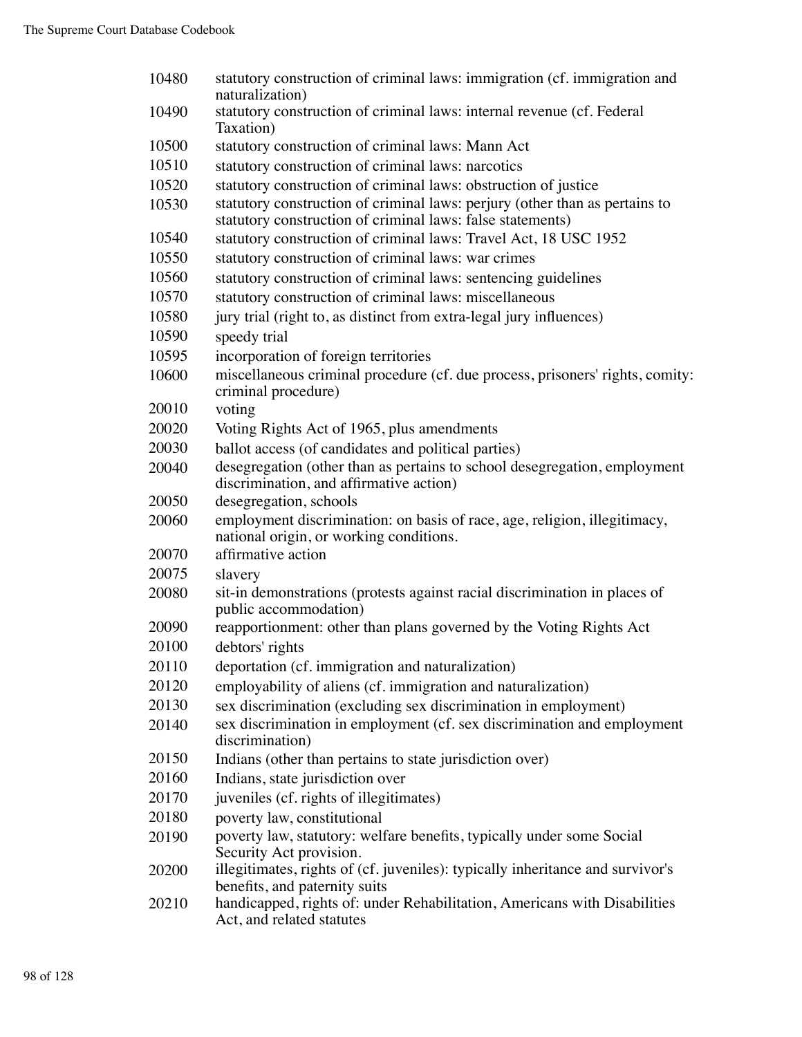| | |
|---|---|
| 10480 | statutory construction of criminal laws: immigration (cf. immigration and naturalization) |
| 10490 | statutory construction of criminal laws: internal revenue (cf. Federal Taxation) |
| 10500 | statutory construction of criminal laws: Mann Act |
| 10510 | statutory construction of criminal laws: narcotics |
| 10520 | statutory construction of criminal laws: obstruction of justice |
| 10530 | statutory construction of criminal laws: perjury (other than as pertains to statutory construction of criminal laws: false statements) |
| 10540 | statutory construction of criminal laws: Travel Act, 18 USC 1952 |
| 10550 | statutory construction of criminal laws: war crimes |
| 10560 | statutory construction of criminal laws: sentencing guidelines |
| 10570 | statutory construction of criminal laws: miscellaneous |
| 10580 | jury trial (right to, as distinct from extra-legal jury influences) |
| 10590 | speedy trial |
| 10595 | incorporation of foreign territories |
| 10600 | miscellaneous criminal procedure (cf. due process, prisoners' rights, comity: criminal procedure) |
| 20010 | voting |
| 20020 | Voting Rights Act of 1965, plus amendments |
| 20030 | ballot access (of candidates and political parties) |
| 20040 | desegregation (other than as pertains to school desegregation, employment discrimination, and affirmative action) |
| 20050 | desegregation, schools |
| 20060 | employment discrimination: on basis of race, age, religion, illegitimacy, national origin, or working conditions. |
| 20070 | affirmative action |
| 20075 | slavery |
| 20080 | sit-in demonstrations (protests against racial discrimination in places of public accommodation) |
| 20090 | reapportionment: other than plans governed by the Voting Rights Act |
| 20100 | debtors' rights |
| 20110 | deportation (cf. immigration and naturalization) |
| 20120 | employability of aliens (cf. immigration and naturalization) |
| 20130 | sex discrimination (excluding sex discrimination in employment) |
| 20140 | sex discrimination in employment (cf. sex discrimination and employment discrimination) |
| 20150 | Indians (other than pertains to state jurisdiction over) |
| 20160 | Indians, state jurisdiction over |
| 20170 | juveniles (cf. rights of illegitimates) |
| 20180 | poverty law, constitutional |
| 20190 | poverty law, statutory: welfare benefits, typically under some Social Security Act provision. |
| 20200 | illegitimates, rights of (cf. juveniles): typically inheritance and survivor's benefits, and paternity suits |
| 20210 | handicapped, rights of: under Rehabilitation, Americans with Disabilities Act, and related statutes |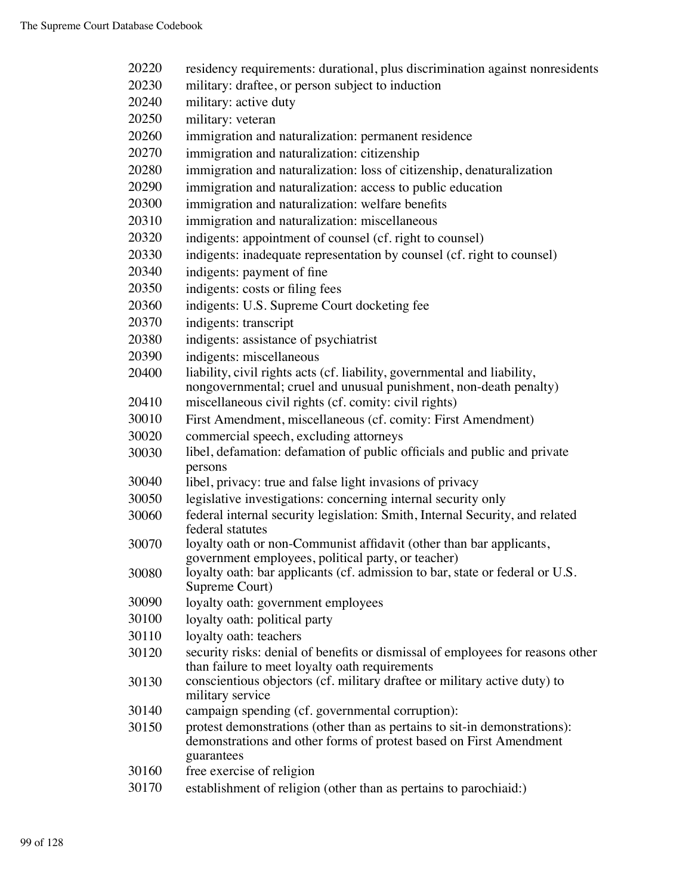20220 residency requirements: durational, plus discrimination against nonresidents
20230 military: draftee, or person subject to induction
20240 military: active duty
20250 military: veteran
20260 immigration and naturalization: permanent residence
20270 immigration and naturalization: citizenship
20280 immigration and naturalization: loss of citizenship, denaturalization
20290 immigration and naturalization: access to public education
20300 immigration and naturalization: welfare benefits
20310 immigration and naturalization: miscellaneous
20320 indigents: appointment of counsel (cf. right to counsel)
20330 indigents: inadequate representation by counsel (cf. right to counsel)
20340 indigents: payment of fine
20350 indigents: costs or filing fees
20360 indigents: U.S. Supreme Court docketing fee
20370 indigents: transcript
20380 indigents: assistance of psychiatrist
20390 indigents: miscellaneous
20400 liability, civil rights acts (cf. liability, governmental and liability, nongovernmental; cruel and unusual punishment, non-death penalty)
20410 miscellaneous civil rights (cf. comity: civil rights)
30010 First Amendment, miscellaneous (cf. comity: First Amendment)
30020 commercial speech, excluding attorneys
30030 libel, defamation: defamation of public officials and public and private persons
30040 libel, privacy: true and false light invasions of privacy
30050 legislative investigations: concerning internal security only
30060 federal internal security legislation: Smith, Internal Security, and related federal statutes
30070 loyalty oath or non-Communist affidavit (other than bar applicants, government employees, political party, or teacher)
30080 loyalty oath: bar applicants (cf. admission to bar, state or federal or U.S. Supreme Court)
30090 loyalty oath: government employees
30100 loyalty oath: political party
30110 loyalty oath: teachers
30120 security risks: denial of benefits or dismissal of employees for reasons other than failure to meet loyalty oath requirements
30130 conscientious objectors (cf. military draftee or military active duty) to military service
30140 campaign spending (cf. governmental corruption):
30150 protest demonstrations (other than as pertains to sit-in demonstrations): demonstrations and other forms of protest based on First Amendment guarantees
30160 free exercise of religion
30170 establishment of religion (other than as pertains to parochiaid:)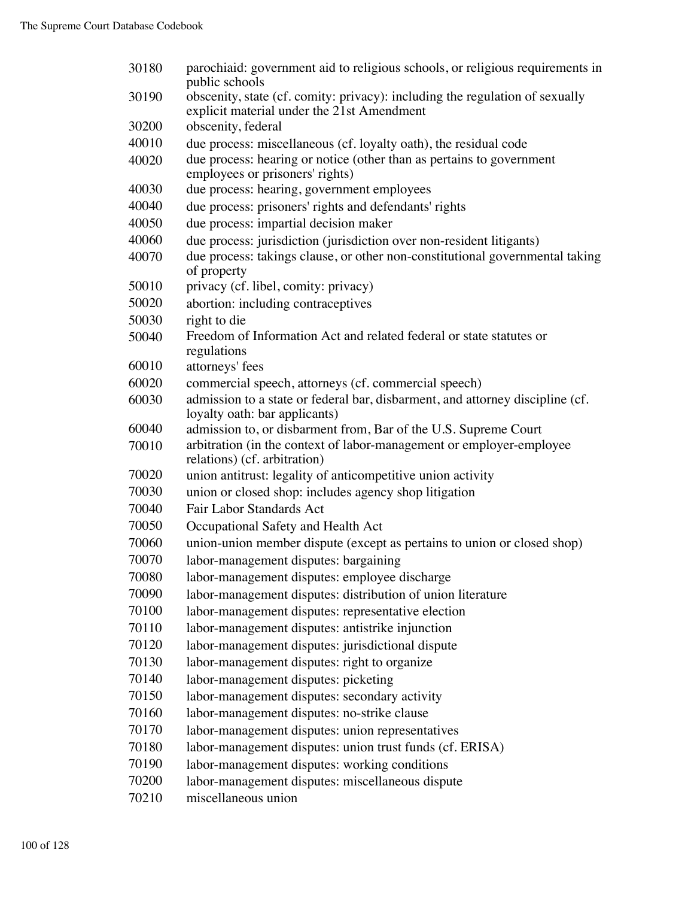| | |
|---|---|
| 30180 | parochiaid: government aid to religious schools, or religious requirements in public schools |
| 30190 | obscenity, state (cf. comity: privacy): including the regulation of sexually explicit material under the 21st Amendment |
| 30200 | obscenity, federal |
| 40010 | due process: miscellaneous (cf. loyalty oath), the residual code |
| 40020 | due process: hearing or notice (other than as pertains to government employees or prisoners' rights) |
| 40030 | due process: hearing, government employees |
| 40040 | due process: prisoners' rights and defendants' rights |
| 40050 | due process: impartial decision maker |
| 40060 | due process: jurisdiction (jurisdiction over non-resident litigants) |
| 40070 | due process: takings clause, or other non-constitutional governmental taking of property |
| 50010 | privacy (cf. libel, comity: privacy) |
| 50020 | abortion: including contraceptives |
| 50030 | right to die |
| 50040 | Freedom of Information Act and related federal or state statutes or regulations |
| 60010 | attorneys' fees |
| 60020 | commercial speech, attorneys (cf. commercial speech) |
| 60030 | admission to a state or federal bar, disbarment, and attorney discipline (cf. loyalty oath: bar applicants) |
| 60040 | admission to, or disbarment from, Bar of the U.S. Supreme Court |
| 70010 | arbitration (in the context of labor-management or employer-employee relations) (cf. arbitration) |
| 70020 | union antitrust: legality of anticompetitive union activity |
| 70030 | union or closed shop: includes agency shop litigation |
| 70040 | Fair Labor Standards Act |
| 70050 | Occupational Safety and Health Act |
| 70060 | union-union member dispute (except as pertains to union or closed shop) |
| 70070 | labor-management disputes: bargaining |
| 70080 | labor-management disputes: employee discharge |
| 70090 | labor-management disputes: distribution of union literature |
| 70100 | labor-management disputes: representative election |
| 70110 | labor-management disputes: antistrike injunction |
| 70120 | labor-management disputes: jurisdictional dispute |
| 70130 | labor-management disputes: right to organize |
| 70140 | labor-management disputes: picketing |
| 70150 | labor-management disputes: secondary activity |
| 70160 | labor-management disputes: no-strike clause |
| 70170 | labor-management disputes: union representatives |
| 70180 | labor-management disputes: union trust funds (cf. ERISA) |
| 70190 | labor-management disputes: working conditions |
| 70200 | labor-management disputes: miscellaneous dispute |
| 70210 | miscellaneous union |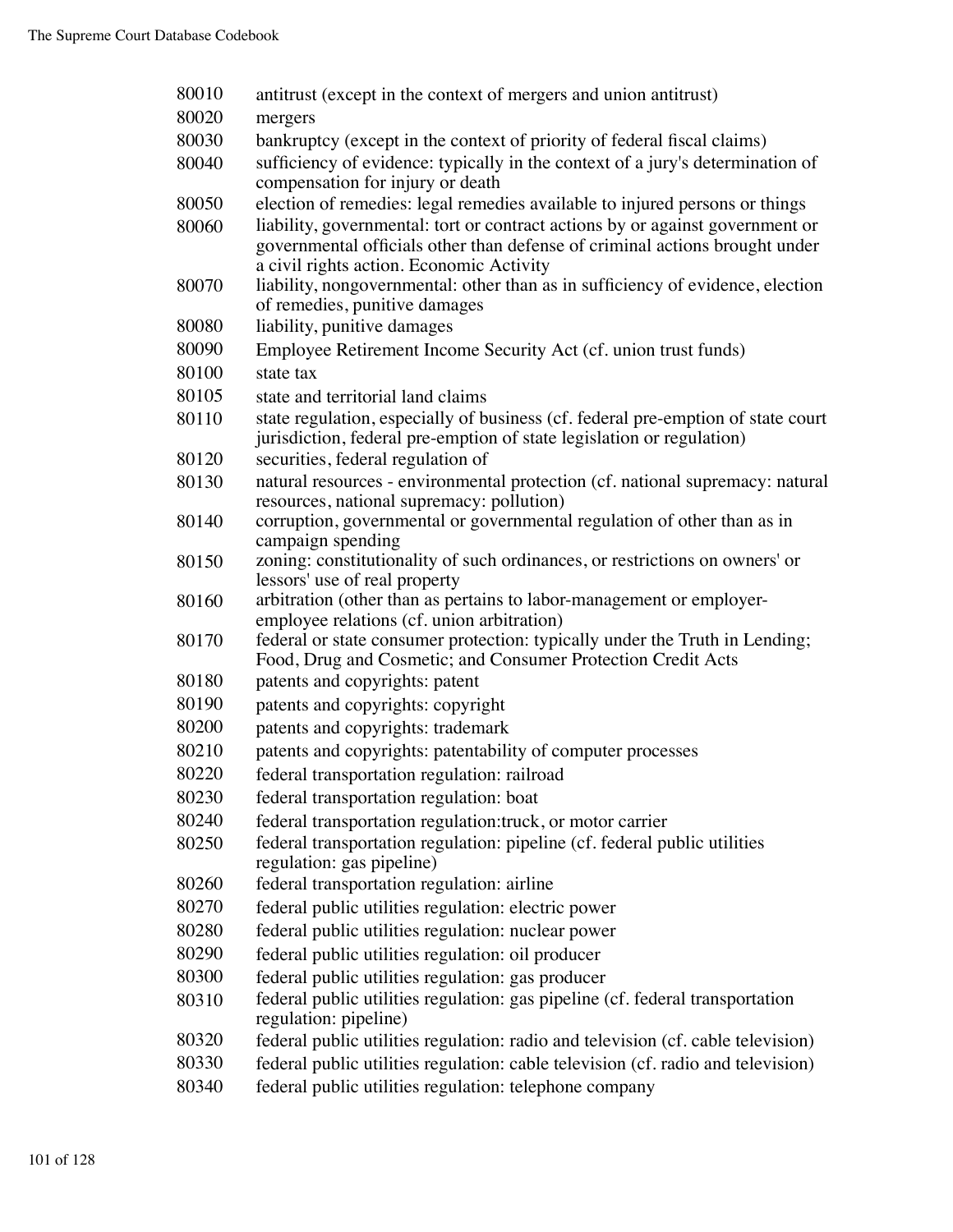| | |
|---|---|
| 80010 | antitrust (except in the context of mergers and union antitrust) |
| 80020 | mergers |
| 80030 | bankruptcy (except in the context of priority of federal fiscal claims) |
| 80040 | sufficiency of evidence: typically in the context of a jury's determination of compensation for injury or death |
| 80050 | election of remedies: legal remedies available to injured persons or things |
| 80060 | liability, governmental: tort or contract actions by or against government or governmental officials other than defense of criminal actions brought under a civil rights action. Economic Activity |
| 80070 | liability, nongovernmental: other than as in sufficiency of evidence, election of remedies, punitive damages |
| 80080 | liability, punitive damages |
| 80090 | Employee Retirement Income Security Act (cf. union trust funds) |
| 80100 | state tax |
| 80105 | state and territorial land claims |
| 80110 | state regulation, especially of business (cf. federal pre-emption of state court jurisdiction, federal pre-emption of state legislation or regulation) |
| 80120 | securities, federal regulation of |
| 80130 | natural resources - environmental protection (cf. national supremacy: natural resources, national supremacy: pollution) |
| 80140 | corruption, governmental or governmental regulation of other than as in campaign spending |
| 80150 | zoning: constitutionality of such ordinances, or restrictions on owners' or lessors' use of real property |
| 80160 | arbitration (other than as pertains to labor-management or employer-employee relations (cf. union arbitration) |
| 80170 | federal or state consumer protection: typically under the Truth in Lending; Food, Drug and Cosmetic; and Consumer Protection Credit Acts |
| 80180 | patents and copyrights: patent |
| 80190 | patents and copyrights: copyright |
| 80200 | patents and copyrights: trademark |
| 80210 | patents and copyrights: patentability of computer processes |
| 80220 | federal transportation regulation: railroad |
| 80230 | federal transportation regulation: boat |
| 80240 | federal transportation regulation:truck, or motor carrier |
| 80250 | federal transportation regulation: pipeline (cf. federal public utilities regulation: gas pipeline) |
| 80260 | federal transportation regulation: airline |
| 80270 | federal public utilities regulation: electric power |
| 80280 | federal public utilities regulation: nuclear power |
| 80290 | federal public utilities regulation: oil producer |
| 80300 | federal public utilities regulation: gas producer |
| 80310 | federal public utilities regulation: gas pipeline (cf. federal transportation regulation: pipeline) |
| 80320 | federal public utilities regulation: radio and television (cf. cable television) |
| 80330 | federal public utilities regulation: cable television (cf. radio and television) |
| 80340 | federal public utilities regulation: telephone company |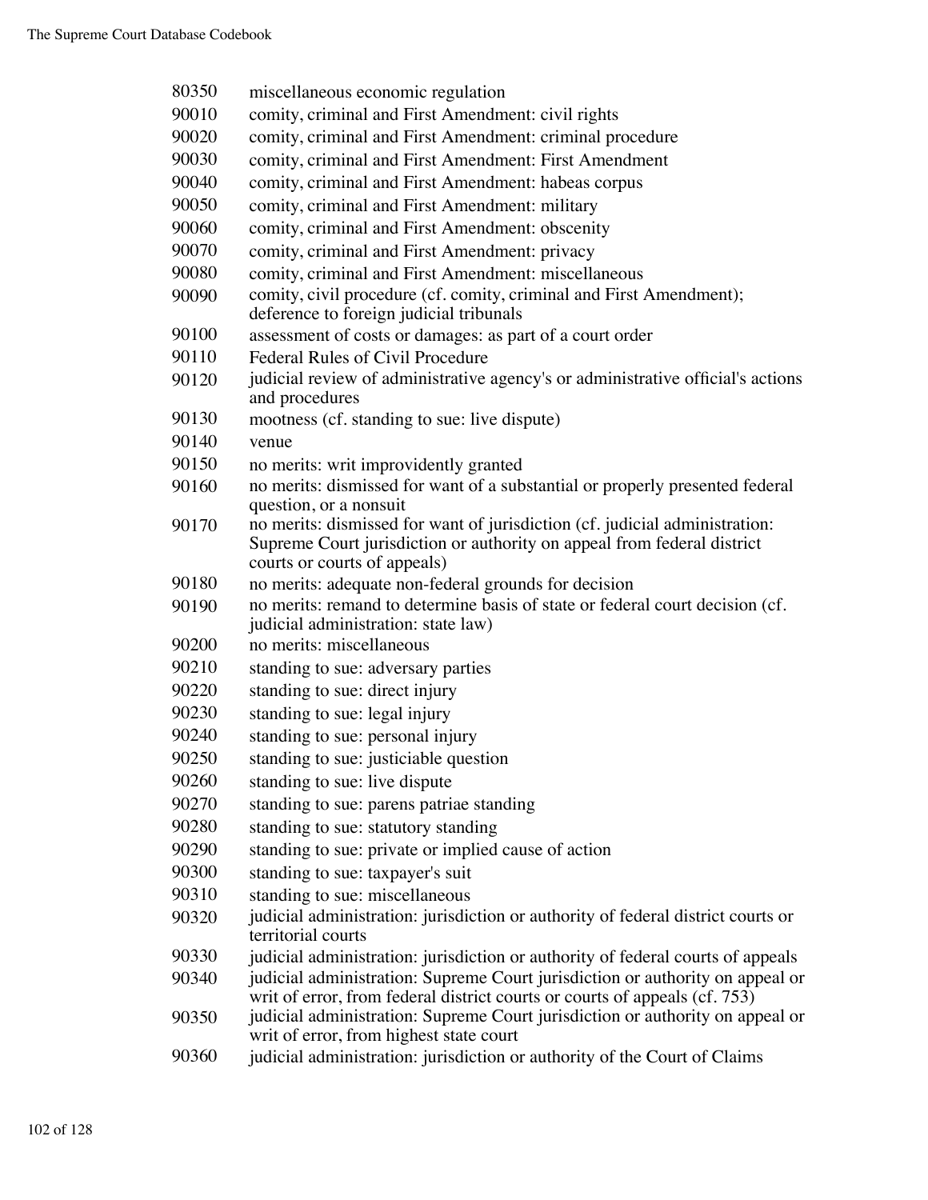| | |
|---|---|
| 80350 | miscellaneous economic regulation |
| 90010 | comity, criminal and First Amendment: civil rights |
| 90020 | comity, criminal and First Amendment: criminal procedure |
| 90030 | comity, criminal and First Amendment: First Amendment |
| 90040 | comity, criminal and First Amendment: habeas corpus |
| 90050 | comity, criminal and First Amendment: military |
| 90060 | comity, criminal and First Amendment: obscenity |
| 90070 | comity, criminal and First Amendment: privacy |
| 90080 | comity, criminal and First Amendment: miscellaneous |
| 90090 | comity, civil procedure (cf. comity, criminal and First Amendment); deference to foreign judicial tribunals |
| 90100 | assessment of costs or damages: as part of a court order |
| 90110 | Federal Rules of Civil Procedure |
| 90120 | judicial review of administrative agency's or administrative official's actions and procedures |
| 90130 | mootness (cf. standing to sue: live dispute) |
| 90140 | venue |
| 90150 | no merits: writ improvidently granted |
| 90160 | no merits: dismissed for want of a substantial or properly presented federal question, or a nonsuit |
| 90170 | no merits: dismissed for want of jurisdiction (cf. judicial administration: Supreme Court jurisdiction or authority on appeal from federal district courts or courts of appeals) |
| 90180 | no merits: adequate non-federal grounds for decision |
| 90190 | no merits: remand to determine basis of state or federal court decision (cf. judicial administration: state law) |
| 90200 | no merits: miscellaneous |
| 90210 | standing to sue: adversary parties |
| 90220 | standing to sue: direct injury |
| 90230 | standing to sue: legal injury |
| 90240 | standing to sue: personal injury |
| 90250 | standing to sue: justiciable question |
| 90260 | standing to sue: live dispute |
| 90270 | standing to sue: parens patriae standing |
| 90280 | standing to sue: statutory standing |
| 90290 | standing to sue: private or implied cause of action |
| 90300 | standing to sue: taxpayer's suit |
| 90310 | standing to sue: miscellaneous |
| 90320 | judicial administration: jurisdiction or authority of federal district courts or territorial courts |
| 90330 | judicial administration: jurisdiction or authority of federal courts of appeals |
| 90340 | judicial administration: Supreme Court jurisdiction or authority on appeal or writ of error, from federal district courts or courts of appeals (cf. 753) |
| 90350 | judicial administration: Supreme Court jurisdiction or authority on appeal or writ of error, from highest state court |
| 90360 | judicial administration: jurisdiction or authority of the Court of Claims |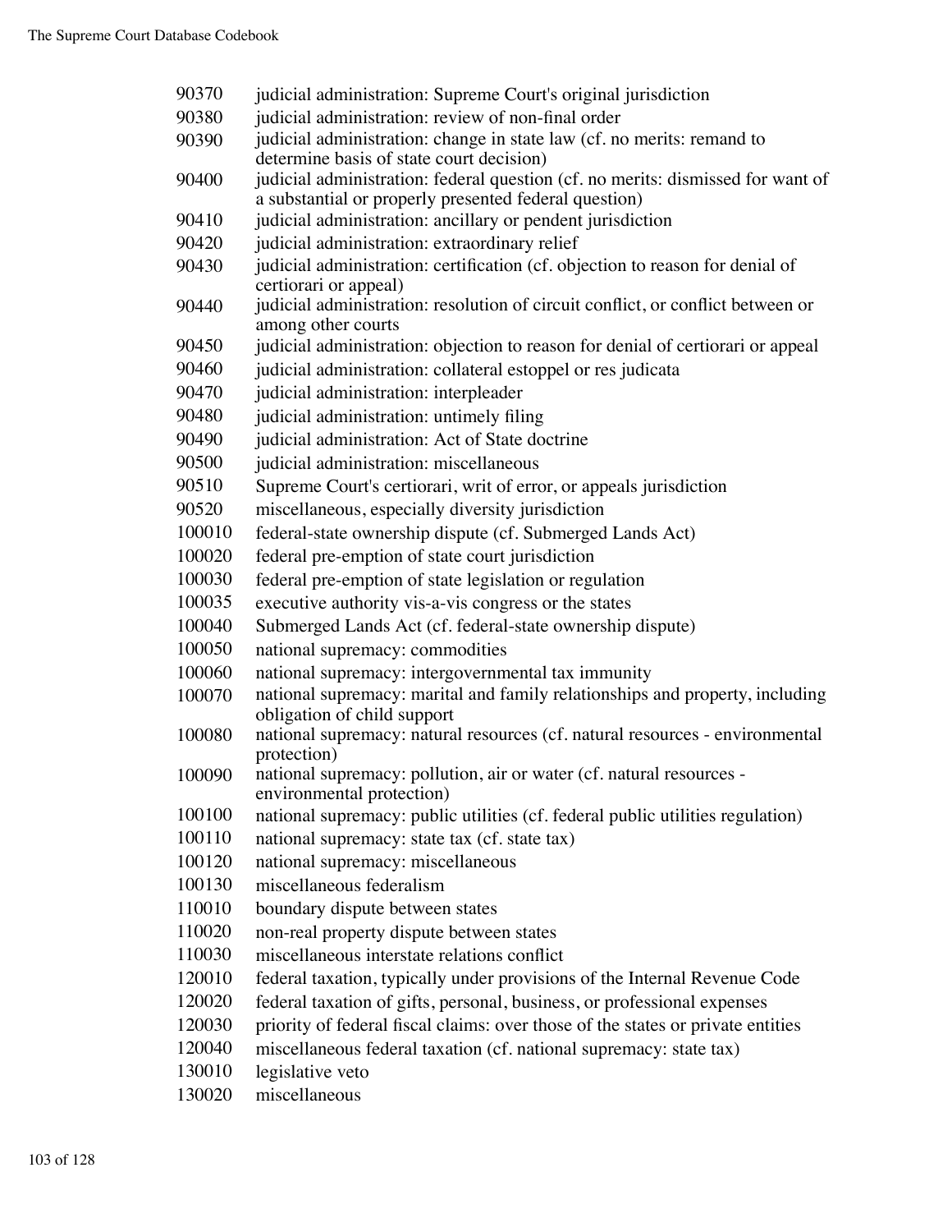| | |
|---|---|
| 90370 | judicial administration: Supreme Court's original jurisdiction |
| 90380 | judicial administration: review of non-final order |
| 90390 | judicial administration: change in state law (cf. no merits: remand to determine basis of state court decision) |
| 90400 | judicial administration: federal question (cf. no merits: dismissed for want of a substantial or properly presented federal question) |
| 90410 | judicial administration: ancillary or pendent jurisdiction |
| 90420 | judicial administration: extraordinary relief |
| 90430 | judicial administration: certification (cf. objection to reason for denial of certiorari or appeal) |
| 90440 | judicial administration: resolution of circuit conflict, or conflict between or among other courts |
| 90450 | judicial administration: objection to reason for denial of certiorari or appeal |
| 90460 | judicial administration: collateral estoppel or res judicata |
| 90470 | judicial administration: interpleader |
| 90480 | judicial administration: untimely filing |
| 90490 | judicial administration: Act of State doctrine |
| 90500 | judicial administration: miscellaneous |
| 90510 | Supreme Court's certiorari, writ of error, or appeals jurisdiction |
| 90520 | miscellaneous, especially diversity jurisdiction |
| 100010 | federal-state ownership dispute (cf. Submerged Lands Act) |
| 100020 | federal pre-emption of state court jurisdiction |
| 100030 | federal pre-emption of state legislation or regulation |
| 100035 | executive authority vis-a-vis congress or the states |
| 100040 | Submerged Lands Act (cf. federal-state ownership dispute) |
| 100050 | national supremacy: commodities |
| 100060 | national supremacy: intergovernmental tax immunity |
| 100070 | national supremacy: marital and family relationships and property, including obligation of child support |
| 100080 | national supremacy: natural resources (cf. natural resources - environmental protection) |
| 100090 | national supremacy: pollution, air or water (cf. natural resources - environmental protection) |
| 100100 | national supremacy: public utilities (cf. federal public utilities regulation) |
| 100110 | national supremacy: state tax (cf. state tax) |
| 100120 | national supremacy: miscellaneous |
| 100130 | miscellaneous federalism |
| 110010 | boundary dispute between states |
| 110020 | non-real property dispute between states |
| 110030 | miscellaneous interstate relations conflict |
| 120010 | federal taxation, typically under provisions of the Internal Revenue Code |
| 120020 | federal taxation of gifts, personal, business, or professional expenses |
| 120030 | priority of federal fiscal claims: over those of the states or private entities |
| 120040 | miscellaneous federal taxation (cf. national supremacy: state tax) |
| 130010 | legislative veto |
| 130020 | miscellaneous |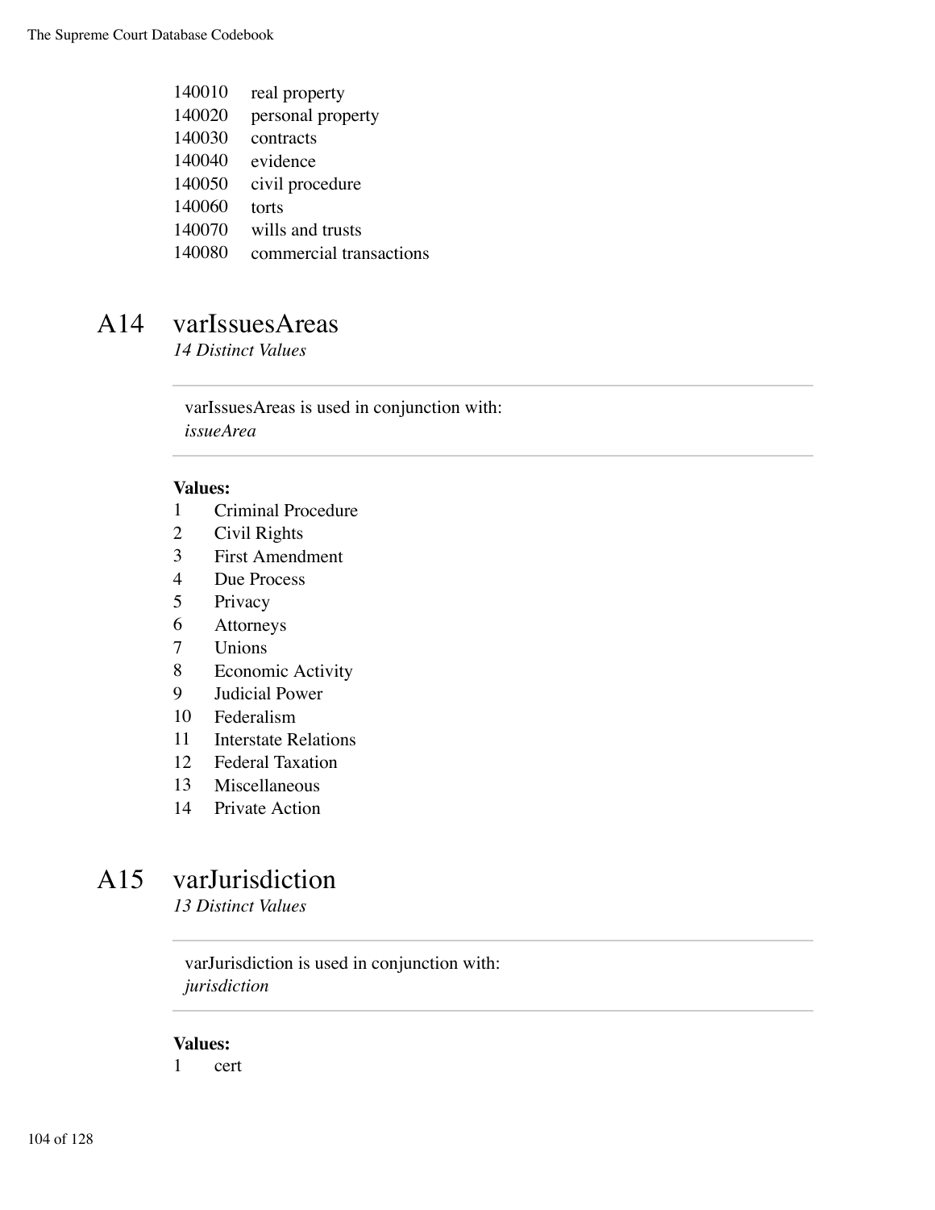| | |
|---|---|
| 140010 | real property |
| 140020 | personal property |
| 140030 | contracts |
| 140040 | evidence |
| 140050 | civil procedure |
| 140060 | torts |
| 140070 | wills and trusts |
| 140080 | commercial transactions |

## A14 varIssuesAreas

*14 Distinct Values*

---

varIssuesAreas is used in conjunction with:
*issueArea*

---

**Values:**

| | |
|---|---|
| 1 | Criminal Procedure |
| 2 | Civil Rights |
| 3 | First Amendment |
| 4 | Due Process |
| 5 | Privacy |
| 6 | Attorneys |
| 7 | Unions |
| 8 | Economic Activity |
| 9 | Judicial Power |
| 10 | Federalism |
| 11 | Interstate Relations |
| 12 | Federal Taxation |
| 13 | Miscellaneous |
| 14 | Private Action |

## A15 varJurisdiction

*13 Distinct Values*

---

varJurisdiction is used in conjunction with:
*jurisdiction*

---

**Values:**

| | |
|---|---|
| 1 | cert |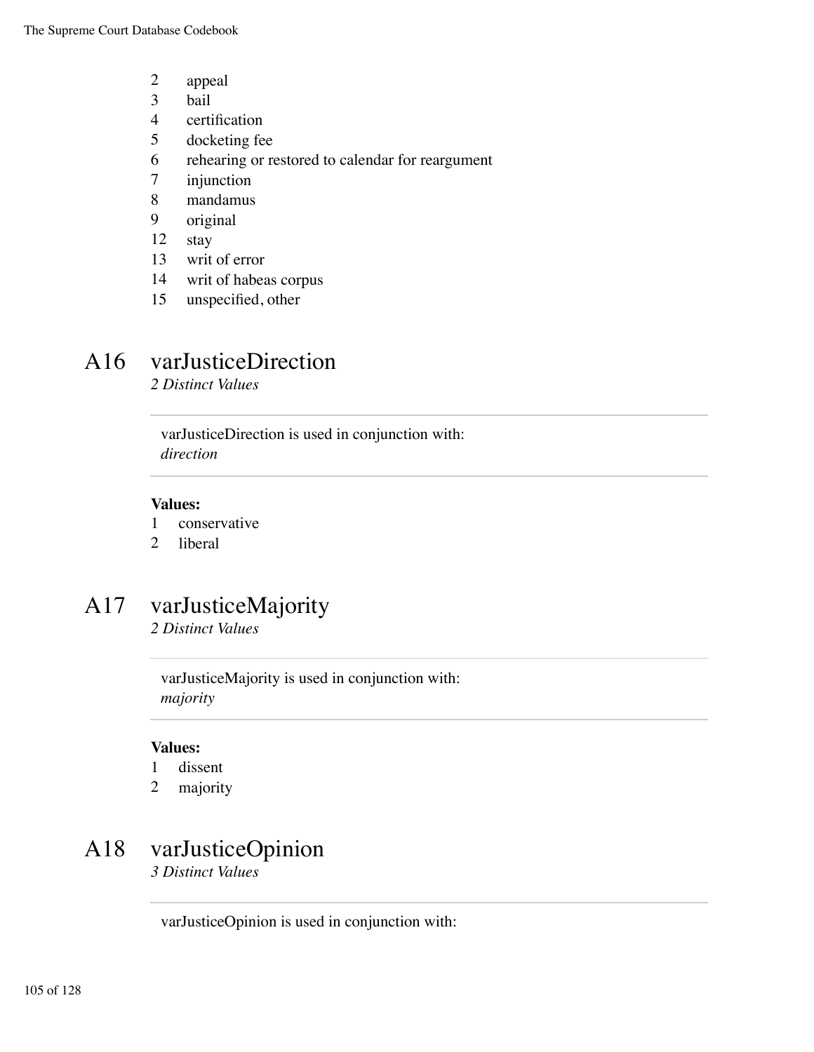2 appeal
3 bail
4 certification
5 docketing fee
6 rehearing or restored to calendar for reargument
7 injunction
8 mandamus
9 original
12 stay
13 writ of error
14 writ of habeas corpus
15 unspecified, other

## A16 varJusticeDirection

*2 Distinct Values*

varJusticeDirection is used in conjunction with:
*direction*

**Values:**

1 conservative
2 liberal

## A17 varJusticeMajority

*2 Distinct Values*

varJusticeMajority is used in conjunction with:
*majority*

**Values:**

1 dissent
2 majority

## A18 varJusticeOpinion

*3 Distinct Values*

varJusticeOpinion is used in conjunction with: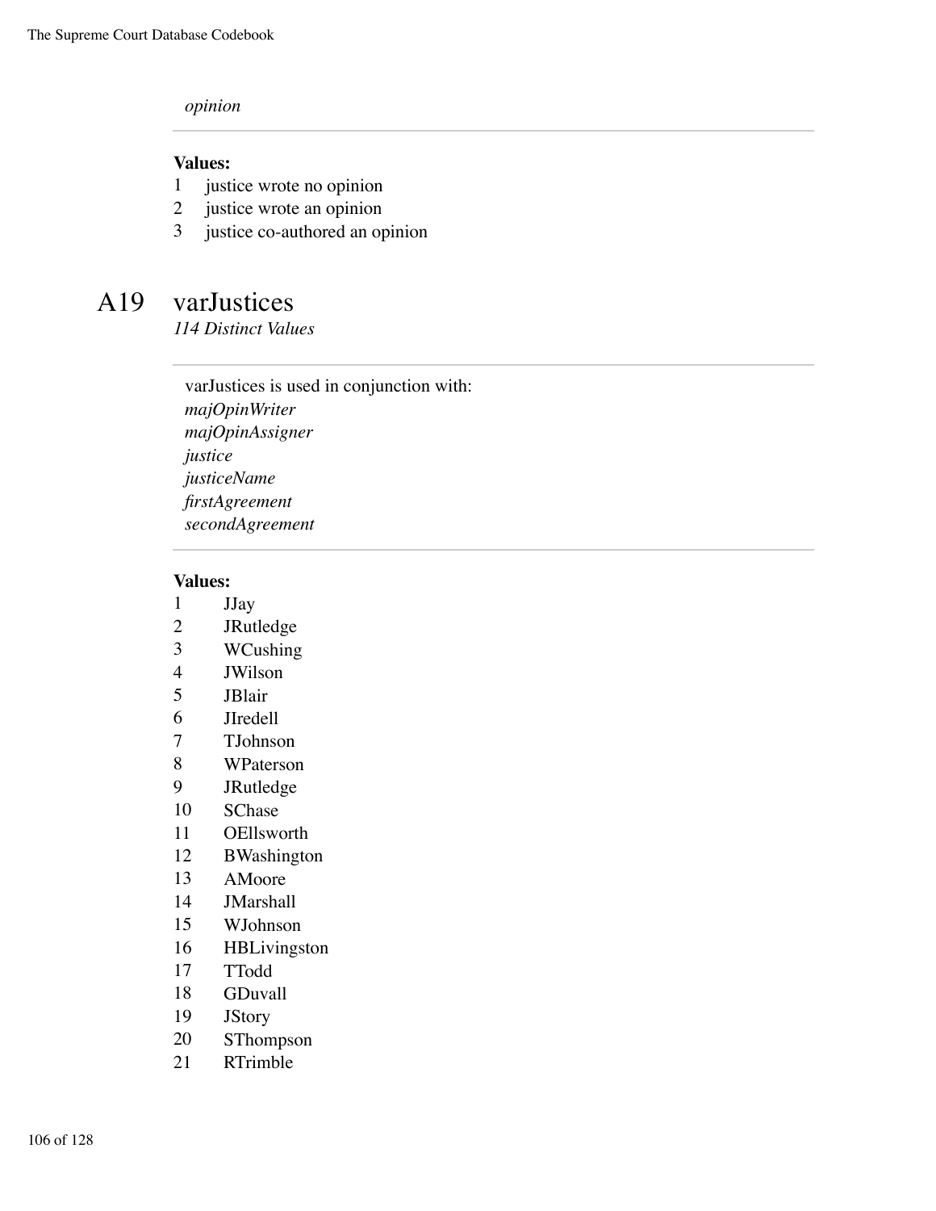*opinion*

**Values:**

1 justice wrote no opinion
2 justice wrote an opinion
3 justice co-authored an opinion

## A19 varJustices

*114 Distinct Values*

varJustices is used in conjunction with:
*majOpinWriter*
*majOpinAssigner*
*justice*
*justiceName*
*firstAgreement*
*secondAgreement*

**Values:**

1 JJay
2 JRutledge
3 WCushing
4 JWilson
5 JBlair
6 JIredell
7 TJohnson
8 WPaterson
9 JRutledge
10 SChase
11 OEllsworth
12 BWashington
13 AMoore
14 JMarshall
15 WJohnson
16 HBLivingston
17 TTodd
18 GDuvall
19 JStory
20 SThompson
21 RTrimble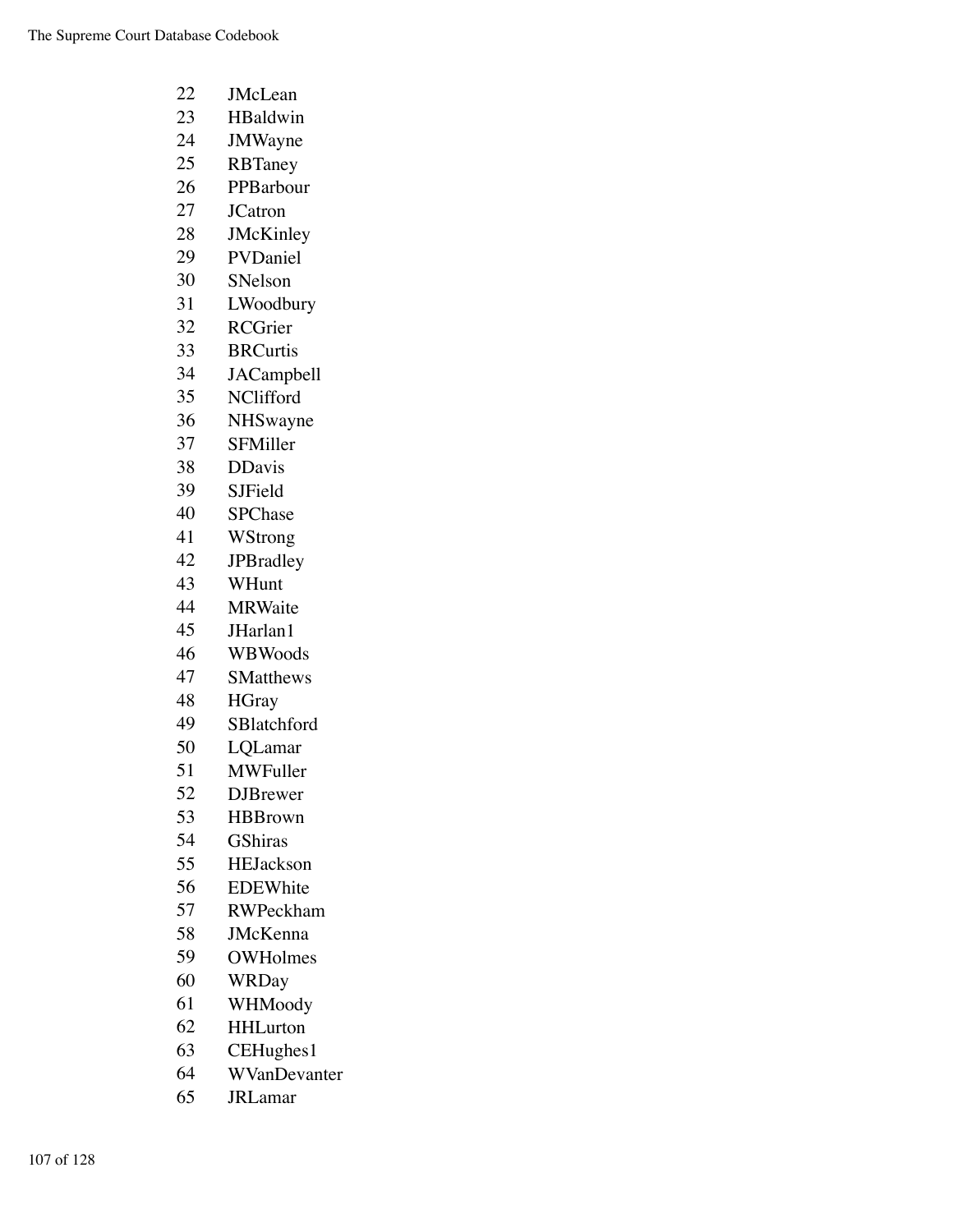22 JMcLean
23 HBaldwin
24 JMWayne
25 RBTaney
26 PPBarbour
27 JCatron
28 JMcKinley
29 PVDaniel
30 SNelson
31 LWoodbury
32 RCGrier
33 BRCurtis
34 JACampbell
35 NClifford
36 NHSwayne
37 SFMiller
38 DDavis
39 SJField
40 SPChase
41 WStrong
42 JPBradley
43 WHunt
44 MRWaite
45 JHarlan1
46 WBWoods
47 SMatthews
48 HGray
49 SBlatchford
50 LQLamar
51 MWFuller
52 DJBrewer
53 HBBrown
54 GShiras
55 HEJackson
56 EDEWhite
57 RWPeckham
58 JMcKenna
59 OWHolmes
60 WRDay
61 WHMoody
62 HHLurton
63 CEHughes1
64 WVanDevanter
65 JRLamar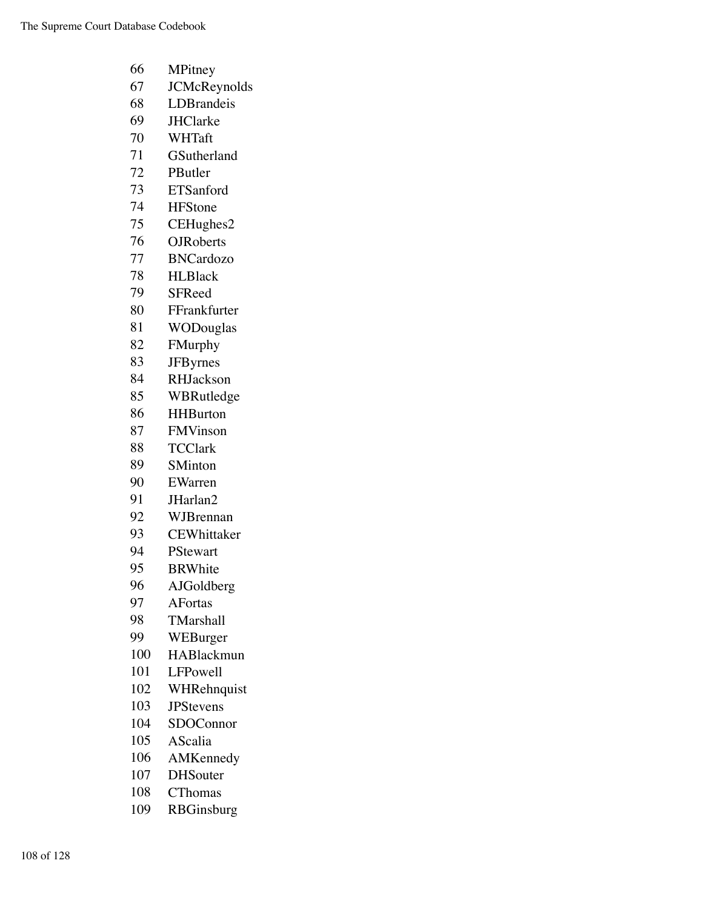66 MPitney
67 JCMcReynolds
68 LDBrandeis
69 JHClarke
70 WHTaft
71 GSutherland
72 PButler
73 ETSanford
74 HFStone
75 CEHughes2
76 OJRoberts
77 BNCardozo
78 HLBlack
79 SFReed
80 FFrankfurter
81 WODouglas
82 FMurphy
83 JFByrnes
84 RHJackson
85 WBRutledge
86 HHBurton
87 FMVinson
88 TCClark
89 SMinton
90 EWarren
91 JHarlan2
92 WJBrennan
93 CEWhittaker
94 PStewart
95 BRWhite
96 AJGoldberg
97 AFortas
98 TMarshall
99 WEBurger
100 HABlackmun
101 LFPowell
102 WHRehnquist
103 JPStevens
104 SDOConnor
105 AScalia
106 AMKennedy
107 DHSouter
108 CThomas
109 RBGinsburg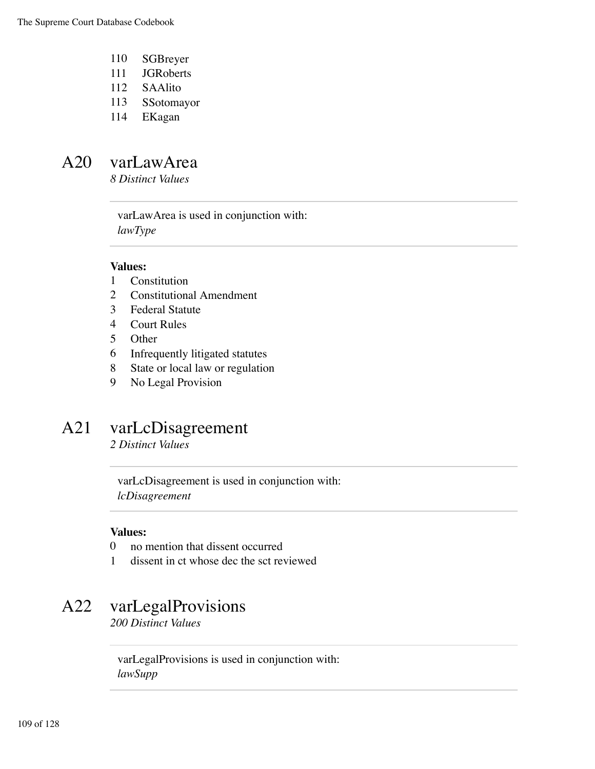110 SGBreyer
111 JGRoberts
112 SAAlito
113 SSotomayor
114 EKagan

## A20 varLawArea

*8 Distinct Values*

varLawArea is used in conjunction with:
*lawType*

**Values:**

1 Constitution
2 Constitutional Amendment
3 Federal Statute
4 Court Rules
5 Other
6 Infrequently litigated statutes
8 State or local law or regulation
9 No Legal Provision

## A21 varLcDisagreement

*2 Distinct Values*

varLcDisagreement is used in conjunction with:
*lcDisagreement*

**Values:**

0 no mention that dissent occurred
1 dissent in ct whose dec the sct reviewed

## A22 varLegalProvisions

*200 Distinct Values*

varLegalProvisions is used in conjunction with:
*lawSupp*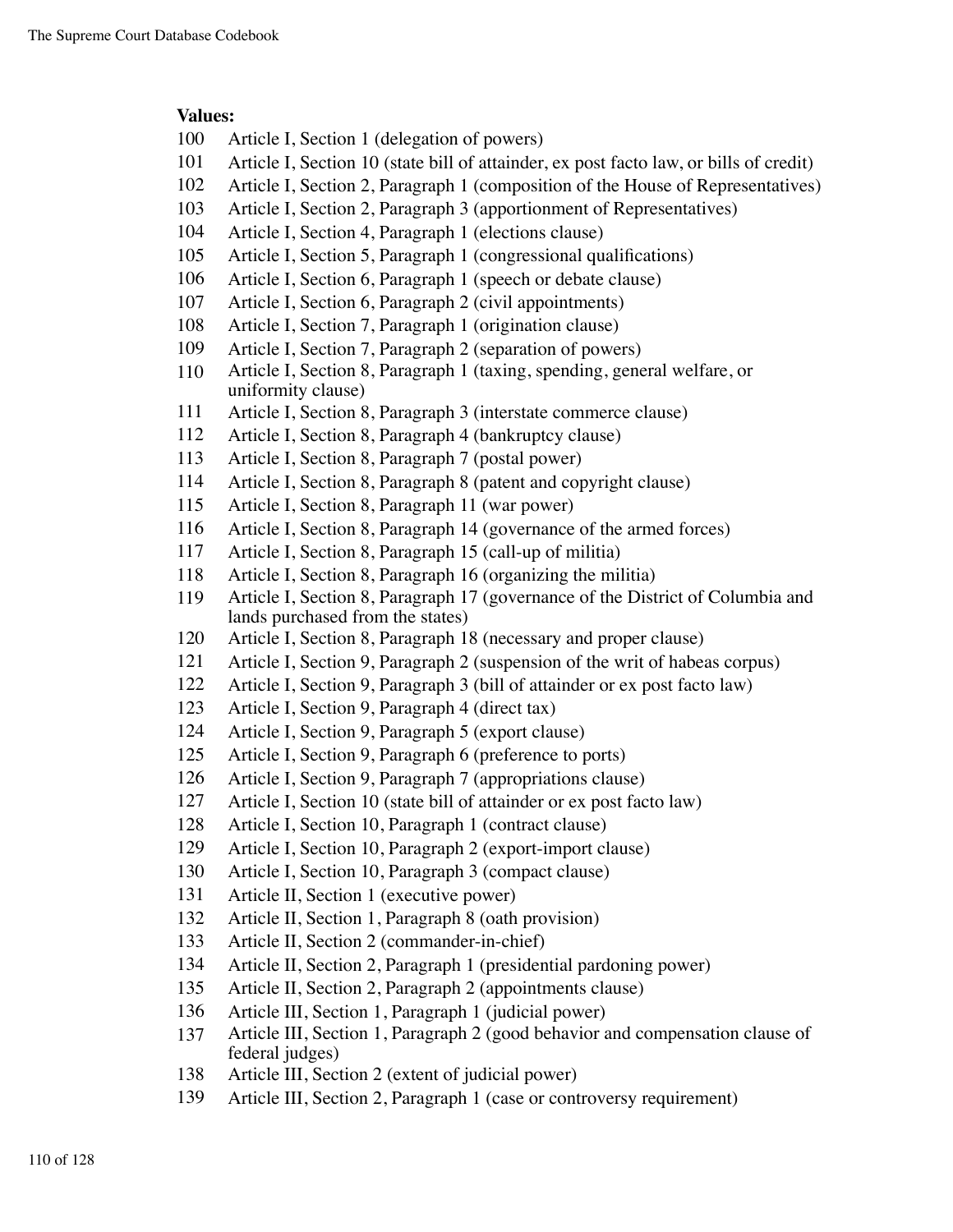**Values:**

100 Article I, Section 1 (delegation of powers)
101 Article I, Section 10 (state bill of attainder, ex post facto law, or bills of credit)
102 Article I, Section 2, Paragraph 1 (composition of the House of Representatives)
103 Article I, Section 2, Paragraph 3 (apportionment of Representatives)
104 Article I, Section 4, Paragraph 1 (elections clause)
105 Article I, Section 5, Paragraph 1 (congressional qualifications)
106 Article I, Section 6, Paragraph 1 (speech or debate clause)
107 Article I, Section 6, Paragraph 2 (civil appointments)
108 Article I, Section 7, Paragraph 1 (origination clause)
109 Article I, Section 7, Paragraph 2 (separation of powers)
110 Article I, Section 8, Paragraph 1 (taxing, spending, general welfare, or uniformity clause)
111 Article I, Section 8, Paragraph 3 (interstate commerce clause)
112 Article I, Section 8, Paragraph 4 (bankruptcy clause)
113 Article I, Section 8, Paragraph 7 (postal power)
114 Article I, Section 8, Paragraph 8 (patent and copyright clause)
115 Article I, Section 8, Paragraph 11 (war power)
116 Article I, Section 8, Paragraph 14 (governance of the armed forces)
117 Article I, Section 8, Paragraph 15 (call-up of militia)
118 Article I, Section 8, Paragraph 16 (organizing the militia)
119 Article I, Section 8, Paragraph 17 (governance of the District of Columbia and lands purchased from the states)
120 Article I, Section 8, Paragraph 18 (necessary and proper clause)
121 Article I, Section 9, Paragraph 2 (suspension of the writ of habeas corpus)
122 Article I, Section 9, Paragraph 3 (bill of attainder or ex post facto law)
123 Article I, Section 9, Paragraph 4 (direct tax)
124 Article I, Section 9, Paragraph 5 (export clause)
125 Article I, Section 9, Paragraph 6 (preference to ports)
126 Article I, Section 9, Paragraph 7 (appropriations clause)
127 Article I, Section 10 (state bill of attainder or ex post facto law)
128 Article I, Section 10, Paragraph 1 (contract clause)
129 Article I, Section 10, Paragraph 2 (export-import clause)
130 Article I, Section 10, Paragraph 3 (compact clause)
131 Article II, Section 1 (executive power)
132 Article II, Section 1, Paragraph 8 (oath provision)
133 Article II, Section 2 (commander-in-chief)
134 Article II, Section 2, Paragraph 1 (presidential pardoning power)
135 Article II, Section 2, Paragraph 2 (appointments clause)
136 Article III, Section 1, Paragraph 1 (judicial power)
137 Article III, Section 1, Paragraph 2 (good behavior and compensation clause of federal judges)
138 Article III, Section 2 (extent of judicial power)
139 Article III, Section 2, Paragraph 1 (case or controversy requirement)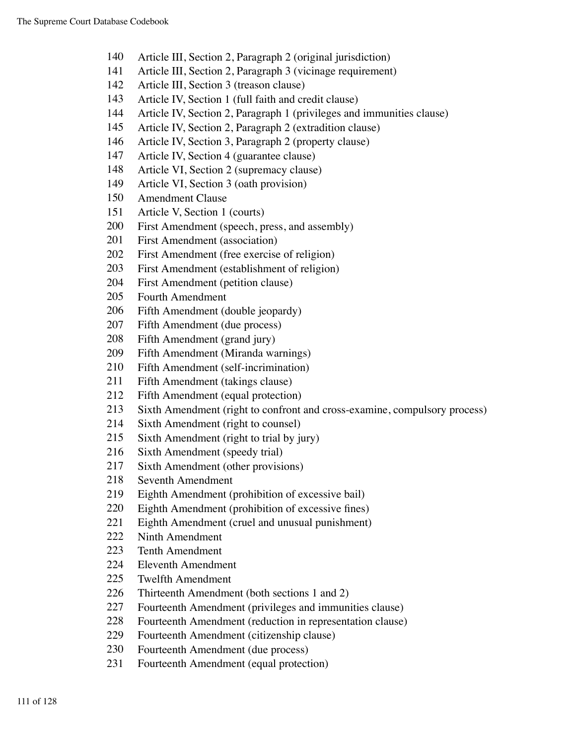140 Article III, Section 2, Paragraph 2 (original jurisdiction)
141 Article III, Section 2, Paragraph 3 (vicinage requirement)
142 Article III, Section 3 (treason clause)
143 Article IV, Section 1 (full faith and credit clause)
144 Article IV, Section 2, Paragraph 1 (privileges and immunities clause)
145 Article IV, Section 2, Paragraph 2 (extradition clause)
146 Article IV, Section 3, Paragraph 2 (property clause)
147 Article IV, Section 4 (guarantee clause)
148 Article VI, Section 2 (supremacy clause)
149 Article VI, Section 3 (oath provision)
150 Amendment Clause
151 Article V, Section 1 (courts)
200 First Amendment (speech, press, and assembly)
201 First Amendment (association)
202 First Amendment (free exercise of religion)
203 First Amendment (establishment of religion)
204 First Amendment (petition clause)
205 Fourth Amendment
206 Fifth Amendment (double jeopardy)
207 Fifth Amendment (due process)
208 Fifth Amendment (grand jury)
209 Fifth Amendment (Miranda warnings)
210 Fifth Amendment (self-incrimination)
211 Fifth Amendment (takings clause)
212 Fifth Amendment (equal protection)
213 Sixth Amendment (right to confront and cross-examine, compulsory process)
214 Sixth Amendment (right to counsel)
215 Sixth Amendment (right to trial by jury)
216 Sixth Amendment (speedy trial)
217 Sixth Amendment (other provisions)
218 Seventh Amendment
219 Eighth Amendment (prohibition of excessive bail)
220 Eighth Amendment (prohibition of excessive fines)
221 Eighth Amendment (cruel and unusual punishment)
222 Ninth Amendment
223 Tenth Amendment
224 Eleventh Amendment
225 Twelfth Amendment
226 Thirteenth Amendment (both sections 1 and 2)
227 Fourteenth Amendment (privileges and immunities clause)
228 Fourteenth Amendment (reduction in representation clause)
229 Fourteenth Amendment (citizenship clause)
230 Fourteenth Amendment (due process)
231 Fourteenth Amendment (equal protection)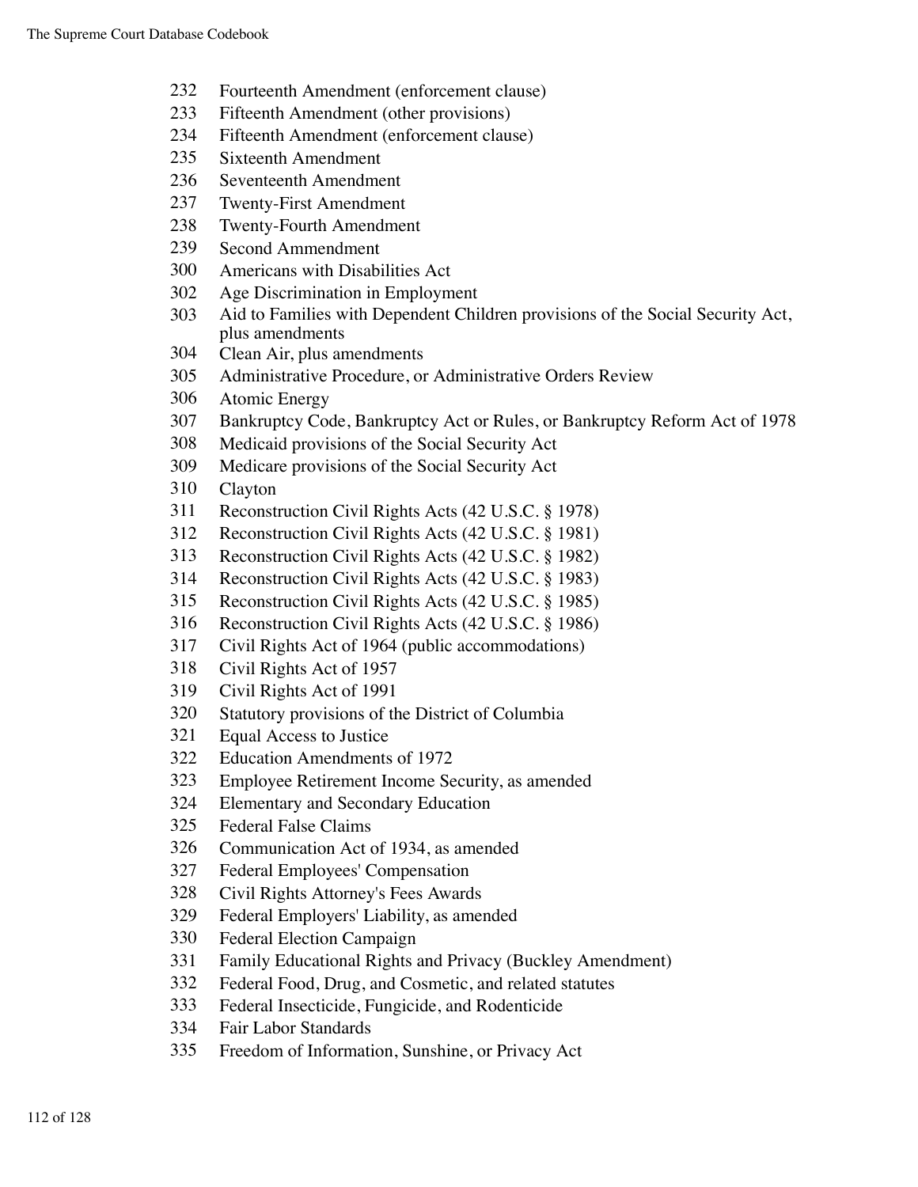232 Fourteenth Amendment (enforcement clause)
233 Fifteenth Amendment (other provisions)
234 Fifteenth Amendment (enforcement clause)
235 Sixteenth Amendment
236 Seventeenth Amendment
237 Twenty-First Amendment
238 Twenty-Fourth Amendment
239 Second Ammendment
300 Americans with Disabilities Act
302 Age Discrimination in Employment
303 Aid to Families with Dependent Children provisions of the Social Security Act, plus amendments
304 Clean Air, plus amendments
305 Administrative Procedure, or Administrative Orders Review
306 Atomic Energy
307 Bankruptcy Code, Bankruptcy Act or Rules, or Bankruptcy Reform Act of 1978
308 Medicaid provisions of the Social Security Act
309 Medicare provisions of the Social Security Act
310 Clayton
311 Reconstruction Civil Rights Acts (42 U.S.C. § 1978)
312 Reconstruction Civil Rights Acts (42 U.S.C. § 1981)
313 Reconstruction Civil Rights Acts (42 U.S.C. § 1982)
314 Reconstruction Civil Rights Acts (42 U.S.C. § 1983)
315 Reconstruction Civil Rights Acts (42 U.S.C. § 1985)
316 Reconstruction Civil Rights Acts (42 U.S.C. § 1986)
317 Civil Rights Act of 1964 (public accommodations)
318 Civil Rights Act of 1957
319 Civil Rights Act of 1991
320 Statutory provisions of the District of Columbia
321 Equal Access to Justice
322 Education Amendments of 1972
323 Employee Retirement Income Security, as amended
324 Elementary and Secondary Education
325 Federal False Claims
326 Communication Act of 1934, as amended
327 Federal Employees' Compensation
328 Civil Rights Attorney's Fees Awards
329 Federal Employers' Liability, as amended
330 Federal Election Campaign
331 Family Educational Rights and Privacy (Buckley Amendment)
332 Federal Food, Drug, and Cosmetic, and related statutes
333 Federal Insecticide, Fungicide, and Rodenticide
334 Fair Labor Standards
335 Freedom of Information, Sunshine, or Privacy Act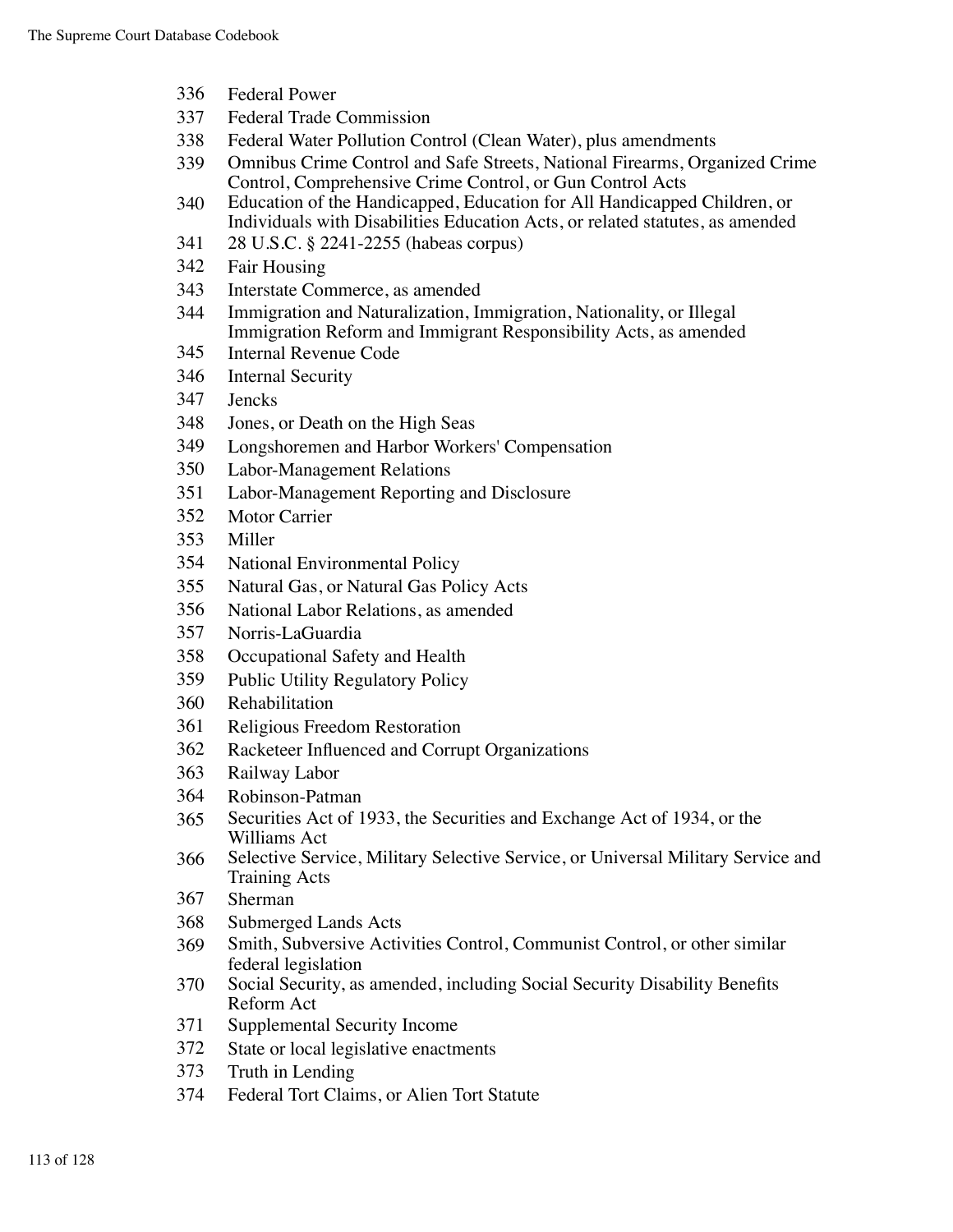336 Federal Power
337 Federal Trade Commission
338 Federal Water Pollution Control (Clean Water), plus amendments
339 Omnibus Crime Control and Safe Streets, National Firearms, Organized Crime Control, Comprehensive Crime Control, or Gun Control Acts
340 Education of the Handicapped, Education for All Handicapped Children, or Individuals with Disabilities Education Acts, or related statutes, as amended
341 28 U.S.C. § 2241-2255 (habeas corpus)
342 Fair Housing
343 Interstate Commerce, as amended
344 Immigration and Naturalization, Immigration, Nationality, or Illegal Immigration Reform and Immigrant Responsibility Acts, as amended
345 Internal Revenue Code
346 Internal Security
347 Jencks
348 Jones, or Death on the High Seas
349 Longshoremen and Harbor Workers' Compensation
350 Labor-Management Relations
351 Labor-Management Reporting and Disclosure
352 Motor Carrier
353 Miller
354 National Environmental Policy
355 Natural Gas, or Natural Gas Policy Acts
356 National Labor Relations, as amended
357 Norris-LaGuardia
358 Occupational Safety and Health
359 Public Utility Regulatory Policy
360 Rehabilitation
361 Religious Freedom Restoration
362 Racketeer Influenced and Corrupt Organizations
363 Railway Labor
364 Robinson-Patman
365 Securities Act of 1933, the Securities and Exchange Act of 1934, or the Williams Act
366 Selective Service, Military Selective Service, or Universal Military Service and Training Acts
367 Sherman
368 Submerged Lands Acts
369 Smith, Subversive Activities Control, Communist Control, or other similar federal legislation
370 Social Security, as amended, including Social Security Disability Benefits Reform Act
371 Supplemental Security Income
372 State or local legislative enactments
373 Truth in Lending
374 Federal Tort Claims, or Alien Tort Statute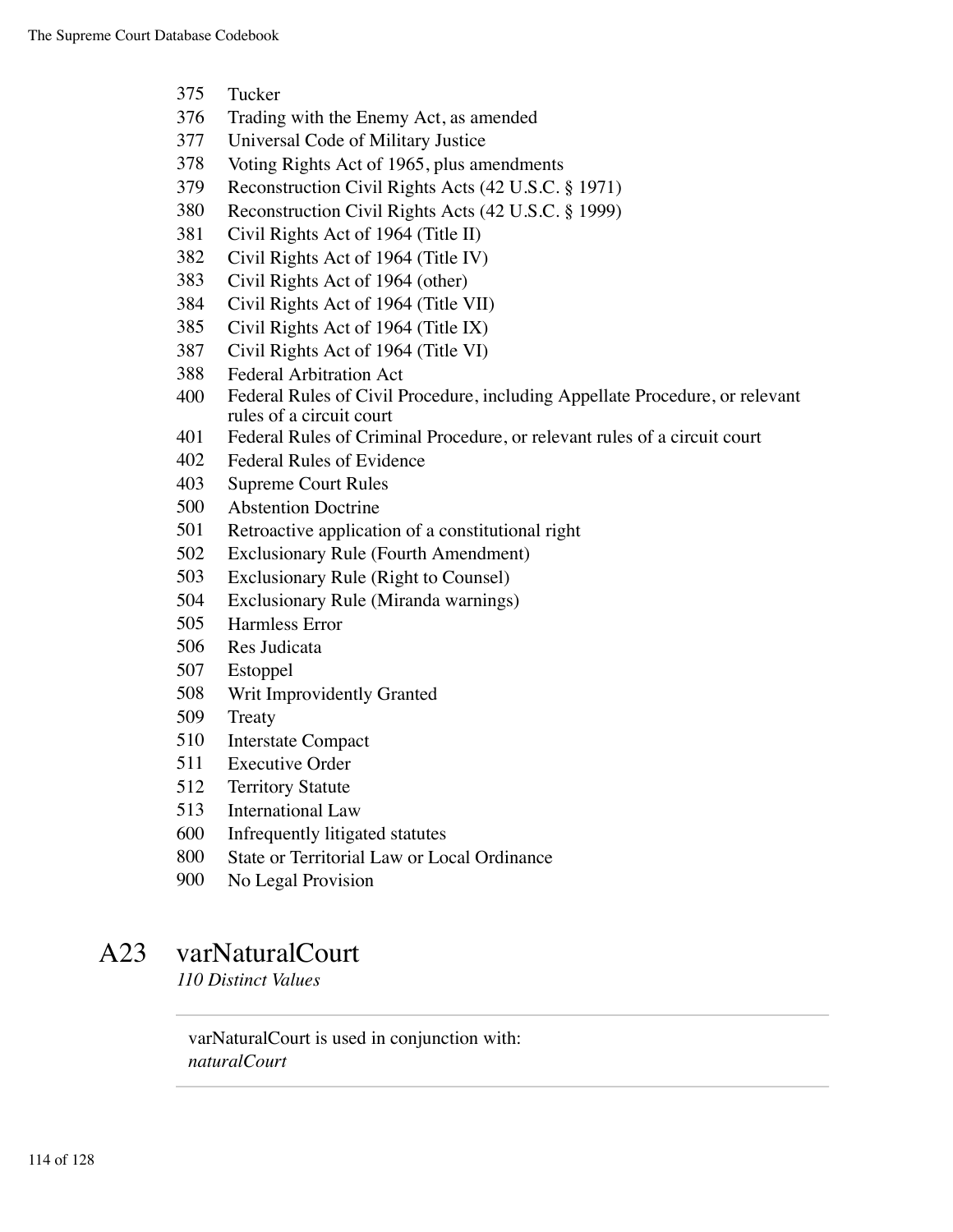375 Tucker
376 Trading with the Enemy Act, as amended
377 Universal Code of Military Justice
378 Voting Rights Act of 1965, plus amendments
379 Reconstruction Civil Rights Acts (42 U.S.C. § 1971)
380 Reconstruction Civil Rights Acts (42 U.S.C. § 1999)
381 Civil Rights Act of 1964 (Title II)
382 Civil Rights Act of 1964 (Title IV)
383 Civil Rights Act of 1964 (other)
384 Civil Rights Act of 1964 (Title VII)
385 Civil Rights Act of 1964 (Title IX)
387 Civil Rights Act of 1964 (Title VI)
388 Federal Arbitration Act
400 Federal Rules of Civil Procedure, including Appellate Procedure, or relevant rules of a circuit court
401 Federal Rules of Criminal Procedure, or relevant rules of a circuit court
402 Federal Rules of Evidence
403 Supreme Court Rules
500 Abstention Doctrine
501 Retroactive application of a constitutional right
502 Exclusionary Rule (Fourth Amendment)
503 Exclusionary Rule (Right to Counsel)
504 Exclusionary Rule (Miranda warnings)
505 Harmless Error
506 Res Judicata
507 Estoppel
508 Writ Improvidently Granted
509 Treaty
510 Interstate Compact
511 Executive Order
512 Territory Statute
513 International Law
600 Infrequently litigated statutes
800 State or Territorial Law or Local Ordinance
900 No Legal Provision

## A23 varNaturalCourt

*110 Distinct Values*

---

varNaturalCourt is used in conjunction with:
*naturalCourt*

---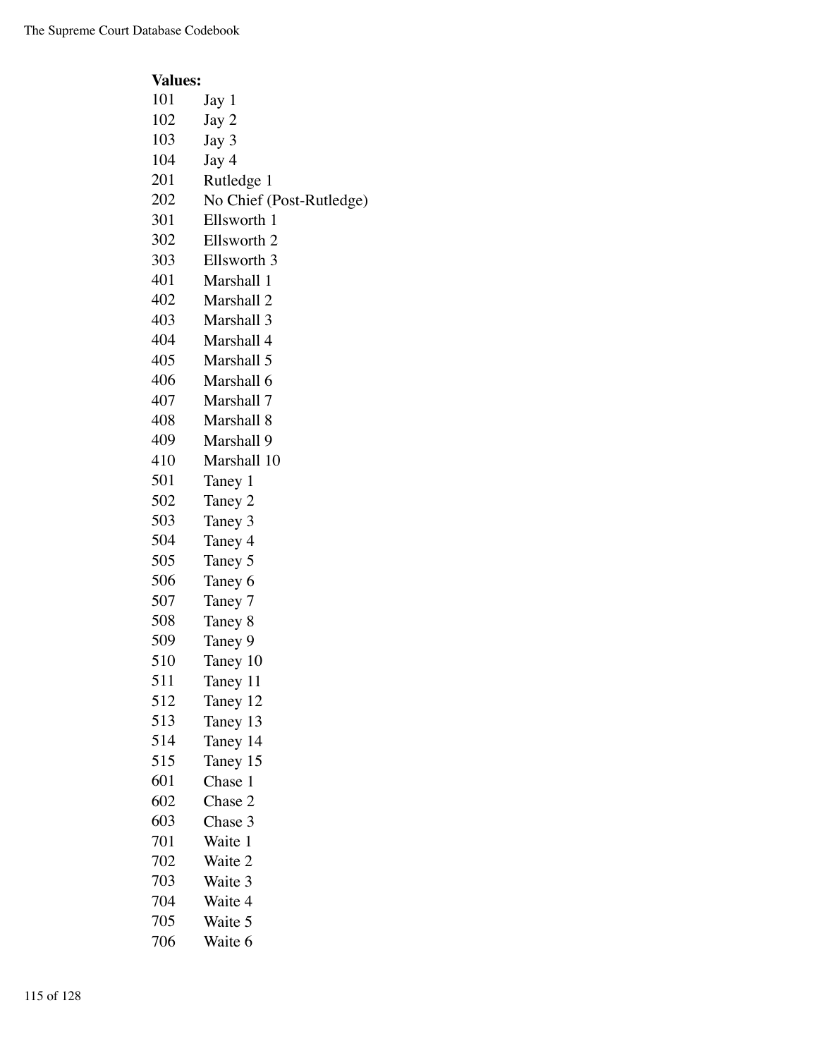**Values:**

101 Jay 1
102 Jay 2
103 Jay 3
104 Jay 4
201 Rutledge 1
202 No Chief (Post-Rutledge)
301 Ellsworth 1
302 Ellsworth 2
303 Ellsworth 3
401 Marshall 1
402 Marshall 2
403 Marshall 3
404 Marshall 4
405 Marshall 5
406 Marshall 6
407 Marshall 7
408 Marshall 8
409 Marshall 9
410 Marshall 10
501 Taney 1
502 Taney 2
503 Taney 3
504 Taney 4
505 Taney 5
506 Taney 6
507 Taney 7
508 Taney 8
509 Taney 9
510 Taney 10
511 Taney 11
512 Taney 12
513 Taney 13
514 Taney 14
515 Taney 15
601 Chase 1
602 Chase 2
603 Chase 3
701 Waite 1
702 Waite 2
703 Waite 3
704 Waite 4
705 Waite 5
706 Waite 6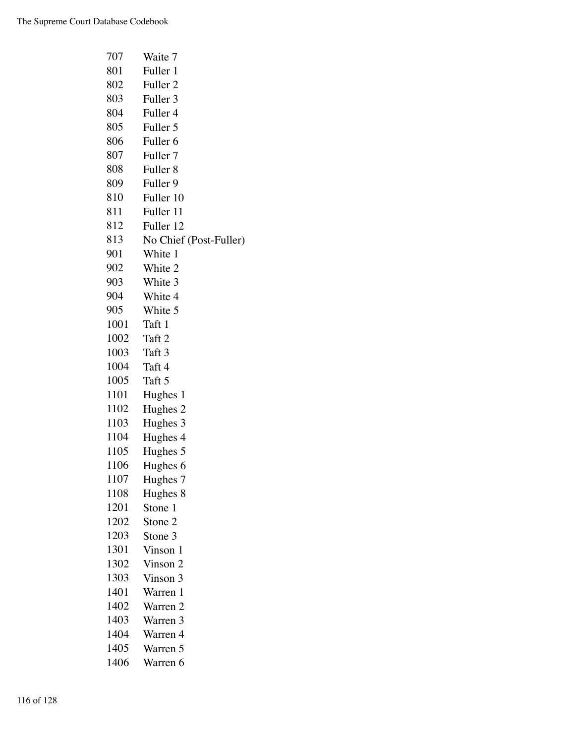| | |
|---|---|
| 707 | Waite 7 |
| 801 | Fuller 1 |
| 802 | Fuller 2 |
| 803 | Fuller 3 |
| 804 | Fuller 4 |
| 805 | Fuller 5 |
| 806 | Fuller 6 |
| 807 | Fuller 7 |
| 808 | Fuller 8 |
| 809 | Fuller 9 |
| 810 | Fuller 10 |
| 811 | Fuller 11 |
| 812 | Fuller 12 |
| 813 | No Chief (Post-Fuller) |
| 901 | White 1 |
| 902 | White 2 |
| 903 | White 3 |
| 904 | White 4 |
| 905 | White 5 |
| 1001 | Taft 1 |
| 1002 | Taft 2 |
| 1003 | Taft 3 |
| 1004 | Taft 4 |
| 1005 | Taft 5 |
| 1101 | Hughes 1 |
| 1102 | Hughes 2 |
| 1103 | Hughes 3 |
| 1104 | Hughes 4 |
| 1105 | Hughes 5 |
| 1106 | Hughes 6 |
| 1107 | Hughes 7 |
| 1108 | Hughes 8 |
| 1201 | Stone 1 |
| 1202 | Stone 2 |
| 1203 | Stone 3 |
| 1301 | Vinson 1 |
| 1302 | Vinson 2 |
| 1303 | Vinson 3 |
| 1401 | Warren 1 |
| 1402 | Warren 2 |
| 1403 | Warren 3 |
| 1404 | Warren 4 |
| 1405 | Warren 5 |
| 1406 | Warren 6 |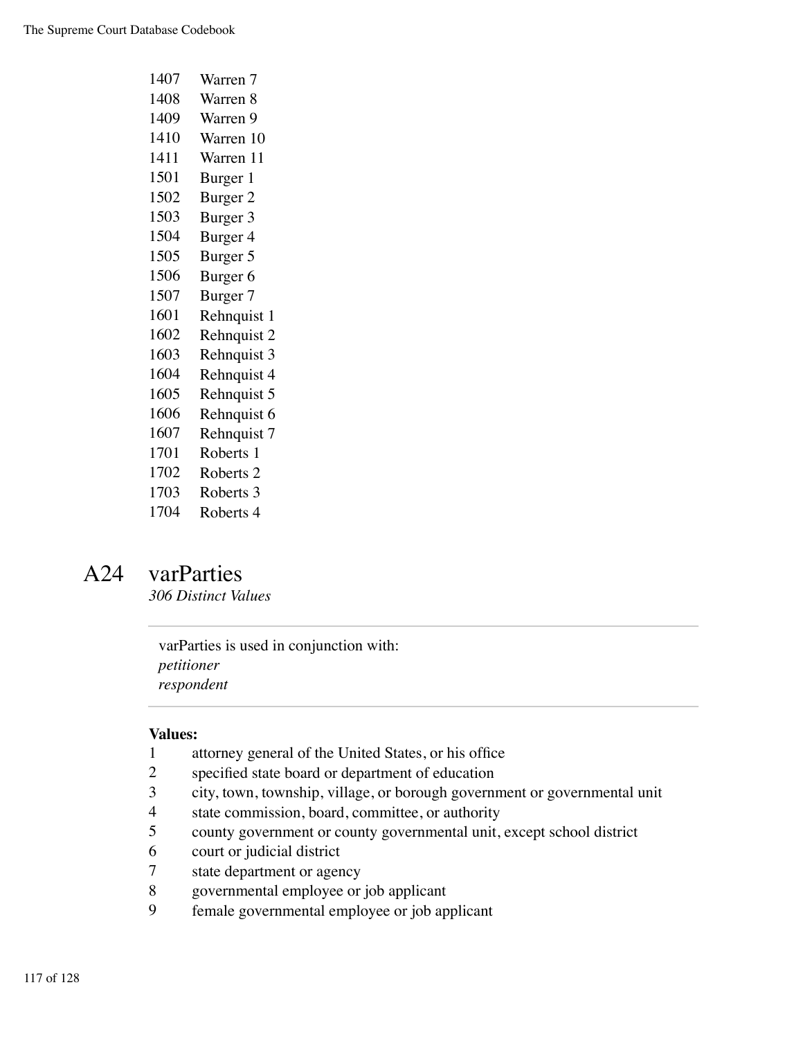1407 Warren 7
1408 Warren 8
1409 Warren 9
1410 Warren 10
1411 Warren 11
1501 Burger 1
1502 Burger 2
1503 Burger 3
1504 Burger 4
1505 Burger 5
1506 Burger 6
1507 Burger 7
1601 Rehnquist 1
1602 Rehnquist 2
1603 Rehnquist 3
1604 Rehnquist 4
1605 Rehnquist 5
1606 Rehnquist 6
1607 Rehnquist 7
1701 Roberts 1
1702 Roberts 2
1703 Roberts 3
1704 Roberts 4

## A24 varParties

*306 Distinct Values*

---

varParties is used in conjunction with:
*petitioner*
*respondent*

---

**Values:**

1 attorney general of the United States, or his office
2 specified state board or department of education
3 city, town, township, village, or borough government or governmental unit
4 state commission, board, committee, or authority
5 county government or county governmental unit, except school district
6 court or judicial district
7 state department or agency
8 governmental employee or job applicant
9 female governmental employee or job applicant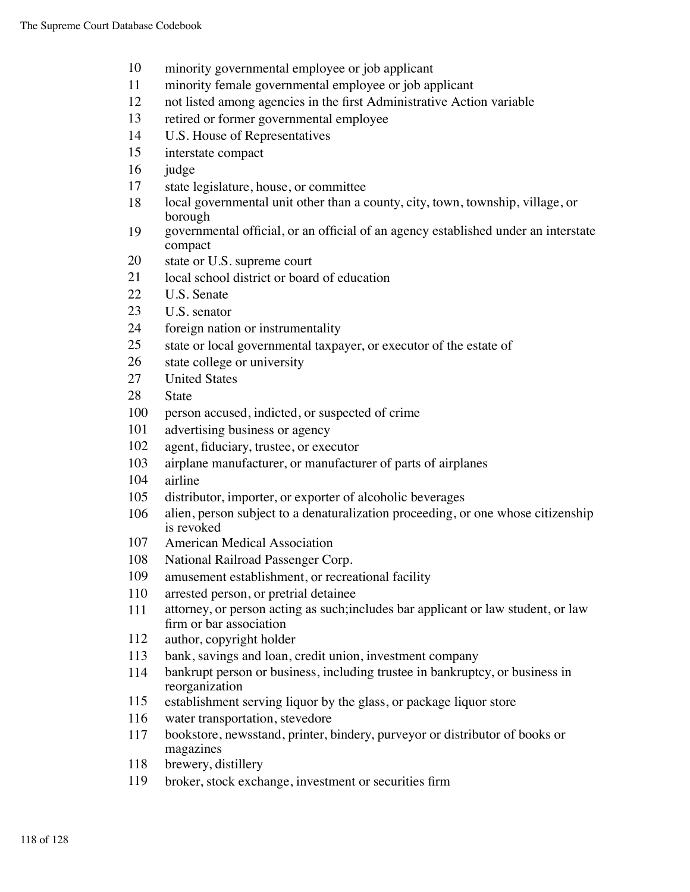10 minority governmental employee or job applicant
11 minority female governmental employee or job applicant
12 not listed among agencies in the first Administrative Action variable
13 retired or former governmental employee
14 U.S. House of Representatives
15 interstate compact
16 judge
17 state legislature, house, or committee
18 local governmental unit other than a county, city, town, township, village, or borough
19 governmental official, or an official of an agency established under an interstate compact
20 state or U.S. supreme court
21 local school district or board of education
22 U.S. Senate
23 U.S. senator
24 foreign nation or instrumentality
25 state or local governmental taxpayer, or executor of the estate of
26 state college or university
27 United States
28 State
100 person accused, indicted, or suspected of crime
101 advertising business or agency
102 agent, fiduciary, trustee, or executor
103 airplane manufacturer, or manufacturer of parts of airplanes
104 airline
105 distributor, importer, or exporter of alcoholic beverages
106 alien, person subject to a denaturalization proceeding, or one whose citizenship is revoked
107 American Medical Association
108 National Railroad Passenger Corp.
109 amusement establishment, or recreational facility
110 arrested person, or pretrial detainee
111 attorney, or person acting as such;includes bar applicant or law student, or law firm or bar association
112 author, copyright holder
113 bank, savings and loan, credit union, investment company
114 bankrupt person or business, including trustee in bankruptcy, or business in reorganization
115 establishment serving liquor by the glass, or package liquor store
116 water transportation, stevedore
117 bookstore, newsstand, printer, bindery, purveyor or distributor of books or magazines
118 brewery, distillery
119 broker, stock exchange, investment or securities firm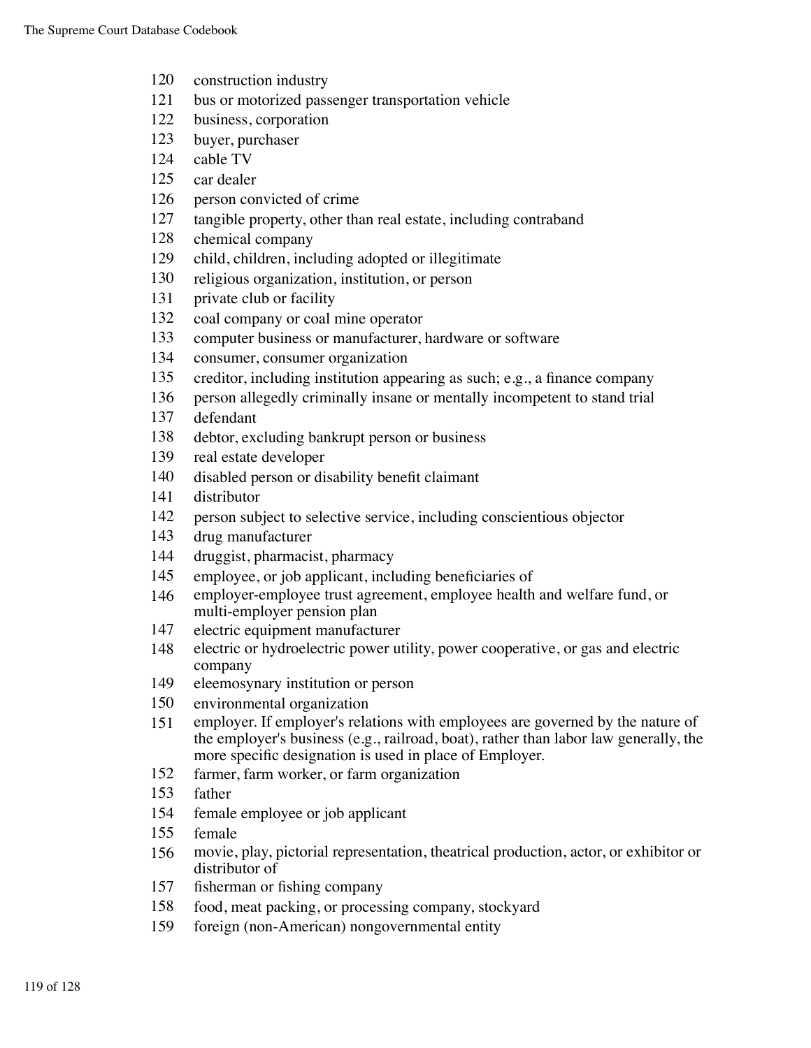120 construction industry
121 bus or motorized passenger transportation vehicle
122 business, corporation
123 buyer, purchaser
124 cable TV
125 car dealer
126 person convicted of crime
127 tangible property, other than real estate, including contraband
128 chemical company
129 child, children, including adopted or illegitimate
130 religious organization, institution, or person
131 private club or facility
132 coal company or coal mine operator
133 computer business or manufacturer, hardware or software
134 consumer, consumer organization
135 creditor, including institution appearing as such; e.g., a finance company
136 person allegedly criminally insane or mentally incompetent to stand trial
137 defendant
138 debtor, excluding bankrupt person or business
139 real estate developer
140 disabled person or disability benefit claimant
141 distributor
142 person subject to selective service, including conscientious objector
143 drug manufacturer
144 druggist, pharmacist, pharmacy
145 employee, or job applicant, including beneficiaries of
146 employer-employee trust agreement, employee health and welfare fund, or multi-employer pension plan
147 electric equipment manufacturer
148 electric or hydroelectric power utility, power cooperative, or gas and electric company
149 eleemosynary institution or person
150 environmental organization
151 employer. If employer's relations with employees are governed by the nature of the employer's business (e.g., railroad, boat), rather than labor law generally, the more specific designation is used in place of Employer.
152 farmer, farm worker, or farm organization
153 father
154 female employee or job applicant
155 female
156 movie, play, pictorial representation, theatrical production, actor, or exhibitor or distributor of
157 fisherman or fishing company
158 food, meat packing, or processing company, stockyard
159 foreign (non-American) nongovernmental entity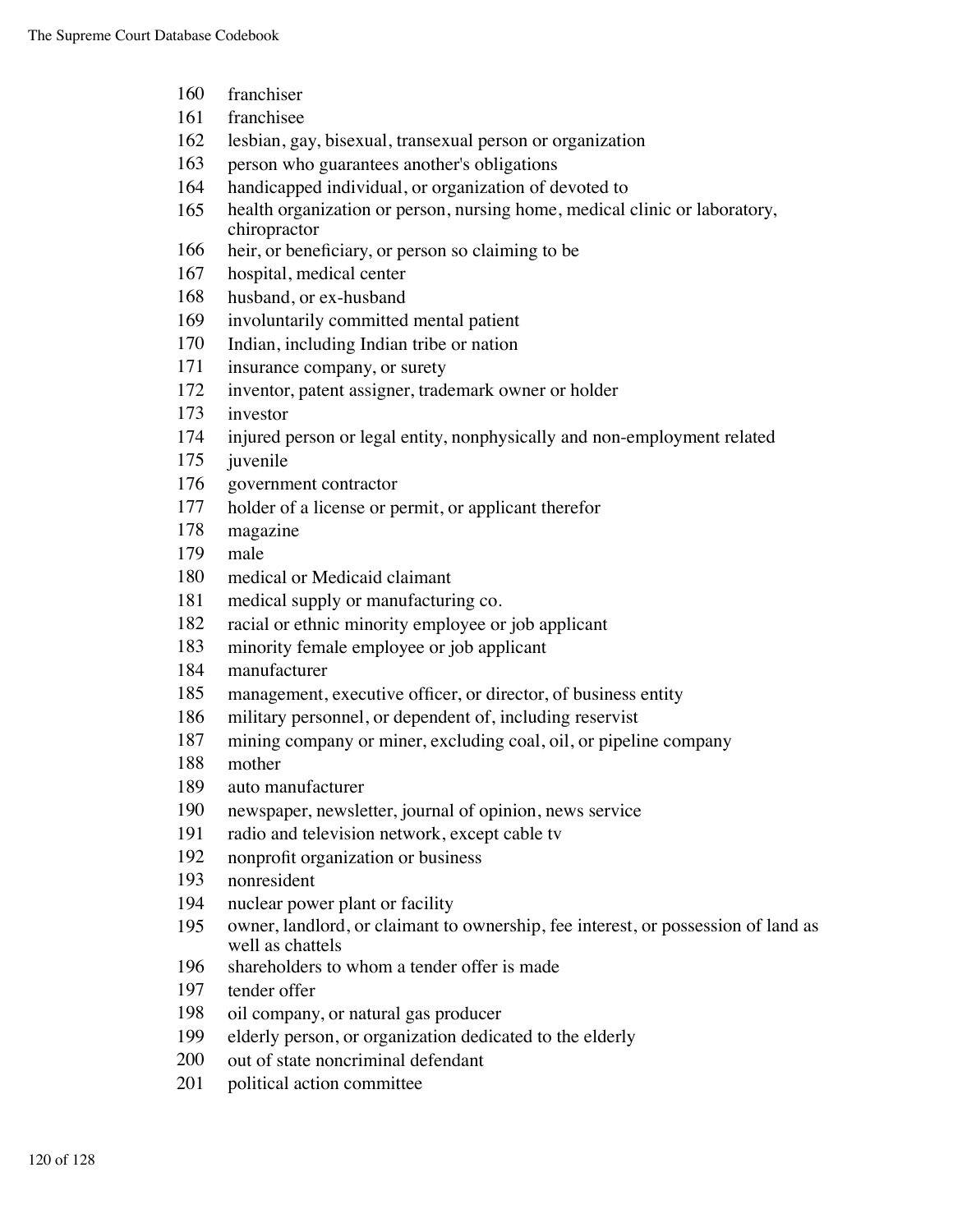160 franchiser
161 franchisee
162 lesbian, gay, bisexual, transexual person or organization
163 person who guarantees another's obligations
164 handicapped individual, or organization of devoted to
165 health organization or person, nursing home, medical clinic or laboratory, chiropractor
166 heir, or beneficiary, or person so claiming to be
167 hospital, medical center
168 husband, or ex-husband
169 involuntarily committed mental patient
170 Indian, including Indian tribe or nation
171 insurance company, or surety
172 inventor, patent assigner, trademark owner or holder
173 investor
174 injured person or legal entity, nonphysically and non-employment related
175 juvenile
176 government contractor
177 holder of a license or permit, or applicant therefor
178 magazine
179 male
180 medical or Medicaid claimant
181 medical supply or manufacturing co.
182 racial or ethnic minority employee or job applicant
183 minority female employee or job applicant
184 manufacturer
185 management, executive officer, or director, of business entity
186 military personnel, or dependent of, including reservist
187 mining company or miner, excluding coal, oil, or pipeline company
188 mother
189 auto manufacturer
190 newspaper, newsletter, journal of opinion, news service
191 radio and television network, except cable tv
192 nonprofit organization or business
193 nonresident
194 nuclear power plant or facility
195 owner, landlord, or claimant to ownership, fee interest, or possession of land as well as chattels
196 shareholders to whom a tender offer is made
197 tender offer
198 oil company, or natural gas producer
199 elderly person, or organization dedicated to the elderly
200 out of state noncriminal defendant
201 political action committee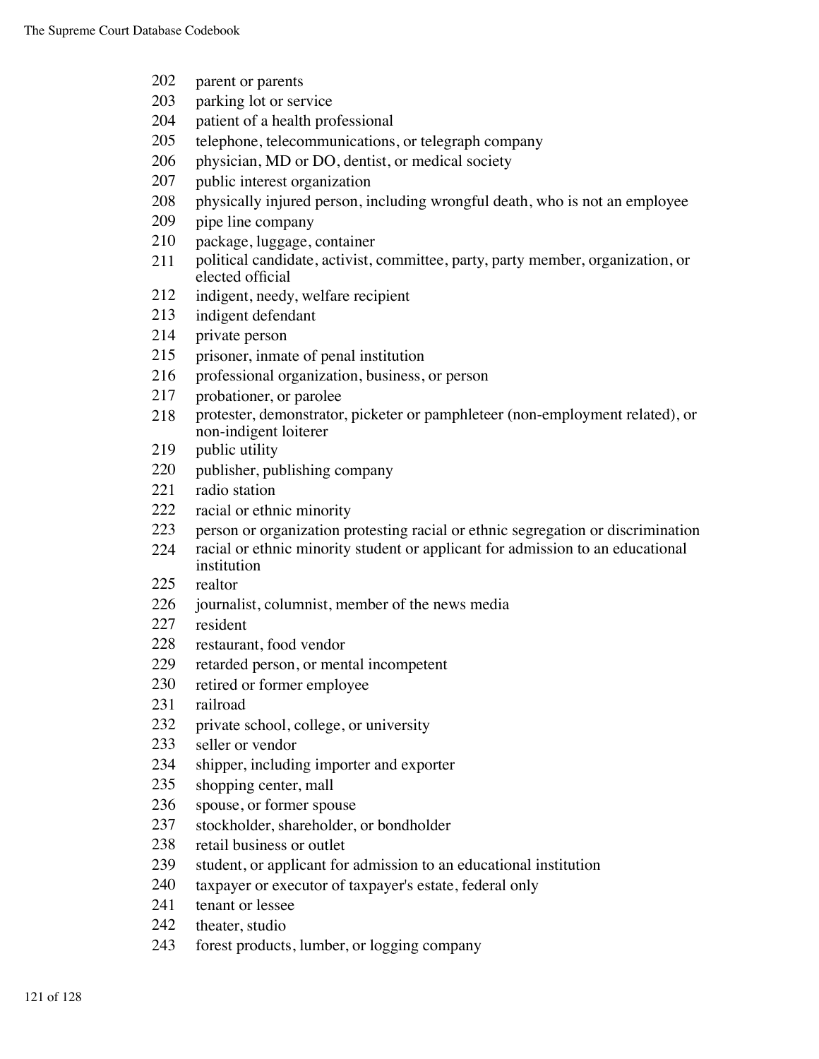202 parent or parents
203 parking lot or service
204 patient of a health professional
205 telephone, telecommunications, or telegraph company
206 physician, MD or DO, dentist, or medical society
207 public interest organization
208 physically injured person, including wrongful death, who is not an employee
209 pipe line company
210 package, luggage, container
211 political candidate, activist, committee, party, party member, organization, or elected official
212 indigent, needy, welfare recipient
213 indigent defendant
214 private person
215 prisoner, inmate of penal institution
216 professional organization, business, or person
217 probationer, or parolee
218 protester, demonstrator, picketer or pamphleteer (non-employment related), or non-indigent loiterer
219 public utility
220 publisher, publishing company
221 radio station
222 racial or ethnic minority
223 person or organization protesting racial or ethnic segregation or discrimination
224 racial or ethnic minority student or applicant for admission to an educational institution
225 realtor
226 journalist, columnist, member of the news media
227 resident
228 restaurant, food vendor
229 retarded person, or mental incompetent
230 retired or former employee
231 railroad
232 private school, college, or university
233 seller or vendor
234 shipper, including importer and exporter
235 shopping center, mall
236 spouse, or former spouse
237 stockholder, shareholder, or bondholder
238 retail business or outlet
239 student, or applicant for admission to an educational institution
240 taxpayer or executor of taxpayer's estate, federal only
241 tenant or lessee
242 theater, studio
243 forest products, lumber, or logging company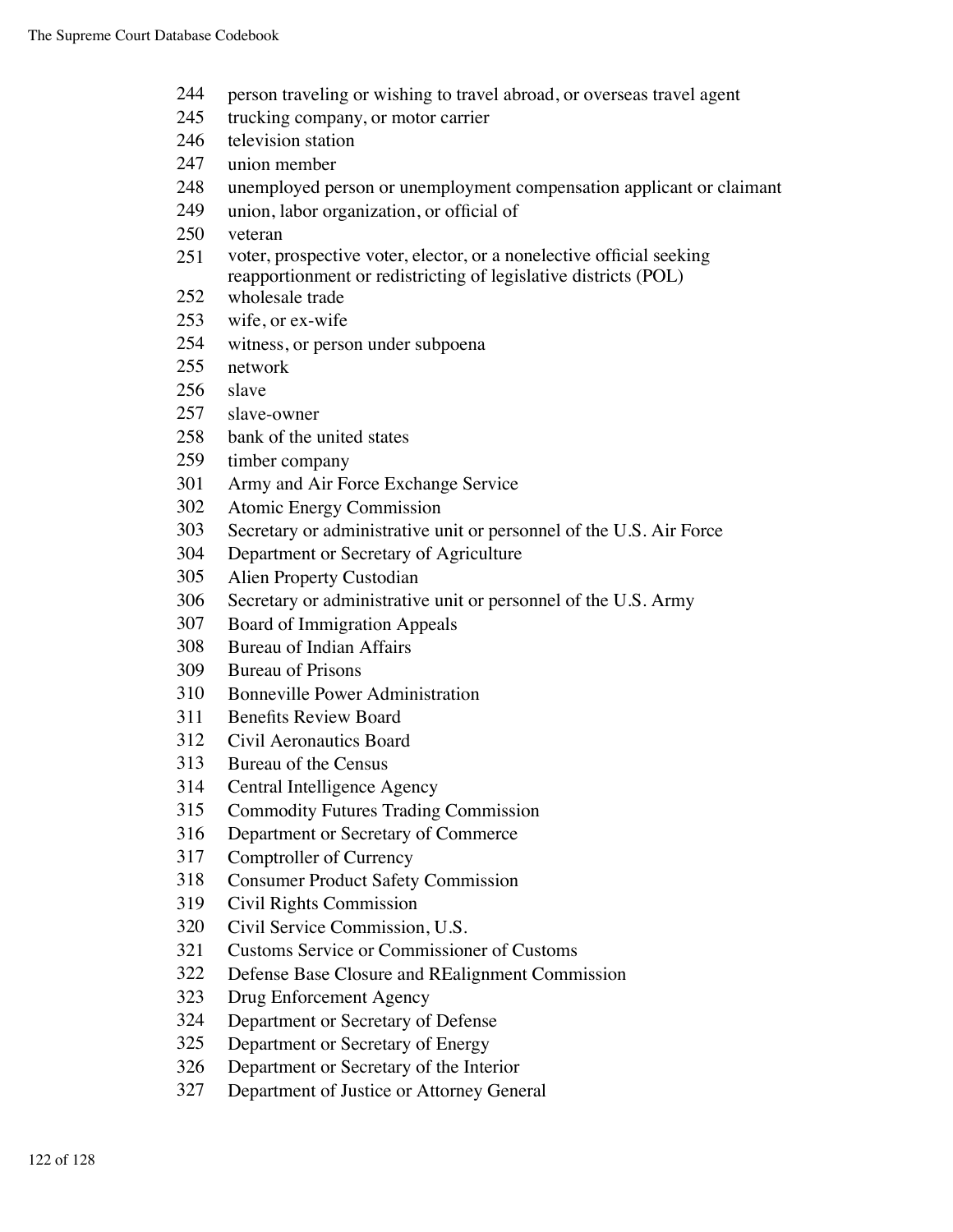244 person traveling or wishing to travel abroad, or overseas travel agent
245 trucking company, or motor carrier
246 television station
247 union member
248 unemployed person or unemployment compensation applicant or claimant
249 union, labor organization, or official of
250 veteran
251 voter, prospective voter, elector, or a nonelective official seeking reapportionment or redistricting of legislative districts (POL)
252 wholesale trade
253 wife, or ex-wife
254 witness, or person under subpoena
255 network
256 slave
257 slave-owner
258 bank of the united states
259 timber company
301 Army and Air Force Exchange Service
302 Atomic Energy Commission
303 Secretary or administrative unit or personnel of the U.S. Air Force
304 Department or Secretary of Agriculture
305 Alien Property Custodian
306 Secretary or administrative unit or personnel of the U.S. Army
307 Board of Immigration Appeals
308 Bureau of Indian Affairs
309 Bureau of Prisons
310 Bonneville Power Administration
311 Benefits Review Board
312 Civil Aeronautics Board
313 Bureau of the Census
314 Central Intelligence Agency
315 Commodity Futures Trading Commission
316 Department or Secretary of Commerce
317 Comptroller of Currency
318 Consumer Product Safety Commission
319 Civil Rights Commission
320 Civil Service Commission, U.S.
321 Customs Service or Commissioner of Customs
322 Defense Base Closure and REalignment Commission
323 Drug Enforcement Agency
324 Department or Secretary of Defense
325 Department or Secretary of Energy
326 Department or Secretary of the Interior
327 Department of Justice or Attorney General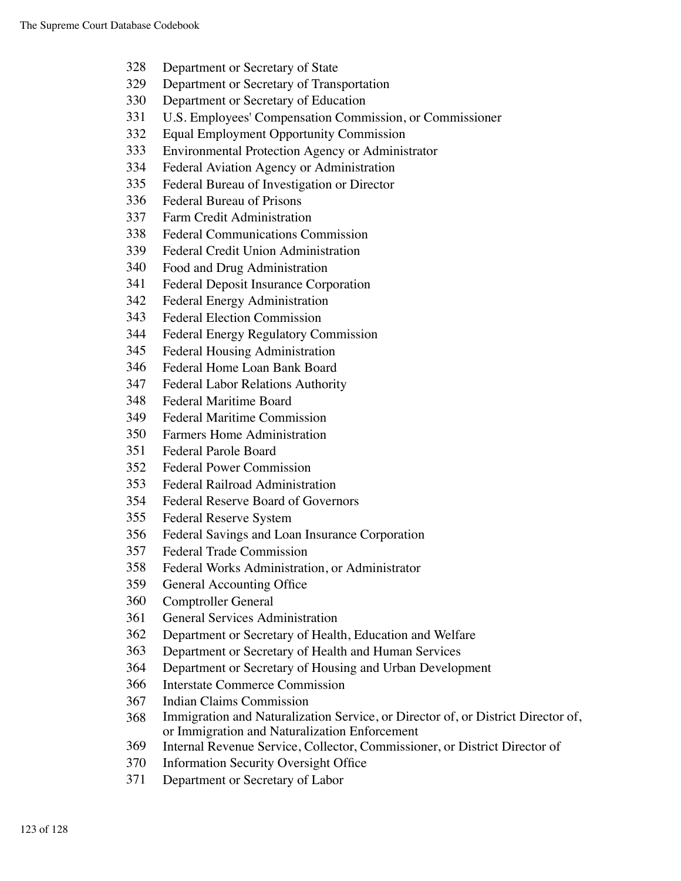328 Department or Secretary of State
329 Department or Secretary of Transportation
330 Department or Secretary of Education
331 U.S. Employees' Compensation Commission, or Commissioner
332 Equal Employment Opportunity Commission
333 Environmental Protection Agency or Administrator
334 Federal Aviation Agency or Administration
335 Federal Bureau of Investigation or Director
336 Federal Bureau of Prisons
337 Farm Credit Administration
338 Federal Communications Commission
339 Federal Credit Union Administration
340 Food and Drug Administration
341 Federal Deposit Insurance Corporation
342 Federal Energy Administration
343 Federal Election Commission
344 Federal Energy Regulatory Commission
345 Federal Housing Administration
346 Federal Home Loan Bank Board
347 Federal Labor Relations Authority
348 Federal Maritime Board
349 Federal Maritime Commission
350 Farmers Home Administration
351 Federal Parole Board
352 Federal Power Commission
353 Federal Railroad Administration
354 Federal Reserve Board of Governors
355 Federal Reserve System
356 Federal Savings and Loan Insurance Corporation
357 Federal Trade Commission
358 Federal Works Administration, or Administrator
359 General Accounting Office
360 Comptroller General
361 General Services Administration
362 Department or Secretary of Health, Education and Welfare
363 Department or Secretary of Health and Human Services
364 Department or Secretary of Housing and Urban Development
366 Interstate Commerce Commission
367 Indian Claims Commission
368 Immigration and Naturalization Service, or Director of, or District Director of, or Immigration and Naturalization Enforcement
369 Internal Revenue Service, Collector, Commissioner, or District Director of
370 Information Security Oversight Office
371 Department or Secretary of Labor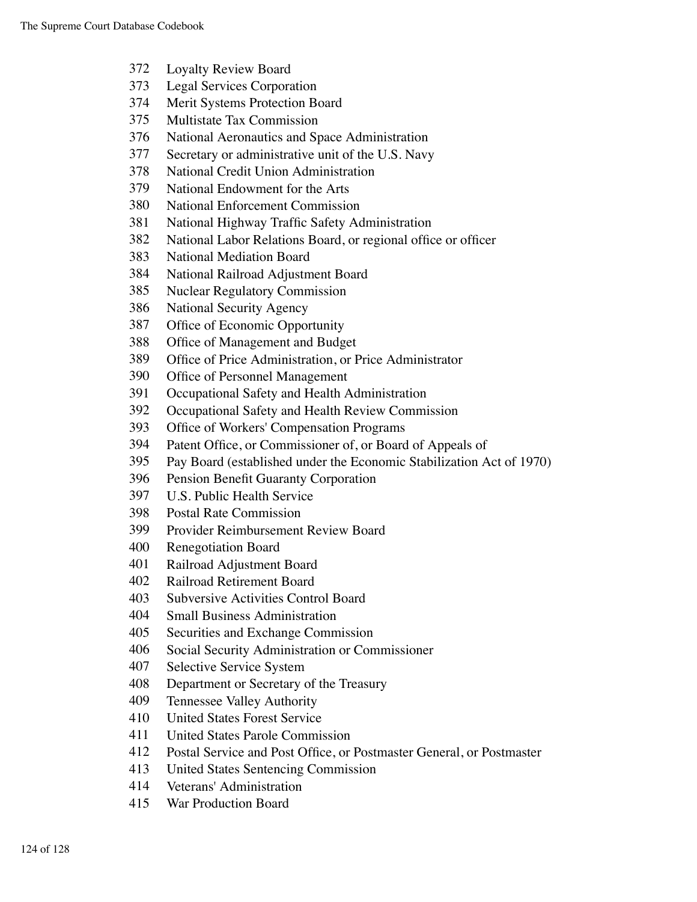372 Loyalty Review Board
373 Legal Services Corporation
374 Merit Systems Protection Board
375 Multistate Tax Commission
376 National Aeronautics and Space Administration
377 Secretary or administrative unit of the U.S. Navy
378 National Credit Union Administration
379 National Endowment for the Arts
380 National Enforcement Commission
381 National Highway Traffic Safety Administration
382 National Labor Relations Board, or regional office or officer
383 National Mediation Board
384 National Railroad Adjustment Board
385 Nuclear Regulatory Commission
386 National Security Agency
387 Office of Economic Opportunity
388 Office of Management and Budget
389 Office of Price Administration, or Price Administrator
390 Office of Personnel Management
391 Occupational Safety and Health Administration
392 Occupational Safety and Health Review Commission
393 Office of Workers' Compensation Programs
394 Patent Office, or Commissioner of, or Board of Appeals of
395 Pay Board (established under the Economic Stabilization Act of 1970)
396 Pension Benefit Guaranty Corporation
397 U.S. Public Health Service
398 Postal Rate Commission
399 Provider Reimbursement Review Board
400 Renegotiation Board
401 Railroad Adjustment Board
402 Railroad Retirement Board
403 Subversive Activities Control Board
404 Small Business Administration
405 Securities and Exchange Commission
406 Social Security Administration or Commissioner
407 Selective Service System
408 Department or Secretary of the Treasury
409 Tennessee Valley Authority
410 United States Forest Service
411 United States Parole Commission
412 Postal Service and Post Office, or Postmaster General, or Postmaster
413 United States Sentencing Commission
414 Veterans' Administration
415 War Production Board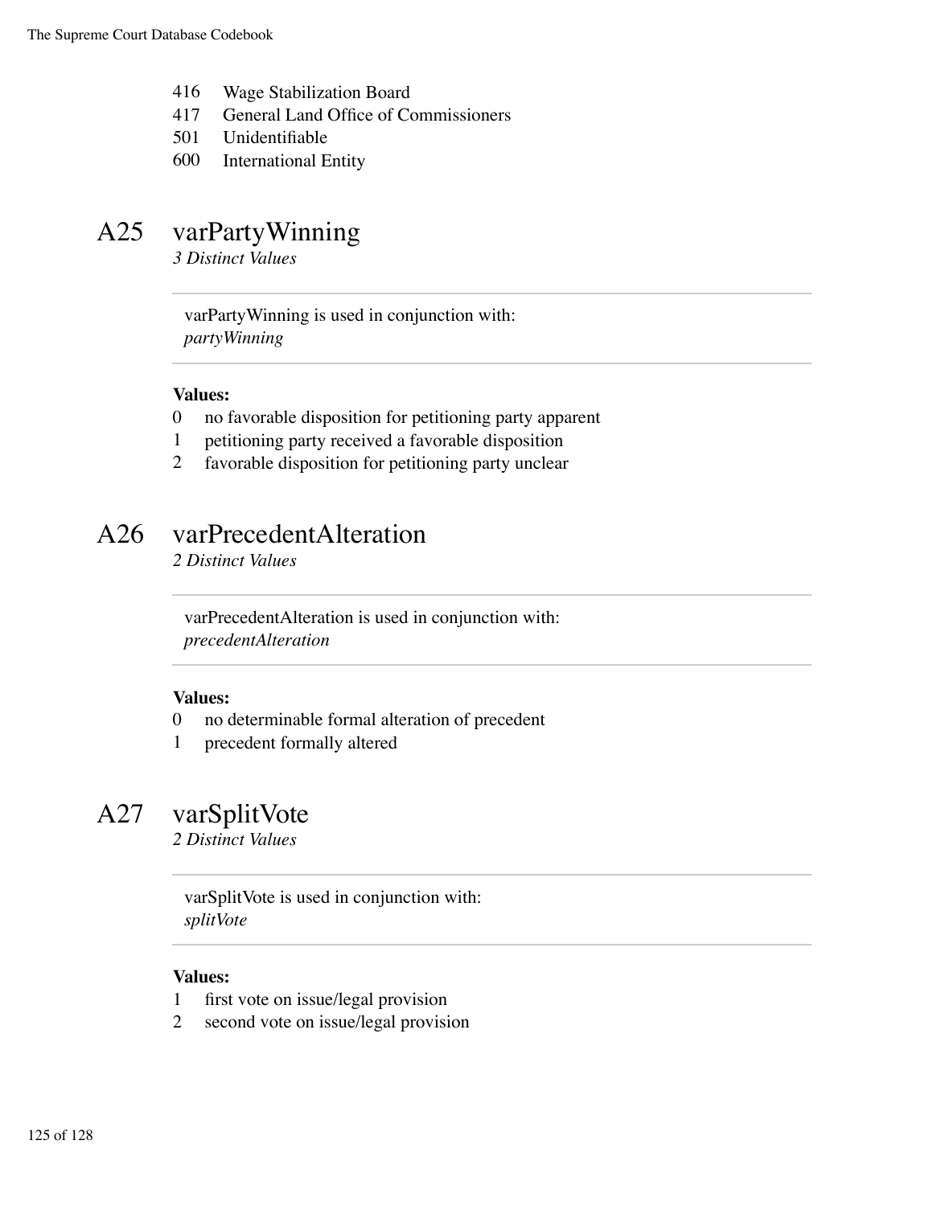416 Wage Stabilization Board
417 General Land Office of Commissioners
501 Unidentifiable
600 International Entity

## A25 varPartyWinning

*3 Distinct Values*

varPartyWinning is used in conjunction with:
*partyWinning*

**Values:**

0 no favorable disposition for petitioning party apparent
1 petitioning party received a favorable disposition
2 favorable disposition for petitioning party unclear

## A26 varPrecedentAlteration

*2 Distinct Values*

varPrecedentAlteration is used in conjunction with:
*precedentAlteration*

**Values:**

0 no determinable formal alteration of precedent
1 precedent formally altered

## A27 varSplitVote

*2 Distinct Values*

varSplitVote is used in conjunction with:
*splitVote*

**Values:**

1 first vote on issue/legal provision
2 second vote on issue/legal provision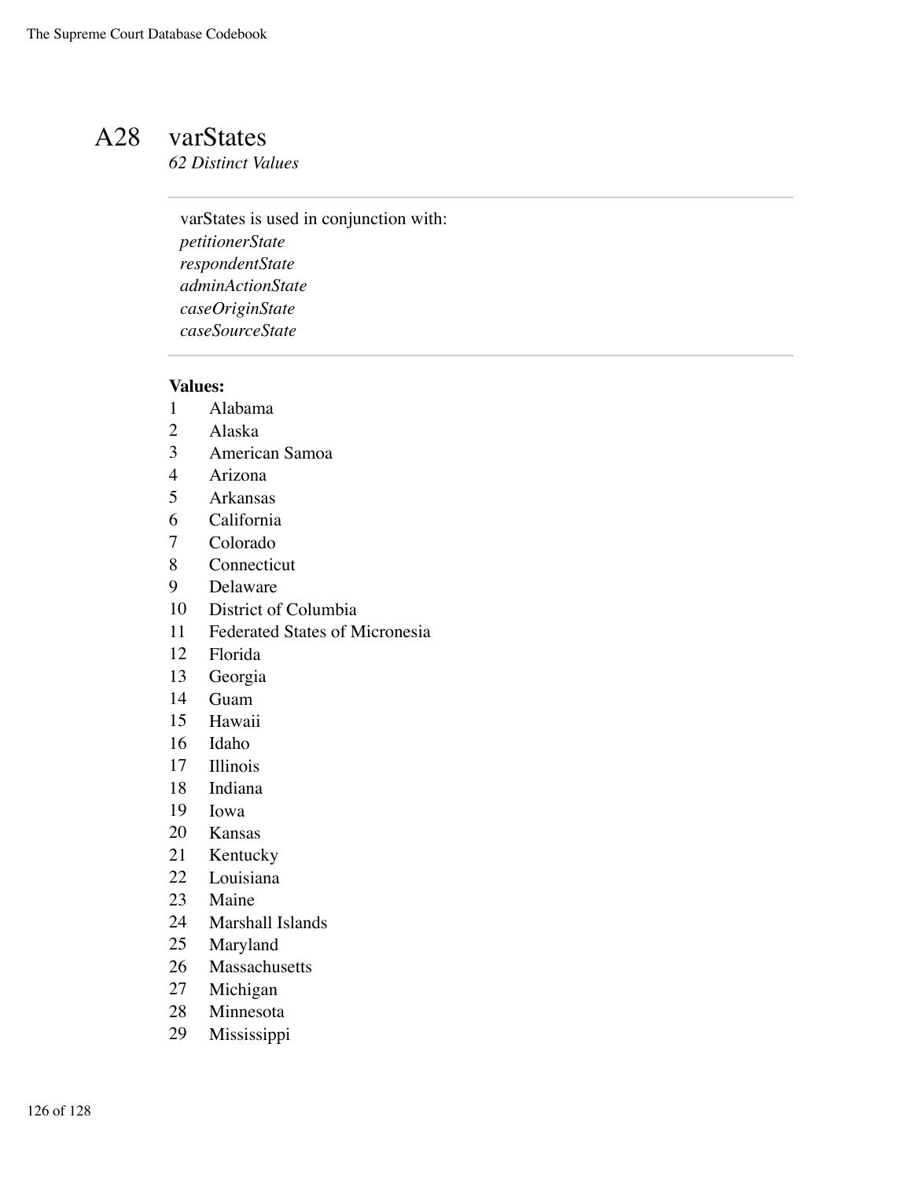# A28 varStates

*62 Distinct Values*

---

varStates is used in conjunction with:
*petitionerState*
*respondentState*
*adminActionState*
*caseOriginState*
*caseSourceState*

---

**Values:**

| | |
|---|---|
| 1 | Alabama |
| 2 | Alaska |
| 3 | American Samoa |
| 4 | Arizona |
| 5 | Arkansas |
| 6 | California |
| 7 | Colorado |
| 8 | Connecticut |
| 9 | Delaware |
| 10 | District of Columbia |
| 11 | Federated States of Micronesia |
| 12 | Florida |
| 13 | Georgia |
| 14 | Guam |
| 15 | Hawaii |
| 16 | Idaho |
| 17 | Illinois |
| 18 | Indiana |
| 19 | Iowa |
| 20 | Kansas |
| 21 | Kentucky |
| 22 | Louisiana |
| 23 | Maine |
| 24 | Marshall Islands |
| 25 | Maryland |
| 26 | Massachusetts |
| 27 | Michigan |
| 28 | Minnesota |
| 29 | Mississippi |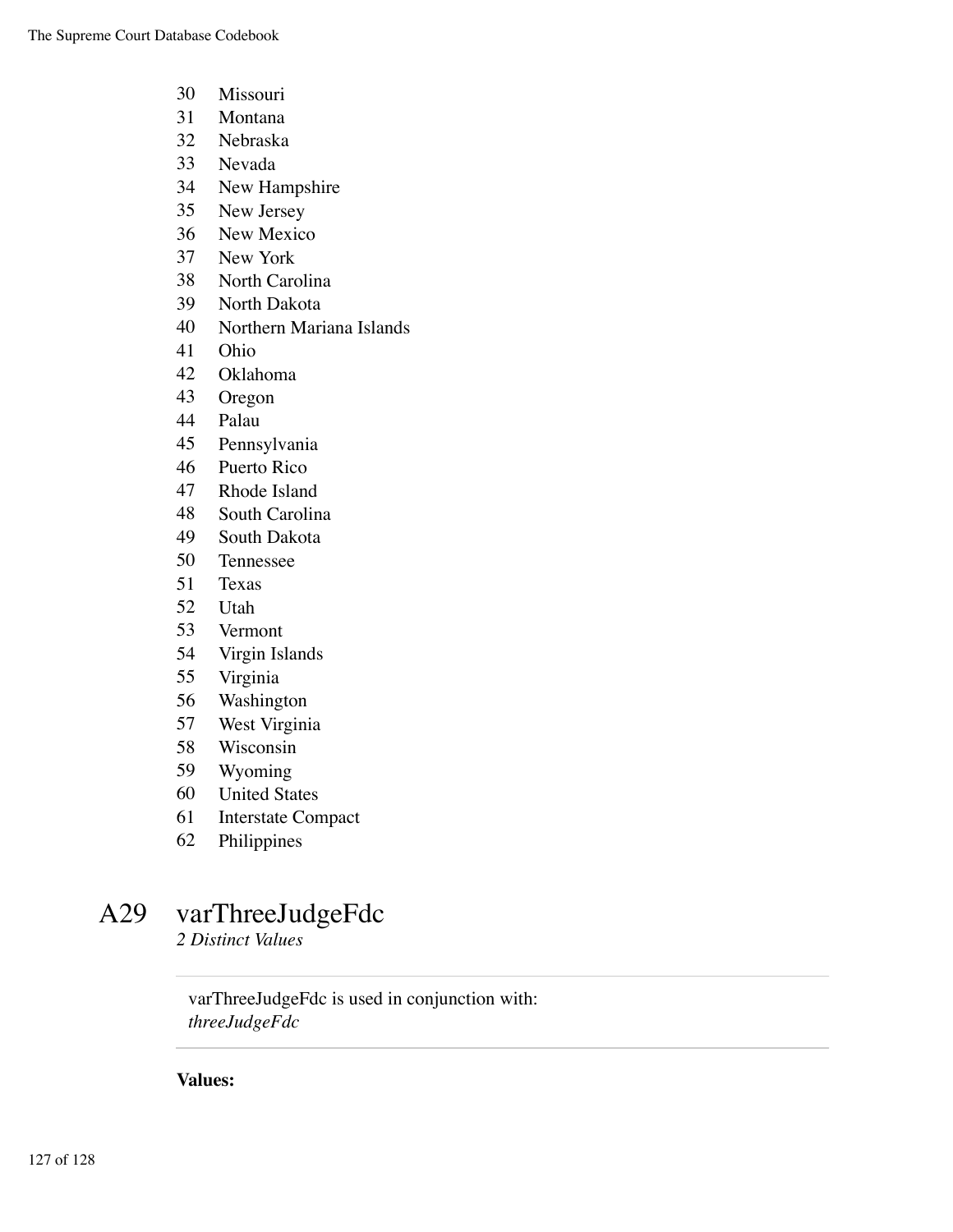30 Missouri
31 Montana
32 Nebraska
33 Nevada
34 New Hampshire
35 New Jersey
36 New Mexico
37 New York
38 North Carolina
39 North Dakota
40 Northern Mariana Islands
41 Ohio
42 Oklahoma
43 Oregon
44 Palau
45 Pennsylvania
46 Puerto Rico
47 Rhode Island
48 South Carolina
49 South Dakota
50 Tennessee
51 Texas
52 Utah
53 Vermont
54 Virgin Islands
55 Virginia
56 Washington
57 West Virginia
58 Wisconsin
59 Wyoming
60 United States
61 Interstate Compact
62 Philippines

## A29 varThreeJudgeFdc

*2 Distinct Values*

---

varThreeJudgeFdc is used in conjunction with:
*threeJudgeFdc*

---

**Values:**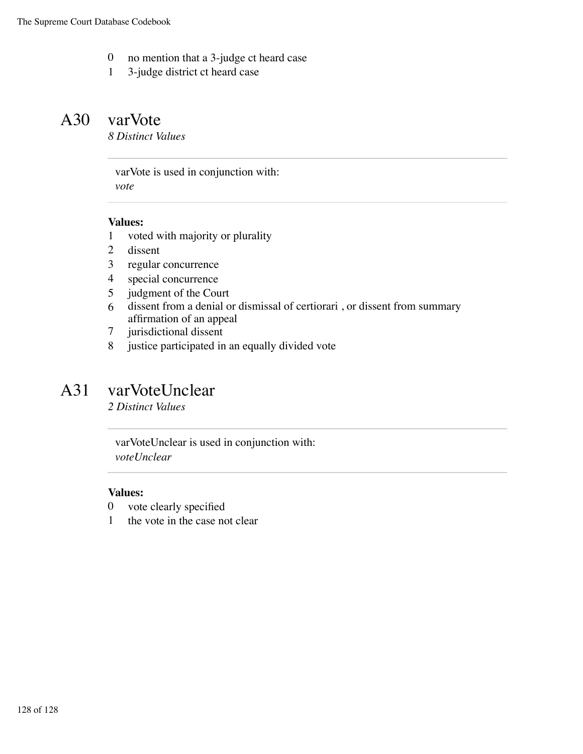- 0 no mention that a 3-judge ct heard case
- 1 3-judge district ct heard case

## A30 varVote

*8 Distinct Values*

varVote is used in conjunction with:
*vote*

**Values:**

- 1 voted with majority or plurality
- 2 dissent
- 3 regular concurrence
- 4 special concurrence
- 5 judgment of the Court
- 6 dissent from a denial or dismissal of certiorari , or dissent from summary affirmation of an appeal
- 7 jurisdictional dissent
- 8 justice participated in an equally divided vote

## A31 varVoteUnclear

*2 Distinct Values*

varVoteUnclear is used in conjunction with:
*voteUnclear*

**Values:**

- 0 vote clearly specified
- 1 the vote in the case not clear